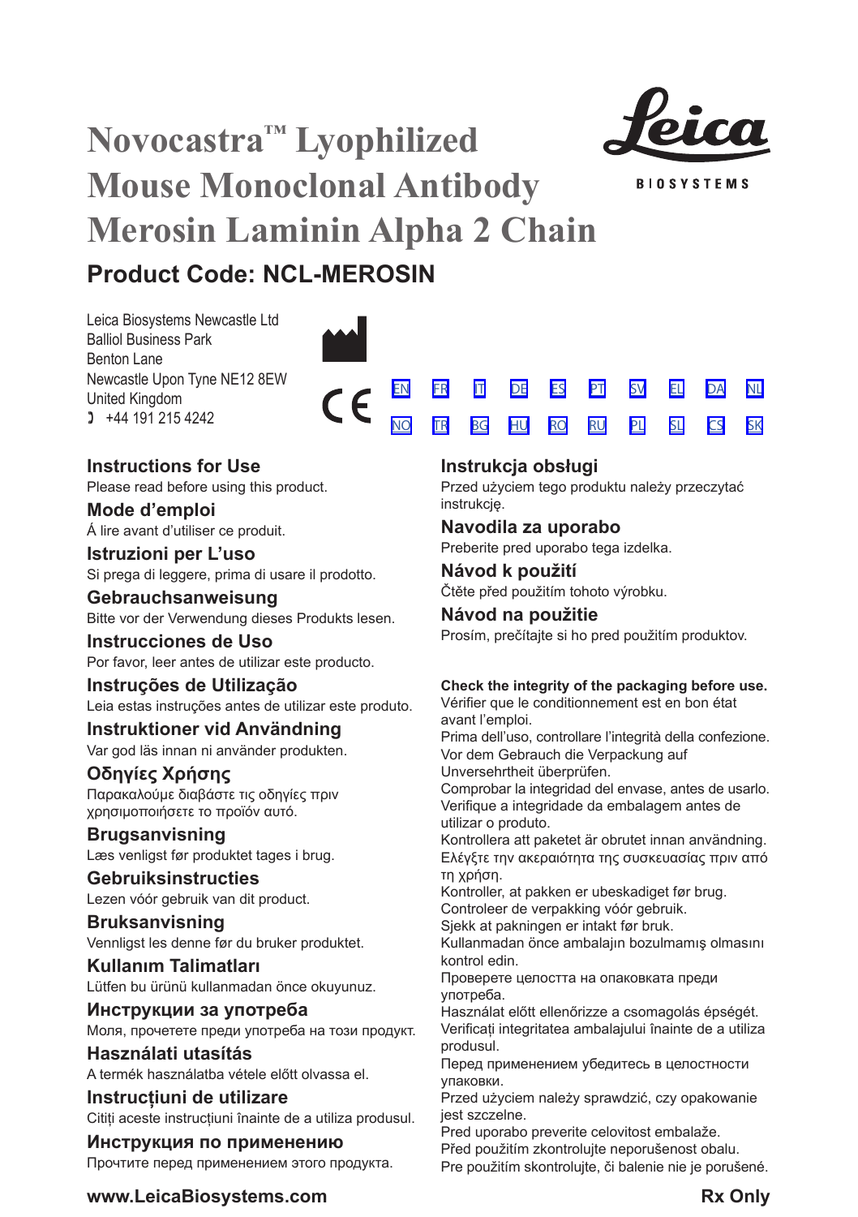# Novocastra™ Lyophilized Mouse Monoclonal Antibody Merosin Laminin Alpha 2 Chain

Leica BIOSYSTEMS

## Product Code: NCL-MEROSIN

Leica Biosystems Newcastle Ltd
Balliol Business Park
Benton Lane
Newcastle Upon Tyne NE12 8EW
United Kingdom
☎ +44 191 215 4242

CE

EN FR IT DE ES PT SV EL DA NL
NO TR BG HU RO RU PL SL CS SK

### Instructions for Use
Please read before using this product.

### Mode d'emploi
Á lire avant d'utiliser ce produit.

### Istruzioni per L'uso
Si prega di leggere, prima di usare il prodotto.

### Gebrauchsanweisung
Bitte vor der Verwendung dieses Produkts lesen.

### Instrucciones de Uso
Por favor, leer antes de utilizar este producto.

### Instruções de Utilização
Leia estas instruções antes de utilizar este produto.

### Instruktioner vid Användning
Var god läs innan ni använder produkten.

### Οδηγίες Χρήσης
Παρακαλούμε διαβάστε τις οδηγίες πριν χρησιμοποιήσετε το προϊόν αυτό.

### Brugsanvisning
Læs venligst før produktet tages i brug.

### Gebruiksinstructies
Lezen vóór gebruik van dit product.

### Bruksanvisning
Vennligst les denne før du bruker produktet.

### Kullanım Talimatları
Lütfen bu ürünü kullanmadan önce okuyunuz.

### Инструкции за употреба
Моля, прочетете преди употреба на този продукт.

### Használati utasítás
A termék használatba vétele előtt olvassa el.

### Instrucțiuni de utilizare
Citiți aceste instrucțiuni înainte de a utiliza produsul.

### Инструкция по применению
Прочтите перед применением этого продукта.

### Instrukcja obsługi
Przed użyciem tego produktu należy przeczytać instrukcję.

### Navodila za uporabo
Preberite pred uporabo tega izdelka.

### Návod k použití
Čtěte před použitím tohoto výrobku.

### Návod na použitie
Prosím, prečítajte si ho pred použitím produktov.

**Check the integrity of the packaging before use.**
Vérifier que le conditionnement est en bon état avant l'emploi.
Prima dell'uso, controllare l'integrità della confezione.
Vor dem Gebrauch die Verpackung auf Unversehrtheit überprüfen.
Comprobar la integridad del envase, antes de usarlo.
Verifique a integridade da embalagem antes de utilizar o produto.
Kontrollera att paketet är obrutet innan användning.
Ελέγξτε την ακεραιότητα της συσκευασίας πριν από τη χρήση.
Kontroller, at pakken er ubeskadiget før brug.
Controleer de verpakking vóór gebruik.
Sjekk at pakningen er intakt før bruk.
Kullanmadan önce ambalajın bozulmamış olmasını kontrol edin.
Проверете целостта на опаковката преди употреба.
Használat előtt ellenőrizze a csomagolás épségét.
Verificați integritatea ambalajului înainte de a utiliza produsul.
Перед применением убедитесь в целостности упаковки.
Przed użyciem należy sprawdzić, czy opakowanie jest szczelne.
Pred uporabo preverite celovitost embalaže.
Před použitím zkontrolujte neporušenost obalu.
Pre použitím skontrolujte, či balenie nie je porušené.

**www.LeicaBiosystems.com** **Rx Only**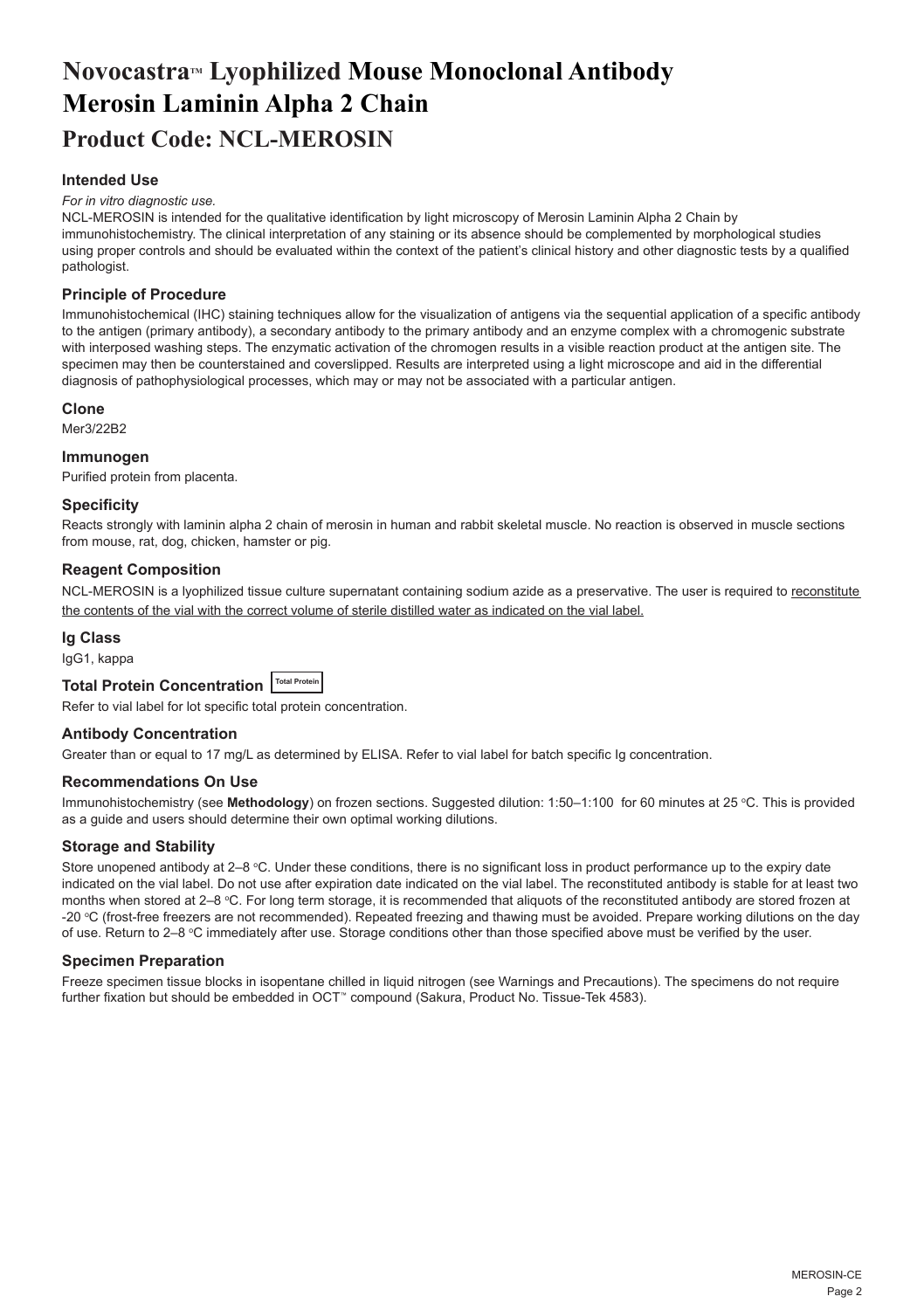# Novocastra™ Lyophilized Mouse Monoclonal Antibody Merosin Laminin Alpha 2 Chain

## Product Code: NCL-MEROSIN

### Intended Use

*For in vitro diagnostic use.*

NCL-MEROSIN is intended for the qualitative identification by light microscopy of Merosin Laminin Alpha 2 Chain by immunohistochemistry. The clinical interpretation of any staining or its absence should be complemented by morphological studies using proper controls and should be evaluated within the context of the patient's clinical history and other diagnostic tests by a qualified pathologist.

### Principle of Procedure

Immunohistochemical (IHC) staining techniques allow for the visualization of antigens via the sequential application of a specific antibody to the antigen (primary antibody), a secondary antibody to the primary antibody and an enzyme complex with a chromogenic substrate with interposed washing steps. The enzymatic activation of the chromogen results in a visible reaction product at the antigen site. The specimen may then be counterstained and coverslipped. Results are interpreted using a light microscope and aid in the differential diagnosis of pathophysiological processes, which may or may not be associated with a particular antigen.

### Clone

Mer3/22B2

### Immunogen

Purified protein from placenta.

### Specificity

Reacts strongly with laminin alpha 2 chain of merosin in human and rabbit skeletal muscle. No reaction is observed in muscle sections from mouse, rat, dog, chicken, hamster or pig.

### Reagent Composition

NCL-MEROSIN is a lyophilized tissue culture supernatant containing sodium azide as a preservative. The user is required to reconstitute the contents of the vial with the correct volume of sterile distilled water as indicated on the vial label.

### Ig Class

IgG1, kappa

### Total Protein Concentration Total Protein

Refer to vial label for lot specific total protein concentration.

### Antibody Concentration

Greater than or equal to 17 mg/L as determined by ELISA. Refer to vial label for batch specific Ig concentration.

### Recommendations On Use

Immunohistochemistry (see **Methodology**) on frozen sections. Suggested dilution: 1:50–1:100 for 60 minutes at 25 °C. This is provided as a guide and users should determine their own optimal working dilutions.

### Storage and Stability

Store unopened antibody at 2–8 °C. Under these conditions, there is no significant loss in product performance up to the expiry date indicated on the vial label. Do not use after expiration date indicated on the vial label. The reconstituted antibody is stable for at least two months when stored at 2–8 °C. For long term storage, it is recommended that aliquots of the reconstituted antibody are stored frozen at -20 °C (frost-free freezers are not recommended). Repeated freezing and thawing must be avoided. Prepare working dilutions on the day of use. Return to 2–8 °C immediately after use. Storage conditions other than those specified above must be verified by the user.

### Specimen Preparation

Freeze specimen tissue blocks in isopentane chilled in liquid nitrogen (see Warnings and Precautions). The specimens do not require further fixation but should be embedded in OCT™ compound (Sakura, Product No. Tissue-Tek 4583).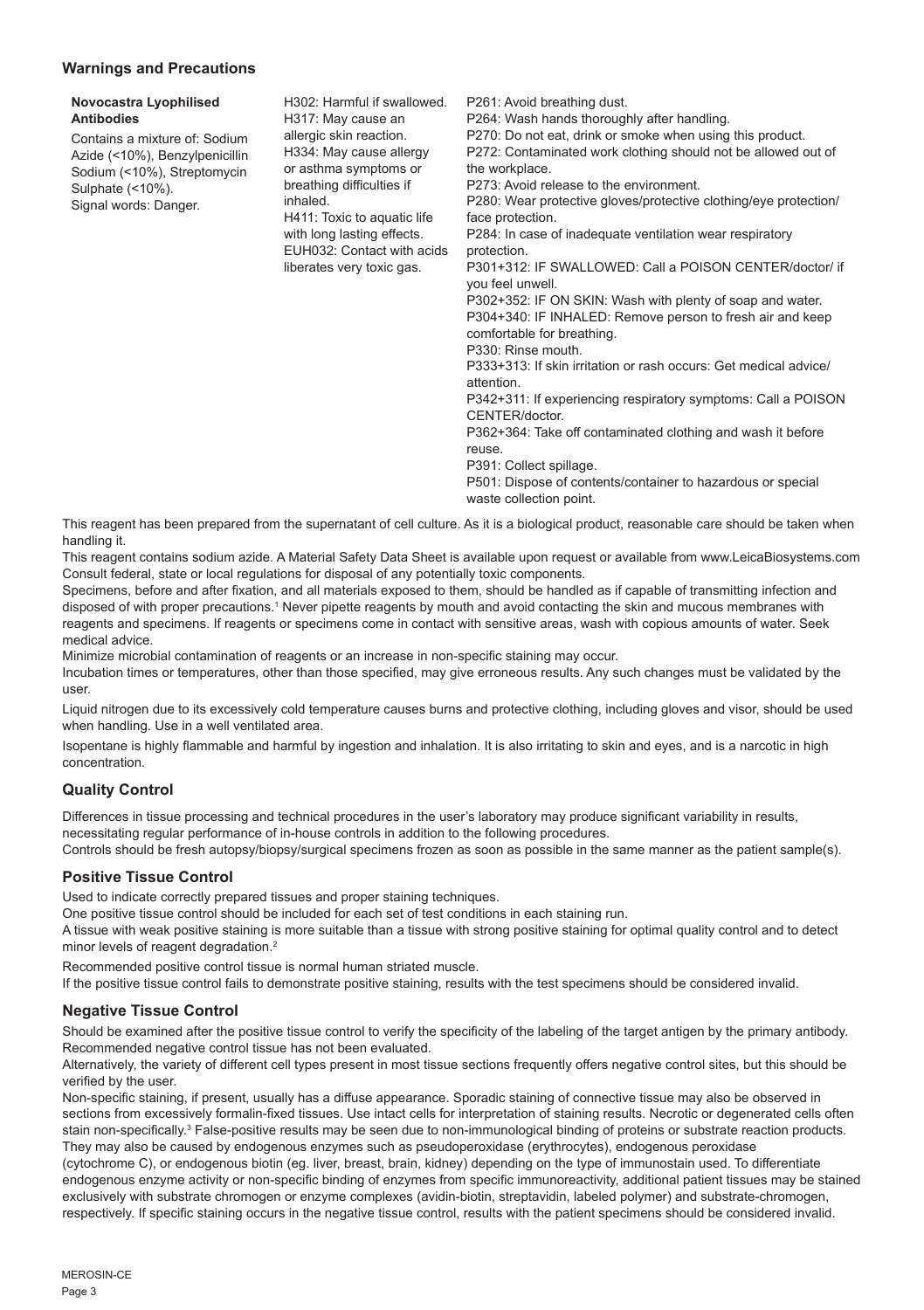## Warnings and Precautions

| **Novocastra Lyophilised Antibodies**<br>Contains a mixture of: Sodium Azide (<10%), Benzylpenicillin Sodium (<10%), Streptomycin Sulphate (<10%).<br>Signal words: Danger. | H302: Harmful if swallowed.<br>H317: May cause an allergic skin reaction.<br>H334: May cause allergy or asthma symptoms or breathing difficulties if inhaled.<br>H411: Toxic to aquatic life with long lasting effects.<br>EUH032: Contact with acids liberates very toxic gas. | P261: Avoid breathing dust.<br>P264: Wash hands thoroughly after handling.<br>P270: Do not eat, drink or smoke when using this product.<br>P272: Contaminated work clothing should not be allowed out of the workplace.<br>P273: Avoid release to the environment.<br>P280: Wear protective gloves/protective clothing/eye protection/face protection.<br>P284: In case of inadequate ventilation wear respiratory protection.<br>P301+312: IF SWALLOWED: Call a POISON CENTER/doctor/ if you feel unwell.<br>P302+352: IF ON SKIN: Wash with plenty of soap and water.<br>P304+340: IF INHALED: Remove person to fresh air and keep comfortable for breathing.<br>P330: Rinse mouth.<br>P333+313: If skin irritation or rash occurs: Get medical advice/attention.<br>P342+311: If experiencing respiratory symptoms: Call a POISON CENTER/doctor.<br>P362+364: Take off contaminated clothing and wash it before reuse.<br>P391: Collect spillage.<br>P501: Dispose of contents/container to hazardous or special waste collection point. |
|---|---|---|

This reagent has been prepared from the supernatant of cell culture. As it is a biological product, reasonable care should be taken when handling it.

This reagent contains sodium azide. A Material Safety Data Sheet is available upon request or available from www.LeicaBiosystems.com

Consult federal, state or local regulations for disposal of any potentially toxic components.

Specimens, before and after fixation, and all materials exposed to them, should be handled as if capable of transmitting infection and disposed of with proper precautions.[1] Never pipette reagents by mouth and avoid contacting the skin and mucous membranes with reagents and specimens. If reagents or specimens come in contact with sensitive areas, wash with copious amounts of water. Seek medical advice.

Minimize microbial contamination of reagents or an increase in non-specific staining may occur.

Incubation times or temperatures, other than those specified, may give erroneous results. Any such changes must be validated by the user.

Liquid nitrogen due to its excessively cold temperature causes burns and protective clothing, including gloves and visor, should be used when handling. Use in a well ventilated area.

Isopentane is highly flammable and harmful by ingestion and inhalation. It is also irritating to skin and eyes, and is a narcotic in high concentration.

## Quality Control

Differences in tissue processing and technical procedures in the user's laboratory may produce significant variability in results, necessitating regular performance of in-house controls in addition to the following procedures.

Controls should be fresh autopsy/biopsy/surgical specimens frozen as soon as possible in the same manner as the patient sample(s).

## Positive Tissue Control

Used to indicate correctly prepared tissues and proper staining techniques.

One positive tissue control should be included for each set of test conditions in each staining run.

A tissue with weak positive staining is more suitable than a tissue with strong positive staining for optimal quality control and to detect minor levels of reagent degradation.[2]

Recommended positive control tissue is normal human striated muscle.

If the positive tissue control fails to demonstrate positive staining, results with the test specimens should be considered invalid.

## Negative Tissue Control

Should be examined after the positive tissue control to verify the specificity of the labeling of the target antigen by the primary antibody.

Recommended negative control tissue has not been evaluated.

Alternatively, the variety of different cell types present in most tissue sections frequently offers negative control sites, but this should be verified by the user.

Non-specific staining, if present, usually has a diffuse appearance. Sporadic staining of connective tissue may also be observed in sections from excessively formalin-fixed tissues. Use intact cells for interpretation of staining results. Necrotic or degenerated cells often stain non-specifically.[3] False-positive results may be seen due to non-immunological binding of proteins or substrate reaction products. They may also be caused by endogenous enzymes such as pseudoperoxidase (erythrocytes), endogenous peroxidase (cytochrome C), or endogenous biotin (eg. liver, breast, brain, kidney) depending on the type of immunostain used. To differentiate endogenous enzyme activity or non-specific binding of enzymes from specific immunoreactivity, additional patient tissues may be stained exclusively with substrate chromogen or enzyme complexes (avidin-biotin, streptavidin, labeled polymer) and substrate-chromogen, respectively. If specific staining occurs in the negative tissue control, results with the patient specimens should be considered invalid.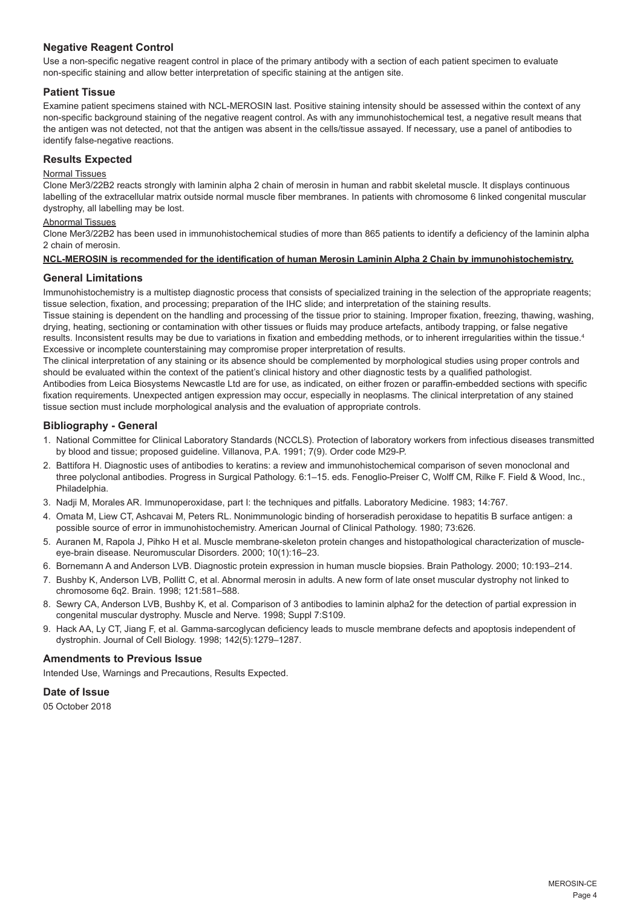## Negative Reagent Control

Use a non-specific negative reagent control in place of the primary antibody with a section of each patient specimen to evaluate non-specific staining and allow better interpretation of specific staining at the antigen site.

## Patient Tissue

Examine patient specimens stained with NCL-MEROSIN last. Positive staining intensity should be assessed within the context of any non-specific background staining of the negative reagent control. As with any immunohistochemical test, a negative result means that the antigen was not detected, not that the antigen was absent in the cells/tissue assayed. If necessary, use a panel of antibodies to identify false-negative reactions.

## Results Expected

Normal Tissues

Clone Mer3/22B2 reacts strongly with laminin alpha 2 chain of merosin in human and rabbit skeletal muscle. It displays continuous labelling of the extracellular matrix outside normal muscle fiber membranes. In patients with chromosome 6 linked congenital muscular dystrophy, all labelling may be lost.

Abnormal Tissues

Clone Mer3/22B2 has been used in immunohistochemical studies of more than 865 patients to identify a deficiency of the laminin alpha 2 chain of merosin.

**NCL-MEROSIN is recommended for the identification of human Merosin Laminin Alpha 2 Chain by immunohistochemistry.**

## General Limitations

Immunohistochemistry is a multistep diagnostic process that consists of specialized training in the selection of the appropriate reagents; tissue selection, fixation, and processing; preparation of the IHC slide; and interpretation of the staining results.

Tissue staining is dependent on the handling and processing of the tissue prior to staining. Improper fixation, freezing, thawing, washing, drying, heating, sectioning or contamination with other tissues or fluids may produce artefacts, antibody trapping, or false negative results. Inconsistent results may be due to variations in fixation and embedding methods, or to inherent irregularities within the tissue.[4]

Excessive or incomplete counterstaining may compromise proper interpretation of results.

The clinical interpretation of any staining or its absence should be complemented by morphological studies using proper controls and should be evaluated within the context of the patient's clinical history and other diagnostic tests by a qualified pathologist.

Antibodies from Leica Biosystems Newcastle Ltd are for use, as indicated, on either frozen or paraffin-embedded sections with specific fixation requirements. Unexpected antigen expression may occur, especially in neoplasms. The clinical interpretation of any stained tissue section must include morphological analysis and the evaluation of appropriate controls.

## Bibliography - General

1. National Committee for Clinical Laboratory Standards (NCCLS). Protection of laboratory workers from infectious diseases transmitted by blood and tissue; proposed guideline. Villanova, P.A. 1991; 7(9). Order code M29-P.
2. Battifora H. Diagnostic uses of antibodies to keratins: a review and immunohistochemical comparison of seven monoclonal and three polyclonal antibodies. Progress in Surgical Pathology. 6:1–15. eds. Fenoglio-Preiser C, Wolff CM, Rilke F. Field & Wood, Inc., Philadelphia.
3. Nadji M, Morales AR. Immunoperoxidase, part I: the techniques and pitfalls. Laboratory Medicine. 1983; 14:767.
4. Omata M, Liew CT, Ashcavai M, Peters RL. Nonimmunologic binding of horseradish peroxidase to hepatitis B surface antigen: a possible source of error in immunohistochemistry. American Journal of Clinical Pathology. 1980; 73:626.
5. Auranen M, Rapola J, Pihko H et al. Muscle membrane-skeleton protein changes and histopathological characterization of muscle-eye-brain disease. Neuromuscular Disorders. 2000; 10(1):16–23.
6. Bornemann A and Anderson LVB. Diagnostic protein expression in human muscle biopsies. Brain Pathology. 2000; 10:193–214.
7. Bushby K, Anderson LVB, Pollitt C, et al. Abnormal merosin in adults. A new form of late onset muscular dystrophy not linked to chromosome 6q2. Brain. 1998; 121:581–588.
8. Sewry CA, Anderson LVB, Bushby K, et al. Comparison of 3 antibodies to laminin alpha2 for the detection of partial expression in congenital muscular dystrophy. Muscle and Nerve. 1998; Suppl 7:S109.
9. Hack AA, Ly CT, Jiang F, et al. Gamma-sarcoglycan deficiency leads to muscle membrane defects and apoptosis independent of dystrophin. Journal of Cell Biology. 1998; 142(5):1279–1287.

## Amendments to Previous Issue

Intended Use, Warnings and Precautions, Results Expected.

## Date of Issue

05 October 2018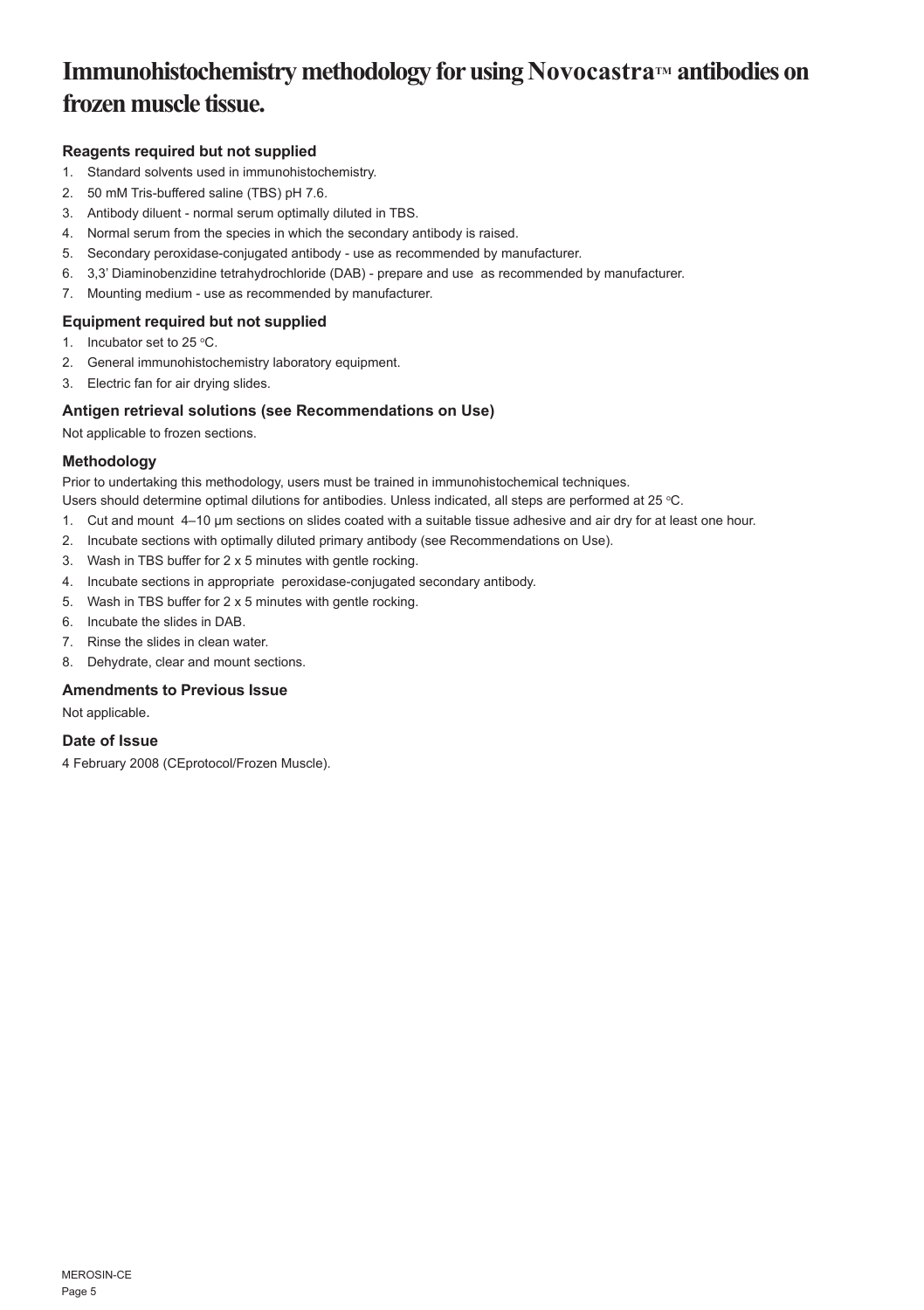# Immunohistochemistry methodology for using Novocastra™ antibodies on frozen muscle tissue.

### Reagents required but not supplied

1. Standard solvents used in immunohistochemistry.
2. 50 mM Tris-buffered saline (TBS) pH 7.6.
3. Antibody diluent - normal serum optimally diluted in TBS.
4. Normal serum from the species in which the secondary antibody is raised.
5. Secondary peroxidase-conjugated antibody - use as recommended by manufacturer.
6. 3,3' Diaminobenzidine tetrahydrochloride (DAB) - prepare and use as recommended by manufacturer.
7. Mounting medium - use as recommended by manufacturer.

### Equipment required but not supplied

1. Incubator set to 25 °C.
2. General immunohistochemistry laboratory equipment.
3. Electric fan for air drying slides.

### Antigen retrieval solutions (see Recommendations on Use)

Not applicable to frozen sections.

### Methodology

Prior to undertaking this methodology, users must be trained in immunohistochemical techniques.
Users should determine optimal dilutions for antibodies. Unless indicated, all steps are performed at 25 °C.

1. Cut and mount 4–10 µm sections on slides coated with a suitable tissue adhesive and air dry for at least one hour.
2. Incubate sections with optimally diluted primary antibody (see Recommendations on Use).
3. Wash in TBS buffer for 2 x 5 minutes with gentle rocking.
4. Incubate sections in appropriate peroxidase-conjugated secondary antibody.
5. Wash in TBS buffer for 2 x 5 minutes with gentle rocking.
6. Incubate the slides in DAB.
7. Rinse the slides in clean water.
8. Dehydrate, clear and mount sections.

### Amendments to Previous Issue

Not applicable.

### Date of Issue

4 February 2008 (CEprotocol/Frozen Muscle).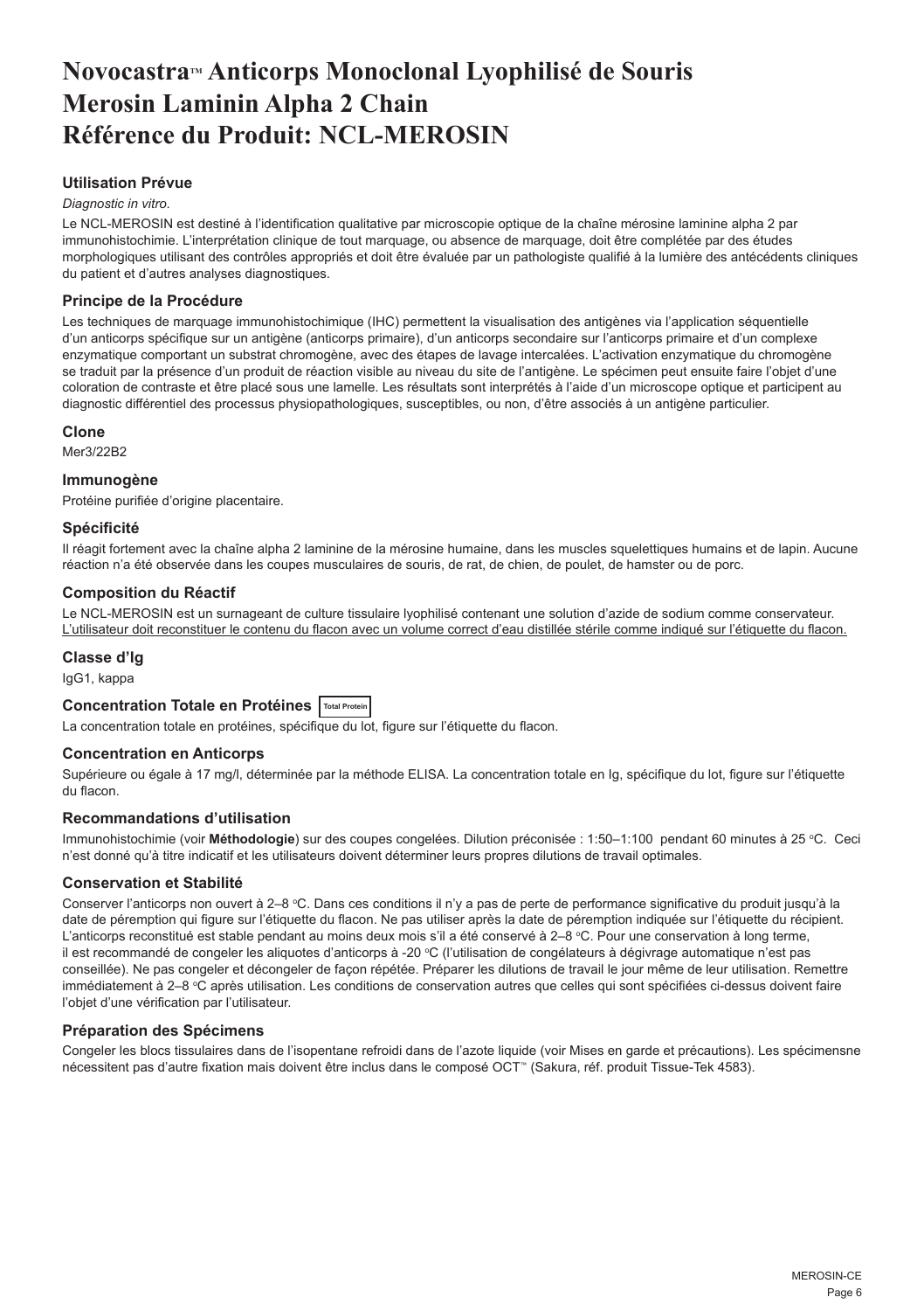# Novocastra™ Anticorps Monoclonal Lyophilisé de Souris Merosin Laminin Alpha 2 Chain Référence du Produit: NCL-MEROSIN

## Utilisation Prévue

*Diagnostic in vitro*.

Le NCL-MEROSIN est destiné à l'identification qualitative par microscopie optique de la chaîne mérosine laminine alpha 2 par immunohistochimie. L'interprétation clinique de tout marquage, ou absence de marquage, doit être complétée par des études morphologiques utilisant des contrôles appropriés et doit être évaluée par un pathologiste qualifié à la lumière des antécédents cliniques du patient et d'autres analyses diagnostiques.

## Principe de la Procédure

Les techniques de marquage immunohistochimique (IHC) permettent la visualisation des antigènes via l'application séquentielle d'un anticorps spécifique sur un antigène (anticorps primaire), d'un anticorps secondaire sur l'anticorps primaire et d'un complexe enzymatique comportant un substrat chromogène, avec des étapes de lavage intercalées. L'activation enzymatique du chromogène se traduit par la présence d'un produit de réaction visible au niveau du site de l'antigène. Le spécimen peut ensuite faire l'objet d'une coloration de contraste et être placé sous une lamelle. Les résultats sont interprétés à l'aide d'un microscope optique et participent au diagnostic différentiel des processus physiopathologiques, susceptibles, ou non, d'être associés à un antigène particulier.

## Clone

Mer3/22B2

## Immunogène

Protéine purifiée d'origine placentaire.

## Spécificité

Il réagit fortement avec la chaîne alpha 2 laminine de la mérosine humaine, dans les muscles squelettiques humains et de lapin. Aucune réaction n'a été observée dans les coupes musculaires de souris, de rat, de chien, de poulet, de hamster ou de porc.

## Composition du Réactif

Le NCL-MEROSIN est un surnageant de culture tissulaire lyophilisé contenant une solution d'azide de sodium comme conservateur. L'utilisateur doit reconstituer le contenu du flacon avec un volume correct d'eau distillée stérile comme indiqué sur l'étiquette du flacon.

## Classe d'Ig

IgG1, kappa

## Concentration Totale en Protéines Total Protein

La concentration totale en protéines, spécifique du lot, figure sur l'étiquette du flacon.

## Concentration en Anticorps

Supérieure ou égale à 17 mg/l, déterminée par la méthode ELISA. La concentration totale en Ig, spécifique du lot, figure sur l'étiquette du flacon.

## Recommandations d'utilisation

Immunohistochimie (voir **Méthodologie**) sur des coupes congelées. Dilution préconisée : 1:50–1:100 pendant 60 minutes à 25 °C. Ceci n'est donné qu'à titre indicatif et les utilisateurs doivent déterminer leurs propres dilutions de travail optimales.

## Conservation et Stabilité

Conserver l'anticorps non ouvert à 2–8 °C. Dans ces conditions il n'y a pas de perte de performance significative du produit jusqu'à la date de péremption qui figure sur l'étiquette du flacon. Ne pas utiliser après la date de péremption indiquée sur l'étiquette du récipient. L'anticorps reconstitué est stable pendant au moins deux mois s'il a été conservé à 2–8 °C. Pour une conservation à long terme, il est recommandé de congeler les aliquotes d'anticorps à -20 °C (l'utilisation de congélateurs à dégivrage automatique n'est pas conseillée). Ne pas congeler et décongeler de façon répétée. Préparer les dilutions de travail le jour même de leur utilisation. Remettre immédiatement à 2–8 °C après utilisation. Les conditions de conservation autres que celles qui sont spécifiées ci-dessus doivent faire l'objet d'une vérification par l'utilisateur.

## Préparation des Spécimens

Congeler les blocs tissulaires dans de l'isopentane refroidi dans de l'azote liquide (voir Mises en garde et précautions). Les spécimensne nécessitent pas d'autre fixation mais doivent être inclus dans le composé OCT™ (Sakura, réf. produit Tissue-Tek 4583).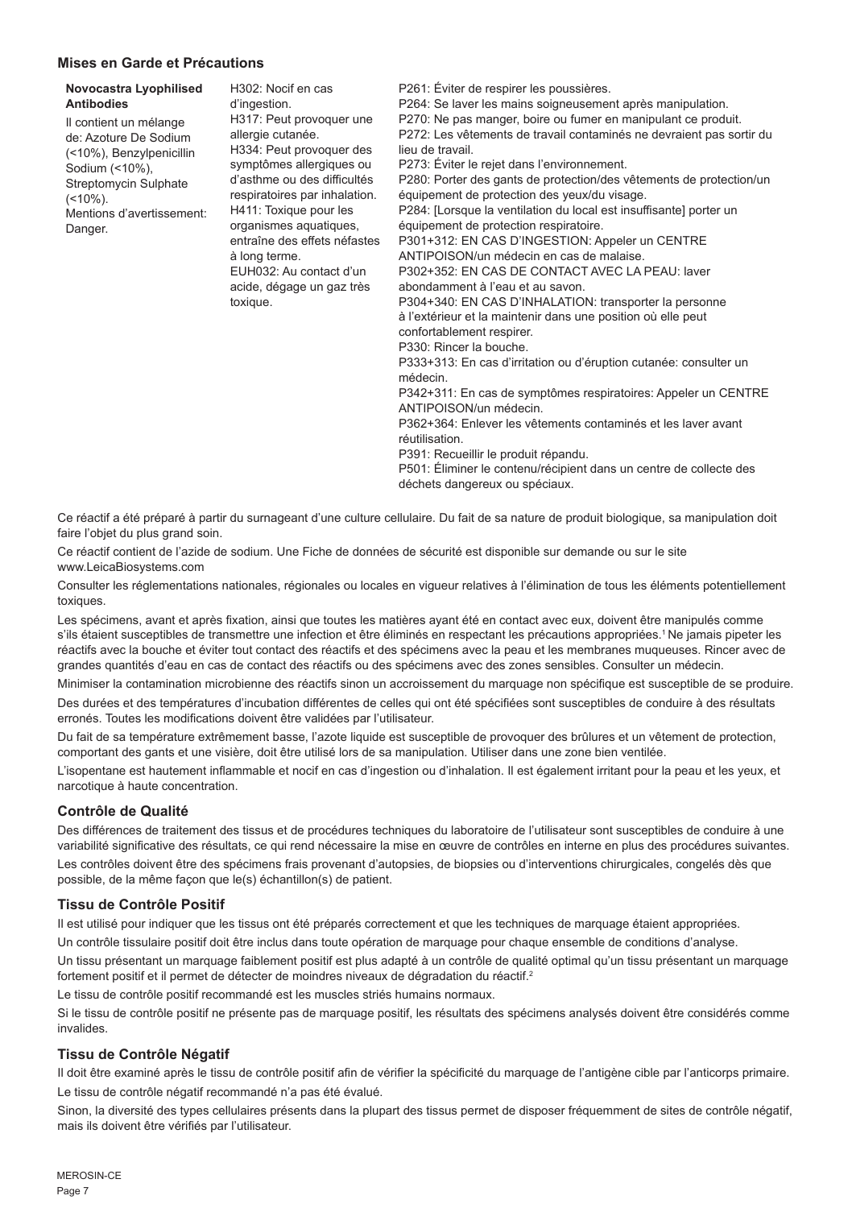### Mises en Garde et Précautions

| **Novocastra Lyophilised Antibodies** Il contient un mélange de: Azoture De Sodium (<10%), Benzylpenicillin Sodium (<10%), Streptomycin Sulphate (<10%). Mentions d'avertissement: Danger. | H302: Nocif en cas d'ingestion. H317: Peut provoquer une allergie cutanée. H334: Peut provoquer des symptômes allergiques ou d'asthme ou des difficultés respiratoires par inhalation. H411: Toxique pour les organismes aquatiques, entraîne des effets néfastes à long terme. EUH032: Au contact d'un acide, dégage un gaz très toxique. | P261: Éviter de respirer les poussières. P264: Se laver les mains soigneusement après manipulation. P270: Ne pas manger, boire ou fumer en manipulant ce produit. P272: Les vêtements de travail contaminés ne devraient pas sortir du lieu de travail. P273: Éviter le rejet dans l'environnement. P280: Porter des gants de protection/des vêtements de protection/un équipement de protection des yeux/du visage. P284: [Lorsque la ventilation du local est insuffisante] porter un équipement de protection respiratoire. P301+312: EN CAS D'INGESTION: Appeler un CENTRE ANTIPOISON/un médecin en cas de malaise. P302+352: EN CAS DE CONTACT AVEC LA PEAU: laver abondamment à l'eau et au savon. P304+340: EN CAS D'INHALATION: transporter la personne à l'extérieur et la maintenir dans une position où elle peut confortablement respirer. P330: Rincer la bouche. P333+313: En cas d'irritation ou d'éruption cutanée: consulter un médecin. P342+311: En cas de symptômes respiratoires: Appeler un CENTRE ANTIPOISON/un médecin. P362+364: Enlever les vêtements contaminés et les laver avant réutilisation. P391: Recueillir le produit répandu. P501: Éliminer le contenu/récipient dans un centre de collecte des déchets dangereux ou spéciaux. |
|---|---|---|

Ce réactif a été préparé à partir du surnageant d'une culture cellulaire. Du fait de sa nature de produit biologique, sa manipulation doit faire l'objet du plus grand soin.

Ce réactif contient de l'azide de sodium. Une Fiche de données de sécurité est disponible sur demande ou sur le site www.LeicaBiosystems.com

Consulter les réglementations nationales, régionales ou locales en vigueur relatives à l'élimination de tous les éléments potentiellement toxiques.

Les spécimens, avant et après fixation, ainsi que toutes les matières ayant été en contact avec eux, doivent être manipulés comme s'ils étaient susceptibles de transmettre une infection et être éliminés en respectant les précautions appropriées.[1] Ne jamais pipeter les réactifs avec la bouche et éviter tout contact des réactifs et des spécimens avec la peau et les membranes muqueuses. Rincer avec de grandes quantités d'eau en cas de contact des réactifs ou des spécimens avec des zones sensibles. Consulter un médecin.

Minimiser la contamination microbienne des réactifs sinon un accroissement du marquage non spécifique est susceptible de se produire.

Des durées et des températures d'incubation différentes de celles qui ont été spécifiées sont susceptibles de conduire à des résultats erronés. Toutes les modifications doivent être validées par l'utilisateur.

Du fait de sa température extrêmement basse, l'azote liquide est susceptible de provoquer des brûlures et un vêtement de protection, comportant des gants et une visière, doit être utilisé lors de sa manipulation. Utiliser dans une zone bien ventilée.

L'isopentane est hautement inflammable et nocif en cas d'ingestion ou d'inhalation. Il est également irritant pour la peau et les yeux, et narcotique à haute concentration.

### Contrôle de Qualité

Des différences de traitement des tissus et de procédures techniques du laboratoire de l'utilisateur sont susceptibles de conduire à une variabilité significative des résultats, ce qui rend nécessaire la mise en œuvre de contrôles en interne en plus des procédures suivantes.

Les contrôles doivent être des spécimens frais provenant d'autopsies, de biopsies ou d'interventions chirurgicales, congelés dès que possible, de la même façon que le(s) échantillon(s) de patient.

### Tissu de Contrôle Positif

Il est utilisé pour indiquer que les tissus ont été préparés correctement et que les techniques de marquage étaient appropriées.

Un contrôle tissulaire positif doit être inclus dans toute opération de marquage pour chaque ensemble de conditions d'analyse.

Un tissu présentant un marquage faiblement positif est plus adapté à un contrôle de qualité optimal qu'un tissu présentant un marquage fortement positif et il permet de détecter de moindres niveaux de dégradation du réactif.[2]

Le tissu de contrôle positif recommandé est les muscles striés humains normaux.

Si le tissu de contrôle positif ne présente pas de marquage positif, les résultats des spécimens analysés doivent être considérés comme invalides.

### Tissu de Contrôle Négatif

Il doit être examiné après le tissu de contrôle positif afin de vérifier la spécificité du marquage de l'antigène cible par l'anticorps primaire.

Le tissu de contrôle négatif recommandé n'a pas été évalué.

Sinon, la diversité des types cellulaires présents dans la plupart des tissus permet de disposer fréquemment de sites de contrôle négatif, mais ils doivent être vérifiés par l'utilisateur.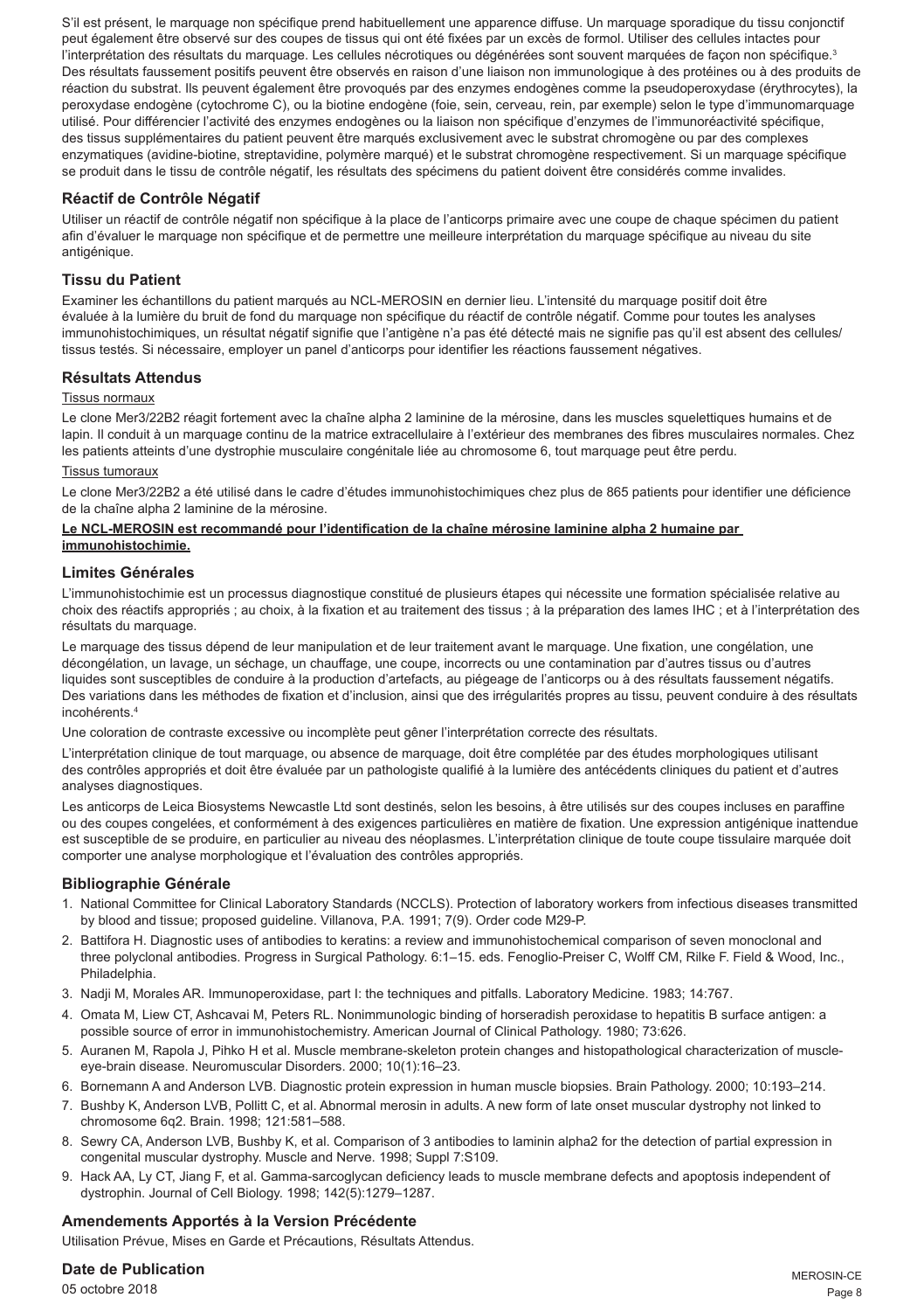S'il est présent, le marquage non spécifique prend habituellement une apparence diffuse. Un marquage sporadique du tissu conjonctif peut également être observé sur des coupes de tissus qui ont été fixées par un excès de formol. Utiliser des cellules intactes pour l'interprétation des résultats du marquage. Les cellules nécrotiques ou dégénérées sont souvent marquées de façon non spécifique.[3] Des résultats faussement positifs peuvent être observés en raison d'une liaison non immunologique à des protéines ou à des produits de réaction du substrat. Ils peuvent également être provoqués par des enzymes endogènes comme la pseudoperoxydase (érythrocytes), la peroxydase endogène (cytochrome C), ou la biotine endogène (foie, sein, cerveau, rein, par exemple) selon le type d'immunomarquage utilisé. Pour différencier l'activité des enzymes endogènes ou la liaison non spécifique d'enzymes de l'immunoréactivité spécifique, des tissus supplémentaires du patient peuvent être marqués exclusivement avec le substrat chromogène ou par des complexes enzymatiques (avidine-biotine, streptavidine, polymère marqué) et le substrat chromogène respectivement. Si un marquage spécifique se produit dans le tissu de contrôle négatif, les résultats des spécimens du patient doivent être considérés comme invalides.

### Réactif de Contrôle Négatif

Utiliser un réactif de contrôle négatif non spécifique à la place de l'anticorps primaire avec une coupe de chaque spécimen du patient afin d'évaluer le marquage non spécifique et de permettre une meilleure interprétation du marquage spécifique au niveau du site antigénique.

### Tissu du Patient

Examiner les échantillons du patient marqués au NCL-MEROSIN en dernier lieu. L'intensité du marquage positif doit être évaluée à la lumière du bruit de fond du marquage non spécifique du réactif de contrôle négatif. Comme pour toutes les analyses immunohistochimiques, un résultat négatif signifie que l'antigène n'a pas été détecté mais ne signifie pas qu'il est absent des cellules/tissus testés. Si nécessaire, employer un panel d'anticorps pour identifier les réactions faussement négatives.

### Résultats Attendus

Tissus normaux

Le clone Mer3/22B2 réagit fortement avec la chaîne alpha 2 laminine de la mérosine, dans les muscles squelettiques humains et de lapin. Il conduit à un marquage continu de la matrice extracellulaire à l'extérieur des membranes des fibres musculaires normales. Chez les patients atteints d'une dystrophie musculaire congénitale liée au chromosome 6, tout marquage peut être perdu.

Tissus tumoraux

Le clone Mer3/22B2 a été utilisé dans le cadre d'études immunohistochimiques chez plus de 865 patients pour identifier une déficience de la chaîne alpha 2 laminine de la mérosine.

**Le NCL-MEROSIN est recommandé pour l'identification de la chaîne mérosine laminine alpha 2 humaine par immunohistochimie.**

### Limites Générales

L'immunohistochimie est un processus diagnostique constitué de plusieurs étapes qui nécessite une formation spécialisée relative au choix des réactifs appropriés ; au choix, à la fixation et au traitement des tissus ; à la préparation des lames IHC ; et à l'interprétation des résultats du marquage.

Le marquage des tissus dépend de leur manipulation et de leur traitement avant le marquage. Une fixation, une congélation, une décongélation, un lavage, un séchage, un chauffage, une coupe, incorrects ou une contamination par d'autres tissus ou d'autres liquides sont susceptibles de conduire à la production d'artefacts, au piégeage de l'anticorps ou à des résultats faussement négatifs. Des variations dans les méthodes de fixation et d'inclusion, ainsi que des irrégularités propres au tissu, peuvent conduire à des résultats incohérents.[4]

Une coloration de contraste excessive ou incomplète peut gêner l'interprétation correcte des résultats.

L'interprétation clinique de tout marquage, ou absence de marquage, doit être complétée par des études morphologiques utilisant des contrôles appropriés et doit être évaluée par un pathologiste qualifié à la lumière des antécédents cliniques du patient et d'autres analyses diagnostiques.

Les anticorps de Leica Biosystems Newcastle Ltd sont destinés, selon les besoins, à être utilisés sur des coupes incluses en paraffine ou des coupes congelées, et conformément à des exigences particulières en matière de fixation. Une expression antigénique inattendue est susceptible de se produire, en particulier au niveau des néoplasmes. L'interprétation clinique de toute coupe tissulaire marquée doit comporter une analyse morphologique et l'évaluation des contrôles appropriés.

### Bibliographie Générale

1. National Committee for Clinical Laboratory Standards (NCCLS). Protection of laboratory workers from infectious diseases transmitted by blood and tissue; proposed guideline. Villanova, P.A. 1991; 7(9). Order code M29-P.
2. Battifora H. Diagnostic uses of antibodies to keratins: a review and immunohistochemical comparison of seven monoclonal and three polyclonal antibodies. Progress in Surgical Pathology. 6:1–15. eds. Fenoglio-Preiser C, Wolff CM, Rilke F. Field & Wood, Inc., Philadelphia.
3. Nadji M, Morales AR. Immunoperoxidase, part I: the techniques and pitfalls. Laboratory Medicine. 1983; 14:767.
4. Omata M, Liew CT, Ashcavai M, Peters RL. Nonimmunologic binding of horseradish peroxidase to hepatitis B surface antigen: a possible source of error in immunohistochemistry. American Journal of Clinical Pathology. 1980; 73:626.
5. Auranen M, Rapola J, Pihko H et al. Muscle membrane-skeleton protein changes and histopathological characterization of muscle-eye-brain disease. Neuromuscular Disorders. 2000; 10(1):16–23.
6. Bornemann A and Anderson LVB. Diagnostic protein expression in human muscle biopsies. Brain Pathology. 2000; 10:193–214.
7. Bushby K, Anderson LVB, Pollitt C, et al. Abnormal merosin in adults. A new form of late onset muscular dystrophy not linked to chromosome 6q2. Brain. 1998; 121:581–588.
8. Sewry CA, Anderson LVB, Bushby K, et al. Comparison of 3 antibodies to laminin alpha2 for the detection of partial expression in congenital muscular dystrophy. Muscle and Nerve. 1998; Suppl 7:S109.
9. Hack AA, Ly CT, Jiang F, et al. Gamma-sarcoglycan deficiency leads to muscle membrane defects and apoptosis independent of dystrophin. Journal of Cell Biology. 1998; 142(5):1279–1287.

### Amendements Apportés à la Version Précédente

Utilisation Prévue, Mises en Garde et Précautions, Résultats Attendus.

### Date de Publication

05 octobre 2018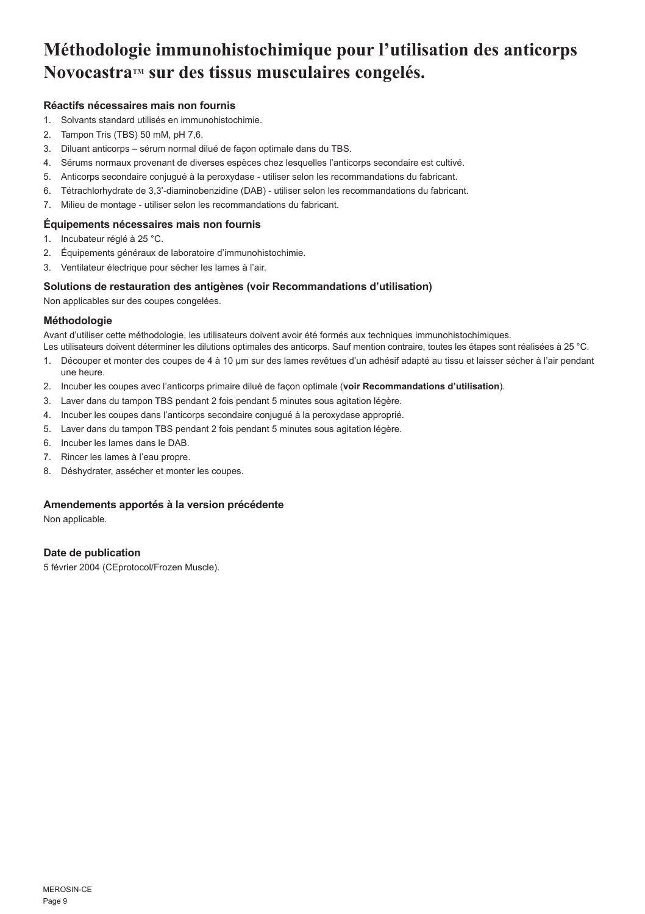# Méthodologie immunohistochimique pour l'utilisation des anticorps Novocastra™ sur des tissus musculaires congelés.

### Réactifs nécessaires mais non fournis

1. Solvants standard utilisés en immunohistochimie.
2. Tampon Tris (TBS) 50 mM, pH 7,6.
3. Diluant anticorps – sérum normal dilué de façon optimale dans du TBS.
4. Sérums normaux provenant de diverses espèces chez lesquelles l'anticorps secondaire est cultivé.
5. Anticorps secondaire conjugué à la peroxydase - utiliser selon les recommandations du fabricant.
6. Tétrachlorhydrate de 3,3'-diaminobenzidine (DAB) - utiliser selon les recommandations du fabricant.
7. Milieu de montage - utiliser selon les recommandations du fabricant.

### Équipements nécessaires mais non fournis

1. Incubateur réglé à 25 °C.
2. Équipements généraux de laboratoire d'immunohistochimie.
3. Ventilateur électrique pour sécher les lames à l'air.

### Solutions de restauration des antigènes (voir Recommandations d'utilisation)

Non applicables sur des coupes congelées.

### Méthodologie

Avant d'utiliser cette méthodologie, les utilisateurs doivent avoir été formés aux techniques immunohistochimiques.
Les utilisateurs doivent déterminer les dilutions optimales des anticorps. Sauf mention contraire, toutes les étapes sont réalisées à 25 °C.

1. Découper et monter des coupes de 4 à 10 µm sur des lames revêtues d'un adhésif adapté au tissu et laisser sécher à l'air pendant une heure.
2. Incuber les coupes avec l'anticorps primaire dilué de façon optimale (**voir Recommandations d'utilisation**).
3. Laver dans du tampon TBS pendant 2 fois pendant 5 minutes sous agitation légère.
4. Incuber les coupes dans l'anticorps secondaire conjugué à la peroxydase approprié.
5. Laver dans du tampon TBS pendant 2 fois pendant 5 minutes sous agitation légère.
6. Incuber les lames dans le DAB.
7. Rincer les lames à l'eau propre.
8. Déshydrater, assécher et monter les coupes.

### Amendements apportés à la version précédente

Non applicable.

### Date de publication

5 février 2004 (CEprotocol/Frozen Muscle).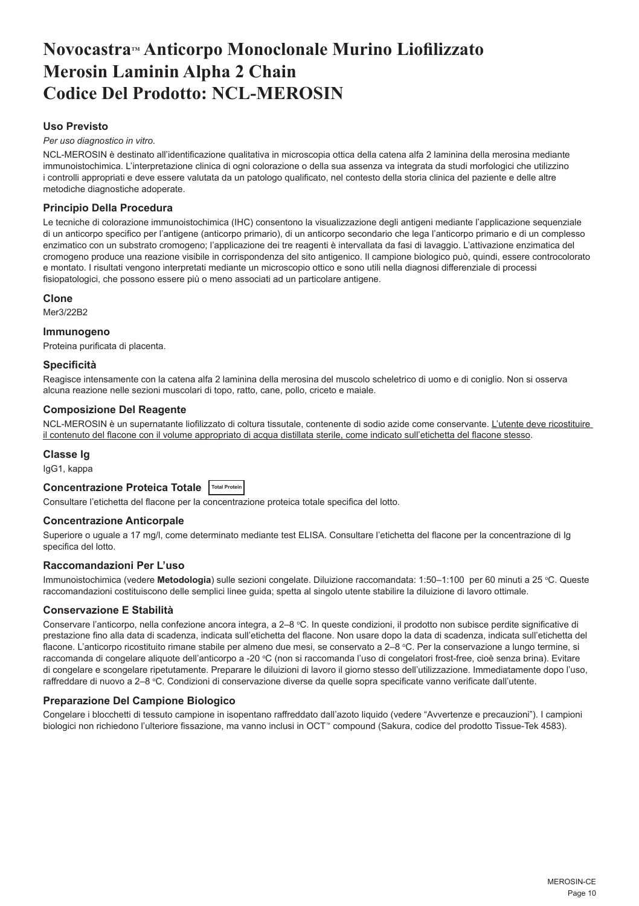# Novocastra™ Anticorpo Monoclonale Murino Liofilizzato Merosin Laminin Alpha 2 Chain Codice Del Prodotto: NCL-MEROSIN

### Uso Previsto

*Per uso diagnostico in vitro*.

NCL-MEROSIN è destinato all'identificazione qualitativa in microscopia ottica della catena alfa 2 laminina della merosina mediante immunoistochimica. L'interpretazione clinica di ogni colorazione o della sua assenza va integrata da studi morfologici che utilizzino i controlli appropriati e deve essere valutata da un patologo qualificato, nel contesto della storia clinica del paziente e delle altre metodiche diagnostiche adoperate.

### Principio Della Procedura

Le tecniche di colorazione immunoistochimica (IHC) consentono la visualizzazione degli antigeni mediante l'applicazione sequenziale di un anticorpo specifico per l'antigene (anticorpo primario), di un anticorpo secondario che lega l'anticorpo primario e di un complesso enzimatico con un substrato cromogeno; l'applicazione dei tre reagenti è intervallata da fasi di lavaggio. L'attivazione enzimatica del cromogeno produce una reazione visibile in corrispondenza del sito antigenico. Il campione biologico può, quindi, essere controcolorato e montato. I risultati vengono interpretati mediante un microscopio ottico e sono utili nella diagnosi differenziale di processi fisiopatologici, che possono essere più o meno associati ad un particolare antigene.

### Clone

Mer3/22B2

### Immunogeno

Proteina purificata di placenta.

### Specificità

Reagisce intensamente con la catena alfa 2 laminina della merosina del muscolo scheletrico di uomo e di coniglio. Non si osserva alcuna reazione nelle sezioni muscolari di topo, ratto, cane, pollo, criceto e maiale.

### Composizione Del Reagente

NCL-MEROSIN è un supernatante liofilizzato di coltura tissutale, contenente di sodio azide come conservante. L'utente deve ricostituire il contenuto del flacone con il volume appropriato di acqua distillata sterile, come indicato sull'etichetta del flacone stesso.

### Classe Ig

IgG1, kappa

### Concentrazione Proteica Totale Total Protein

Consultare l'etichetta del flacone per la concentrazione proteica totale specifica del lotto.

### Concentrazione Anticorpale

Superiore o uguale a 17 mg/l, come determinato mediante test ELISA. Consultare l'etichetta del flacone per la concentrazione di Ig specifica del lotto.

### Raccomandazioni Per L'uso

Immunoistochimica (vedere **Metodologia**) sulle sezioni congelate. Diluizione raccomandata: 1:50–1:100 per 60 minuti a 25 °C. Queste raccomandazioni costituiscono delle semplici linee guida; spetta al singolo utente stabilire la diluizione di lavoro ottimale.

### Conservazione E Stabilità

Conservare l'anticorpo, nella confezione ancora integra, a 2–8 °C. In queste condizioni, il prodotto non subisce perdite significative di prestazione fino alla data di scadenza, indicata sull'etichetta del flacone. Non usare dopo la data di scadenza, indicata sull'etichetta del flacone. L'anticorpo ricostituito rimane stabile per almeno due mesi, se conservato a 2–8 °C. Per la conservazione a lungo termine, si raccomanda di congelare aliquote dell'anticorpo a -20 °C (non si raccomanda l'uso di congelatori frost-free, cioè senza brina). Evitare di congelare e scongelare ripetutamente. Preparare le diluizioni di lavoro il giorno stesso dell'utilizzazione. Immediatamente dopo l'uso, raffreddare di nuovo a 2–8 °C. Condizioni di conservazione diverse da quelle sopra specificate vanno verificate dall'utente.

### Preparazione Del Campione Biologico

Congelare i blocchetti di tessuto campione in isopentano raffreddato dall'azoto liquido (vedere "Avvertenze e precauzioni"). I campioni biologici non richiedono l'ulteriore fissazione, ma vanno inclusi in OCT™ compound (Sakura, codice del prodotto Tissue-Tek 4583).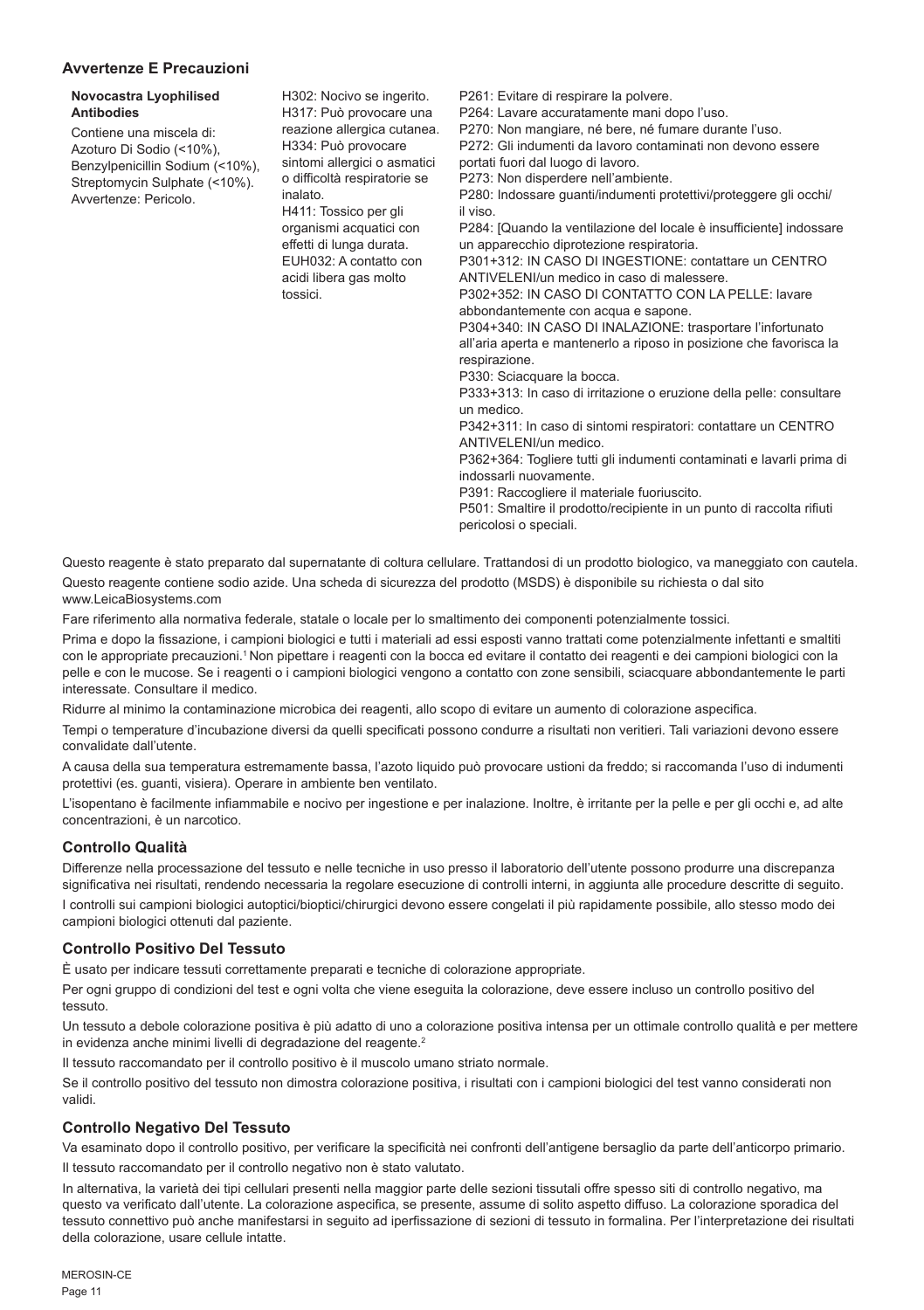## Avvertenze E Precauzioni

| Novocastra Lyophilised Antibodies | | |
|---|---|---|
| Contiene una miscela di: Azoturo Di Sodio (<10%), Benzylpenicillin Sodium (<10%), Streptomycin Sulphate (<10%). Avvertenze: Pericolo. | H302: Nocivo se ingerito.<br>H317: Può provocare una reazione allergica cutanea.<br>H334: Può provocare sintomi allergici o asmatici o difficoltà respiratorie se inalato.<br>H411: Tossico per gli organismi acquatici con effetti di lunga durata.<br>EUH032: A contatto con acidi libera gas molto tossici. | P261: Evitare di respirare la polvere.<br>P264: Lavare accuratamente mani dopo l'uso.<br>P270: Non mangiare, né bere, né fumare durante l'uso.<br>P272: Gli indumenti da lavoro contaminati non devono essere portati fuori dal luogo di lavoro.<br>P273: Non disperdere nell'ambiente.<br>P280: Indossare guanti/indumenti protettivi/proteggere gli occhi/il viso.<br>P284: [Quando la ventilazione del locale è insufficiente] indossare un apparecchio diprotezione respiratoria.<br>P301+312: IN CASO DI INGESTIONE: contattare un CENTRO ANTIVELENI/un medico in caso di malessere.<br>P302+352: IN CASO DI CONTATTO CON LA PELLE: lavare abbondantemente con acqua e sapone.<br>P304+340: IN CASO DI INALAZIONE: trasportare l'infortunato all'aria aperta e mantenerlo a riposo in posizione che favorisca la respirazione.<br>P330: Sciacquare la bocca.<br>P333+313: In caso di irritazione o eruzione della pelle: consultare un medico.<br>P342+311: In caso di sintomi respiratori: contattare un CENTRO ANTIVELENI/un medico.<br>P362+364: Togliere tutti gli indumenti contaminati e lavarli prima di indossarli nuovamente.<br>P391: Raccogliere il materiale fuoriuscito.<br>P501: Smaltire il prodotto/recipiente in un punto di raccolta rifiuti pericolosi o speciali. |

Questo reagente è stato preparato dal supernatante di coltura cellulare. Trattandosi di un prodotto biologico, va maneggiato con cautela.

Questo reagente contiene sodio azide. Una scheda di sicurezza del prodotto (MSDS) è disponibile su richiesta o dal sito www.LeicaBiosystems.com

Fare riferimento alla normativa federale, statale o locale per lo smaltimento dei componenti potenzialmente tossici.

Prima e dopo la fissazione, i campioni biologici e tutti i materiali ad essi esposti vanno trattati come potenzialmente infettanti e smaltiti con le appropriate precauzioni.[1] Non pipettare i reagenti con la bocca ed evitare il contatto dei reagenti e dei campioni biologici con la pelle e con le mucose. Se i reagenti o i campioni biologici vengono a contatto con zone sensibili, sciacquare abbondantemente le parti interessate. Consultare il medico.

Ridurre al minimo la contaminazione microbica dei reagenti, allo scopo di evitare un aumento di colorazione aspecifica.

Tempi o temperature d'incubazione diversi da quelli specificati possono condurre a risultati non veritieri. Tali variazioni devono essere convalidate dall'utente.

A causa della sua temperatura estremamente bassa, l'azoto liquido può provocare ustioni da freddo; si raccomanda l'uso di indumenti protettivi (es. guanti, visiera). Operare in ambiente ben ventilato.

L'isopentano è facilmente infiammabile e nocivo per ingestione e per inalazione. Inoltre, è irritante per la pelle e per gli occhi e, ad alte concentrazioni, è un narcotico.

## Controllo Qualità

Differenze nella processazione del tessuto e nelle tecniche in uso presso il laboratorio dell'utente possono produrre una discrepanza significativa nei risultati, rendendo necessaria la regolare esecuzione di controlli interni, in aggiunta alle procedure descritte di seguito.

I controlli sui campioni biologici autoptici/bioptici/chirurgici devono essere congelati il più rapidamente possibile, allo stesso modo dei campioni biologici ottenuti dal paziente.

## Controllo Positivo Del Tessuto

È usato per indicare tessuti correttamente preparati e tecniche di colorazione appropriate.

Per ogni gruppo di condizioni del test e ogni volta che viene eseguita la colorazione, deve essere incluso un controllo positivo del tessuto.

Un tessuto a debole colorazione positiva è più adatto di uno a colorazione positiva intensa per un ottimale controllo qualità e per mettere in evidenza anche minimi livelli di degradazione del reagente.[2]

Il tessuto raccomandato per il controllo positivo è il muscolo umano striato normale.

Se il controllo positivo del tessuto non dimostra colorazione positiva, i risultati con i campioni biologici del test vanno considerati non validi.

## Controllo Negativo Del Tessuto

Va esaminato dopo il controllo positivo, per verificare la specificità nei confronti dell'antigene bersaglio da parte dell'anticorpo primario.

Il tessuto raccomandato per il controllo negativo non è stato valutato.

In alternativa, la varietà dei tipi cellulari presenti nella maggior parte delle sezioni tissutali offre spesso siti di controllo negativo, ma questo va verificato dall'utente. La colorazione aspecifica, se presente, assume di solito aspetto diffuso. La colorazione sporadica del tessuto connettivo può anche manifestarsi in seguito ad iperfissazione di sezioni di tessuto in formalina. Per l'interpretazione dei risultati della colorazione, usare cellule intatte.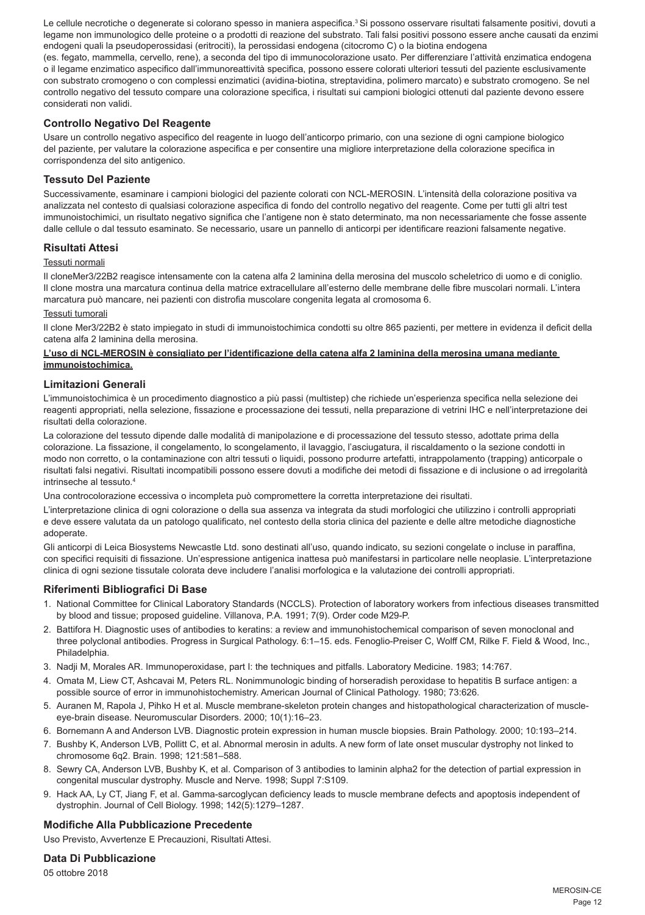Le cellule necrotiche o degenerate si colorano spesso in maniera aspecifica.[3] Si possono osservare risultati falsamente positivi, dovuti a legame non immunologico delle proteine o a prodotti di reazione del substrato. Tali falsi positivi possono essere anche causati da enzimi endogeni quali la pseudoperossidasi (eritrociti), la perossidasi endogena (citocromo C) o la biotina endogena (es. fegato, mammella, cervello, rene), a seconda del tipo di immunocolorazione usato. Per differenziare l'attività enzimatica endogena o il legame enzimatico aspecifico dall'immunoreattività specifica, possono essere colorati ulteriori tessuti del paziente esclusivamente con substrato cromogeno o con complessi enzimatici (avidina-biotina, streptavidina, polimero marcato) e substrato cromogeno. Se nel controllo negativo del tessuto compare una colorazione specifica, i risultati sui campioni biologici ottenuti dal paziente devono essere considerati non validi.

## Controllo Negativo Del Reagente

Usare un controllo negativo aspecifico del reagente in luogo dell'anticorpo primario, con una sezione di ogni campione biologico del paziente, per valutare la colorazione aspecifica e per consentire una migliore interpretazione della colorazione specifica in corrispondenza del sito antigenico.

## Tessuto Del Paziente

Successivamente, esaminare i campioni biologici del paziente colorati con NCL-MEROSIN. L'intensità della colorazione positiva va analizzata nel contesto di qualsiasi colorazione aspecifica di fondo del controllo negativo del reagente. Come per tutti gli altri test immunoistochimici, un risultato negativo significa che l'antigene non è stato determinato, ma non necessariamente che fosse assente dalle cellule o dal tessuto esaminato. Se necessario, usare un pannello di anticorpi per identificare reazioni falsamente negative.

## Risultati Attesi

Tessuti normali

Il cloneMer3/22B2 reagisce intensamente con la catena alfa 2 laminina della merosina del muscolo scheletrico di uomo e di coniglio. Il clone mostra una marcatura continua della matrice extracellulare all'esterno delle membrane delle fibre muscolari normali. L'intera marcatura può mancare, nei pazienti con distrofia muscolare congenita legata al cromosoma 6.

Tessuti tumorali

Il clone Mer3/22B2 è stato impiegato in studi di immunoistochimica condotti su oltre 865 pazienti, per mettere in evidenza il deficit della catena alfa 2 laminina della merosina.

**L'uso di NCL-MEROSIN è consigliato per l'identificazione della catena alfa 2 laminina della merosina umana mediante immunoistochimica.**

## Limitazioni Generali

L'immunoistochimica è un procedimento diagnostico a più passi (multistep) che richiede un'esperienza specifica nella selezione dei reagenti appropriati, nella selezione, fissazione e processazione dei tessuti, nella preparazione di vetrini IHC e nell'interpretazione dei risultati della colorazione.

La colorazione del tessuto dipende dalle modalità di manipolazione e di processazione del tessuto stesso, adottate prima della colorazione. La fissazione, il congelamento, lo scongelamento, il lavaggio, l'asciugatura, il riscaldamento o la sezione condotti in modo non corretto, o la contaminazione con altri tessuti o liquidi, possono produrre artefatti, intrappolamento (trapping) anticorpale o risultati falsi negativi. Risultati incompatibili possono essere dovuti a modifiche dei metodi di fissazione e di inclusione o ad irregolarità intrinseche al tessuto.[4]

Una controcolorazione eccessiva o incompleta può compromettere la corretta interpretazione dei risultati.

L'interpretazione clinica di ogni colorazione o della sua assenza va integrata da studi morfologici che utilizzino i controlli appropriati e deve essere valutata da un patologo qualificato, nel contesto della storia clinica del paziente e delle altre metodiche diagnostiche adoperate.

Gli anticorpi di Leica Biosystems Newcastle Ltd. sono destinati all'uso, quando indicato, su sezioni congelate o incluse in paraffina, con specifici requisiti di fissazione. Un'espressione antigenica inattesa può manifestarsi in particolare nelle neoplasie. L'interpretazione clinica di ogni sezione tissutale colorata deve includere l'analisi morfologica e la valutazione dei controlli appropriati.

## Riferimenti Bibliografici Di Base

1. National Committee for Clinical Laboratory Standards (NCCLS). Protection of laboratory workers from infectious diseases transmitted by blood and tissue; proposed guideline. Villanova, P.A. 1991; 7(9). Order code M29-P.
2. Battifora H. Diagnostic uses of antibodies to keratins: a review and immunohistochemical comparison of seven monoclonal and three polyclonal antibodies. Progress in Surgical Pathology. 6:1–15. eds. Fenoglio-Preiser C, Wolff CM, Rilke F. Field & Wood, Inc., Philadelphia.
3. Nadji M, Morales AR. Immunoperoxidase, part I: the techniques and pitfalls. Laboratory Medicine. 1983; 14:767.
4. Omata M, Liew CT, Ashcavai M, Peters RL. Nonimmunologic binding of horseradish peroxidase to hepatitis B surface antigen: a possible source of error in immunohistochemistry. American Journal of Clinical Pathology. 1980; 73:626.
5. Auranen M, Rapola J, Pihko H et al. Muscle membrane-skeleton protein changes and histopathological characterization of muscle-eye-brain disease. Neuromuscular Disorders. 2000; 10(1):16–23.
6. Bornemann A and Anderson LVB. Diagnostic protein expression in human muscle biopsies. Brain Pathology. 2000; 10:193–214.
7. Bushby K, Anderson LVB, Pollitt C, et al. Abnormal merosin in adults. A new form of late onset muscular dystrophy not linked to chromosome 6q2. Brain. 1998; 121:581–588.
8. Sewry CA, Anderson LVB, Bushby K, et al. Comparison of 3 antibodies to laminin alpha2 for the detection of partial expression in congenital muscular dystrophy. Muscle and Nerve. 1998; Suppl 7:S109.
9. Hack AA, Ly CT, Jiang F, et al. Gamma-sarcoglycan deficiency leads to muscle membrane defects and apoptosis independent of dystrophin. Journal of Cell Biology. 1998; 142(5):1279–1287.

## Modifiche Alla Pubblicazione Precedente

Uso Previsto, Avvertenze E Precauzioni, Risultati Attesi.

## Data Di Pubblicazione

05 ottobre 2018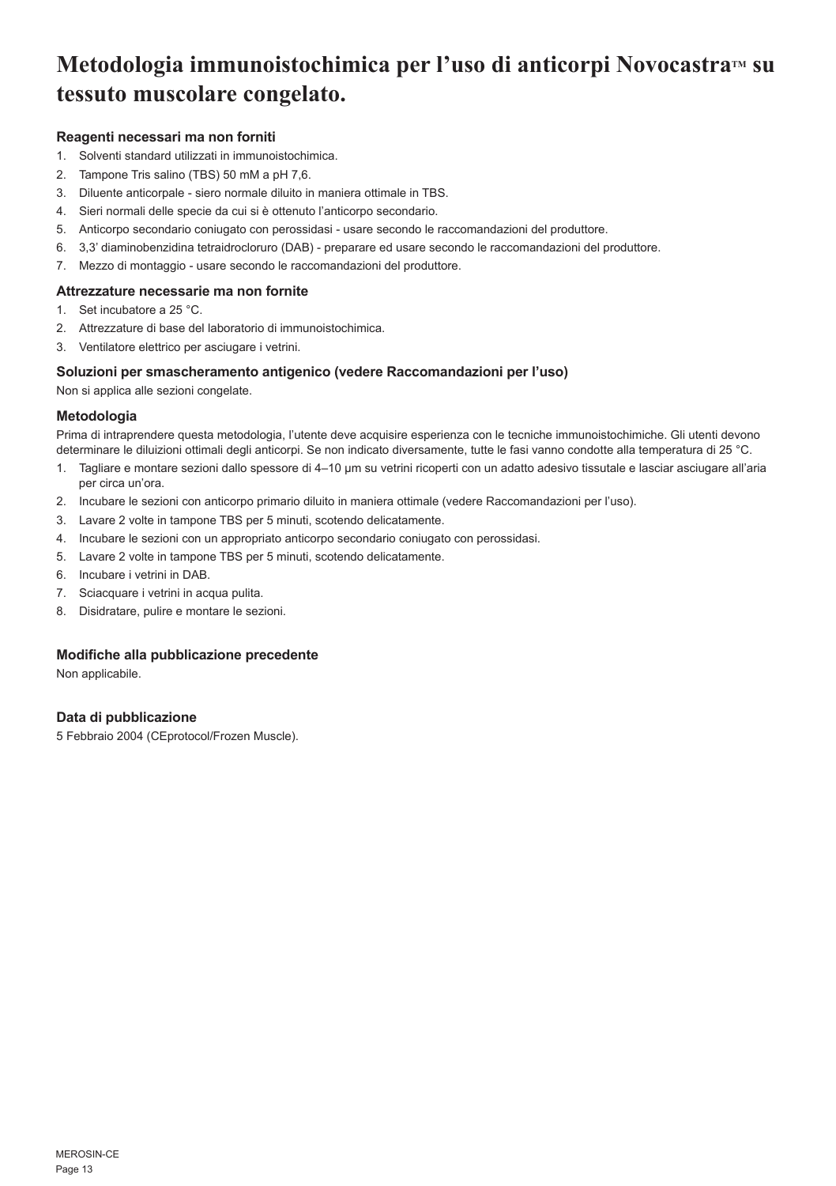# Metodologia immunoistochimica per l'uso di anticorpi Novocastra™ su tessuto muscolare congelato.

### Reagenti necessari ma non forniti

1. Solventi standard utilizzati in immunoistochimica.
2. Tampone Tris salino (TBS) 50 mM a pH 7,6.
3. Diluente anticorpale - siero normale diluito in maniera ottimale in TBS.
4. Sieri normali delle specie da cui si è ottenuto l'anticorpo secondario.
5. Anticorpo secondario coniugato con perossidasi - usare secondo le raccomandazioni del produttore.
6. 3,3' diaminobenzidina tetraidrocloruro (DAB) - preparare ed usare secondo le raccomandazioni del produttore.
7. Mezzo di montaggio - usare secondo le raccomandazioni del produttore.

### Attrezzature necessarie ma non fornite

1. Set incubatore a 25 °C.
2. Attrezzature di base del laboratorio di immunoistochimica.
3. Ventilatore elettrico per asciugare i vetrini.

### Soluzioni per smascheramento antigenico (vedere Raccomandazioni per l'uso)

Non si applica alle sezioni congelate.

### Metodologia

Prima di intraprendere questa metodologia, l'utente deve acquisire esperienza con le tecniche immunoistochimiche. Gli utenti devono determinare le diluizioni ottimali degli anticorpi. Se non indicato diversamente, tutte le fasi vanno condotte alla temperatura di 25 °C.

1. Tagliare e montare sezioni dallo spessore di 4–10 µm su vetrini ricoperti con un adatto adesivo tissutale e lasciar asciugare all'aria per circa un'ora.
2. Incubare le sezioni con anticorpo primario diluito in maniera ottimale (vedere Raccomandazioni per l'uso).
3. Lavare 2 volte in tampone TBS per 5 minuti, scotendo delicatamente.
4. Incubare le sezioni con un appropriato anticorpo secondario coniugato con perossidasi.
5. Lavare 2 volte in tampone TBS per 5 minuti, scotendo delicatamente.
6. Incubare i vetrini in DAB.
7. Sciacquare i vetrini in acqua pulita.
8. Disidratare, pulire e montare le sezioni.

### Modifiche alla pubblicazione precedente

Non applicabile.

### Data di pubblicazione

5 Febbraio 2004 (CEprotocol/Frozen Muscle).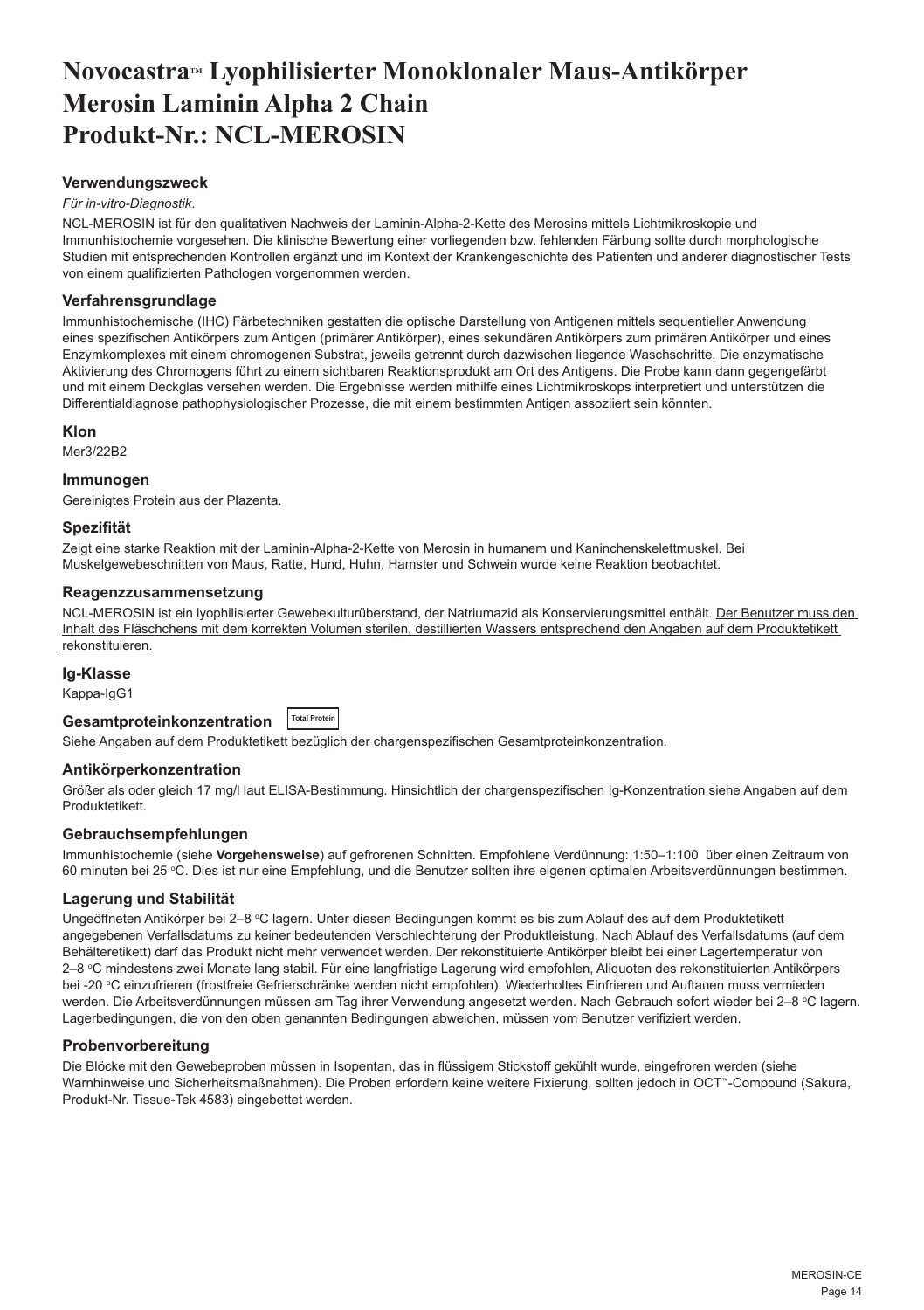# Novocastra™ Lyophilisierter Monoklonaler Maus-Antikörper Merosin Laminin Alpha 2 Chain Produkt-Nr.: NCL-MEROSIN

### Verwendungszweck

*Für in-vitro-Diagnostik*.

NCL-MEROSIN ist für den qualitativen Nachweis der Laminin-Alpha-2-Kette des Merosins mittels Lichtmikroskopie und Immunhistochemie vorgesehen. Die klinische Bewertung einer vorliegenden bzw. fehlenden Färbung sollte durch morphologische Studien mit entsprechenden Kontrollen ergänzt und im Kontext der Krankengeschichte des Patienten und anderer diagnostischer Tests von einem qualifizierten Pathologen vorgenommen werden.

### Verfahrensgrundlage

Immunhistochemische (IHC) Färbetechniken gestatten die optische Darstellung von Antigenen mittels sequentieller Anwendung eines spezifischen Antikörpers zum Antigen (primärer Antikörper), eines sekundären Antikörpers zum primären Antikörper und eines Enzymkomplexes mit einem chromogenen Substrat, jeweils getrennt durch dazwischen liegende Waschschritte. Die enzymatische Aktivierung des Chromogens führt zu einem sichtbaren Reaktionsprodukt am Ort des Antigens. Die Probe kann dann gegengefärbt und mit einem Deckglas versehen werden. Die Ergebnisse werden mithilfe eines Lichtmikroskops interpretiert und unterstützen die Differentialdiagnose pathophysiologischer Prozesse, die mit einem bestimmten Antigen assoziiert sein könnten.

### Klon

Mer3/22B2

### Immunogen

Gereinigtes Protein aus der Plazenta.

### Spezifität

Zeigt eine starke Reaktion mit der Laminin-Alpha-2-Kette von Merosin in humanem und Kaninchenskelettmuskel. Bei Muskelgewebeschnitten von Maus, Ratte, Hund, Huhn, Hamster und Schwein wurde keine Reaktion beobachtet.

### Reagenzzusammensetzung

NCL-MEROSIN ist ein lyophilisierter Gewebekulturüberstand, der Natriumazid als Konservierungsmittel enthält. <u>Der Benutzer muss den Inhalt des Fläschchens mit dem korrekten Volumen sterilen, destillierten Wassers entsprechend den Angaben auf dem Produktetikett rekonstituieren.</u>

### Ig-Klasse

Kappa-IgG1

### Gesamtproteinkonzentration Total Protein

Siehe Angaben auf dem Produktetikett bezüglich der chargenspezifischen Gesamtproteinkonzentration.

### Antikörperkonzentration

Größer als oder gleich 17 mg/l laut ELISA-Bestimmung. Hinsichtlich der chargenspezifischen Ig-Konzentration siehe Angaben auf dem Produktetikett.

### Gebrauchsempfehlungen

Immunhistochemie (siehe **Vorgehensweise**) auf gefrorenen Schnitten. Empfohlene Verdünnung: 1:50–1:100 über einen Zeitraum von 60 minuten bei 25 °C. Dies ist nur eine Empfehlung, und die Benutzer sollten ihre eigenen optimalen Arbeitsverdünnungen bestimmen.

### Lagerung und Stabilität

Ungeöffneten Antikörper bei 2–8 °C lagern. Unter diesen Bedingungen kommt es bis zum Ablauf des auf dem Produktetikett angegebenen Verfallsdatums zu keiner bedeutenden Verschlechterung der Produktleistung. Nach Ablauf des Verfallsdatums (auf dem Behälteretikett) darf das Produkt nicht mehr verwendet werden. Der rekonstituierte Antikörper bleibt bei einer Lagertemperatur von 2–8 °C mindestens zwei Monate lang stabil. Für eine langfristige Lagerung wird empfohlen, Aliquoten des rekonstituierten Antikörpers bei -20 °C einzufrieren (frostfreie Gefrierschränke werden nicht empfohlen). Wiederholtes Einfrieren und Auftauen muss vermieden werden. Die Arbeitsverdünnungen müssen am Tag ihrer Verwendung angesetzt werden. Nach Gebrauch sofort wieder bei 2–8 °C lagern. Lagerbedingungen, die von den oben genannten Bedingungen abweichen, müssen vom Benutzer verifiziert werden.

### Probenvorbereitung

Die Blöcke mit den Gewebeproben müssen in Isopentan, das in flüssigem Stickstoff gekühlt wurde, eingefroren werden (siehe Warnhinweise und Sicherheitsmaßnahmen). Die Proben erfordern keine weitere Fixierung, sollten jedoch in OCT™-Compound (Sakura, Produkt-Nr. Tissue-Tek 4583) eingebettet werden.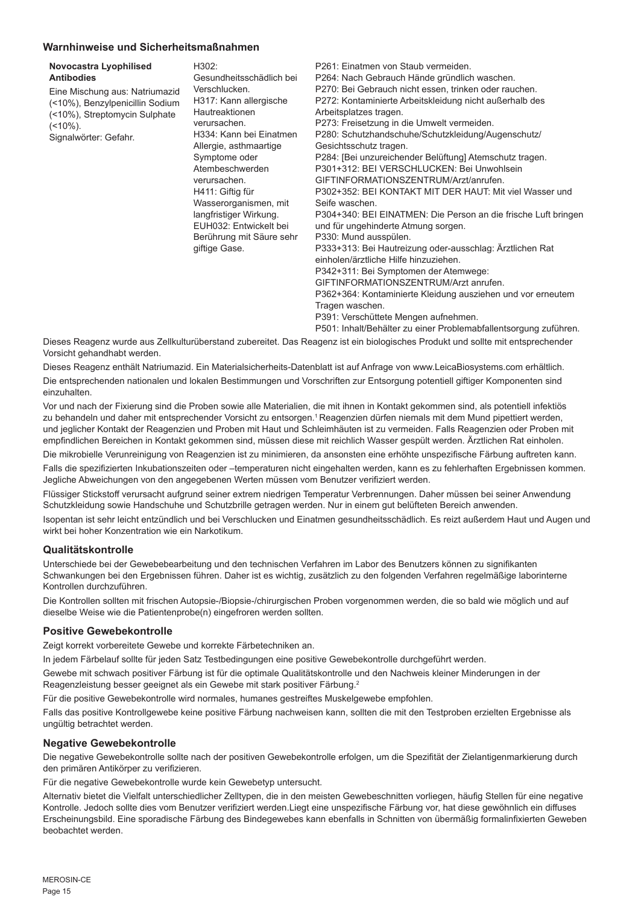## Warnhinweise und Sicherheitsmaßnahmen

| **Novocastra Lyophilised Antibodies** | | |
|---|---|---|
| Eine Mischung aus: Natriumazid (<10%), Benzylpenicillin Sodium (<10%), Streptomycin Sulphate (<10%).<br>Signalwörter: Gefahr. | H302: Gesundheitsschädlich bei Verschlucken.<br>H317: Kann allergische Hautreaktionen verursachen.<br>H334: Kann bei Einatmen Allergie, asthmaartige Symptome oder Atembeschwerden verursachen.<br>H411: Giftig für Wasserorganismen, mit langfristiger Wirkung.<br>EUH032: Entwickelt bei Berührung mit Säure sehr giftige Gase. | P261: Einatmen von Staub vermeiden.<br>P264: Nach Gebrauch Hände gründlich waschen.<br>P270: Bei Gebrauch nicht essen, trinken oder rauchen.<br>P272: Kontaminierte Arbeitskleidung nicht außerhalb des Arbeitsplatzes tragen.<br>P273: Freisetzung in die Umwelt vermeiden.<br>P280: Schutzhandschuhe/Schutzkleidung/Augenschutz/Gesichtsschutz tragen.<br>P284: [Bei unzureichender Belüftung] Atemschutz tragen.<br>P301+312: BEI VERSCHLUCKEN: Bei Unwohlsein GIFTINFORMATIONSZENTRUM/Arzt/anrufen.<br>P302+352: BEI KONTAKT MIT DER HAUT: Mit viel Wasser und Seife waschen.<br>P304+340: BEI EINATMEN: Die Person an die frische Luft bringen und für ungehinderte Atmung sorgen.<br>P330: Mund ausspülen.<br>P333+313: Bei Hautreizung oder-ausschlag: Ärztlichen Rat einholen/ärztliche Hilfe hinzuziehen.<br>P342+311: Bei Symptomen der Atemwege: GIFTINFORMATIONSZENTRUM/Arzt anrufen.<br>P362+364: Kontaminierte Kleidung ausziehen und vor erneutem Tragen waschen.<br>P391: Verschüttete Mengen aufnehmen.<br>P501: Inhalt/Behälter zu einer Problemabfallentsorgung zuführen. |

Dieses Reagenz wurde aus Zellkulturüberstand zubereitet. Das Reagenz ist ein biologisches Produkt und sollte mit entsprechender Vorsicht gehandhabt werden.

Dieses Reagenz enthält Natriumazid. Ein Materialsicherheits-Datenblatt ist auf Anfrage von www.LeicaBiosystems.com erhältlich.

Die entsprechenden nationalen und lokalen Bestimmungen und Vorschriften zur Entsorgung potentiell giftiger Komponenten sind einzuhalten.

Vor und nach der Fixierung sind die Proben sowie alle Materialien, die mit ihnen in Kontakt gekommen sind, als potentiell infektiös zu behandeln und daher mit entsprechender Vorsicht zu entsorgen.[1] Reagenzien dürfen niemals mit dem Mund pipettiert werden, und jeglicher Kontakt der Reagenzien und Proben mit Haut und Schleimhäuten ist zu vermeiden. Falls Reagenzien oder Proben mit empfindlichen Bereichen in Kontakt gekommen sind, müssen diese mit reichlich Wasser gespült werden. Ärztlichen Rat einholen.

Die mikrobielle Verunreinigung von Reagenzien ist zu minimieren, da ansonsten eine erhöhte unspezifische Färbung auftreten kann.

Falls die spezifizierten Inkubationszeiten oder –temperaturen nicht eingehalten werden, kann es zu fehlerhaften Ergebnissen kommen. Jegliche Abweichungen von den angegebenen Werten müssen vom Benutzer verifiziert werden.

Flüssiger Stickstoff verursacht aufgrund seiner extrem niedrigen Temperatur Verbrennungen. Daher müssen bei seiner Anwendung Schutzkleidung sowie Handschuhe und Schutzbrille getragen werden. Nur in einem gut belüfteten Bereich anwenden.

Isopentan ist sehr leicht entzündlich und bei Verschlucken und Einatmen gesundheitsschädlich. Es reizt außerdem Haut und Augen und wirkt bei hoher Konzentration wie ein Narkotikum.

## Qualitätskontrolle

Unterschiede bei der Gewebebearbeitung und den technischen Verfahren im Labor des Benutzers können zu signifikanten Schwankungen bei den Ergebnissen führen. Daher ist es wichtig, zusätzlich zu den folgenden Verfahren regelmäßige laborinterne Kontrollen durchzuführen.

Die Kontrollen sollten mit frischen Autopsie-/Biopsie-/chirurgischen Proben vorgenommen werden, die so bald wie möglich und auf dieselbe Weise wie die Patientenprobe(n) eingefroren werden sollten.

## Positive Gewebekontrolle

Zeigt korrekt vorbereitete Gewebe und korrekte Färbetechniken an.

In jedem Färbelauf sollte für jeden Satz Testbedingungen eine positive Gewebekontrolle durchgeführt werden.

Gewebe mit schwach positiver Färbung ist für die optimale Qualitätskontrolle und den Nachweis kleiner Minderungen in der Reagenzleistung besser geeignet als ein Gewebe mit stark positiver Färbung.[2]

Für die positive Gewebekontrolle wird normales, humanes gestreiftes Muskelgewebe empfohlen.

Falls das positive Kontrollgewebe keine positive Färbung nachweisen kann, sollten die mit den Testproben erzielten Ergebnisse als ungültig betrachtet werden.

## Negative Gewebekontrolle

Die negative Gewebekontrolle sollte nach der positiven Gewebekontrolle erfolgen, um die Spezifität der Zielantigenmarkierung durch den primären Antikörper zu verifizieren.

Für die negative Gewebekontrolle wurde kein Gewebetyp untersucht.

Alternativ bietet die Vielfalt unterschiedlicher Zelltypen, die in den meisten Gewebeschnitten vorliegen, häufig Stellen für eine negative Kontrolle. Jedoch sollte dies vom Benutzer verifiziert werden.Liegt eine unspezifische Färbung vor, hat diese gewöhnlich ein diffuses Erscheinungsbild. Eine sporadische Färbung des Bindegewebes kann ebenfalls in Schnitten von übermäßig formalinfixierten Geweben beobachtet werden.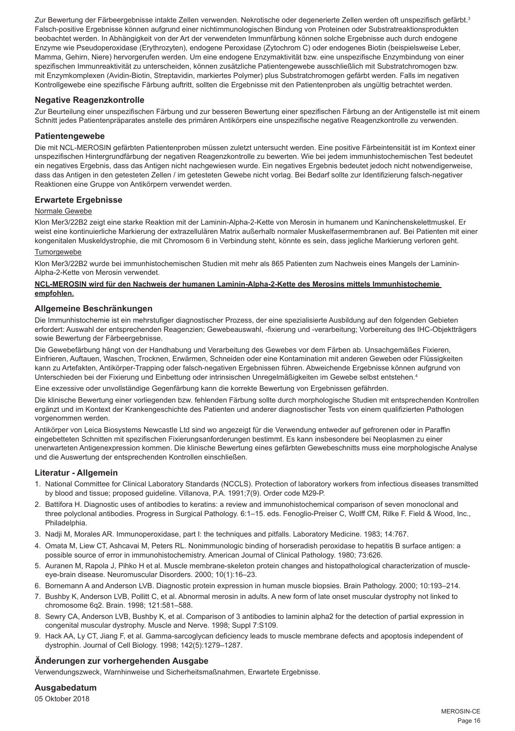Zur Bewertung der Färbeergebnisse intakte Zellen verwenden. Nekrotische oder degenerierte Zellen werden oft unspezifisch gefärbt.[3] Falsch-positive Ergebnisse können aufgrund einer nichtimmunologischen Bindung von Proteinen oder Substratreaktionsprodukten beobachtet werden. In Abhängigkeit von der Art der verwendeten Immunfärbung können solche Ergebnisse auch durch endogene Enzyme wie Pseudoperoxidase (Erythrozyten), endogene Peroxidase (Zytochrom C) oder endogenes Biotin (beispielsweise Leber, Mamma, Gehirn, Niere) hervorgerufen werden. Um eine endogene Enzymaktivität bzw. eine unspezifische Enzymbindung von einer spezifischen Immunreaktivität zu unterscheiden, können zusätzliche Patientengewebe ausschließlich mit Substratchromogen bzw. mit Enzymkomplexen (Avidin-Biotin, Streptavidin, markiertes Polymer) plus Substratchromogen gefärbt werden. Falls im negativen Kontrollgewebe eine spezifische Färbung auftritt, sollten die Ergebnisse mit den Patientenproben als ungültig betrachtet werden.

## Negative Reagenzkontrolle

Zur Beurteilung einer unspezifischen Färbung und zur besseren Bewertung einer spezifischen Färbung an der Antigenstelle ist mit einem Schnitt jedes Patientenpräparates anstelle des primären Antikörpers eine unspezifische negative Reagenzkontrolle zu verwenden.

## Patientengewebe

Die mit NCL-MEROSIN gefärbten Patientenproben müssen zuletzt untersucht werden. Eine positive Färbeintensität ist im Kontext einer unspezifischen Hintergrundfärbung der negativen Reagenzkontrolle zu bewerten. Wie bei jedem immunhistochemischen Test bedeutet ein negatives Ergebnis, dass das Antigen nicht nachgewiesen wurde. Ein negatives Ergebnis bedeutet jedoch nicht notwendigerweise, dass das Antigen in den getesteten Zellen / im getesteten Gewebe nicht vorlag. Bei Bedarf sollte zur Identifizierung falsch-negativer Reaktionen eine Gruppe von Antikörpern verwendet werden.

## Erwartete Ergebnisse

Normale Gewebe

Klon Mer3/22B2 zeigt eine starke Reaktion mit der Laminin-Alpha-2-Kette von Merosin in humanem und Kaninchenskelettmuskel. Er weist eine kontinuierliche Markierung der extrazellulären Matrix außerhalb normaler Muskelfasermembranen auf. Bei Patienten mit einer kongenitalen Muskeldystrophie, die mit Chromosom 6 in Verbindung steht, könnte es sein, dass jegliche Markierung verloren geht.

Tumorgewebe

Klon Mer3/22B2 wurde bei immunhistochemischen Studien mit mehr als 865 Patienten zum Nachweis eines Mangels der Laminin-Alpha-2-Kette von Merosin verwendet.

**NCL-MEROSIN wird für den Nachweis der humanen Laminin-Alpha-2-Kette des Merosins mittels Immunhistochemie empfohlen.**

## Allgemeine Beschränkungen

Die Immunhistochemie ist ein mehrstufiger diagnostischer Prozess, der eine spezialisierte Ausbildung auf den folgenden Gebieten erfordert: Auswahl der entsprechenden Reagenzien; Gewebeauswahl, -fixierung und -verarbeitung; Vorbereitung des IHC-Objektträgers sowie Bewertung der Färbeergebnisse.

Die Gewebefärbung hängt von der Handhabung und Verarbeitung des Gewebes vor dem Färben ab. Unsachgemäßes Fixieren, Einfrieren, Auftauen, Waschen, Trocknen, Erwärmen, Schneiden oder eine Kontamination mit anderen Geweben oder Flüssigkeiten kann zu Artefakten, Antikörper-Trapping oder falsch-negativen Ergebnissen führen. Abweichende Ergebnisse können aufgrund von Unterschieden bei der Fixierung und Einbettung oder intrinsischen Unregelmäßigkeiten im Gewebe selbst entstehen.[4]

Eine exzessive oder unvollständige Gegenfärbung kann die korrekte Bewertung von Ergebnissen gefährden.

Die klinische Bewertung einer vorliegenden bzw. fehlenden Färbung sollte durch morphologische Studien mit entsprechenden Kontrollen ergänzt und im Kontext der Krankengeschichte des Patienten und anderer diagnostischer Tests von einem qualifizierten Pathologen vorgenommen werden.

Antikörper von Leica Biosystems Newcastle Ltd sind wo angezeigt für die Verwendung entweder auf gefrorenen oder in Paraffin eingebetteten Schnitten mit spezifischen Fixierungsanforderungen bestimmt. Es kann insbesondere bei Neoplasmen zu einer unerwarteten Antigenexpression kommen. Die klinische Bewertung eines gefärbten Gewebeschnitts muss eine morphologische Analyse und die Auswertung der entsprechenden Kontrollen einschließen.

## Literatur - Allgemein

1. National Committee for Clinical Laboratory Standards (NCCLS). Protection of laboratory workers from infectious diseases transmitted by blood and tissue; proposed guideline. Villanova, P.A. 1991;7(9). Order code M29-P.
2. Battifora H. Diagnostic uses of antibodies to keratins: a review and immunohistochemical comparison of seven monoclonal and three polyclonal antibodies. Progress in Surgical Pathology. 6:1–15. eds. Fenoglio-Preiser C, Wolff CM, Rilke F. Field & Wood, Inc., Philadelphia.
3. Nadji M, Morales AR. Immunoperoxidase, part I: the techniques and pitfalls. Laboratory Medicine. 1983; 14:767.
4. Omata M, Liew CT, Ashcavai M, Peters RL. Nonimmunologic binding of horseradish peroxidase to hepatitis B surface antigen: a possible source of error in immunohistochemistry. American Journal of Clinical Pathology. 1980; 73:626.
5. Auranen M, Rapola J, Pihko H et al. Muscle membrane-skeleton protein changes and histopathological characterization of muscle-eye-brain disease. Neuromuscular Disorders. 2000; 10(1):16–23.
6. Bornemann A and Anderson LVB. Diagnostic protein expression in human muscle biopsies. Brain Pathology. 2000; 10:193–214.
7. Bushby K, Anderson LVB, Pollitt C, et al. Abnormal merosin in adults. A new form of late onset muscular dystrophy not linked to chromosome 6q2. Brain. 1998; 121:581–588.
8. Sewry CA, Anderson LVB, Bushby K, et al. Comparison of 3 antibodies to laminin alpha2 for the detection of partial expression in congenital muscular dystrophy. Muscle and Nerve. 1998; Suppl 7:S109.
9. Hack AA, Ly CT, Jiang F, et al. Gamma-sarcoglycan deficiency leads to muscle membrane defects and apoptosis independent of dystrophin. Journal of Cell Biology. 1998; 142(5):1279–1287.

## Änderungen zur vorhergehenden Ausgabe

Verwendungszweck, Warnhinweise und Sicherheitsmaßnahmen, Erwartete Ergebnisse.

## Ausgabedatum

05 Oktober 2018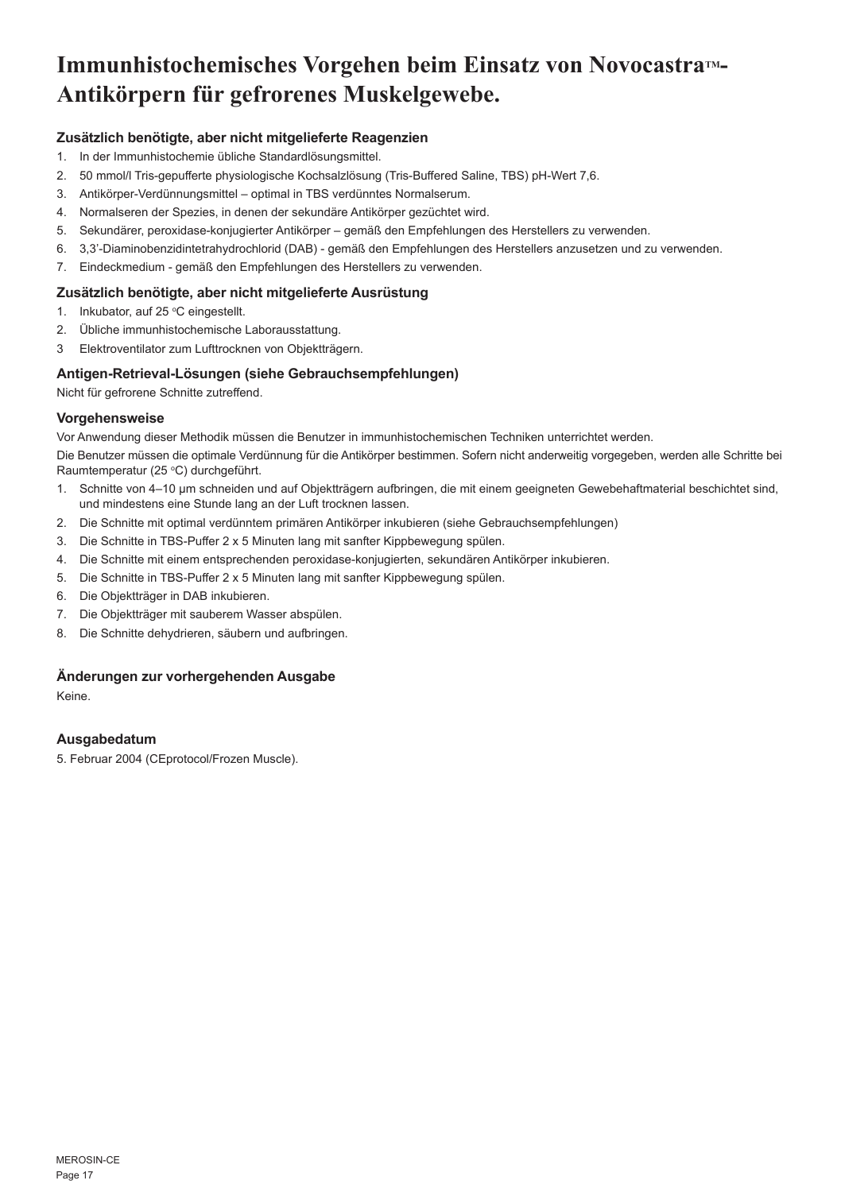# Immunhistochemisches Vorgehen beim Einsatz von Novocastra™-Antikörpern für gefrorenes Muskelgewebe.

### Zusätzlich benötigte, aber nicht mitgelieferte Reagenzien

1. In der Immunhistochemie übliche Standardlösungsmittel.
2. 50 mmol/l Tris-gepufferte physiologische Kochsalzlösung (Tris-Buffered Saline, TBS) pH-Wert 7,6.
3. Antikörper-Verdünnungsmittel – optimal in TBS verdünntes Normalserum.
4. Normalseren der Spezies, in denen der sekundäre Antikörper gezüchtet wird.
5. Sekundärer, peroxidase-konjugierter Antikörper – gemäß den Empfehlungen des Herstellers zu verwenden.
6. 3,3'-Diaminobenzidintetrahydrochlorid (DAB) - gemäß den Empfehlungen des Herstellers anzusetzen und zu verwenden.
7. Eindeckmedium - gemäß den Empfehlungen des Herstellers zu verwenden.

### Zusätzlich benötigte, aber nicht mitgelieferte Ausrüstung

1. Inkubator, auf 25 °C eingestellt.
2. Übliche immunhistochemische Laborausstattung.
3. Elektroventilator zum Lufttrocknen von Objektträgern.

### Antigen-Retrieval-Lösungen (siehe Gebrauchsempfehlungen)

Nicht für gefrorene Schnitte zutreffend.

### Vorgehensweise

Vor Anwendung dieser Methodik müssen die Benutzer in immunhistochemischen Techniken unterrichtet werden.

Die Benutzer müssen die optimale Verdünnung für die Antikörper bestimmen. Sofern nicht anderweitig vorgegeben, werden alle Schritte bei Raumtemperatur (25 °C) durchgeführt.

1. Schnitte von 4–10 µm schneiden und auf Objektträgern aufbringen, die mit einem geeigneten Gewebehaftmaterial beschichtet sind, und mindestens eine Stunde lang an der Luft trocknen lassen.
2. Die Schnitte mit optimal verdünntem primären Antikörper inkubieren (siehe Gebrauchsempfehlungen)
3. Die Schnitte in TBS-Puffer 2 x 5 Minuten lang mit sanfter Kippbewegung spülen.
4. Die Schnitte mit einem entsprechenden peroxidase-konjugierten, sekundären Antikörper inkubieren.
5. Die Schnitte in TBS-Puffer 2 x 5 Minuten lang mit sanfter Kippbewegung spülen.
6. Die Objektträger in DAB inkubieren.
7. Die Objektträger mit sauberem Wasser abspülen.
8. Die Schnitte dehydrieren, säubern und aufbringen.

### Änderungen zur vorhergehenden Ausgabe

Keine.

### Ausgabedatum

5. Februar 2004 (CEprotocol/Frozen Muscle).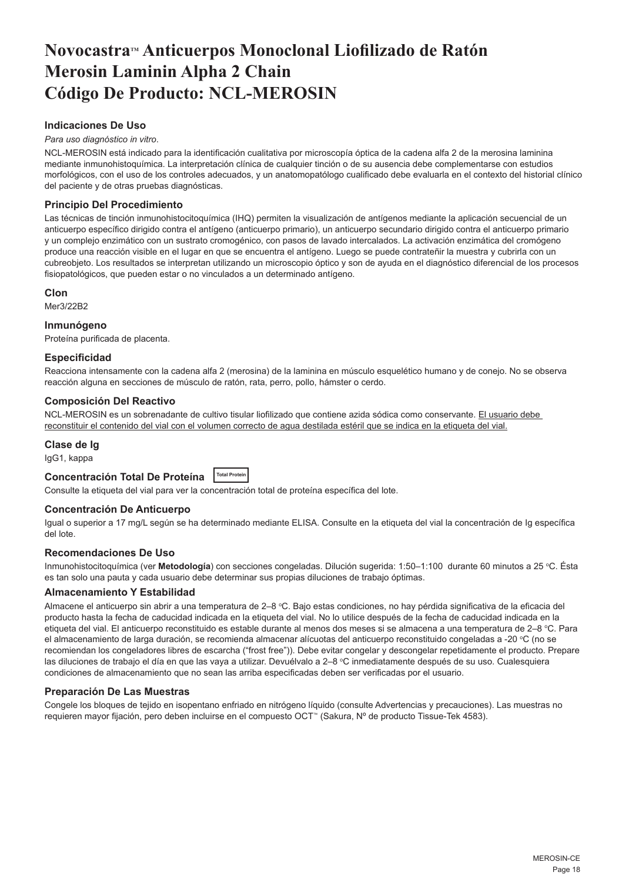# Novocastra™ Anticuerpos Monoclonal Liofilizado de Ratón Merosin Laminin Alpha 2 Chain Código De Producto: NCL-MEROSIN

### Indicaciones De Uso

*Para uso diagnóstico in vitro*.

NCL-MEROSIN está indicado para la identificación cualitativa por microscopía óptica de la cadena alfa 2 de la merosina laminina mediante inmunohistoquímica. La interpretación clínica de cualquier tinción o de su ausencia debe complementarse con estudios morfológicos, con el uso de los controles adecuados, y un anatomopatólogo cualificado debe evaluarla en el contexto del historial clínico del paciente y de otras pruebas diagnósticas.

### Principio Del Procedimiento

Las técnicas de tinción inmunohistocitoquímica (IHQ) permiten la visualización de antígenos mediante la aplicación secuencial de un anticuerpo específico dirigido contra el antígeno (anticuerpo primario), un anticuerpo secundario dirigido contra el anticuerpo primario y un complejo enzimático con un sustrato cromogénico, con pasos de lavado intercalados. La activación enzimática del cromógeno produce una reacción visible en el lugar en que se encuentra el antígeno. Luego se puede contrateñir la muestra y cubrirla con un cubreobjeto. Los resultados se interpretan utilizando un microscopio óptico y son de ayuda en el diagnóstico diferencial de los procesos fisiopatológicos, que pueden estar o no vinculados a un determinado antígeno.

### Clon

Mer3/22B2

### Inmunógeno

Proteína purificada de placenta.

### Especificidad

Reacciona intensamente con la cadena alfa 2 (merosina) de la laminina en músculo esquelético humano y de conejo. No se observa reacción alguna en secciones de músculo de ratón, rata, perro, pollo, hámster o cerdo.

### Composición Del Reactivo

NCL-MEROSIN es un sobrenadante de cultivo tisular liofilizado que contiene azida sódica como conservante. El usuario debe reconstituir el contenido del vial con el volumen correcto de agua destilada estéril que se indica en la etiqueta del vial.

### Clase de Ig

IgG1, kappa

### Concentración Total De Proteína Total Protein

Consulte la etiqueta del vial para ver la concentración total de proteína específica del lote.

### Concentración De Anticuerpo

Igual o superior a 17 mg/L según se ha determinado mediante ELISA. Consulte en la etiqueta del vial la concentración de Ig específica del lote.

### Recomendaciones De Uso

Inmunohistocitoquímica (ver **Metodología**) con secciones congeladas. Dilución sugerida: 1:50–1:100 durante 60 minutos a 25 °C. Ésta es tan solo una pauta y cada usuario debe determinar sus propias diluciones de trabajo óptimas.

### Almacenamiento Y Estabilidad

Almacene el anticuerpo sin abrir a una temperatura de 2–8 °C. Bajo estas condiciones, no hay pérdida significativa de la eficacia del producto hasta la fecha de caducidad indicada en la etiqueta del vial. No lo utilice después de la fecha de caducidad indicada en la etiqueta del vial. El anticuerpo reconstituido es estable durante al menos dos meses si se almacena a una temperatura de 2–8 °C. Para el almacenamiento de larga duración, se recomienda almacenar alícuotas del anticuerpo reconstituido congeladas a -20 °C (no se recomiendan los congeladores libres de escarcha ("frost free")). Debe evitar congelar y descongelar repetidamente el producto. Prepare las diluciones de trabajo el día en que las vaya a utilizar. Devuélvalo a 2–8 °C inmediatamente después de su uso. Cualesquiera condiciones de almacenamiento que no sean las arriba especificadas deben ser verificadas por el usuario.

### Preparación De Las Muestras

Congele los bloques de tejido en isopentano enfriado en nitrógeno líquido (consulte Advertencias y precauciones). Las muestras no requieren mayor fijación, pero deben incluirse en el compuesto OCT™ (Sakura, Nº de producto Tissue-Tek 4583).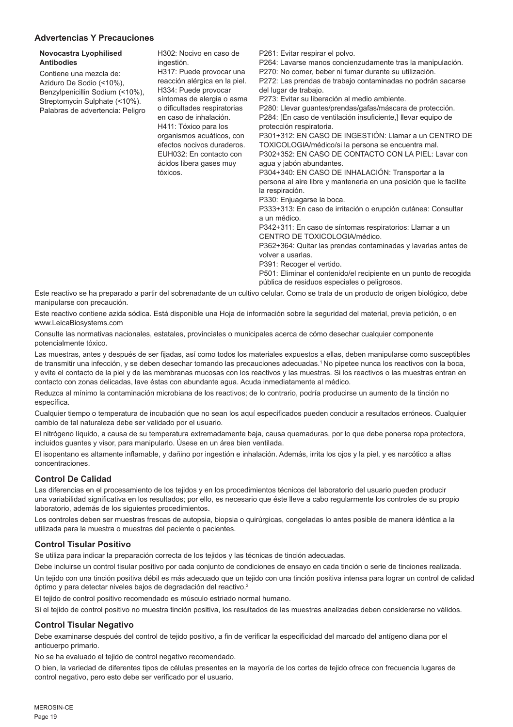## Advertencias Y Precauciones

| Novocastra Lyophilised Antibodies | | |
|---|---|---|
| Contiene una mezcla de: Aziduro De Sodio (<10%), Benzylpenicillin Sodium (<10%), Streptomycin Sulphate (<10%). Palabras de advertencia: Peligro | H302: Nocivo en caso de ingestión.<br>H317: Puede provocar una reacción alérgica en la piel.<br>H334: Puede provocar síntomas de alergia o asma o dificultades respiratorias en caso de inhalación.<br>H411: Tóxico para los organismos acuáticos, con efectos nocivos duraderos.<br>EUH032: En contacto con ácidos libera gases muy tóxicos. | P261: Evitar respirar el polvo.<br>P264: Lavarse manos concienzudamente tras la manipulación.<br>P270: No comer, beber ni fumar durante su utilización.<br>P272: Las prendas de trabajo contaminadas no podrán sacarse del lugar de trabajo.<br>P273: Evitar su liberación al medio ambiente.<br>P280: Llevar guantes/prendas/gafas/máscara de protección.<br>P284: [En caso de ventilación insuficiente,] llevar equipo de protección respiratoria.<br>P301+312: EN CASO DE INGESTIÓN: Llamar a un CENTRO DE TOXICOLOGIA/médico/si la persona se encuentra mal.<br>P302+352: EN CASO DE CONTACTO CON LA PIEL: Lavar con agua y jabón abundantes.<br>P304+340: EN CASO DE INHALACIÓN: Transportar a la persona al aire libre y mantenerla en una posición que le facilite la respiración.<br>P330: Enjuagarse la boca.<br>P333+313: En caso de irritación o erupción cutánea: Consultar a un médico.<br>P342+311: En caso de síntomas respiratorios: Llamar a un CENTRO DE TOXICOLOGIA/médico.<br>P362+364: Quitar las prendas contaminadas y lavarlas antes de volver a usarlas.<br>P391: Recoger el vertido.<br>P501: Eliminar el contenido/el recipiente en un punto de recogida pública de residuos especiales o peligrosos. |

Este reactivo se ha preparado a partir del sobrenadante de un cultivo celular. Como se trata de un producto de origen biológico, debe manipularse con precaución.

Este reactivo contiene azida sódica. Está disponible una Hoja de información sobre la seguridad del material, previa petición, o en www.LeicaBiosystems.com

Consulte las normativas nacionales, estatales, provinciales o municipales acerca de cómo desechar cualquier componente potencialmente tóxico.

Las muestras, antes y después de ser fijadas, así como todos los materiales expuestos a ellas, deben manipularse como susceptibles de transmitir una infección, y se deben desechar tomando las precauciones adecuadas.[1] No pipetee nunca los reactivos con la boca, y evite el contacto de la piel y de las membranas mucosas con los reactivos y las muestras. Si los reactivos o las muestras entran en contacto con zonas delicadas, lave éstas con abundante agua. Acuda inmediatamente al médico.

Reduzca al mínimo la contaminación microbiana de los reactivos; de lo contrario, podría producirse un aumento de la tinción no específica.

Cualquier tiempo o temperatura de incubación que no sean los aquí especificados pueden conducir a resultados erróneos. Cualquier cambio de tal naturaleza debe ser validado por el usuario.

El nitrógeno líquido, a causa de su temperatura extremadamente baja, causa quemaduras, por lo que debe ponerse ropa protectora, incluidos guantes y visor, para manipularlo. Úsese en un área bien ventilada.

El isopentano es altamente inflamable, y dañino por ingestión e inhalación. Además, irrita los ojos y la piel, y es narcótico a altas concentraciones.

## Control De Calidad

Las diferencias en el procesamiento de los tejidos y en los procedimientos técnicos del laboratorio del usuario pueden producir una variabilidad significativa en los resultados; por ello, es necesario que éste lleve a cabo regularmente los controles de su propio laboratorio, además de los siguientes procedimientos.

Los controles deben ser muestras frescas de autopsia, biopsia o quirúrgicas, congeladas lo antes posible de manera idéntica a la utilizada para la muestra o muestras del paciente o pacientes.

## Control Tisular Positivo

Se utiliza para indicar la preparación correcta de los tejidos y las técnicas de tinción adecuadas.

Debe incluirse un control tisular positivo por cada conjunto de condiciones de ensayo en cada tinción o serie de tinciones realizada.

Un tejido con una tinción positiva débil es más adecuado que un tejido con una tinción positiva intensa para lograr un control de calidad óptimo y para detectar niveles bajos de degradación del reactivo.[2]

El tejido de control positivo recomendado es músculo estriado normal humano.

Si el tejido de control positivo no muestra tinción positiva, los resultados de las muestras analizadas deben considerarse no válidos.

## Control Tisular Negativo

Debe examinarse después del control de tejido positivo, a fin de verificar la especificidad del marcado del antígeno diana por el anticuerpo primario.

No se ha evaluado el tejido de control negativo recomendado.

O bien, la variedad de diferentes tipos de células presentes en la mayoría de los cortes de tejido ofrece con frecuencia lugares de control negativo, pero esto debe ser verificado por el usuario.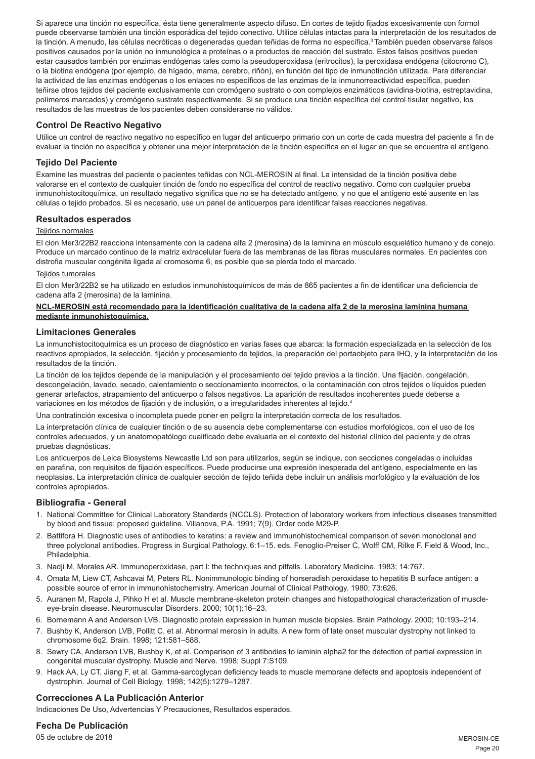Si aparece una tinción no específica, ésta tiene generalmente aspecto difuso. En cortes de tejido fijados excesivamente con formol puede observarse también una tinción esporádica del tejido conectivo. Utilice células intactas para la interpretación de los resultados de la tinción. A menudo, las células necróticas o degeneradas quedan teñidas de forma no específica.[3] También pueden observarse falsos positivos causados por la unión no inmunológica a proteínas o a productos de reacción del sustrato. Estos falsos positivos pueden estar causados también por enzimas endógenas tales como la pseudoperoxidasa (eritrocitos), la peroxidasa endógena (citocromo C), o la biotina endógena (por ejemplo, de hígado, mama, cerebro, riñón), en función del tipo de inmunotinción utilizada. Para diferenciar la actividad de las enzimas endógenas o los enlaces no específicos de las enzimas de la inmunorreactividad específica, pueden teñirse otros tejidos del paciente exclusivamente con cromógeno sustrato o con complejos enzimáticos (avidina-biotina, estreptavidina, polímeros marcados) y cromógeno sustrato respectivamente. Si se produce una tinción específica del control tisular negativo, los resultados de las muestras de los pacientes deben considerarse no válidos.

### Control De Reactivo Negativo

Utilice un control de reactivo negativo no específico en lugar del anticuerpo primario con un corte de cada muestra del paciente a fin de evaluar la tinción no específica y obtener una mejor interpretación de la tinción específica en el lugar en que se encuentra el antígeno.

### Tejido Del Paciente

Examine las muestras del paciente o pacientes teñidas con NCL-MEROSIN al final. La intensidad de la tinción positiva debe valorarse en el contexto de cualquier tinción de fondo no específica del control de reactivo negativo. Como con cualquier prueba inmunohistocitoquímica, un resultado negativo significa que no se ha detectado antígeno, y no que el antígeno esté ausente en las células o tejido probados. Si es necesario, use un panel de anticuerpos para identificar falsas reacciones negativas.

### Resultados esperados

Tejidos normales

El clon Mer3/22B2 reacciona intensamente con la cadena alfa 2 (merosina) de la laminina en músculo esquelético humano y de conejo. Produce un marcado continuo de la matriz extracelular fuera de las membranas de las fibras musculares normales. En pacientes con distrofia muscular congénita ligada al cromosoma 6, es posible que se pierda todo el marcado.

Tejidos tumorales

El clon Mer3/22B2 se ha utilizado en estudios inmunohistoquímicos de más de 865 pacientes a fin de identificar una deficiencia de cadena alfa 2 (merosina) de la laminina.

**NCL-MEROSIN está recomendado para la identificación cualitativa de la cadena alfa 2 de la merosina laminina humana mediante inmunohistoquímica.**

### Limitaciones Generales

La inmunohistocitoquímica es un proceso de diagnóstico en varias fases que abarca: la formación especializada en la selección de los reactivos apropiados, la selección, fijación y procesamiento de tejidos, la preparación del portaobjeto para IHQ, y la interpretación de los resultados de la tinción.

La tinción de los tejidos depende de la manipulación y el procesamiento del tejido previos a la tinción. Una fijación, congelación, descongelación, lavado, secado, calentamiento o seccionamiento incorrectos, o la contaminación con otros tejidos o líquidos pueden generar artefactos, atrapamiento del anticuerpo o falsos negativos. La aparición de resultados incoherentes puede deberse a variaciones en los métodos de fijación y de inclusión, o a irregularidades inherentes al tejido.[4]

Una contratinción excesiva o incompleta puede poner en peligro la interpretación correcta de los resultados.

La interpretación clínica de cualquier tinción o de su ausencia debe complementarse con estudios morfológicos, con el uso de los controles adecuados, y un anatomopatólogo cualificado debe evaluarla en el contexto del historial clínico del paciente y de otras pruebas diagnósticas.

Los anticuerpos de Leica Biosystems Newcastle Ltd son para utilizarlos, según se indique, con secciones congeladas o incluidas en parafina, con requisitos de fijación específicos. Puede producirse una expresión inesperada del antígeno, especialmente en las neoplasias. La interpretación clínica de cualquier sección de tejido teñida debe incluir un análisis morfológico y la evaluación de los controles apropiados.

### Bibliografía - General

1. National Committee for Clinical Laboratory Standards (NCCLS). Protection of laboratory workers from infectious diseases transmitted by blood and tissue; proposed guideline. Villanova, P.A. 1991; 7(9). Order code M29-P.
2. Battifora H. Diagnostic uses of antibodies to keratins: a review and immunohistochemical comparison of seven monoclonal and three polyclonal antibodies. Progress in Surgical Pathology. 6:1–15. eds. Fenoglio-Preiser C, Wolff CM, Rilke F. Field & Wood, Inc., Philadelphia.
3. Nadji M, Morales AR. Immunoperoxidase, part I: the techniques and pitfalls. Laboratory Medicine. 1983; 14:767.
4. Omata M, Liew CT, Ashcavai M, Peters RL. Nonimmunologic binding of horseradish peroxidase to hepatitis B surface antigen: a possible source of error in immunohistochemistry. American Journal of Clinical Pathology. 1980; 73:626.
5. Auranen M, Rapola J, Pihko H et al. Muscle membrane-skeleton protein changes and histopathological characterization of muscle-eye-brain disease. Neuromuscular Disorders. 2000; 10(1):16–23.
6. Bornemann A and Anderson LVB. Diagnostic protein expression in human muscle biopsies. Brain Pathology. 2000; 10:193–214.
7. Bushby K, Anderson LVB, Pollitt C, et al. Abnormal merosin in adults. A new form of late onset muscular dystrophy not linked to chromosome 6q2. Brain. 1998; 121:581–588.
8. Sewry CA, Anderson LVB, Bushby K, et al. Comparison of 3 antibodies to laminin alpha2 for the detection of partial expression in congenital muscular dystrophy. Muscle and Nerve. 1998; Suppl 7:S109.
9. Hack AA, Ly CT, Jiang F, et al. Gamma-sarcoglycan deficiency leads to muscle membrane defects and apoptosis independent of dystrophin. Journal of Cell Biology. 1998; 142(5):1279–1287.

### Correcciones A La Publicación Anterior

Indicaciones De Uso, Advertencias Y Precauciones, Resultados esperados.

### Fecha De Publicación

05 de octubre de 2018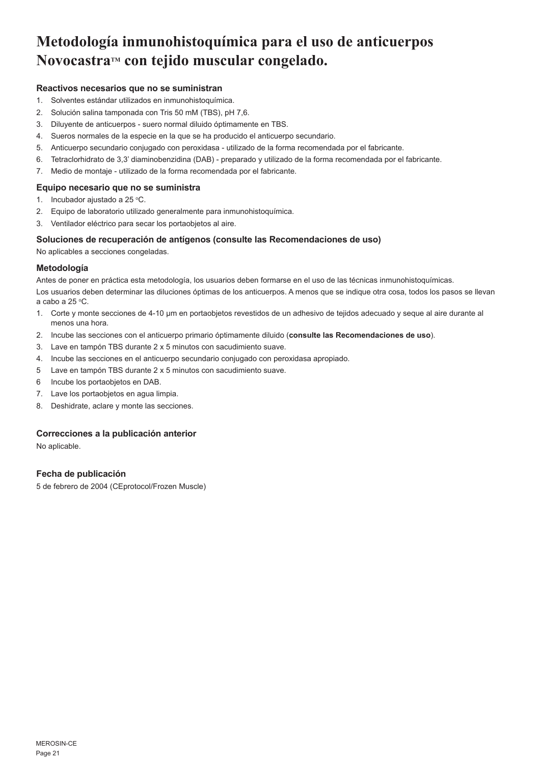# Metodología inmunohistoquímica para el uso de anticuerpos Novocastra™ con tejido muscular congelado.

### Reactivos necesarios que no se suministran

1. Solventes estándar utilizados en inmunohistoquímica.
2. Solución salina tamponada con Tris 50 mM (TBS), pH 7,6.
3. Diluyente de anticuerpos - suero normal diluido óptimamente en TBS.
4. Sueros normales de la especie en la que se ha producido el anticuerpo secundario.
5. Anticuerpo secundario conjugado con peroxidasa - utilizado de la forma recomendada por el fabricante.
6. Tetraclorhidrato de 3,3' diaminobenzidina (DAB) - preparado y utilizado de la forma recomendada por el fabricante.
7. Medio de montaje - utilizado de la forma recomendada por el fabricante.

### Equipo necesario que no se suministra

1. Incubador ajustado a 25 °C.
2. Equipo de laboratorio utilizado generalmente para inmunohistoquímica.
3. Ventilador eléctrico para secar los portaobjetos al aire.

### Soluciones de recuperación de antígenos (consulte las Recomendaciones de uso)

No aplicables a secciones congeladas.

### Metodología

Antes de poner en práctica esta metodología, los usuarios deben formarse en el uso de las técnicas inmunohistoquímicas.

Los usuarios deben determinar las diluciones óptimas de los anticuerpos. A menos que se indique otra cosa, todos los pasos se llevan a cabo a 25 °C.

1. Corte y monte secciones de 4-10 µm en portaobjetos revestidos de un adhesivo de tejidos adecuado y seque al aire durante al menos una hora.
2. Incube las secciones con el anticuerpo primario óptimamente diluido (**consulte las Recomendaciones de uso**).
3. Lave en tampón TBS durante 2 x 5 minutos con sacudimiento suave.
4. Incube las secciones en el anticuerpo secundario conjugado con peroxidasa apropiado.
5. Lave en tampón TBS durante 2 x 5 minutos con sacudimiento suave.
6. Incube los portaobjetos en DAB.
7. Lave los portaobjetos en agua limpia.
8. Deshidrate, aclare y monte las secciones.

### Correcciones a la publicación anterior

No aplicable.

### Fecha de publicación

5 de febrero de 2004 (CEprotocol/Frozen Muscle)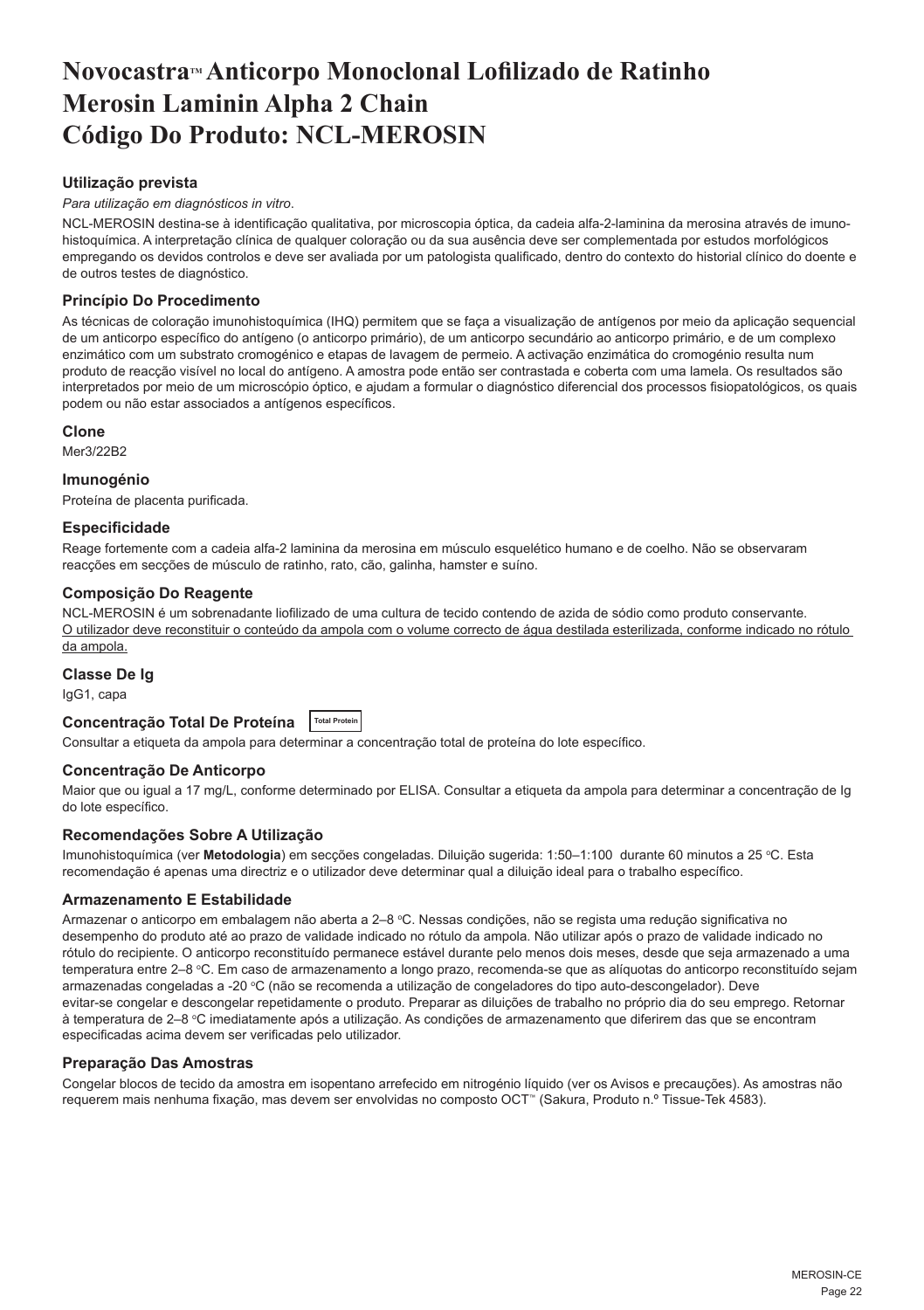# Novocastra™ Anticorpo Monoclonal Lofilizado de Ratinho Merosin Laminin Alpha 2 Chain Código Do Produto: NCL-MEROSIN

### Utilização prevista

*Para utilização em diagnósticos in vitro*.

NCL-MEROSIN destina-se à identificação qualitativa, por microscopia óptica, da cadeia alfa-2-laminina da merosina através de imuno-histoquímica. A interpretação clínica de qualquer coloração ou da sua ausência deve ser complementada por estudos morfológicos empregando os devidos controlos e deve ser avaliada por um patologista qualificado, dentro do contexto do historial clínico do doente e de outros testes de diagnóstico.

### Princípio Do Procedimento

As técnicas de coloração imunohistoquímica (IHQ) permitem que se faça a visualização de antígenos por meio da aplicação sequencial de um anticorpo específico do antígeno (o anticorpo primário), de um anticorpo secundário ao anticorpo primário, e de um complexo enzimático com um substrato cromogénico e etapas de lavagem de permeio. A activação enzimática do cromogénio resulta num produto de reacção visível no local do antígeno. A amostra pode então ser contrastada e coberta com uma lamela. Os resultados são interpretados por meio de um microscópio óptico, e ajudam a formular o diagnóstico diferencial dos processos fisiopatológicos, os quais podem ou não estar associados a antígenos específicos.

### Clone

Mer3/22B2

### Imunogénio

Proteína de placenta purificada.

### Especificidade

Reage fortemente com a cadeia alfa-2 laminina da merosina em músculo esquelético humano e de coelho. Não se observaram reacções em secções de músculo de ratinho, rato, cão, galinha, hamster e suíno.

### Composição Do Reagente

NCL-MEROSIN é um sobrenadante liofilizado de uma cultura de tecido contendo de azida de sódio como produto conservante.
<u>O utilizador deve reconstituir o conteúdo da ampola com o volume correcto de água destilada esterilizada, conforme indicado no rótulo da ampola.</u>

### Classe De Ig

IgG1, capa

### Concentração Total De Proteína `Total Protein`

Consultar a etiqueta da ampola para determinar a concentração total de proteína do lote específico.

### Concentração De Anticorpo

Maior que ou igual a 17 mg/L, conforme determinado por ELISA. Consultar a etiqueta da ampola para determinar a concentração de Ig do lote específico.

### Recomendações Sobre A Utilização

Imunohistoquímica (ver **Metodologia**) em secções congeladas. Diluição sugerida: 1:50–1:100 durante 60 minutos a 25 °C. Esta recomendação é apenas uma directriz e o utilizador deve determinar qual a diluição ideal para o trabalho específico.

### Armazenamento E Estabilidade

Armazenar o anticorpo em embalagem não aberta a 2–8 °C. Nessas condições, não se regista uma redução significativa no desempenho do produto até ao prazo de validade indicado no rótulo da ampola. Não utilizar após o prazo de validade indicado no rótulo do recipiente. O anticorpo reconstituído permanece estável durante pelo menos dois meses, desde que seja armazenado a uma temperatura entre 2–8 °C. Em caso de armazenamento a longo prazo, recomenda-se que as alíquotas do anticorpo reconstituído sejam armazenadas congeladas a -20 °C (não se recomenda a utilização de congeladores do tipo auto-descongelador). Deve evitar-se congelar e descongelar repetidamente o produto. Preparar as diluições de trabalho no próprio dia do seu emprego. Retornar à temperatura de 2–8 °C imediatamente após a utilização. As condições de armazenamento que diferirem das que se encontram especificadas acima devem ser verificadas pelo utilizador.

### Preparação Das Amostras

Congelar blocos de tecido da amostra em isopentano arrefecido em nitrogénio líquido (ver os Avisos e precauções). As amostras não requerem mais nenhuma fixação, mas devem ser envolvidas no composto OCT™ (Sakura, Produto n.º Tissue-Tek 4583).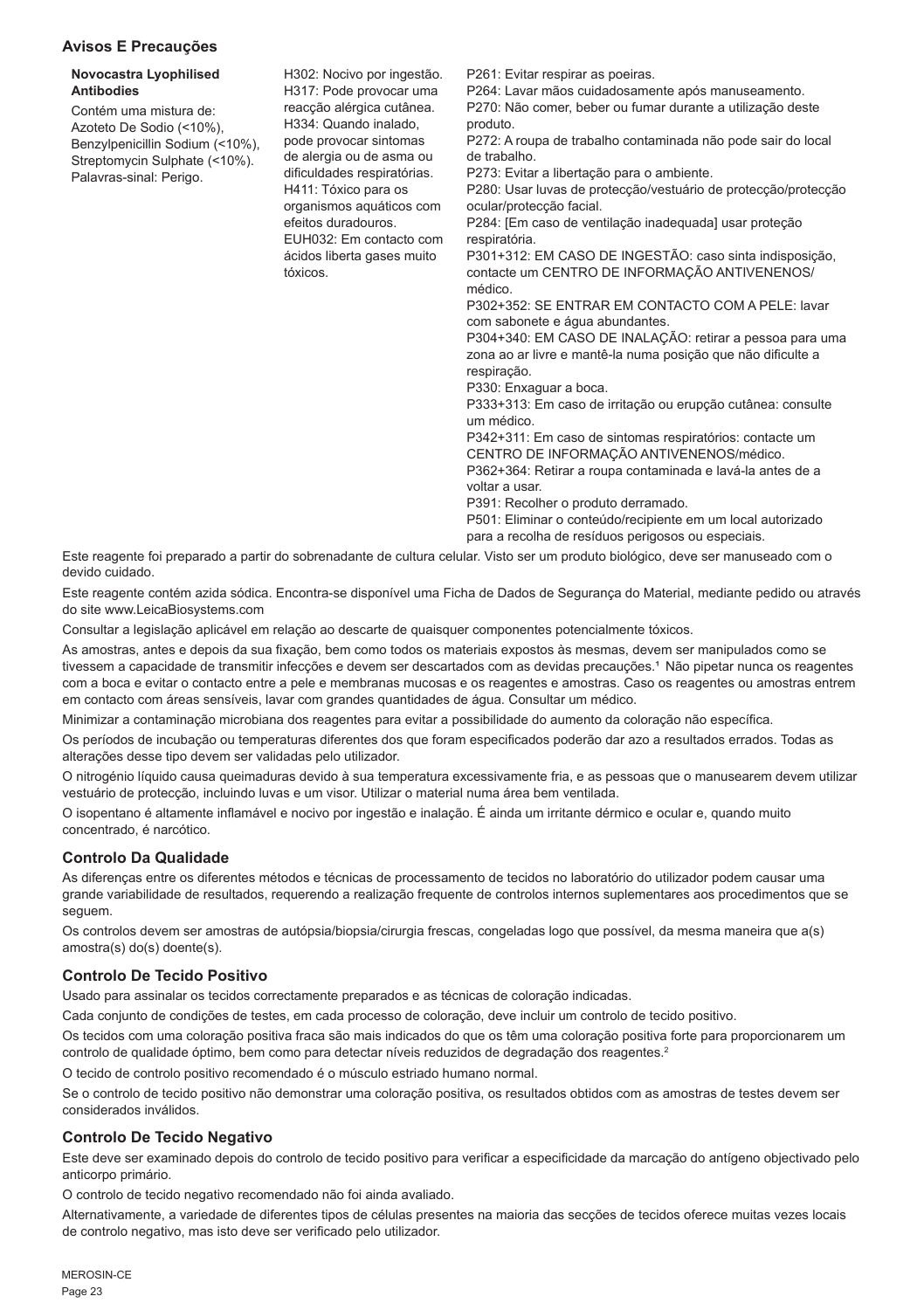## Avisos E Precauções

| | | |
|---|---|---|
| **Novocastra Lyophilised Antibodies**<br>Contém uma mistura de: Azoteto De Sodio (<10%), Benzylpenicillin Sodium (<10%), Streptomycin Sulphate (<10%).<br>Palavras-sinal: Perigo. | H302: Nocivo por ingestão.<br>H317: Pode provocar uma reacção alérgica cutânea.<br>H334: Quando inalado, pode provocar sintomas de alergia ou de asma ou dificuldades respiratórias.<br>H411: Tóxico para os organismos aquáticos com efeitos duradouros.<br>EUH032: Em contacto com ácidos liberta gases muito tóxicos. | P261: Evitar respirar as poeiras.<br>P264: Lavar mãos cuidadosamente após manuseamento.<br>P270: Não comer, beber ou fumar durante a utilização deste produto.<br>P272: A roupa de trabalho contaminada não pode sair do local de trabalho.<br>P273: Evitar a libertação para o ambiente.<br>P280: Usar luvas de protecção/vestuário de protecção/protecção ocular/protecção facial.<br>P284: [Em caso de ventilação inadequada] usar proteção respiratória.<br>P301+312: EM CASO DE INGESTÃO: caso sinta indisposição, contacte um CENTRO DE INFORMAÇÃO ANTIVENENOS/ médico.<br>P302+352: SE ENTRAR EM CONTACTO COM A PELE: lavar com sabonete e água abundantes.<br>P304+340: EM CASO DE INALAÇÃO: retirar a pessoa para uma zona ao ar livre e mantê-la numa posição que não dificulte a respiração.<br>P330: Enxaguar a boca.<br>P333+313: Em caso de irritação ou erupção cutânea: consulte um médico.<br>P342+311: Em caso de sintomas respiratórios: contacte um CENTRO DE INFORMAÇÃO ANTIVENENOS/médico.<br>P362+364: Retirar a roupa contaminada e lavá-la antes de a voltar a usar.<br>P391: Recolher o produto derramado.<br>P501: Eliminar o conteúdo/recipiente em um local autorizado para a recolha de resíduos perigosos ou especiais. |

Este reagente foi preparado a partir do sobrenadante de cultura celular. Visto ser um produto biológico, deve ser manuseado com o devido cuidado.

Este reagente contém azida sódica. Encontra-se disponível uma Ficha de Dados de Segurança do Material, mediante pedido ou através do site www.LeicaBiosystems.com

Consultar a legislação aplicável em relação ao descarte de quaisquer componentes potencialmente tóxicos.

As amostras, antes e depois da sua fixação, bem como todos os materiais expostos às mesmas, devem ser manipulados como se tivessem a capacidade de transmitir infecções e devem ser descartados com as devidas precauções.[1] Não pipetar nunca os reagentes com a boca e evitar o contacto entre a pele e membranas mucosas e os reagentes e amostras. Caso os reagentes ou amostras entrem em contacto com áreas sensíveis, lavar com grandes quantidades de água. Consultar um médico.

Minimizar a contaminação microbiana dos reagentes para evitar a possibilidade do aumento da coloração não específica.

Os períodos de incubação ou temperaturas diferentes dos que foram especificados poderão dar azo a resultados errados. Todas as alterações desse tipo devem ser validadas pelo utilizador.

O nitrogénio líquido causa queimaduras devido à sua temperatura excessivamente fria, e as pessoas que o manusearem devem utilizar vestuário de protecção, incluindo luvas e um visor. Utilizar o material numa área bem ventilada.

O isopentano é altamente inflamável e nocivo por ingestão e inalação. É ainda um irritante dérmico e ocular e, quando muito concentrado, é narcótico.

## Controlo Da Qualidade

As diferenças entre os diferentes métodos e técnicas de processamento de tecidos no laboratório do utilizador podem causar uma grande variabilidade de resultados, requerendo a realização frequente de controlos internos suplementares aos procedimentos que se seguem.

Os controlos devem ser amostras de autópsia/biopsia/cirurgia frescas, congeladas logo que possível, da mesma maneira que a(s) amostra(s) do(s) doente(s).

## Controlo De Tecido Positivo

Usado para assinalar os tecidos correctamente preparados e as técnicas de coloração indicadas.

Cada conjunto de condições de testes, em cada processo de coloração, deve incluir um controlo de tecido positivo.

Os tecidos com uma coloração positiva fraca são mais indicados do que os têm uma coloração positiva forte para proporcionarem um controlo de qualidade óptimo, bem como para detectar níveis reduzidos de degradação dos reagentes.[2]

O tecido de controlo positivo recomendado é o músculo estriado humano normal.

Se o controlo de tecido positivo não demonstrar uma coloração positiva, os resultados obtidos com as amostras de testes devem ser considerados inválidos.

## Controlo De Tecido Negativo

Este deve ser examinado depois do controlo de tecido positivo para verificar a especificidade da marcação do antígeno objectivado pelo anticorpo primário.

O controlo de tecido negativo recomendado não foi ainda avaliado.

Alternativamente, a variedade de diferentes tipos de células presentes na maioria das secções de tecidos oferece muitas vezes locais de controlo negativo, mas isto deve ser verificado pelo utilizador.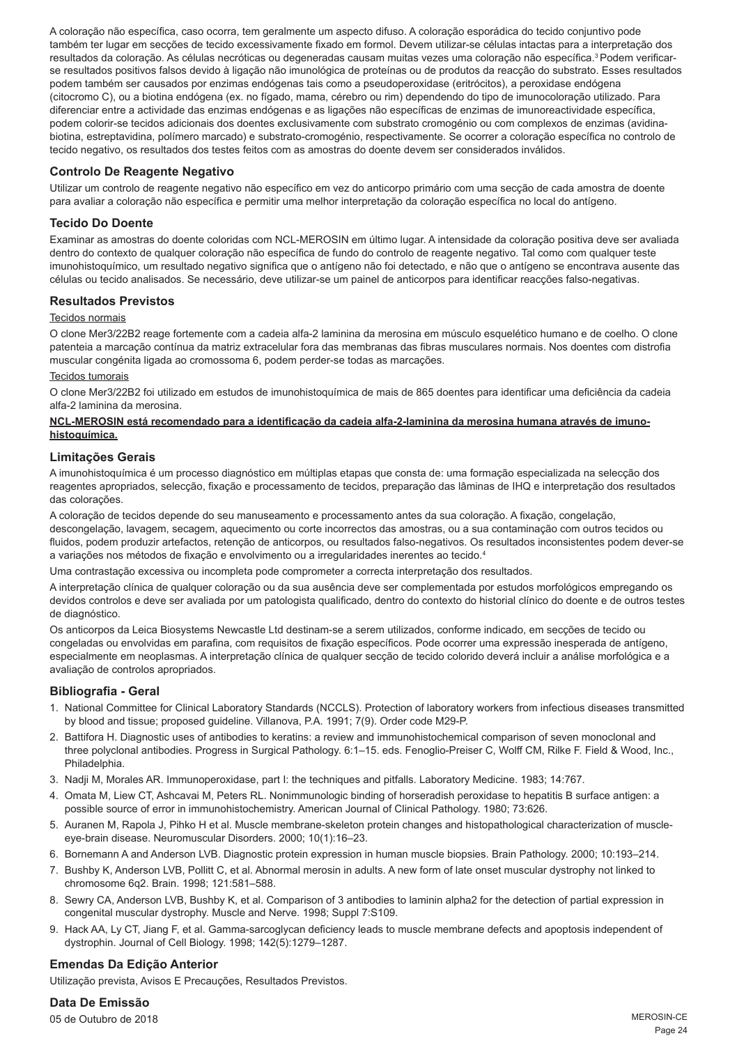A coloração não específica, caso ocorra, tem geralmente um aspecto difuso. A coloração esporádica do tecido conjuntivo pode também ter lugar em secções de tecido excessivamente fixado em formol. Devem utilizar-se células intactas para a interpretação dos resultados da coloração. As células necróticas ou degeneradas causam muitas vezes uma coloração não específica.[3] Podem verificar-se resultados positivos falsos devido à ligação não imunológica de proteínas ou de produtos da reacção do substrato. Esses resultados podem também ser causados por enzimas endógenas tais como a pseudoperoxidase (eritrócitos), a peroxidase endógena (citocromo C), ou a biotina endógena (ex. no fígado, mama, cérebro ou rim) dependendo do tipo de imunocoloração utilizado. Para diferenciar entre a actividade das enzimas endógenas e as ligações não específicas de enzimas de imunoreactividade específica, podem colorir-se tecidos adicionais dos doentes exclusivamente com substrato cromogénio ou com complexos de enzimas (avidina-biotina, estreptavidina, polímero marcado) e substrato-cromogénio, respectivamente. Se ocorrer a coloração específica no controlo de tecido negativo, os resultados dos testes feitos com as amostras do doente devem ser considerados inválidos.

### Controlo De Reagente Negativo

Utilizar um controlo de reagente negativo não específico em vez do anticorpo primário com uma secção de cada amostra de doente para avaliar a coloração não específica e permitir uma melhor interpretação da coloração específica no local do antígeno.

### Tecido Do Doente

Examinar as amostras do doente coloridas com NCL-MEROSIN em último lugar. A intensidade da coloração positiva deve ser avaliada dentro do contexto de qualquer coloração não específica de fundo do controlo de reagente negativo. Tal como com qualquer teste imunohistoquímico, um resultado negativo significa que o antígeno não foi detectado, e não que o antígeno se encontrava ausente das células ou tecido analisados. Se necessário, deve utilizar-se um painel de anticorpos para identificar reacções falso-negativas.

### Resultados Previstos

Tecidos normais

O clone Mer3/22B2 reage fortemente com a cadeia alfa-2 laminina da merosina em músculo esquelético humano e de coelho. O clone patenteia a marcação contínua da matriz extracelular fora das membranas das fibras musculares normais. Nos doentes com distrofia muscular congénita ligada ao cromossoma 6, podem perder-se todas as marcações.

Tecidos tumorais

O clone Mer3/22B2 foi utilizado em estudos de imunohistoquímica de mais de 865 doentes para identificar uma deficiência da cadeia alfa-2 laminina da merosina.

**NCL-MEROSIN está recomendado para a identificação da cadeia alfa-2-laminina da merosina humana através de imuno-histoquímica.**

### Limitações Gerais

A imunohistoquímica é um processo diagnóstico em múltiplas etapas que consta de: uma formação especializada na selecção dos reagentes apropriados, selecção, fixação e processamento de tecidos, preparação das lâminas de IHQ e interpretação dos resultados das colorações.

A coloração de tecidos depende do seu manuseamento e processamento antes da sua coloração. A fixação, congelação, descongelação, lavagem, secagem, aquecimento ou corte incorrectos das amostras, ou a sua contaminação com outros tecidos ou fluidos, podem produzir artefactos, retenção de anticorpos, ou resultados falso-negativos. Os resultados inconsistentes podem dever-se a variações nos métodos de fixação e envolvimento ou a irregularidades inerentes ao tecido.[4]

Uma contrastação excessiva ou incompleta pode comprometer a correcta interpretação dos resultados.

A interpretação clínica de qualquer coloração ou da sua ausência deve ser complementada por estudos morfológicos empregando os devidos controlos e deve ser avaliada por um patologista qualificado, dentro do contexto do historial clínico do doente e de outros testes de diagnóstico.

Os anticorpos da Leica Biosystems Newcastle Ltd destinam-se a serem utilizados, conforme indicado, em secções de tecido ou congeladas ou envolvidas em parafina, com requisitos de fixação específicos. Pode ocorrer uma expressão inesperada de antígeno, especialmente em neoplasmas. A interpretação clínica de qualquer secção de tecido colorido deverá incluir a análise morfológica e a avaliação de controlos apropriados.

### Bibliografia - Geral

1. National Committee for Clinical Laboratory Standards (NCCLS). Protection of laboratory workers from infectious diseases transmitted by blood and tissue; proposed guideline. Villanova, P.A. 1991; 7(9). Order code M29-P.
2. Battifora H. Diagnostic uses of antibodies to keratins: a review and immunohistochemical comparison of seven monoclonal and three polyclonal antibodies. Progress in Surgical Pathology. 6:1–15. eds. Fenoglio-Preiser C, Wolff CM, Rilke F. Field & Wood, Inc., Philadelphia.
3. Nadji M, Morales AR. Immunoperoxidase, part I: the techniques and pitfalls. Laboratory Medicine. 1983; 14:767.
4. Omata M, Liew CT, Ashcavai M, Peters RL. Nonimmunologic binding of horseradish peroxidase to hepatitis B surface antigen: a possible source of error in immunohistochemistry. American Journal of Clinical Pathology. 1980; 73:626.
5. Auranen M, Rapola J, Pihko H et al. Muscle membrane-skeleton protein changes and histopathological characterization of muscle-eye-brain disease. Neuromuscular Disorders. 2000; 10(1):16–23.
6. Bornemann A and Anderson LVB. Diagnostic protein expression in human muscle biopsies. Brain Pathology. 2000; 10:193–214.
7. Bushby K, Anderson LVB, Pollitt C, et al. Abnormal merosin in adults. A new form of late onset muscular dystrophy not linked to chromosome 6q2. Brain. 1998; 121:581–588.
8. Sewry CA, Anderson LVB, Bushby K, et al. Comparison of 3 antibodies to laminin alpha2 for the detection of partial expression in congenital muscular dystrophy. Muscle and Nerve. 1998; Suppl 7:S109.
9. Hack AA, Ly CT, Jiang F, et al. Gamma-sarcoglycan deficiency leads to muscle membrane defects and apoptosis independent of dystrophin. Journal of Cell Biology. 1998; 142(5):1279–1287.

### Emendas Da Edição Anterior

Utilização prevista, Avisos E Precauções, Resultados Previstos.

### Data De Emissão

05 de Outubro de 2018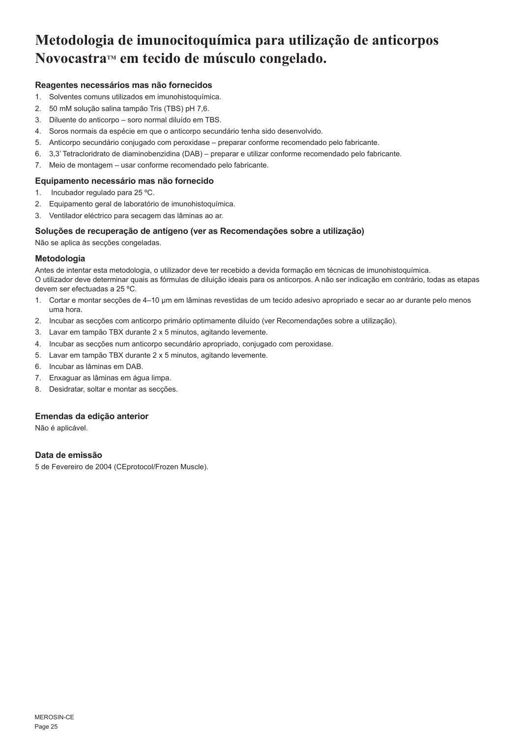# Metodologia de imunocitoquímica para utilização de anticorpos Novocastra™ em tecido de músculo congelado.

### Reagentes necessários mas não fornecidos

1. Solventes comuns utilizados em imunohistoquímica.
2. 50 mM solução salina tampão Tris (TBS) pH 7,6.
3. Diluente do anticorpo – soro normal diluído em TBS.
4. Soros normais da espécie em que o anticorpo secundário tenha sido desenvolvido.
5. Anticorpo secundário conjugado com peroxidase – preparar conforme recomendado pelo fabricante.
6. 3,3' Tetracloridrato de diaminobenzidina (DAB) – preparar e utilizar conforme recomendado pelo fabricante.
7. Meio de montagem – usar conforme recomendado pelo fabricante.

### Equipamento necessário mas não fornecido

1. Incubador regulado para 25 ºC.
2. Equipamento geral de laboratório de imunohistoquímica.
3. Ventilador eléctrico para secagem das lâminas ao ar.

### Soluções de recuperação de antígeno (ver as Recomendações sobre a utilização)

Não se aplica às secções congeladas.

### Metodologia

Antes de intentar esta metodologia, o utilizador deve ter recebido a devida formação em técnicas de imunohistoquímica.
O utilizador deve determinar quais as fórmulas de diluição ideais para os anticorpos. A não ser indicação em contrário, todas as etapas devem ser efectuadas a 25 ºC.

1. Cortar e montar secções de 4–10 µm em lâminas revestidas de um tecido adesivo apropriado e secar ao ar durante pelo menos uma hora.
2. Incubar as secções com anticorpo primário optimamente diluído (ver Recomendações sobre a utilização).
3. Lavar em tampão TBX durante 2 x 5 minutos, agitando levemente.
4. Incubar as secções num anticorpo secundário apropriado, conjugado com peroxidase.
5. Lavar em tampão TBX durante 2 x 5 minutos, agitando levemente.
6. Incubar as lâminas em DAB.
7. Enxaguar as lâminas em água limpa.
8. Desidratar, soltar e montar as secções.

### Emendas da edição anterior

Não é aplicável.

### Data de emissão

5 de Fevereiro de 2004 (CEprotocol/Frozen Muscle).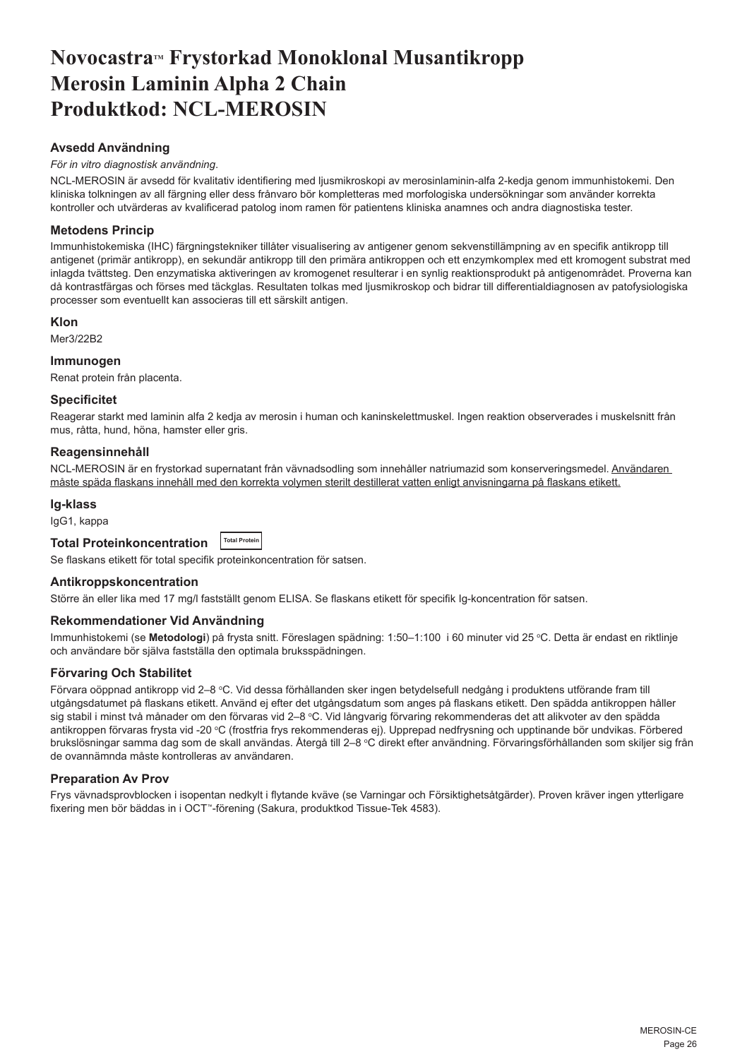# Novocastra™ Frystorkad Monoklonal Musantikropp Merosin Laminin Alpha 2 Chain Produktkod: NCL-MEROSIN

### Avsedd Användning

*För in vitro diagnostisk användning.*

NCL-MEROSIN är avsedd för kvalitativ identifiering med ljusmikroskopi av merosinlaminin-alfa 2-kedja genom immunhistokemi. Den kliniska tolkningen av all färgning eller dess frånvaro bör kompletteras med morfologiska undersökningar som använder korrekta kontroller och utvärderas av kvalificerad patolog inom ramen för patientens kliniska anamnes och andra diagnostiska tester.

### Metodens Princip

Immunhistokemiska (IHC) färgningstekniker tillåter visualisering av antigener genom sekvenstillämpning av en specifik antikropp till antigenet (primär antikropp), en sekundär antikropp till den primära antikroppen och ett enzymkomplex med ett kromogent substrat med inlagda tvättsteg. Den enzymatiska aktiveringen av kromogenet resulterar i en synlig reaktionsprodukt på antigenområdet. Proverna kan då kontrastfärgas och förses med täckglas. Resultaten tolkas med ljusmikroskop och bidrar till differentialdiagnosen av patofysiologiska processer som eventuellt kan associeras till ett särskilt antigen.

### Klon

Mer3/22B2

### Immunogen

Renat protein från placenta.

### Specificitet

Reagerar starkt med laminin alfa 2 kedja av merosin i human och kaninskelettmuskel. Ingen reaktion observerades i muskelsnitt från mus, råtta, hund, höna, hamster eller gris.

### Reagensinnehåll

NCL-MEROSIN är en frystorkad supernatant från vävnadsodling som innehåller natriumazid som konserveringsmedel. Användaren måste späda flaskans innehåll med den korrekta volymen sterilt destillerat vatten enligt anvisningarna på flaskans etikett.

### Ig-klass

IgG1, kappa

### Total Proteinkoncentration Total Protein

Se flaskans etikett för total specifik proteinkoncentration för satsen.

### Antikroppskoncentration

Större än eller lika med 17 mg/l fastställt genom ELISA. Se flaskans etikett för specifik Ig-koncentration för satsen.

### Rekommendationer Vid Användning

Immunhistokemi (se **Metodologi**) på frysta snitt. Föreslagen spädning: 1:50–1:100 i 60 minuter vid 25 °C. Detta är endast en riktlinje och användare bör själva fastställa den optimala bruksspädningen.

### Förvaring Och Stabilitet

Förvara oöppnad antikropp vid 2–8 °C. Vid dessa förhållanden sker ingen betydelsefull nedgång i produktens utförande fram till utgångsdatumet på flaskans etikett. Använd ej efter det utgångsdatum som anges på flaskans etikett. Den spädda antikroppen håller sig stabil i minst två månader om den förvaras vid 2–8 °C. Vid långvarig förvaring rekommenderas det att alikvoter av den spädda antikroppen förvaras frysta vid -20 °C (frostfria frys rekommenderas ej). Upprepad nedfrysning och upptinande bör undvikas. Förbered brukslösningar samma dag som de skall användas. Återgå till 2–8 °C direkt efter användning. Förvaringsförhållanden som skiljer sig från de ovannämnda måste kontrolleras av användaren.

### Preparation Av Prov

Frys vävnadsprovblocken i isopentan nedkylt i flytande kväve (se Varningar och Försiktighetsåtgärder). Proven kräver ingen ytterligare fixering men bör bäddas in i OCT™-förening (Sakura, produktkod Tissue-Tek 4583).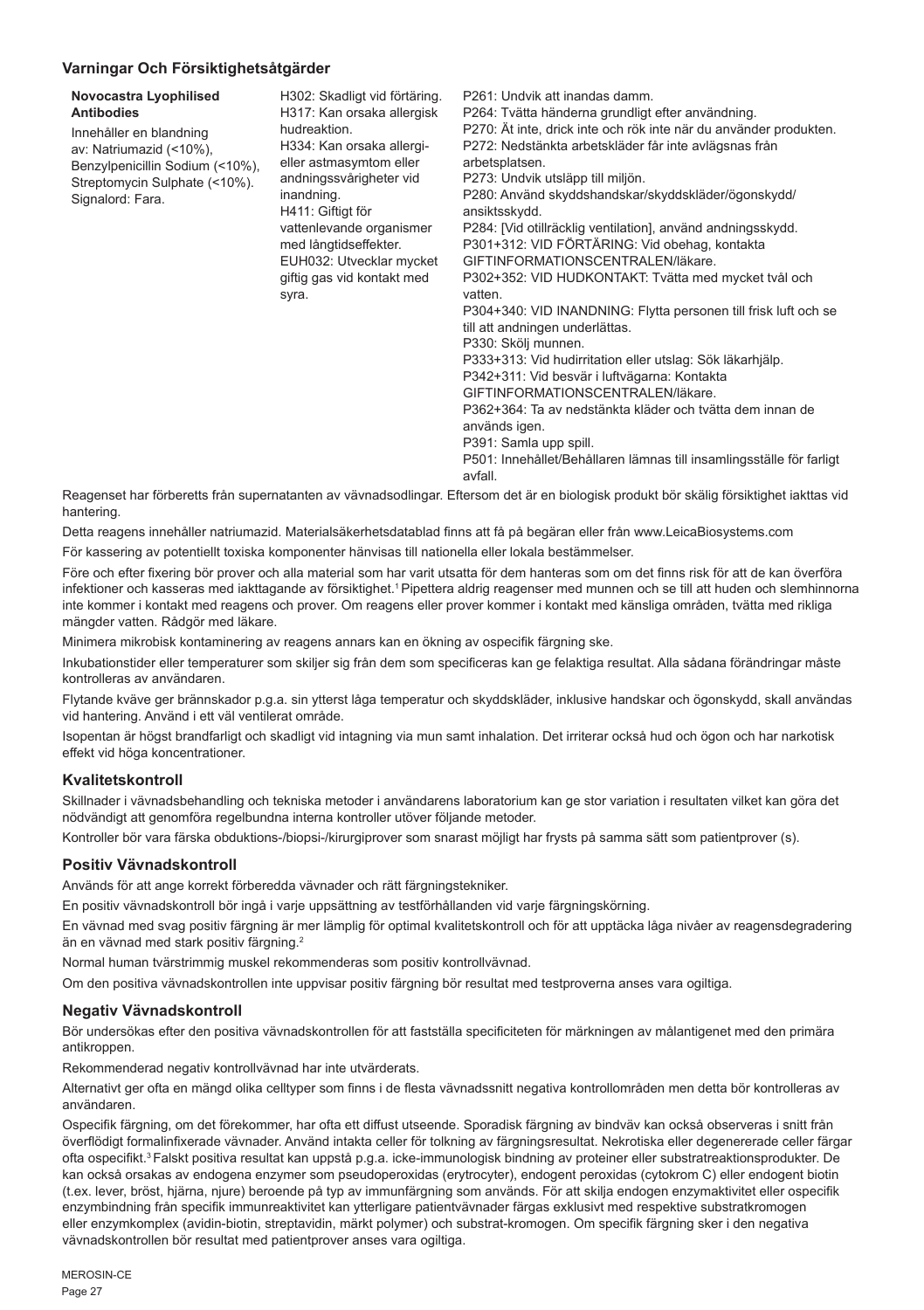### Varningar Och Försiktighetsåtgärder

| **Novocastra Lyophilised Antibodies**<br>Innehåller en blandning av: Natriumazid (<10%), Benzylpenicillin Sodium (<10%), Streptomycin Sulphate (<10%).<br>Signalord: Fara. | H302: Skadligt vid förtäring.<br>H317: Kan orsaka allergisk hudreaktion.<br>H334: Kan orsaka allergi- eller astmasymtom eller andningssvårigheter vid inandning.<br>H411: Giftigt för vattenlevande organismer med långtidseffekter.<br>EUH032: Utvecklar mycket giftig gas vid kontakt med syra. | P261: Undvik att inandas damm.<br>P264: Tvätta händerna grundligt efter användning.<br>P270: Ät inte, drick inte och rök inte när du använder produkten.<br>P272: Nedstänkta arbetskläder får inte avlägsnas från arbetsplatsen.<br>P273: Undvik utsläpp till miljön.<br>P280: Använd skyddshandskar/skyddskläder/ögonskydd/ansiktsskydd.<br>P284: [Vid otillräcklig ventilation], använd andningsskydd.<br>P301+312: VID FÖRTÄRING: Vid obehag, kontakta GIFTINFORMATIONSCENTRALEN/läkare.<br>P302+352: VID HUDKONTAKT: Tvätta med mycket tvål och vatten.<br>P304+340: VID INANDNING: Flytta personen till frisk luft och se till att andningen underlättas.<br>P330: Skölj munnen.<br>P333+313: Vid hudirritation eller utslag: Sök läkarhjälp.<br>P342+311: Vid besvär i luftvägarna: Kontakta GIFTINFORMATIONSCENTRALEN/läkare.<br>P362+364: Ta av nedstänkta kläder och tvätta dem innan de används igen.<br>P391: Samla upp spill.<br>P501: Innehållet/Behållaren lämnas till insamlingsställe för farligt avfall. |
|---|---|---|

Reagenset har förberetts från supernatanten av vävnadsodlingar. Eftersom det är en biologisk produkt bör skälig försiktighet iakttas vid hantering.

Detta reagens innehåller natriumazid. Materialsäkerhetsdatablad finns att få på begäran eller från www.LeicaBiosystems.com

För kassering av potentiellt toxiska komponenter hänvisas till nationella eller lokala bestämmelser.

Före och efter fixering bör prover och alla material som har varit utsatta för dem hanteras som om det finns risk för att de kan överföra infektioner och kasseras med iakttagande av försiktighet.[1] Pipettera aldrig reagenser med munnen och se till att huden och slemhinnorna inte kommer i kontakt med reagens och prover. Om reagens eller prover kommer i kontakt med känsliga områden, tvätta med rikliga mängder vatten. Rådgör med läkare.

Minimera mikrobisk kontaminering av reagens annars kan en ökning av ospecifik färgning ske.

Inkubationstider eller temperaturer som skiljer sig från dem som specificeras kan ge felaktiga resultat. Alla sådana förändringar måste kontrolleras av användaren.

Flytande kväve ger brännskador p.g.a. sin ytterst låga temperatur och skyddskläder, inklusive handskar och ögonskydd, skall användas vid hantering. Använd i ett väl ventilerat område.

Isopentan är högst brandfarligt och skadligt vid intagning via mun samt inhalation. Det irriterar också hud och ögon och har narkotisk effekt vid höga koncentrationer.

### Kvalitetskontroll

Skillnader i vävnadsbehandling och tekniska metoder i användarens laboratorium kan ge stor variation i resultaten vilket kan göra det nödvändigt att genomföra regelbundna interna kontroller utöver följande metoder.

Kontroller bör vara färska obduktions-/biopsi-/kirurgiprover som snarast möjligt har frysts på samma sätt som patientprover (s).

### Positiv Vävnadskontroll

Används för att ange korrekt förberedda vävnader och rätt färgningstekniker.

En positiv vävnadskontroll bör ingå i varje uppsättning av testförhållanden vid varje färgningskörning.

En vävnad med svag positiv färgning är mer lämplig för optimal kvalitetskontroll och för att upptäcka låga nivåer av reagensdegradering än en vävnad med stark positiv färgning.[2]

Normal human tvärstrimmig muskel rekommenderas som positiv kontrollvävnad.

Om den positiva vävnadskontrollen inte uppvisar positiv färgning bör resultat med testproverna anses vara ogiltiga.

### Negativ Vävnadskontroll

Bör undersökas efter den positiva vävnadskontrollen för att fastställa specificiteten för märkningen av målantigenet med den primära antikroppen.

Rekommenderad negativ kontrollvävnad har inte utvärderats.

Alternativt ger ofta en mängd olika celltyper som finns i de flesta vävnadssnitt negativa kontrollområden men detta bör kontrolleras av användaren.

Ospecifik färgning, om det förekommer, har ofta ett diffust utseende. Sporadisk färgning av bindväv kan också observeras i snitt från överflödigt formalinfixerade vävnader. Använd intakta celler för tolkning av färgningsresultat. Nekrotiska eller degenererade celler färgar ofta ospecifikt.[3] Falskt positiva resultat kan uppstå p.g.a. icke-immunologisk bindning av proteiner eller substratreaktionsprodukter. De kan också orsakas av endogena enzymer som pseudoperoxidas (erytrocyter), endogent peroxidas (cytokrom C) eller endogent biotin (t.ex. lever, bröst, hjärna, njure) beroende på typ av immunfärgning som används. För att skilja endogen enzymaktivitet eller ospecifik enzymbindning från specifik immunreaktivitet kan ytterligare patientvävnader färgas exklusivt med respektive substratkromogen eller enzymkomplex (avidin-biotin, streptavidin, märkt polymer) och substrat-kromogen. Om specifik färgning sker i den negativa vävnadskontrollen bör resultat med patientprover anses vara ogiltiga.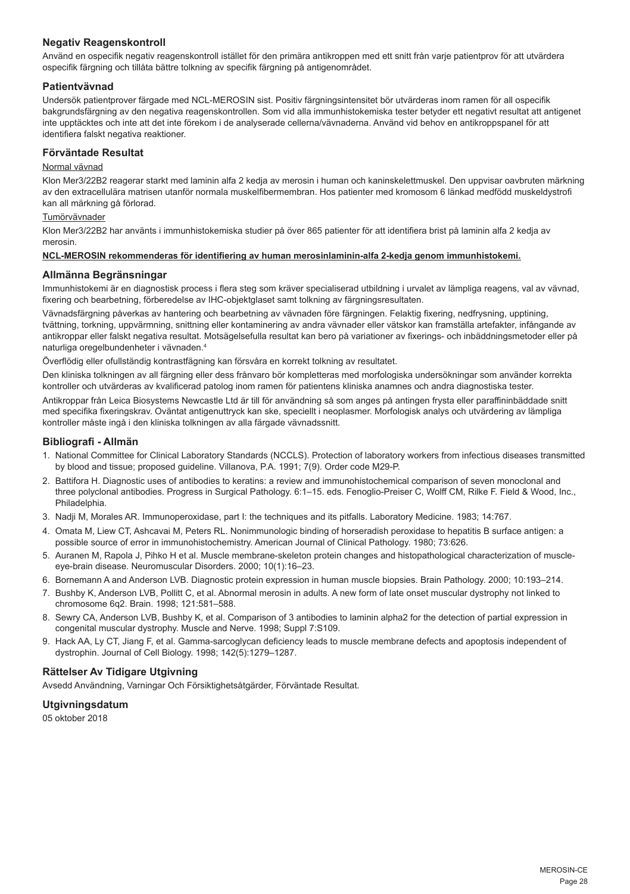## Negativ Reagenskontroll

Använd en ospecifik negativ reagenskontroll istället för den primära antikroppen med ett snitt från varje patientprov för att utvärdera ospecifik färgning och tillåta bättre tolkning av specifik färgning på antigenområdet.

## Patientvävnad

Undersök patientprover färgade med NCL-MEROSIN sist. Positiv färgningsintensitet bör utvärderas inom ramen för all ospecifik bakgrundsfärgning av den negativa reagenskontrollen. Som vid alla immunhistokemiska tester betyder ett negativt resultat att antigenet inte upptäcktes och inte att det inte förekom i de analyserade cellerna/vävnaderna. Använd vid behov en antikroppspanel för att identifiera falskt negativa reaktioner.

## Förväntade Resultat

Normal vävnad

Klon Mer3/22B2 reagerar starkt med laminin alfa 2 kedja av merosin i human och kaninskelettmuskel. Den uppvisar oavbruten märkning av den extracellulära matrisen utanför normala muskelfibermembran. Hos patienter med kromosom 6 länkad medfödd muskeldystrofi kan all märkning gå förlorad.

Tumörvävnader

Klon Mer3/22B2 har använts i immunhistokemiska studier på över 865 patienter för att identifiera brist på laminin alfa 2 kedja av merosin.

**NCL-MEROSIN rekommenderas för identifiering av human merosinlaminin-alfa 2-kedja genom immunhistokemi.**

## Allmänna Begränsningar

Immunhistokemi är en diagnostisk process i flera steg som kräver specialiserad utbildning i urvalet av lämpliga reagens, val av vävnad, fixering och bearbetning, förberedelse av IHC-objektglaset samt tolkning av färgningsresultaten.

Vävnadsfärgning påverkas av hantering och bearbetning av vävnaden före färgningen. Felaktig fixering, nedfrysning, upptining, tvättning, torkning, uppvärmning, snittning eller kontaminering av andra vävnader eller vätskor kan framställa artefakter, infångande av antikroppar eller falskt negativa resultat. Motsägelsefulla resultat kan bero på variationer av fixerings- och inbäddningsmetoder eller på naturliga oregelbundenheter i vävnaden.[4]

Överflödig eller ofullständig kontrastfägning kan försvåra en korrekt tolkning av resultatet.

Den kliniska tolkningen av all färgning eller dess frånvaro bör kompletteras med morfologiska undersökningar som använder korrekta kontroller och utvärderas av kvalificerad patolog inom ramen för patientens kliniska anamnes och andra diagnostiska tester.

Antikroppar från Leica Biosystems Newcastle Ltd är till för användning så som anges på antingen frysta eller paraffininbäddade snitt med specifika fixeringskrav. Oväntat antigenuttryck kan ske, speciellt i neoplasmer. Morfologisk analys och utvärdering av lämpliga kontroller måste ingå i den kliniska tolkningen av alla färgade vävnadssnitt.

## Bibliografi - Allmän

1. National Committee for Clinical Laboratory Standards (NCCLS). Protection of laboratory workers from infectious diseases transmitted by blood and tissue; proposed guideline. Villanova, P.A. 1991; 7(9). Order code M29-P.
2. Battifora H. Diagnostic uses of antibodies to keratins: a review and immunohistochemical comparison of seven monoclonal and three polyclonal antibodies. Progress in Surgical Pathology. 6:1–15. eds. Fenoglio-Preiser C, Wolff CM, Rilke F. Field & Wood, Inc., Philadelphia.
3. Nadji M, Morales AR. Immunoperoxidase, part I: the techniques and its pitfalls. Laboratory Medicine. 1983; 14:767.
4. Omata M, Liew CT, Ashcavai M, Peters RL. Nonimmunologic binding of horseradish peroxidase to hepatitis B surface antigen: a possible source of error in immunohistochemistry. American Journal of Clinical Pathology. 1980; 73:626.
5. Auranen M, Rapola J, Pihko H et al. Muscle membrane-skeleton protein changes and histopathological characterization of muscle-eye-brain disease. Neuromuscular Disorders. 2000; 10(1):16–23.
6. Bornemann A and Anderson LVB. Diagnostic protein expression in human muscle biopsies. Brain Pathology. 2000; 10:193–214.
7. Bushby K, Anderson LVB, Pollitt C, et al. Abnormal merosin in adults. A new form of late onset muscular dystrophy not linked to chromosome 6q2. Brain. 1998; 121:581–588.
8. Sewry CA, Anderson LVB, Bushby K, et al. Comparison of 3 antibodies to laminin alpha2 for the detection of partial expression in congenital muscular dystrophy. Muscle and Nerve. 1998; Suppl 7:S109.
9. Hack AA, Ly CT, Jiang F, et al. Gamma-sarcoglycan deficiency leads to muscle membrane defects and apoptosis independent of dystrophin. Journal of Cell Biology. 1998; 142(5):1279–1287.

## Rättelser Av Tidigare Utgivning

Avsedd Användning, Varningar Och Försiktighetsåtgärder, Förväntade Resultat.

## Utgivningsdatum

05 oktober 2018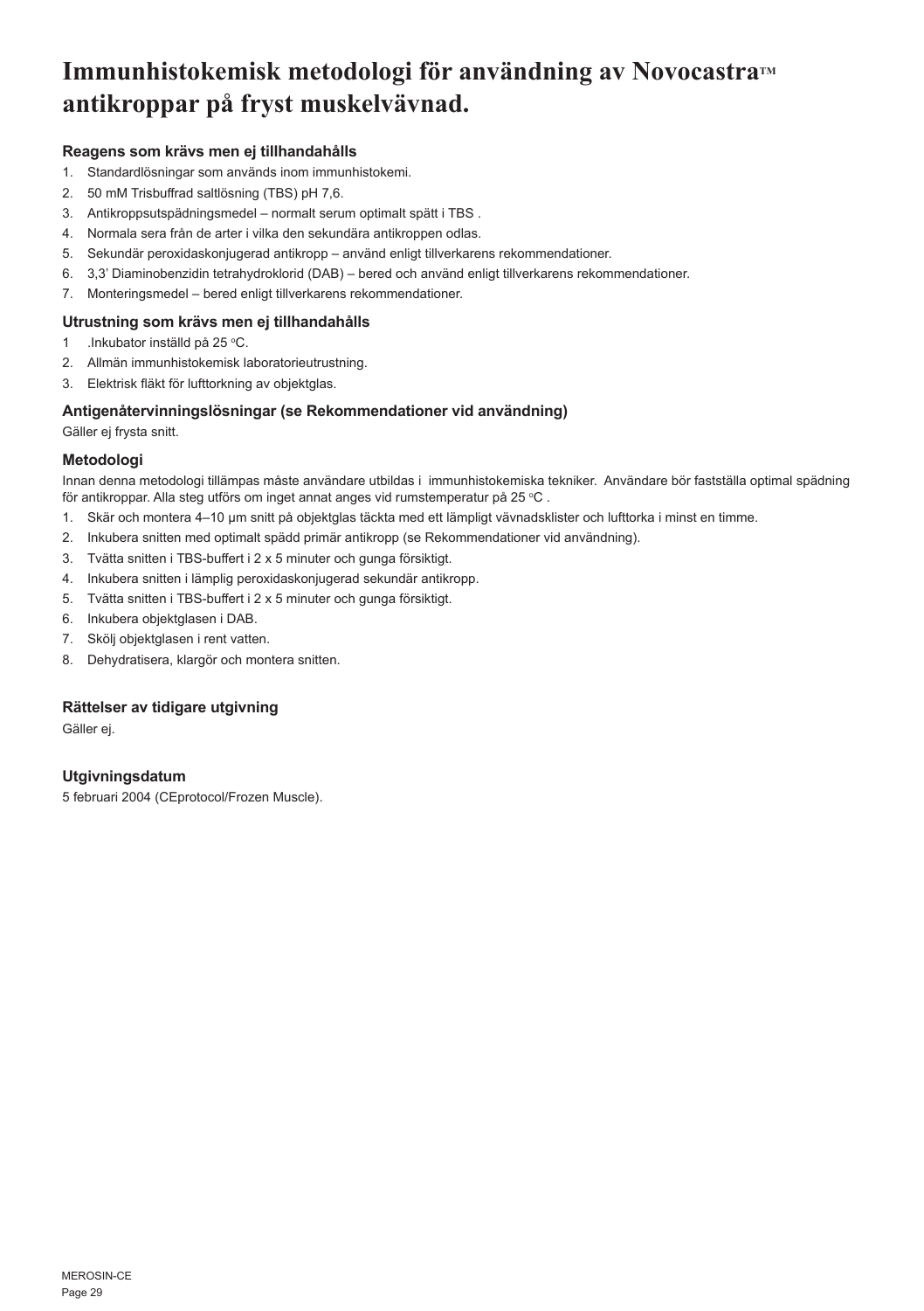# Immunhistokemisk metodologi för användning av Novocastra™ antikroppar på fryst muskelvävnad.

### Reagens som krävs men ej tillhandahålls

1. Standardlösningar som används inom immunhistokemi.
2. 50 mM Trisbuffrad saltlösning (TBS) pH 7,6.
3. Antikroppsutspädningsmedel – normalt serum optimalt spätt i TBS .
4. Normala sera från de arter i vilka den sekundära antikroppen odlas.
5. Sekundär peroxidaskonjugerad antikropp – använd enligt tillverkarens rekommendationer.
6. 3,3' Diaminobenzidin tetrahydroklorid (DAB) – bered och använd enligt tillverkarens rekommendationer.
7. Monteringsmedel – bered enligt tillverkarens rekommendationer.

### Utrustning som krävs men ej tillhandahålls

1. Inkubator inställd på 25 °C.
2. Allmän immunhistokemisk laboratorieutrustning.
3. Elektrisk fläkt för lufttorkning av objektglas.

### Antigenåtervinningslösningar (se Rekommendationer vid användning)

Gäller ej frysta snitt.

### Metodologi

Innan denna metodologi tillämpas måste användare utbildas i immunhistokemiska tekniker. Användare bör fastställa optimal spädning för antikroppar. Alla steg utförs om inget annat anges vid rumstemperatur på 25 °C .

1. Skär och montera 4–10 µm snitt på objektglas täckta med ett lämpligt vävnadsklister och lufttorka i minst en timme.
2. Inkubera snitten med optimalt spädd primär antikropp (se Rekommendationer vid användning).
3. Tvätta snitten i TBS-buffert i 2 x 5 minuter och gunga försiktigt.
4. Inkubera snitten i lämplig peroxidaskonjugerad sekundär antikropp.
5. Tvätta snitten i TBS-buffert i 2 x 5 minuter och gunga försiktigt.
6. Inkubera objektglasen i DAB.
7. Skölj objektglasen i rent vatten.
8. Dehydratisera, klargör och montera snitten.

### Rättelser av tidigare utgivning

Gäller ej.

### Utgivningsdatum

5 februari 2004 (CEprotocol/Frozen Muscle).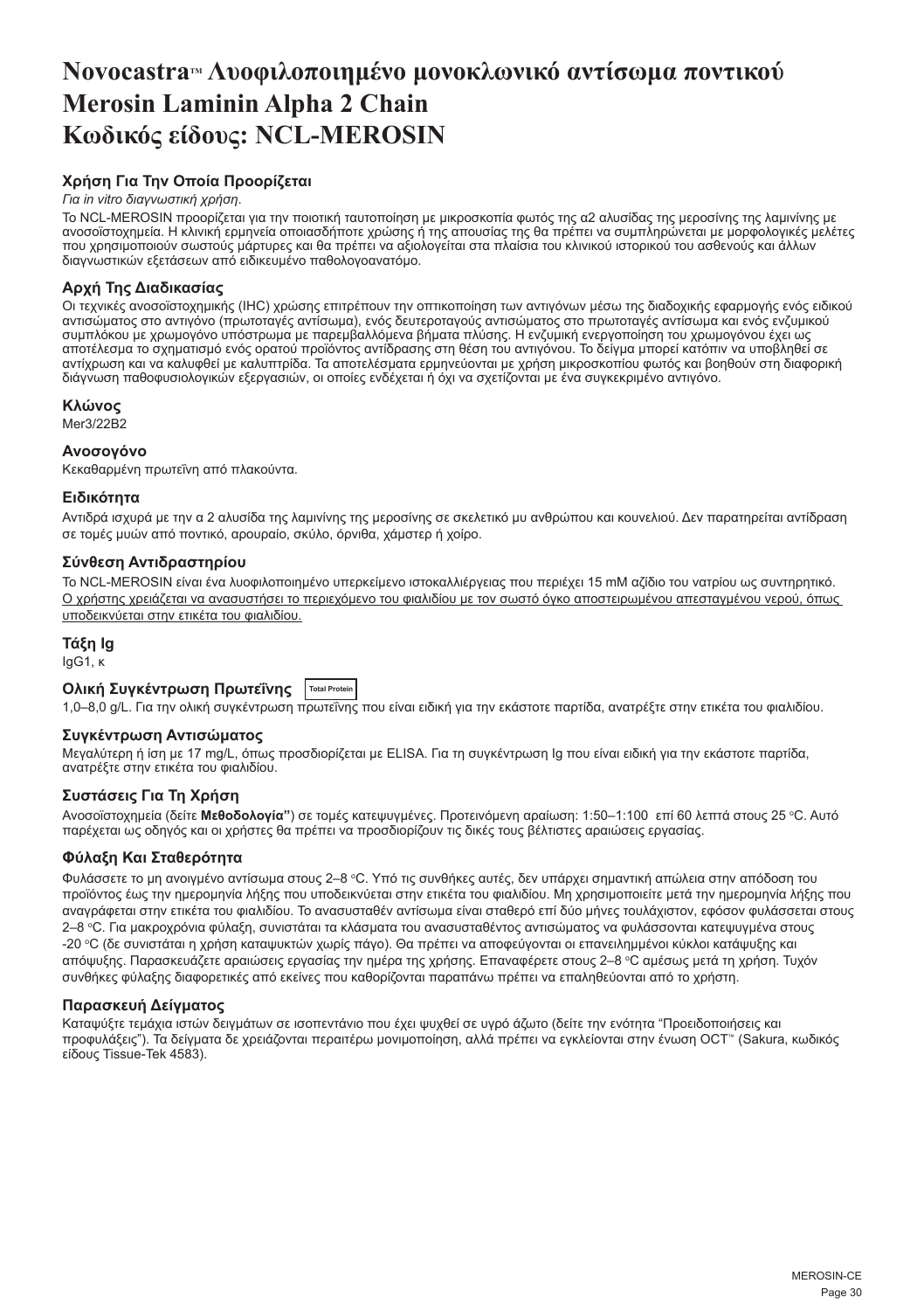# Novocastra™ Λυοφιλοποιημένο μονοκλωνικό αντίσωμα ποντικού Merosin Laminin Alpha 2 Chain Κωδικός είδους: NCL-MEROSIN

### Χρήση Για Την Οποία Προορίζεται

*Για in vitro διαγνωστική χρήση.*

Το NCL-MEROSIN προορίζεται για την ποιοτική ταυτοποίηση με μικροσκοπία φωτός της α2 αλυσίδας της μεροσίνης της λαμινίνης με ανοσοϊστοχημεία. Η κλινική ερμηνεία οποιασδήποτε χρώσης ή της απουσίας της θα πρέπει να συμπληρώνεται με μορφολογικές μελέτες που χρησιμοποιούν σωστούς μάρτυρες και θα πρέπει να αξιολογείται στα πλαίσια του κλινικού ιστορικού του ασθενούς και άλλων διαγνωστικών εξετάσεων από ειδικευμένο παθολογοανατόμο.

### Αρχή Της Διαδικασίας

Οι τεχνικές ανοσοϊστοχημικής (IHC) χρώσης επιτρέπουν την οπτικοποίηση των αντιγόνων μέσω της διαδοχικής εφαρμογής ενός ειδικού αντισώματος στο αντιγόνο (πρωτοταγές αντίσωμα), ενός δευτεροταγούς αντισώματος στο πρωτοταγές αντίσωμα και ενός ενζυμικού συμπλόκου με χρωμογόνο υπόστρωμα με παρεμβαλλόμενα βήματα πλύσης. Η ενζυμική ενεργοποίηση του χρωμογόνου έχει ως αποτέλεσμα το σχηματισμό ενός ορατού προϊόντος αντίδρασης στη θέση του αντιγόνου. Το δείγμα μπορεί κατόπιν να υποβληθεί σε αντίχρωση και να καλυφθεί με καλυπτρίδα. Τα αποτελέσματα ερμηνεύονται με χρήση μικροσκοπίου φωτός και βοηθούν στη διαφορική διάγνωση παθοφυσιολογικών εξεργασιών, οι οποίες ενδέχεται ή όχι να σχετίζονται με ένα συγκεκριμένο αντιγόνο.

### Κλώνος

Mer3/22B2

### Ανοσογόνο

Κεκαθαρμένη πρωτεΐνη από πλακούντα.

### Ειδικότητα

Αντιδρά ισχυρά με την α 2 αλυσίδα της λαμινίνης της μεροσίνης σε σκελετικό μυ ανθρώπου και κουνελιού. Δεν παρατηρείται αντίδραση σε τομές μυών από ποντικό, αρουραίο, σκύλο, όρνιθα, χάμστερ ή χοίρο.

### Σύνθεση Αντιδραστηρίου

Το NCL-MEROSIN είναι ένα λυοφιλοποιημένο υπερκείμενο ιστοκαλλιέργειας που περιέχει 15 mM αζίδιο του νατρίου ως συντηρητικό. Ο χρήστης χρειάζεται να ανασυστήσει το περιεχόμενο του φιαλιδίου με τον σωστό όγκο αποστειρωμένου απεσταγμένου νερού, όπως υποδεικνύεται στην ετικέτα του φιαλιδίου.

### Τάξη Ig

IgG1, κ

### Ολική Συγκέντρωση Πρωτεΐνης Total Protein

1,0–8,0 g/L. Για την ολική συγκέντρωση πρωτεΐνης που είναι ειδική για την εκάστοτε παρτίδα, ανατρέξτε στην ετικέτα του φιαλιδίου.

### Συγκέντρωση Αντισώματος

Μεγαλύτερη ή ίση με 17 mg/L, όπως προσδιορίζεται με ELISA. Για τη συγκέντρωση Ig που είναι ειδική για την εκάστοτε παρτίδα, ανατρέξτε στην ετικέτα του φιαλιδίου.

### Συστάσεις Για Τη Χρήση

Ανοσοϊστοχημεία (δείτε **Μεθοδολογία"**) σε τομές κατεψυγμένες. Προτεινόμενη αραίωση: 1:50–1:100 επί 60 λεπτά στους 25 °C. Αυτό παρέχεται ως οδηγός και οι χρήστες θα πρέπει να προσδιορίζουν τις δικές τους βέλτιστες αραιώσεις εργασίας.

### Φύλαξη Και Σταθερότητα

Φυλάσσετε το μη ανοιγμένο αντίσωμα στους 2–8 °C. Υπό τις συνθήκες αυτές, δεν υπάρχει σημαντική απώλεια στην απόδοση του προϊόντος έως την ημερομηνία λήξης που υποδεικνύεται στην ετικέτα του φιαλιδίου. Μη χρησιμοποιείτε μετά την ημερομηνία λήξης που αναγράφεται στην ετικέτα του φιαλιδίου. Το ανασυσταθέν αντίσωμα είναι σταθερό επί δύο μήνες τουλάχιστον, εφόσον φυλάσσεται στους 2–8 °C. Για μακροχρόνια φύλαξη, συνιστάται τα κλάσματα του ανασυσταθέντος αντισώματος να φυλάσσονται κατεψυγμένα στους -20 °C (δε συνιστάται η χρήση καταψυκτών χωρίς πάγο). Θα πρέπει να αποφεύγονται οι επανειλημμένοι κύκλοι κατάψυξης και απόψυξης. Παρασκευάζετε αραιώσεις εργασίας την ημέρα της χρήσης. Επαναφέρετε στους 2–8 °C αμέσως μετά τη χρήση. Τυχόν συνθήκες φύλαξης διαφορετικές από εκείνες που καθορίζονται παραπάνω πρέπει να επαληθεύονται από το χρήστη.

### Παρασκευή Δείγματος

Καταψύξτε τεμάχια ιστών δειγμάτων σε ισοπεντάνιο που έχει ψυχθεί σε υγρό άζωτο (δείτε την ενότητα "Προειδοποιήσεις και προφυλάξεις"). Τα δείγματα δε χρειάζονται περαιτέρω μονιμοποίηση, αλλά πρέπει να εγκλείονται στην ένωση OCT™ (Sakura, κωδικός είδους Tissue-Tek 4583).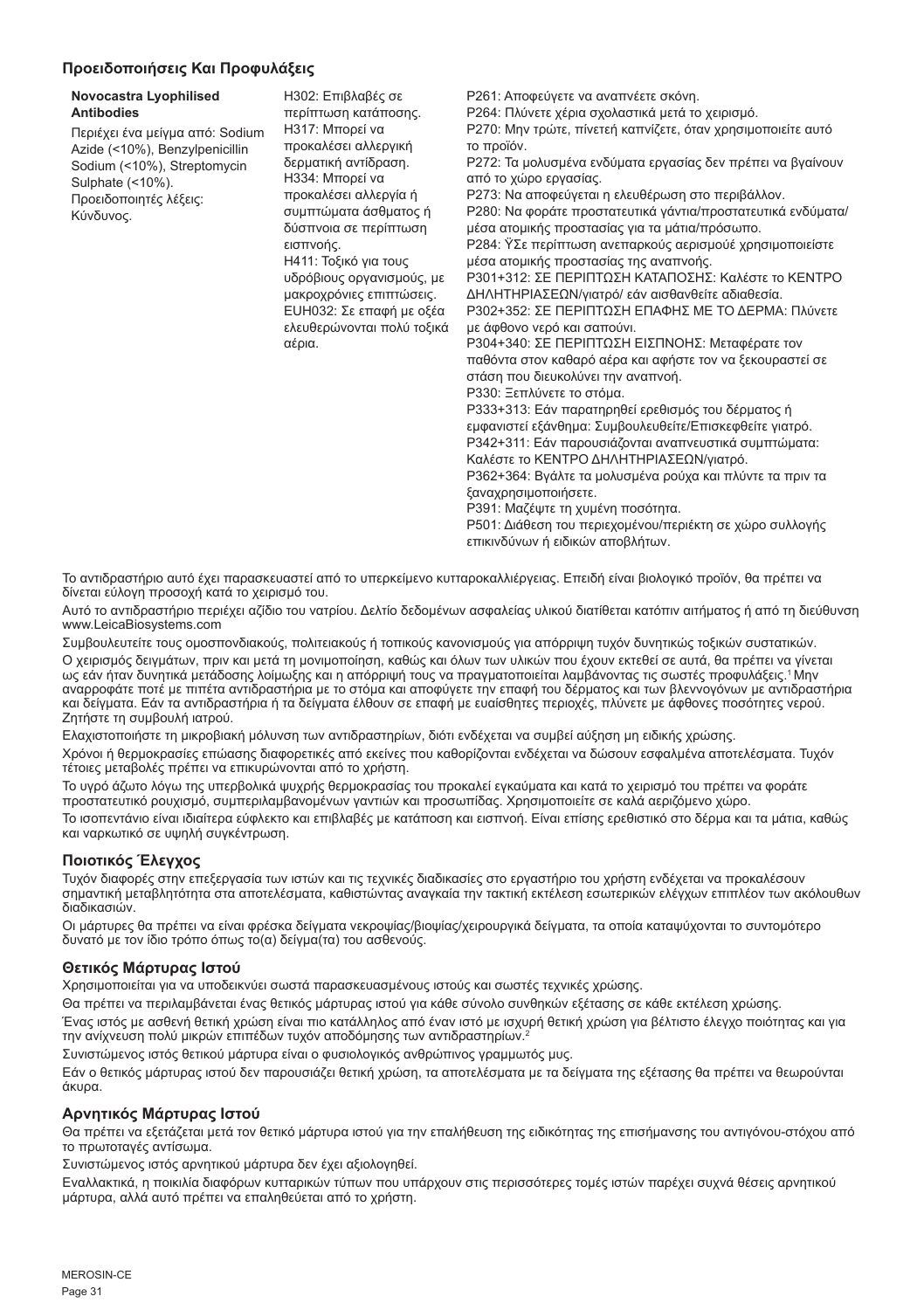## Προειδοποιήσεις Και Προφυλάξεις

| **Novocastra Lyophilised Antibodies**<br>Περιέχει ένα μείγμα από: Sodium Azide (<10%), Benzylpenicillin Sodium (<10%), Streptomycin Sulphate (<10%).<br>Προειδοποιητής λέξεις: Κύνδυνος. | H302: Επιβλαβές σε περίπτωση κατάποσης.<br>H317: Μπορεί να προκαλέσει αλλεργική δερματική αντίδραση.<br>H334: Μπορεί να προκαλέσει αλλεργία ή συμπτώματα άσθματος ή δύσπνοια σε περίπτωση εισπνοής.<br>H411: Τοξικό για τους υδρόβιους οργανισμούς, με μακροχρόνιες επιπτώσεις.<br>EUH032: Σε επαφή με οξέα ελευθερώνονται πολύ τοξικά αέρια. | P261: Αποφεύγετε να αναπνέετε σκόνη.<br>P264: Πλύνετε χέρια σχολαστικά μετά το χειρισμό.<br>P270: Μην τρώτε, πίνετεή καπνίζετε, όταν χρησιμοποιείτε αυτό το προϊόν.<br>P272: Τα μολυσμένα ενδύματα εργασίας δεν πρέπει να βγαίνουν από το χώρο εργασίας.<br>P273: Να αποφεύγεται η ελευθέρωση στο περιβάλλον.<br>P280: Να φοράτε προστατευτικά γάντια/προστατευτικά ενδύματα/ μέσα ατομικής προστασίας για τα μάτια/πρόσωπο.<br>P284: ŸΣε περίπτωση ανεπαρκούς αερισμούέ χρησιμοποιείστε μέσα ατομικής προστασίας της αναπνοής.<br>P301+312: ΣΕ ΠΕΡΙΠΤΩΣΗ ΚΑΤΑΠΟΣΗΣ: Καλέστε το ΚΕΝΤΡΟ ΔΗΛΗΤΗΡΙΑΣΕΩΝ/γιατρό/ εάν αισθανθείτε αδιαθεσία.<br>P302+352: ΣΕ ΠΕΡΙΠΤΩΣΗ ΕΠΑΦΗΣ ΜΕ ΤΟ ΔΕΡΜΑ: Πλύνετε με άφθονο νερό και σαπούνι.<br>P304+340: ΣΕ ΠΕΡΙΠΤΩΣΗ ΕΙΣΠΝΟΗΣ: Μεταφέρατε τον παθόντα στον καθαρό αέρα και αφήστε τον να ξεκουραστεί σε στάση που διευκολύνει την αναπνοή.<br>P330: Ξεπλύνετε το στόμα.<br>P333+313: Εάν παρατηρηθεί ερεθισμός του δέρματος ή εμφανιστεί εξάνθημα: Συμβουλευθείτε/Επισκεφθείτε γιατρό.<br>P342+311: Εάν παρουσιάζονται αναπνευστικά συμπτώματα: Καλέστε το ΚΕΝΤΡΟ ΔΗΛΗΤΗΡΙΑΣΕΩΝ/γιατρό.<br>P362+364: Βγάλτε τα μολυσμένα ρούχα και πλύντε τα πριν τα ξαναχρησιμοποιήσετε.<br>P391: Μαζέψτε τη χυμένη ποσότητα.<br>P501: Διάθεση του περιεχομένου/περιέκτη σε χώρο συλλογής επικινδύνων ή ειδικών αποβλήτων. |
|---|---|---|

Το αντιδραστήριο αυτό έχει παρασκευαστεί από το υπερκείμενο κυτταροκαλλιέργειας. Επειδή είναι βιολογικό προϊόν, θα πρέπει να δίνεται εύλογη προσοχή κατά το χειρισμό του.

Αυτό το αντιδραστήριο περιέχει αζίδιο του νατρίου. Δελτίο δεδομένων ασφαλείας υλικού διατίθεται κατόπιν αιτήματος ή από τη διεύθυνση www.LeicaBiosystems.com

Συμβουλευτείτε τους ομοσπονδιακούς, πολιτειακούς ή τοπικούς κανονισμούς για απόρριψη τυχόν δυνητικώς τοξικών συστατικών.

Ο χειρισμός δειγμάτων, πριν και μετά τη μονιμοποίηση, καθώς και όλων των υλικών που έχουν εκτεθεί σε αυτά, θα πρέπει να γίνεται ως εάν ήταν δυνητικά μετάδοσης λοίμωξης και η απόρριψή τους να πραγματοποιείται λαμβάνοντας τις σωστές προφυλάξεις.[1] Μην αναρροφάτε ποτέ με πιπέτα αντιδραστήρια με το στόμα και αποφύγετε την επαφή του δέρματος και των βλεννογόνων με αντιδραστήρια και δείγματα. Εάν τα αντιδραστήρια ή τα δείγματα έλθουν σε επαφή με ευαίσθητες περιοχές, πλύνετε με άφθονες ποσότητες νερού. Ζητήστε τη συμβουλή ιατρού.

Ελαχιστοποιήστε τη μικροβιακή μόλυνση των αντιδραστηρίων, διότι ενδέχεται να συμβεί αύξηση μη ειδικής χρώσης.

Χρόνοι ή θερμοκρασίες επώασης διαφορετικές από εκείνες που καθορίζονται ενδέχεται να δώσουν εσφαλμένα αποτελέσματα. Τυχόν τέτοιες μεταβολές πρέπει να επικυρώνονται από το χρήστη.

Το υγρό άζωτο λόγω της υπερβολικά ψυχρής θερμοκρασίας του προκαλεί εγκαύματα και κατά το χειρισμό του πρέπει να φοράτε προστατευτικό ρουχισμό, συμπεριλαμβανομένων γαντιών και προσωπίδας. Χρησιμοποιείτε σε καλά αεριζόμενο χώρο.

Το ισοπεντάνιο είναι ιδιαίτερα εύφλεκτο και επιβλαβές με κατάποση και εισπνοή. Είναι επίσης ερεθιστικό στο δέρμα και τα μάτια, καθώς και ναρκωτικό σε υψηλή συγκέντρωση.

### Ποιοτικός Έλεγχος

Τυχόν διαφορές στην επεξεργασία των ιστών και τις τεχνικές διαδικασίες στο εργαστήριο του χρήστη ενδέχεται να προκαλέσουν σημαντική μεταβλητότητα στα αποτελέσματα, καθιστώντας αναγκαία την τακτική εκτέλεση εσωτερικών ελέγχων επιπλέον των ακόλουθων διαδικασιών.

Οι μάρτυρες θα πρέπει να είναι φρέσκα δείγματα νεκροψίας/βιοψίας/χειρουργικά δείγματα, τα οποία καταψύχονται το συντομότερο δυνατό με τον ίδιο τρόπο όπως το(α) δείγμα(τα) του ασθενούς.

### Θετικός Μάρτυρας Ιστού

Χρησιμοποιείται για να υποδεικνύει σωστά παρασκευασμένους ιστούς και σωστές τεχνικές χρώσης.

Θα πρέπει να περιλαμβάνεται ένας θετικός μάρτυρας ιστού για κάθε σύνολο συνθηκών εξέτασης σε κάθε εκτέλεση χρώσης.

Ένας ιστός με ασθενή θετική χρώση είναι πιο κατάλληλος από έναν ιστό με ισχυρή θετική χρώση για βέλτιστο έλεγχο ποιότητας και για την ανίχνευση πολύ μικρών επιπέδων τυχόν αποδόμησης των αντιδραστηρίων.[2]

Συνιστώμενος ιστός θετικού μάρτυρα είναι ο φυσιολογικός ανθρώπινος γραμμωτός μυς.

Εάν ο θετικός μάρτυρας ιστού δεν παρουσιάζει θετική χρώση, τα αποτελέσματα με τα δείγματα της εξέτασης θα πρέπει να θεωρούνται άκυρα.

### Αρνητικός Μάρτυρας Ιστού

Θα πρέπει να εξετάζεται μετά τον θετικό μάρτυρα ιστού για την επαλήθευση της ειδικότητας της επισήμανσης του αντιγόνου-στόχου από το πρωτοταγές αντίσωμα.

Συνιστώμενος ιστός αρνητικού μάρτυρα δεν έχει αξιολογηθεί.

Εναλλακτικά, η ποικιλία διαφόρων κυτταρικών τύπων που υπάρχουν στις περισσότερες τομές ιστών παρέχει συχνά θέσεις αρνητικού μάρτυρα, αλλά αυτό πρέπει να επαληθεύεται από το χρήστη.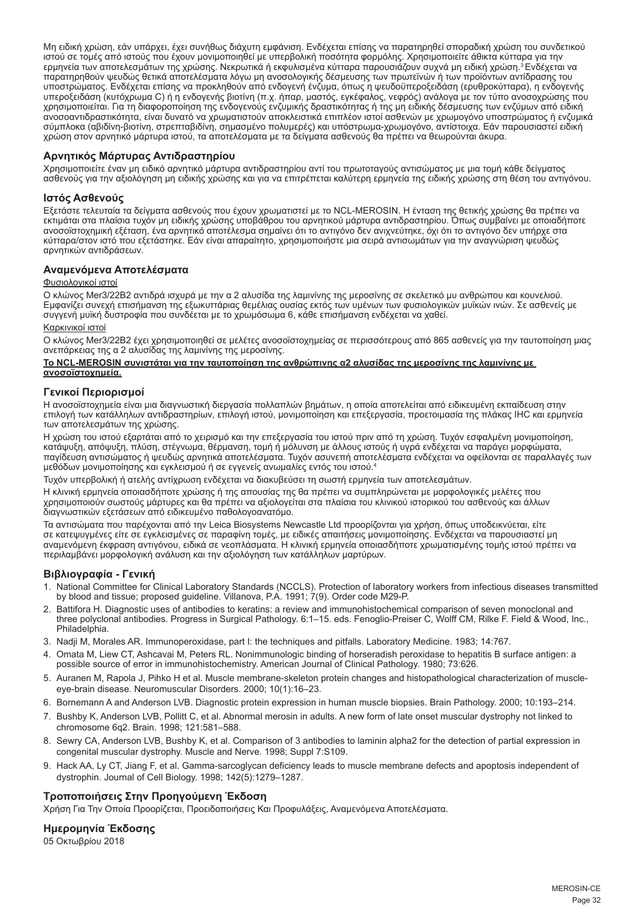Μη ειδική χρώση, εάν υπάρχει, έχει συνήθως διάχυτη εμφάνιση. Ενδέχεται επίσης να παρατηρηθεί σποραδική χρώση του συνδετικού ιστού σε τομές από ιστούς που έχουν μονιμοποιηθεί με υπερβολική ποσότητα φορμόλης. Χρησιμοποιείτε άθικτα κύτταρα για την ερμηνεία των αποτελεσμάτων της χρώσης. Νεκρωτικά ή εκφυλισμένα κύτταρα παρουσιάζουν συχνά μη ειδική χρώση.[3] Ενδέχεται να παρατηρηθούν ψευδώς θετικά αποτελέσματα λόγω μη ανοσολογικής δέσμευσης των πρωτεϊνών ή των προϊόντων αντίδρασης του υποστρώματος. Ενδέχεται επίσης να προκληθούν από ενδογενή ένζυμα, όπως η ψευδοϋπεροξειδάση (ερυθροκύτταρα), η ενδογενής υπεροξειδάση (κυτόχρωμα C) ή η ενδογενής βιοτίνη (π.χ. ήπαρ, μαστός, εγκέφαλος, νεφρός) ανάλογα με τον τύπο ανοσοχρώσης που χρησιμοποιείται. Για τη διαφοροποίηση της ενδογενούς ενζυμικής δραστικότητας ή της μη ειδικής δέσμευσης των ενζύμων από ειδική ανοσοαντιδραστικότητα, είναι δυνατό να χρωματιστούν αποκλειστικά επιπλέον ιστοί ασθενών με χρωμογόνο υποστρώματος ή ενζυμικά σύμπλοκα (αβιδίνη-βιοτίνη, στρεπταβιδίνη, σημασμένο πολυμερές) και υπόστρωμα-χρωμογόνο, αντίστοιχα. Εάν παρουσιαστεί ειδική χρώση στον αρνητικό μάρτυρα ιστού, τα αποτελέσματα με τα δείγματα ασθενούς θα πρέπει να θεωρούνται άκυρα.

## Αρνητικός Μάρτυρας Αντιδραστηρίου

Χρησιμοποιείτε έναν μη ειδικό αρνητικό μάρτυρα αντιδραστηρίου αντί του πρωτοταγούς αντισώματος με μια τομή κάθε δείγματος ασθενούς για την αξιολόγηση μη ειδικής χρώσης και για να επιτρέπεται καλύτερη ερμηνεία της ειδικής χρώσης στη θέση του αντιγόνου.

## Ιστός Ασθενούς

Εξετάστε τελευταία τα δείγματα ασθενούς που έχουν χρωματιστεί με το NCL-MEROSIN. Η ένταση της θετικής χρώσης θα πρέπει να εκτιμάται στα πλαίσια τυχόν μη ειδικής χρώσης υποβάθρου του αρνητικού μάρτυρα αντιδραστηρίου. Όπως συμβαίνει με οποιαδήποτε ανοσοϊστοχημική εξέταση, ένα αρνητικό αποτέλεσμα σημαίνει ότι το αντιγόνο δεν ανιχνεύτηκε, όχι ότι το αντιγόνο δεν υπήρχε στα κύτταρα/στον ιστό που εξετάστηκε. Εάν είναι απαραίτητο, χρησιμοποιήστε μια σειρά αντισωμάτων για την αναγνώριση ψευδώς αρνητικών αντιδράσεων.

## Αναμενόμενα Αποτελέσματα

Φυσιολογικοί ιστοί

Ο κλώνος Mer3/22B2 αντιδρά ισχυρά με την α 2 αλυσίδα της λαμινίνης της μεροσίνης σε σκελετικό μυ ανθρώπου και κουνελιού. Εμφανίζει συνεχή επισήμανση της εξωκυττάριας θεμέλιας ουσίας εκτός των υμένων των φυσιολογικών μυϊκών ινών. Σε ασθενείς με συγγενή μυϊκή δυστροφία που συνδέεται με το χρωμόσωμα 6, κάθε επισήμανση ενδέχεται να χαθεί.

Καρκινικοί ιστοί

Ο κλώνος Mer3/22B2 έχει χρησιμοποιηθεί σε μελέτες ανοσοϊστοχημείας σε περισσότερους από 865 ασθενείς για την ταυτοποίηση μιας ανεπάρκειας της α 2 αλυσίδας της λαμινίνης της μεροσίνης.

**Το NCL-MEROSIN συνιστάται για την ταυτοποίηση της ανθρώπινης α2 αλυσίδας της μεροσίνης της λαμινίνης με ανοσοϊστοχημεία.**

## Γενικοί Περιορισμοί

Η ανοσοϊστοχημεία είναι μια διαγνωστική διεργασία πολλαπλών βημάτων, η οποία αποτελείται από ειδικευμένη εκπαίδευση στην επιλογή των κατάλληλων αντιδραστηρίων, επιλογή ιστού, μονιμοποίηση και επεξεργασία, προετοιμασία της πλάκας IHC και ερμηνεία των αποτελεσμάτων της χρώσης.

Η χρώση του ιστού εξαρτάται από το χειρισμό και την επεξεργασία του ιστού πριν από τη χρώση. Τυχόν εσφαλμένη μονιμοποίηση, κατάψυξη, απόψυξη, πλύση, στέγνωμα, θέρμανση, τομή ή μόλυνση με άλλους ιστούς ή υγρά ενδέχεται να παράγει μορφώματα, παγίδευση αντισώματος ή ψευδώς αρνητικά αποτελέσματα. Τυχόν ασυνεπή αποτελέσματα ενδέχεται να οφείλονται σε παραλλαγές των μεθόδων μονιμοποίησης και εγκλεισμού ή σε εγγενείς ανωμαλίες εντός του ιστού.[4]

Τυχόν υπερβολική ή ατελής αντίχρωση ενδέχεται να διακυβεύσει τη σωστή ερμηνεία των αποτελεσμάτων.

Η κλινική ερμηνεία οποιασδήποτε χρώσης ή της απουσίας της θα πρέπει να συμπληρώνεται με μορφολογικές μελέτες που χρησιμοποιούν σωστούς μάρτυρες και θα πρέπει να αξιολογείται στα πλαίσια του κλινικού ιστορικού του ασθενούς και άλλων διαγνωστικών εξετάσεων από ειδικευμένο παθολογοανατόμο.

Τα αντισώματα που παρέχονται από την Leica Biosystems Newcastle Ltd προορίζονται για χρήση, όπως υποδεικνύεται, είτε σε κατεψυγμένες είτε σε εγκλεισμένες σε παραφίνη τομές, με ειδικές απαιτήσεις μονιμοποίησης. Ενδέχεται να παρουσιαστεί μη αναμενόμενη έκφραση αντιγόνου, ειδικά σε νεοπλάσματα. Η κλινική ερμηνεία οποιασδήποτε χρωματισμένης τομής ιστού πρέπει να περιλαμβάνει μορφολογική ανάλυση και την αξιολόγηση των κατάλληλων μαρτύρων.

## Βιβλιογραφία - Γενική

1. National Committee for Clinical Laboratory Standards (NCCLS). Protection of laboratory workers from infectious diseases transmitted by blood and tissue; proposed guideline. Villanova, P.A. 1991; 7(9). Order code M29-P.
2. Battifora H. Diagnostic uses of antibodies to keratins: a review and immunohistochemical comparison of seven monoclonal and three polyclonal antibodies. Progress in Surgical Pathology. 6:1–15. eds. Fenoglio-Preiser C, Wolff CM, Rilke F. Field & Wood, Inc., Philadelphia.
3. Nadji M, Morales AR. Immunoperoxidase, part I: the techniques and pitfalls. Laboratory Medicine. 1983; 14:767.
4. Omata M, Liew CT, Ashcavai M, Peters RL. Nonimmunologic binding of horseradish peroxidase to hepatitis B surface antigen: a possible source of error in immunohistochemistry. American Journal of Clinical Pathology. 1980; 73:626.
5. Auranen M, Rapola J, Pihko H et al. Muscle membrane-skeleton protein changes and histopathological characterization of muscle-eye-brain disease. Neuromuscular Disorders. 2000; 10(1):16–23.
6. Bornemann A and Anderson LVB. Diagnostic protein expression in human muscle biopsies. Brain Pathology. 2000; 10:193–214.
7. Bushby K, Anderson LVB, Pollitt C, et al. Abnormal merosin in adults. A new form of late onset muscular dystrophy not linked to chromosome 6q2. Brain. 1998; 121:581–588.
8. Sewry CA, Anderson LVB, Bushby K, et al. Comparison of 3 antibodies to laminin alpha2 for the detection of partial expression in congenital muscular dystrophy. Muscle and Nerve. 1998; Suppl 7:S109.
9. Hack AA, Ly CT, Jiang F, et al. Gamma-sarcoglycan deficiency leads to muscle membrane defects and apoptosis independent of dystrophin. Journal of Cell Biology. 1998; 142(5):1279–1287.

## Τροποποιήσεις Στην Προηγούμενη Έκδοση

Χρήση Για Την Οποία Προορίζεται, Προειδοποιήσεις Και Προφυλάξεις, Αναμενόμενα Αποτελέσματα.

## Ημερομηνία Έκδοσης

05 Οκτωβρίου 2018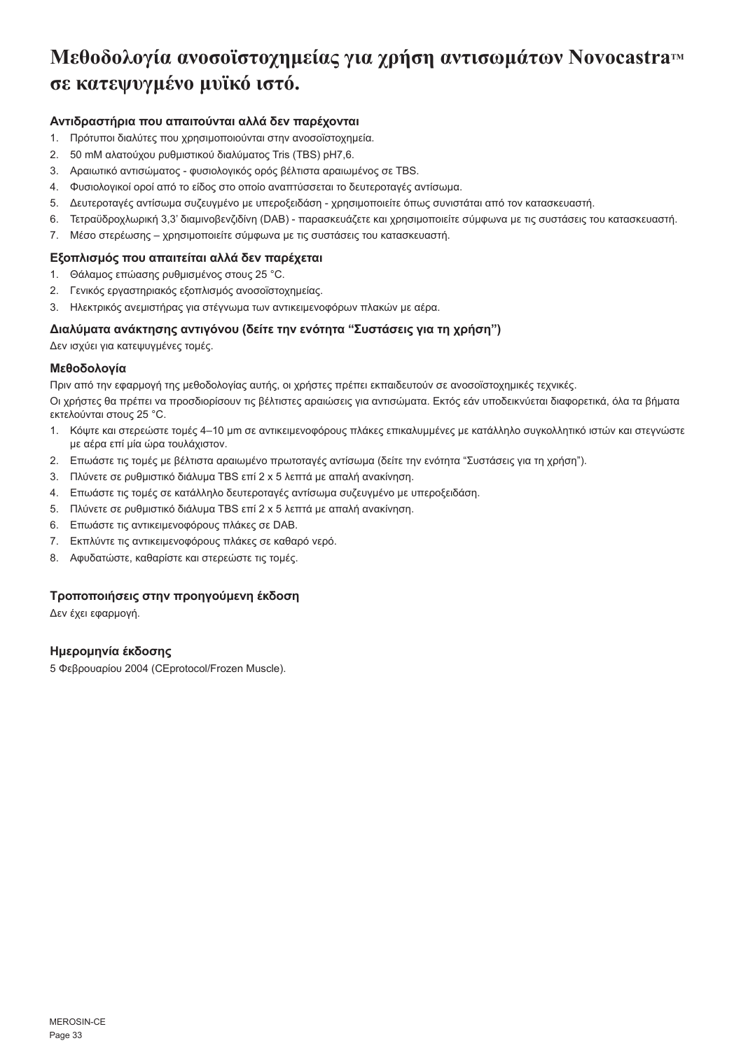# Μεθοδολογία ανοσοϊστοχημείας για χρήση αντισωμάτων Novocastra™ σε κατεψυγμένο μυϊκό ιστό.

### Αντιδραστήρια που απαιτούνται αλλά δεν παρέχονται

1. Πρότυποι διαλύτες που χρησιμοποιούνται στην ανοσοϊστοχημεία.
2. 50 mM αλατούχου ρυθμιστικού διαλύματος Tris (TBS) pH7,6.
3. Αραιωτικό αντισώματος - φυσιολογικός ορός βέλτιστα αραιωμένος σε TBS.
4. Φυσιολογικοί οροί από το είδος στο οποίο αναπτύσσεται το δευτεροταγές αντίσωμα.
5. Δευτεροταγές αντίσωμα συζευγμένο με υπεροξειδάση - χρησιμοποιείτε όπως συνιστάται από τον κατασκευαστή.
6. Τετραϋδροχλωρική 3,3' διαμινοβενζιδίνη (DAB) - παρασκευάζετε και χρησιμοποιείτε σύμφωνα με τις συστάσεις του κατασκευαστή.
7. Μέσο στερέωσης – χρησιμοποιείτε σύμφωνα με τις συστάσεις του κατασκευαστή.

### Εξοπλισμός που απαιτείται αλλά δεν παρέχεται

1. Θάλαμος επώασης ρυθμισμένος στους 25 °C.
2. Γενικός εργαστηριακός εξοπλισμός ανοσοϊστοχημείας.
3. Ηλεκτρικός ανεμιστήρας για στέγνωμα των αντικειμενοφόρων πλακών με αέρα.

### Διαλύματα ανάκτησης αντιγόνου (δείτε την ενότητα “Συστάσεις για τη χρήση”)

Δεν ισχύει για κατεψυγμένες τομές.

### Μεθοδολογία

Πριν από την εφαρμογή της μεθοδολογίας αυτής, οι χρήστες πρέπει εκπαιδευτούν σε ανοσοϊστοχημικές τεχνικές.

Οι χρήστες θα πρέπει να προσδιορίσουν τις βέλτιστες αραιώσεις για αντισώματα. Εκτός εάν υποδεικνύεται διαφορετικά, όλα τα βήματα εκτελούνται στους 25 °C.

1. Κόψτε και στερεώστε τομές 4–10 µm σε αντικειμενοφόρους πλάκες επικαλυμμένες με κατάλληλο συγκολλητικό ιστών και στεγνώστε με αέρα επί μία ώρα τουλάχιστον.
2. Επωάστε τις τομές με βέλτιστα αραιωμένο πρωτοταγές αντίσωμα (δείτε την ενότητα “Συστάσεις για τη χρήση”).
3. Πλύνετε σε ρυθμιστικό διάλυμα TBS επί 2 x 5 λεπτά με απαλή ανακίνηση.
4. Επωάστε τις τομές σε κατάλληλο δευτεροταγές αντίσωμα συζευγμένο με υπεροξειδάση.
5. Πλύνετε σε ρυθμιστικό διάλυμα TBS επί 2 x 5 λεπτά με απαλή ανακίνηση.
6. Επωάστε τις αντικειμενοφόρους πλάκες σε DAB.
7. Εκπλύντε τις αντικειμενοφόρους πλάκες σε καθαρό νερό.
8. Αφυδατώστε, καθαρίστε και στερεώστε τις τομές.

### Τροποποιήσεις στην προηγούμενη έκδοση

Δεν έχει εφαρμογή.

### Ημερομηνία έκδοσης

5 Φεβρουαρίου 2004 (CEprotocol/Frozen Muscle).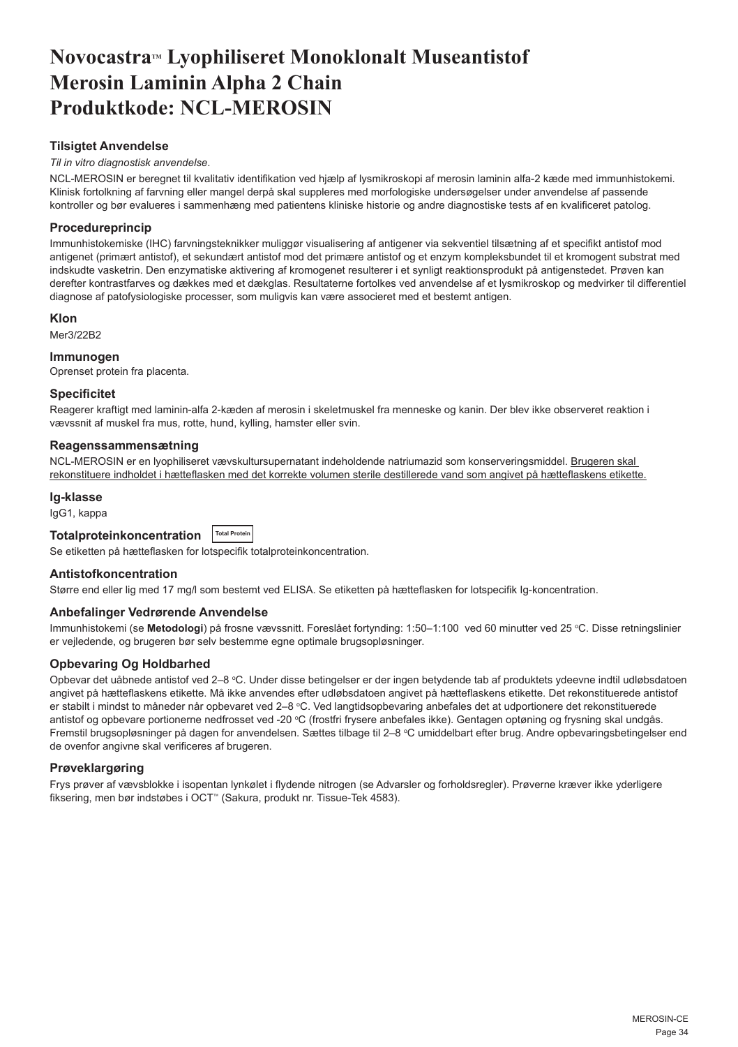# Novocastra™ Lyophiliseret Monoklonalt Museantistof Merosin Laminin Alpha 2 Chain Produktkode: NCL-MEROSIN

### Tilsigtet Anvendelse

*Til in vitro diagnostisk anvendelse*.

NCL-MEROSIN er beregnet til kvalitativ identifikation ved hjælp af lysmikroskopi af merosin laminin alfa-2 kæde med immunhistokemi. Klinisk fortolkning af farvning eller mangel derpå skal suppleres med morfologiske undersøgelser under anvendelse af passende kontroller og bør evalueres i sammenhæng med patientens kliniske historie og andre diagnostiske tests af en kvalificeret patolog.

### Procedureprincip

Immunhistokemiske (IHC) farvningsteknikker muliggør visualisering af antigener via sekventiel tilsætning af et specifikt antistof mod antigenet (primært antistof), et sekundært antistof mod det primære antistof og et enzym kompleksbundet til et kromogent substrat med indskudte vasketrin. Den enzymatiske aktivering af kromogenet resulterer i et synligt reaktionsprodukt på antigenstedet. Prøven kan derefter kontrastfarves og dækkes med et dækglas. Resultaterne fortolkes ved anvendelse af et lysmikroskop og medvirker til differentiel diagnose af patofysiologiske processer, som muligvis kan være associeret med et bestemt antigen.

### Klon

Mer3/22B2

### Immunogen

Oprenset protein fra placenta.

### Specificitet

Reagerer kraftigt med laminin-alfa 2-kæden af merosin i skeletmuskel fra menneske og kanin. Der blev ikke observeret reaktion i vævssnit af muskel fra mus, rotte, hund, kylling, hamster eller svin.

### Reagenssammensætning

NCL-MEROSIN er en lyophiliseret vævskultursupernatant indeholdende natriumazid som konserveringsmiddel. Brugeren skal rekonstituere indholdet i hætteflasken med det korrekte volumen sterile destillerede vand som angivet på hætteflaskens etikette.

### Ig-klasse

IgG1, kappa

### Totalproteinkoncentration

Total Protein

Se etiketten på hætteflasken for lotspecifik totalproteinkoncentration.

### Antistofkoncentration

Større end eller lig med 17 mg/l som bestemt ved ELISA. Se etiketten på hætteflasken for lotspecifik Ig-koncentration.

### Anbefalinger Vedrørende Anvendelse

Immunhistokemi (se **Metodologi**) på frosne vævssnit. Foreslået fortynding: 1:50–1:100 ved 60 minutter ved 25 °C. Disse retningslinier er vejledende, og brugeren bør selv bestemme egne optimale brugsopløsninger.

### Opbevaring Og Holdbarhed

Opbevar det uåbnede antistof ved 2–8 °C. Under disse betingelser er der ingen betydende tab af produktets ydeevne indtil udløbsdatoen angivet på hætteflaskens etikette. Må ikke anvendes efter udløbsdatoen angivet på hætteflaskens etikette. Det rekonstituerede antistof er stabilt i mindst to måneder når opbevaret ved 2–8 °C. Ved langtidsopbevaring anbefales det at udportionere det rekonstituerede antistof og opbevare portionerne nedfrosset ved -20 °C (frostfri frysere anbefales ikke). Gentagen optøning og frysning skal undgås. Fremstil brugsopløsninger på dagen for anvendelsen. Sættes tilbage til 2–8 °C umiddelbart efter brug. Andre opbevaringsbetingelser end de ovenfor angivne skal verificeres af brugeren.

### Prøveklargøring

Frys prøver af vævsblokke i isopentan lynkølet i flydende nitrogen (se Advarsler og forholdsregler). Prøverne kræver ikke yderligere fiksering, men bør indstøbes i OCT™ (Sakura, produkt nr. Tissue-Tek 4583).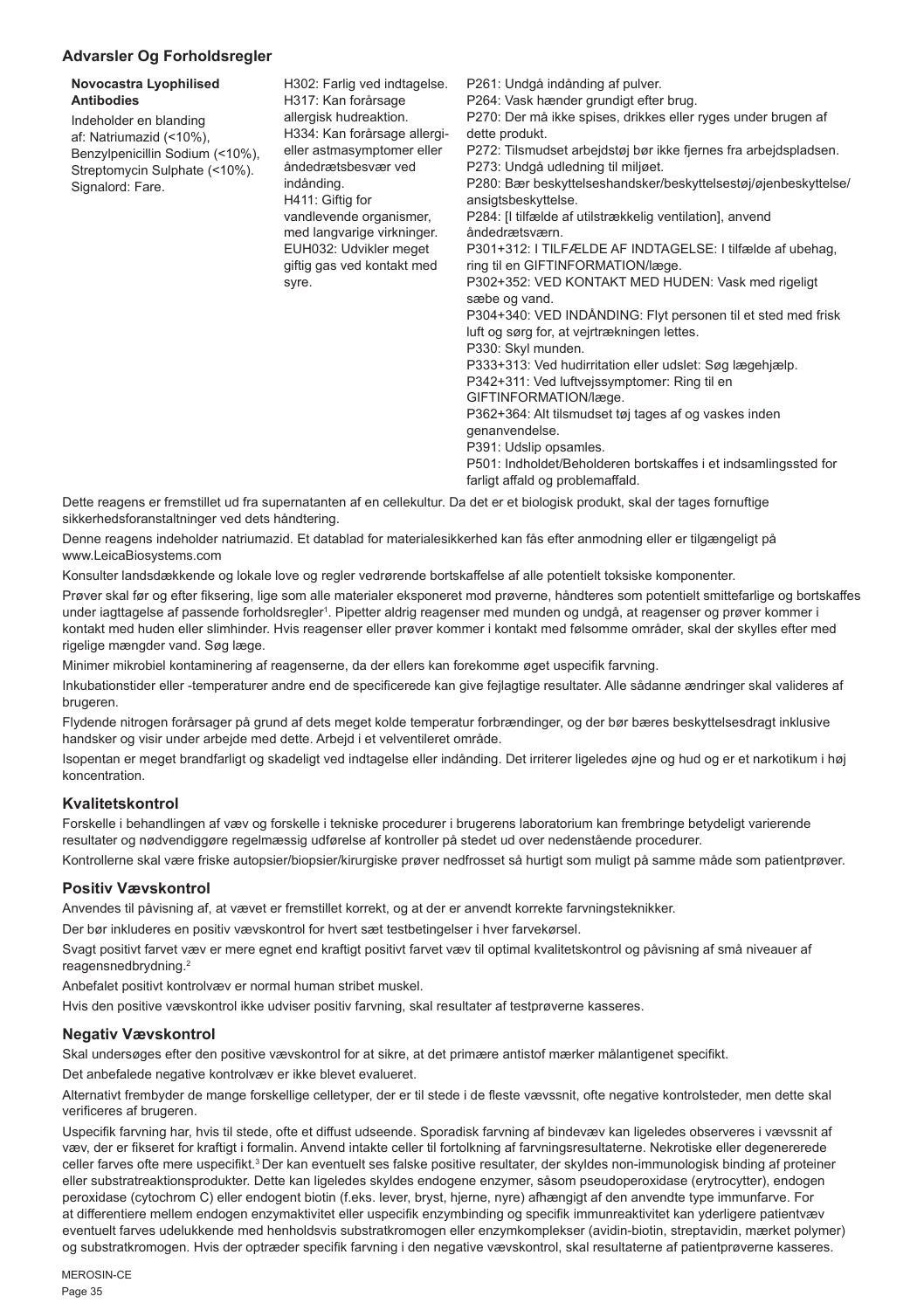## Advarsler Og Forholdsregler

| Novocastra Lyophilised Antibodies | | |
|---|---|---|
| Indeholder en blanding af: Natriumazid (<10%), Benzylpenicillin Sodium (<10%), Streptomycin Sulphate (<10%). Signalord: Fare. | H302: Farlig ved indtagelse. H317: Kan forårsage allergisk hudreaktion. H334: Kan forårsage allergi- eller astmasymptomer eller åndedrætsbesvær ved indånding. H411: Giftig for vandlevende organismer, med langvarige virkninger. EUH032: Udvikler meget giftig gas ved kontakt med syre. | P261: Undgå indånding af pulver. P264: Vask hænder grundigt efter brug. P270: Der må ikke spises, drikkes eller ryges under brugen af dette produkt. P272: Tilsmudset arbejdstøj bør ikke fjernes fra arbejdspladsen. P273: Undgå udledning til miljøet. P280: Bær beskyttelseshandsker/beskyttelsestøj/øjenbeskyttelse/ansigtsbeskyttelse. P284: [I tilfælde af utilstrækkelig ventilation], anvend åndedrætsværn. P301+312: I TILFÆLDE AF INDTAGELSE: I tilfælde af ubehag, ring til en GIFTINFORMATION/læge. P302+352: VED KONTAKT MED HUDEN: Vask med rigeligt sæbe og vand. P304+340: VED INDÅNDING: Flyt personen til et sted med frisk luft og sørg for, at vejrtrækningen lettes. P330: Skyl munden. P333+313: Ved hudirritation eller udslet: Søg lægehjælp. P342+311: Ved luftvejssymptomer: Ring til en GIFTINFORMATION/læge. P362+364: Alt tilsmudset tøj tages af og vaskes inden genanvendelse. P391: Udslip opsamles. P501: Indholdet/Beholderen bortskaffes i et indsamlingssted for farligt affald og problemaffald. |

Dette reagens er fremstillet ud fra supernatanten af en cellekultur. Da det er et biologisk produkt, skal der tages fornuftige sikkerhedsforanstaltninger ved dets håndtering.

Denne reagens indeholder natriumazid. Et datablad for materialesikkerhed kan fås efter anmodning eller er tilgængeligt på www.LeicaBiosystems.com

Konsulter landsdækkende og lokale love og regler vedrørende bortskaffelse af alle potentielt toksiske komponenter.

Prøver skal før og efter fiksering, lige som alle materialer eksponeret mod prøverne, håndteres som potentielt smittefarlige og bortskaffes under iagttagelse af passende forholdsregler[1]. Pipetter aldrig reagenser med munden og undgå, at reagenser og prøver kommer i kontakt med huden eller slimhinder. Hvis reagenser eller prøver kommer i kontakt med følsomme områder, skal der skylles efter med rigelige mængder vand. Søg læge.

Minimer mikrobiel kontaminering af reagenserne, da der ellers kan forekomme øget uspecifik farvning.

Inkubationstider eller -temperaturer andre end de specificerede kan give fejlagtige resultater. Alle sådanne ændringer skal valideres af brugeren.

Flydende nitrogen forårsager på grund af dets meget kolde temperatur forbrændinger, og der bør bæres beskyttelsesdragt inklusive handsker og visir under arbejde med dette. Arbejd i et velventileret område.

Isopentan er meget brandfarligt og skadeligt ved indtagelse eller indånding. Det irriterer ligeledes øjne og hud og er et narkotikum i høj koncentration.

### Kvalitetskontrol

Forskelle i behandlingen af væv og forskelle i tekniske procedurer i brugerens laboratorium kan frembringe betydeligt varierende resultater og nødvendiggøre regelmæssig udførelse af kontroller på stedet ud over nedenstående procedurer.

Kontrollerne skal være friske autopsier/biopsier/kirurgiske prøver nedfrosset så hurtigt som muligt på samme måde som patientprøver.

### Positiv Vævskontrol

Anvendes til påvisning af, at vævet er fremstillet korrekt, og at der er anvendt korrekte farvningsteknikker.

Der bør inkluderes en positiv vævskontrol for hvert sæt testbetingelser i hver farvekørsel.

Svagt positivt farvet væv er mere egnet end kraftigt positivt farvet væv til optimal kvalitetskontrol og påvisning af små niveauer af reagensnedbrydning.[2]

Anbefalet positivt kontrolvæv er normal human stribet muskel.

Hvis den positive vævskontrol ikke udviser positiv farvning, skal resultater af testprøverne kasseres.

### Negativ Vævskontrol

Skal undersøges efter den positive vævskontrol for at sikre, at det primære antistof mærker målantigenet specifikt.

Det anbefalede negative kontrolvæv er ikke blevet evalueret.

Alternativt frembyder de mange forskellige celletyper, der er til stede i de fleste vævssnit, ofte negative kontrolsteder, men dette skal verificeres af brugeren.

Uspecifik farvning har, hvis til stede, ofte et diffust udseende. Sporadisk farvning af bindevæv kan ligeledes observeres i vævssnit af væv, der er fikseret for kraftigt i formalin. Anvend intakte celler til fortolkning af farvningsresultaterne. Nekrotiske eller degenererede celler farves ofte mere uspecifikt.[3] Der kan eventuelt ses falske positive resultater, der skyldes non-immunologisk binding af proteiner eller substratreaktionsprodukter. Dette kan ligeledes skyldes endogene enzymer, såsom pseudoperoxidase (erytrocytter), endogen peroxidase (cytochrom C) eller endogent biotin (f.eks. lever, bryst, hjerne, nyre) afhængigt af den anvendte type immunfarve. For at differentiere mellem endogen enzymaktivitet eller uspecifik enzymbinding og specifik immunreaktivitet kan yderligere patientvæv eventuelt farves udelukkende med henholdsvis substratkromogen eller enzymkomplekser (avidin-biotin, streptavidin, mærket polymer) og substratkromogen. Hvis der optræder specifik farvning i den negative vævskontrol, skal resultaterne af patientprøverne kasseres.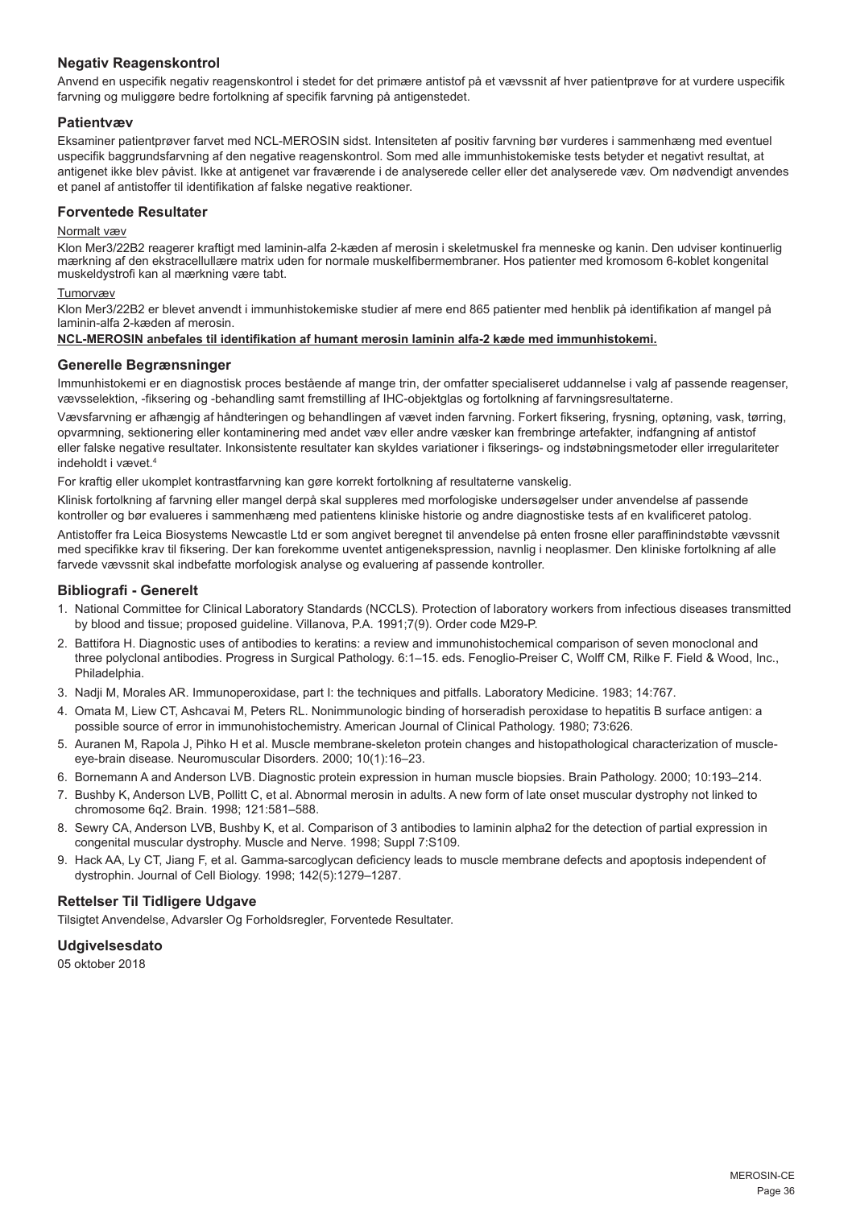### Negativ Reagenskontrol

Anvend en uspecifik negativ reagenskontrol i stedet for det primære antistof på et vævssnit af hver patientprøve for at vurdere uspecifik farvning og muliggøre bedre fortolkning af specifik farvning på antigenstedet.

### Patientvæv

Eksaminer patientprøver farvet med NCL-MEROSIN sidst. Intensiteten af positiv farvning bør vurderes i sammenhæng med eventuel uspecifik baggrundsfarvning af den negative reagenskontrol. Som med alle immunhistokemiske tests betyder et negativt resultat, at antigenet ikke blev påvist. Ikke at antigenet var fraværende i de analyserede celler eller det analyserede væv. Om nødvendigt anvendes et panel af antistoffer til identifikation af falske negative reaktioner.

### Forventede Resultater

Normalt væv

Klon Mer3/22B2 reagerer kraftigt med laminin-alfa 2-kæden af merosin i skeletmuskel fra menneske og kanin. Den udviser kontinuerlig mærkning af den ekstracellulære matrix uden for normale muskelfibermembraner. Hos patienter med kromosom 6-koblet kongenital muskeldystrofi kan al mærkning være tabt.

Tumorvæv

Klon Mer3/22B2 er blevet anvendt i immunhistokemiske studier af mere end 865 patienter med henblik på identifikation af mangel på laminin-alfa 2-kæden af merosin.

**NCL-MEROSIN anbefales til identifikation af humant merosin laminin alfa-2 kæde med immunhistokemi.**

### Generelle Begrænsninger

Immunhistokemi er en diagnostisk proces bestående af mange trin, der omfatter specialiseret uddannelse i valg af passende reagenser, vævsselektion, -fiksering og -behandling samt fremstilling af IHC-objektglas og fortolkning af farvningsresultaterne.

Vævsfarvning er afhængig af håndteringen og behandlingen af vævet inden farvning. Forkert fiksering, frysning, optøning, vask, tørring, opvarmning, sektionering eller kontaminering med andet væv eller andre væsker kan frembringe artefakter, indfangning af antistof eller falske negative resultater. Inkonsistente resultater kan skyldes variationer i fikserings- og indstøbningsmetoder eller irregulariteter indeholdt i vævet.[4]

For kraftig eller ukomplet kontrastfarvning kan gøre korrekt fortolkning af resultaterne vanskelig.

Klinisk fortolkning af farvning eller mangel derpå skal suppleres med morfologiske undersøgelser under anvendelse af passende kontroller og bør evalueres i sammenhæng med patientens kliniske historie og andre diagnostiske tests af en kvalificeret patolog.

Antistoffer fra Leica Biosystems Newcastle Ltd er som angivet beregnet til anvendelse på enten frosne eller paraffinindstøbte vævssnit med specifikke krav til fiksering. Der kan forekomme uventet antigenekspression, navnlig i neoplasmer. Den kliniske fortolkning af alle farvede vævssnit skal indbefatte morfologisk analyse og evaluering af passende kontroller.

### Bibliografi - Generelt

1. National Committee for Clinical Laboratory Standards (NCCLS). Protection of laboratory workers from infectious diseases transmitted by blood and tissue; proposed guideline. Villanova, P.A. 1991;7(9). Order code M29-P.
2. Battifora H. Diagnostic uses of antibodies to keratins: a review and immunohistochemical comparison of seven monoclonal and three polyclonal antibodies. Progress in Surgical Pathology. 6:1–15. eds. Fenoglio-Preiser C, Wolff CM, Rilke F. Field & Wood, Inc., Philadelphia.
3. Nadji M, Morales AR. Immunoperoxidase, part I: the techniques and pitfalls. Laboratory Medicine. 1983; 14:767.
4. Omata M, Liew CT, Ashcavai M, Peters RL. Nonimmunologic binding of horseradish peroxidase to hepatitis B surface antigen: a possible source of error in immunohistochemistry. American Journal of Clinical Pathology. 1980; 73:626.
5. Auranen M, Rapola J, Pihko H et al. Muscle membrane-skeleton protein changes and histopathological characterization of muscle-eye-brain disease. Neuromuscular Disorders. 2000; 10(1):16–23.
6. Bornemann A and Anderson LVB. Diagnostic protein expression in human muscle biopsies. Brain Pathology. 2000; 10:193–214.
7. Bushby K, Anderson LVB, Pollitt C, et al. Abnormal merosin in adults. A new form of late onset muscular dystrophy not linked to chromosome 6q2. Brain. 1998; 121:581–588.
8. Sewry CA, Anderson LVB, Bushby K, et al. Comparison of 3 antibodies to laminin alpha2 for the detection of partial expression in congenital muscular dystrophy. Muscle and Nerve. 1998; Suppl 7:S109.
9. Hack AA, Ly CT, Jiang F, et al. Gamma-sarcoglycan deficiency leads to muscle membrane defects and apoptosis independent of dystrophin. Journal of Cell Biology. 1998; 142(5):1279–1287.

### Rettelser Til Tidligere Udgave

Tilsigtet Anvendelse, Advarsler Og Forholdsregler, Forventede Resultater.

### Udgivelsesdato

05 oktober 2018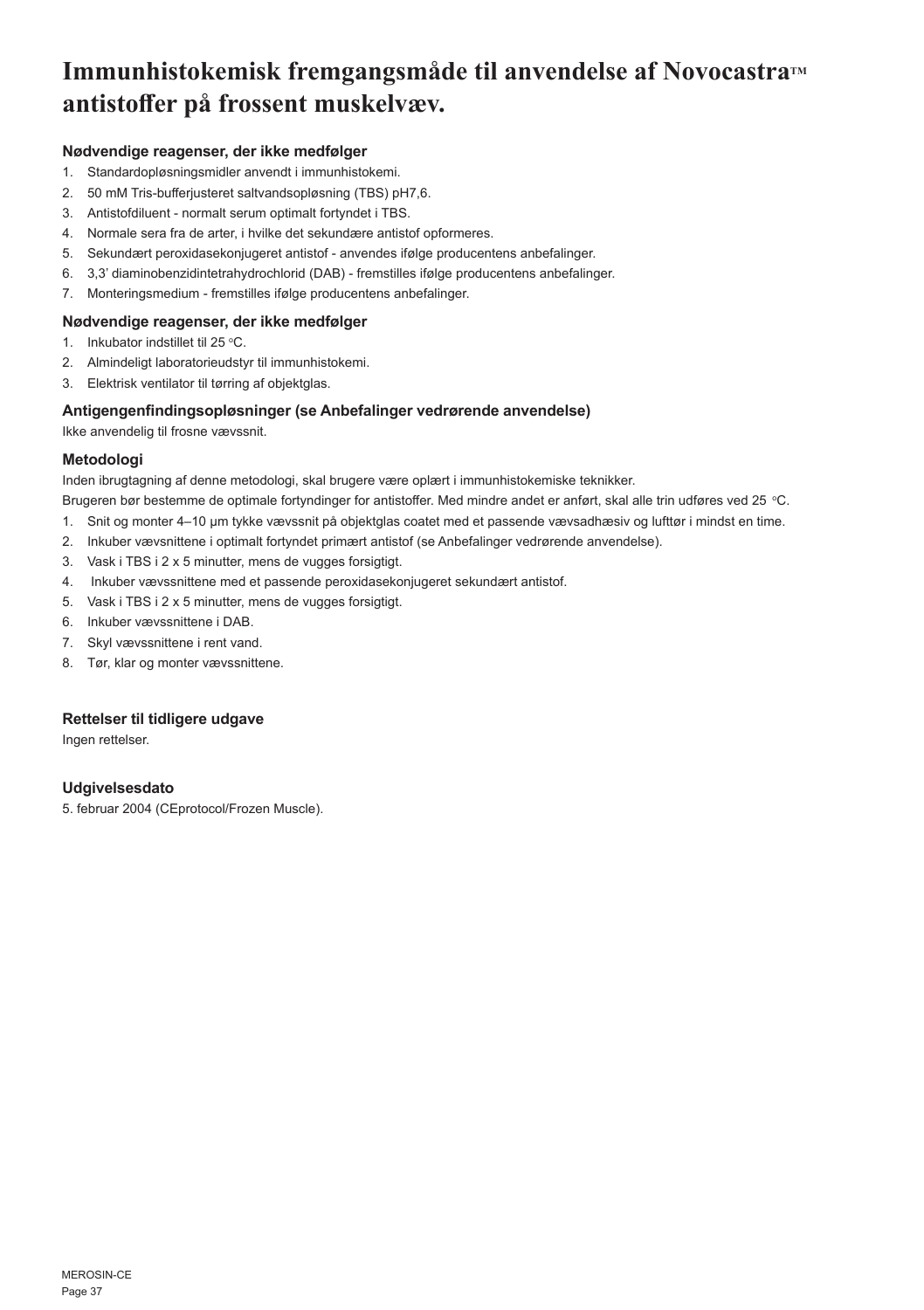# Immunhistokemisk fremgangsmåde til anvendelse af Novocastra™ antistoffer på frossent muskelvæv.

### Nødvendige reagenser, der ikke medfølger

1. Standardopløsningsmidler anvendt i immunhistokemi.
2. 50 mM Tris-bufferjusteret saltvandsopløsning (TBS) pH7,6.
3. Antistofdiluent - normalt serum optimalt fortyndet i TBS.
4. Normale sera fra de arter, i hvilke det sekundære antistof opformeres.
5. Sekundært peroxidasekonjugeret antistof - anvendes ifølge producentens anbefalinger.
6. 3,3' diaminobenzidintetrahydrochlorid (DAB) - fremstilles ifølge producentens anbefalinger.
7. Monteringsmedium - fremstilles ifølge producentens anbefalinger.

### Nødvendige reagenser, der ikke medfølger

1. Inkubator indstillet til 25 °C.
2. Almindeligt laboratorieudstyr til immunhistokemi.
3. Elektrisk ventilator til tørring af objektglas.

### Antigengenfindingsopløsninger (se Anbefalinger vedrørende anvendelse)

Ikke anvendelig til frosne vævssnit.

### Metodologi

Inden ibrugtagning af denne metodologi, skal brugere være oplært i immunhistokemiske teknikker.

Brugeren bør bestemme de optimale fortyndinger for antistoffer. Med mindre andet er anført, skal alle trin udføres ved 25 °C.

1. Snit og monter 4–10 µm tykke vævssnit på objektglas coatet med et passende vævsadhæsiv og lufttør i mindst en time.
2. Inkuber vævsnittene i optimalt fortyndet primært antistof (se Anbefalinger vedrørende anvendelse).
3. Vask i TBS i 2 x 5 minutter, mens de vugges forsigtigt.
4. Inkuber vævssnittene med et passende peroxidasekonjugeret sekundært antistof.
5. Vask i TBS i 2 x 5 minutter, mens de vugges forsigtigt.
6. Inkuber vævssnittene i DAB.
7. Skyl vævssnittene i rent vand.
8. Tør, klar og monter vævssnittene.

### Rettelser til tidligere udgave

Ingen rettelser.

### Udgivelsesdato

5. februar 2004 (CEprotocol/Frozen Muscle).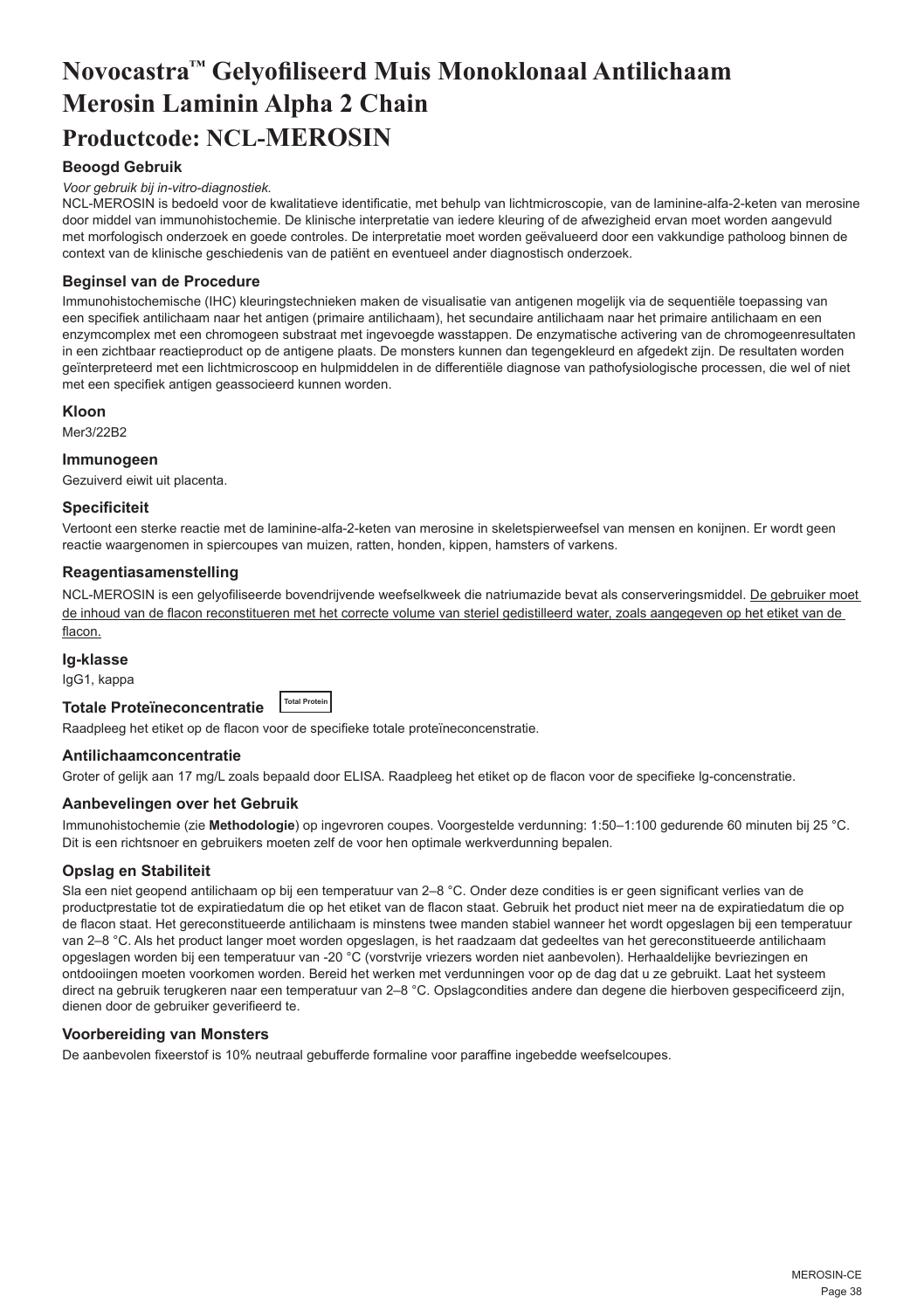# Novocastra™ Gelyofiliseerd Muis Monoklonaal Antilichaam Merosin Laminin Alpha 2 Chain

# Productcode: NCL-MEROSIN

### Beoogd Gebruik

*Voor gebruik bij in-vitro-diagnostiek.*

NCL-MEROSIN is bedoeld voor de kwalitatieve identificatie, met behulp van lichtmicroscopie, van de laminine-alfa-2-keten van merosine door middel van immunohistochemie. De klinische interpretatie van iedere kleuring of de afwezigheid ervan moet worden aangevuld met morfologisch onderzoek en goede controles. De interpretatie moet worden geëvalueerd door een vakkundige patholoog binnen de context van de klinische geschiedenis van de patiënt en eventueel ander diagnostisch onderzoek.

### Beginsel van de Procedure

Immunohistochemische (IHC) kleuringstechnieken maken de visualisatie van antigenen mogelijk via de sequentiële toepassing van een specifiek antilichaam naar het antigen (primaire antilichaam), het secundaire antilichaam naar het primaire antilichaam en een enzymcomplex met een chromogeen substraat met ingevoegde wasstappen. De enzymatische activering van de chromogeenresultaten in een zichtbaar reactieproduct op de antigene plaats. De monsters kunnen dan tegengekleurd en afgedekt zijn. De resultaten worden geïnterpreteerd met een lichtmicroscoop en hulpmiddelen in de differentiële diagnose van pathofysiologische processen, die wel of niet met een specifiek antigen geassocieerd kunnen worden.

### Kloon

Mer3/22B2

### Immunogeen

Gezuiverd eiwit uit placenta.

### Specificiteit

Vertoont een sterke reactie met de laminine-alfa-2-keten van merosine in skeletspierweefsel van mensen en konijnen. Er wordt geen reactie waargenomen in spiercoupes van muizen, ratten, honden, kippen, hamsters of varkens.

### Reagentiasamenstelling

NCL-MEROSIN is een gelyofiliseerde bovendrijvende weefselkweek die natriumazide bevat als conserveringsmiddel. De gebruiker moet de inhoud van de flacon reconstitueren met het correcte volume van steriel gedistilleerd water, zoals aangegeven op het etiket van de flacon.

### Ig-klasse

IgG1, kappa

### Totale Proteïneconcentratie Total Protein

Raadpleeg het etiket op de flacon voor de specifieke totale proteïneconcentratie.

### Antilichaamconcentratie

Groter of gelijk aan 17 mg/L zoals bepaald door ELISA. Raadpleeg het etiket op de flacon voor de specifieke Ig-concentratie.

### Aanbevelingen over het Gebruik

Immunohistochemie (zie **Methodologie**) op ingevroren coupes. Voorgestelde verdunning: 1:50–1:100 gedurende 60 minuten bij 25 °C. Dit is een richtsnoer en gebruikers moeten zelf de voor hen optimale werkverdunning bepalen.

### Opslag en Stabiliteit

Sla een niet geopend antilichaam op bij een temperatuur van 2–8 °C. Onder deze condities is er geen significant verlies van de productprestatie tot de expiratiedatum die op het etiket van de flacon staat. Gebruik het product niet meer na de expiratiedatum die op de flacon staat. Het gereconstitueerde antilichaam is minstens twee manden stabiel wanneer het wordt opgeslagen bij een temperatuur van 2–8 °C. Als het product langer moet worden opgeslagen, is het raadzaam dat gedeeltes van het gereconstitueerde antilichaam opgeslagen worden bij een temperatuur van -20 °C (vorstvrije vriezers worden niet aanbevolen). Herhaaldelijke bevriezingen en ontdooiingen moeten voorkomen worden. Bereid het werken met verdunningen voor op de dag dat u ze gebruikt. Laat het systeem direct na gebruik terugkeren naar een temperatuur van 2–8 °C. Opslagcondities andere dan degene die hierboven gespecificeerd zijn, dienen door de gebruiker geverifieerd te.

### Voorbereiding van Monsters

De aanbevolen fixeerstof is 10% neutraal gebufferde formaline voor paraffine ingebedde weefselcoupes.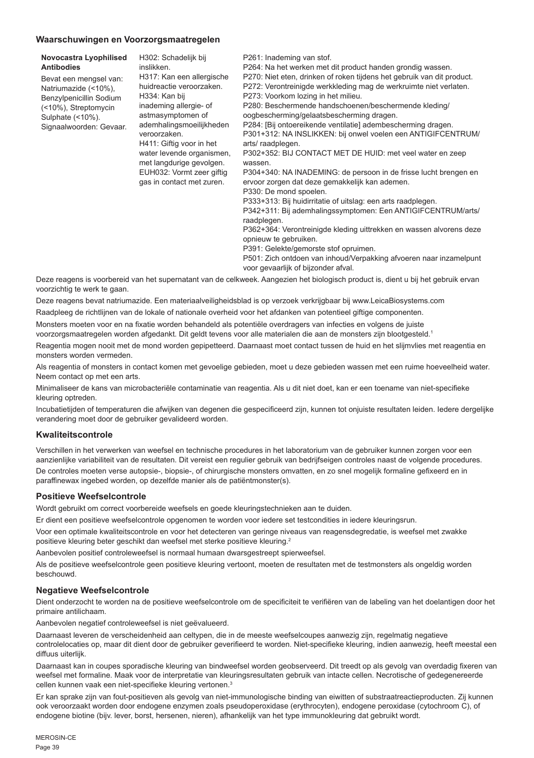## Waarschuwingen en Voorzorgsmaatregelen

| **Novocastra Lyophilised Antibodies** Bevat een mengsel van: Natriumazide (<10%), Benzylpenicillin Sodium (<10%), Streptomycin Sulphate (<10%). Signaalwoorden: Gevaar. | H302: Schadelijk bij inslikken. H317: Kan een allergische huidreactie veroorzaken. H334: Kan bij inademing allergie- of astmasymptomen of ademhalingsmoeilijkheden veroorzaken. H411: Giftig voor in het water levende organismen, met langdurige gevolgen. EUH032: Vormt zeer giftig gas in contact met zuren. | P261: Inademing van stof. P264: Na het werken met dit product handen grondig wassen. P270: Niet eten, drinken of roken tijdens het gebruik van dit product. P272: Verontreinigde werkkleding mag de werkruimte niet verlaten. P273: Voorkom lozing in het milieu. P280: Beschermende handschoenen/beschermende kleding/ oogbescherming/gelaatsbescherming dragen. P284: [Bij ontoereikende ventilatie] adembescherming dragen. P301+312: NA INSLIKKEN: bij onwel voelen een ANTIGIFCENTRUM/ arts/ raadplegen. P302+352: BIJ CONTACT MET DE HUID: met veel water en zeep wassen. P304+340: NA INADEMING: de persoon in de frisse lucht brengen en ervoor zorgen dat deze gemakkelijk kan ademen. P330: De mond spoelen. P333+313: Bij huidirritatie of uitslag: een arts raadplegen. P342+311: Bij ademhalingssymptomen: Een ANTIGIFCENTRUM/arts/ raadplegen. P362+364: Verontreinigde kleding uittrekken en wassen alvorens deze opnieuw te gebruiken. P391: Gelekte/gemorste stof opruimen. P501: Zich ontdoen van inhoud/Verpakking afvoeren naar inzamelpunt voor gevaarlijk of bijzonder afval. |
|---|---|---|

Deze reagens is voorbereid van het supernatant van de celkweek. Aangezien het biologisch product is, dient u bij het gebruik ervan voorzichtig te werk te gaan.

Deze reagens bevat natriumazide. Een materiaalveiligheidsblad is op verzoek verkrijgbaar bij www.LeicaBiosystems.com

Raadpleeg de richtlijnen van de lokale of nationale overheid voor het afdanken van potentieel giftige componenten.

Monsters moeten voor en na fixatie worden behandeld als potentiële overdragers van infecties en volgens de juiste voorzorgsmaatregelen worden afgedankt. Dit geldt tevens voor alle materialen die aan de monsters zijn blootgesteld.[1]

Reagentia mogen nooit met de mond worden gepipetteerd. Daarnaast moet contact tussen de huid en het slijmvlies met reagentia en monsters worden vermeden.

Als reagentia of monsters in contact komen met gevoelige gebieden, moet u deze gebieden wassen met een ruime hoeveelheid water. Neem contact op met een arts.

Minimaliseer de kans van microbacteriële contaminatie van reagentia. Als u dit niet doet, kan er een toename van niet-specifieke kleuring optreden.

Incubatietijden of temperaturen die afwijken van degenen die gespecificeerd zijn, kunnen tot onjuiste resultaten leiden. Iedere dergelijke verandering moet door de gebruiker gevalideerd worden.

## Kwaliteitscontrole

Verschillen in het verwerken van weefsel en technische procedures in het laboratorium van de gebruiker kunnen zorgen voor een aanzienlijke variabiliteit van de resultaten. Dit vereist een regulier gebruik van bedrijfseigen controles naast de volgende procedures.

De controles moeten verse autopsie-, biopsie-, of chirurgische monsters omvatten, en zo snel mogelijk formaline gefixeerd en in paraffinewax ingebed worden, op dezelfde manier als de patiëntmonster(s).

## Positieve Weefselcontrole

Wordt gebruikt om correct voorbereide weefsels en goede kleuringstechnieken aan te duiden.

Er dient een positieve weefselcontrole opgenomen te worden voor iedere set testcondities in iedere kleuringsrun.

Voor een optimale kwaliteitscontrole en voor het detecteren van geringe niveaus van reagensdegradatie, is weefsel met zwakke positieve kleuring beter geschikt dan weefsel met sterke positieve kleuring.[2]

Aanbevolen positief controleweefsel is normaal humaan dwarsgestreept spierweefsel.

Als de positieve weefselcontrole geen positieve kleuring vertoont, moeten de resultaten met de testmonsters als ongeldig worden beschouwd.

## Negatieve Weefselcontrole

Dient onderzocht te worden na de positieve weefselcontrole om de specificiteit te verifiëren van de labeling van het doelantigen door het primaire antilichaam.

Aanbevolen negatief controleweefsel is niet geëvalueerd.

Daarnaast leveren de verscheidenheid aan celtypen, die in de meeste weefselcoupes aanwezig zijn, regelmatig negatieve controlelocaties op, maar dit dient door de gebruiker geverifieerd te worden. Niet-specifieke kleuring, indien aanwezig, heeft meestal een diffuus uiterlijk.

Daarnaast kan in coupes sporadische kleuring van bindweefsel worden geobserveerd. Dit treedt op als gevolg van overdadig fixeren van weefsel met formaline. Maak voor de interpretatie van kleuringsresultaten gebruik van intacte cellen. Necrotische of gedegenereerde cellen kunnen vaak een niet-specifieke kleuring vertonen.[3]

Er kan sprake zijn van fout-positieven als gevolg van niet-immunologische binding van eiwitten of substraatreactieproducten. Zij kunnen ook veroorzaakt worden door endogene enzymen zoals pseudoperoxidase (erythrocyten), endogene peroxidase (cytochroom C), of endogene biotine (bijv. lever, borst, hersenen, nieren), afhankelijk van het type immunokleuring dat gebruikt wordt.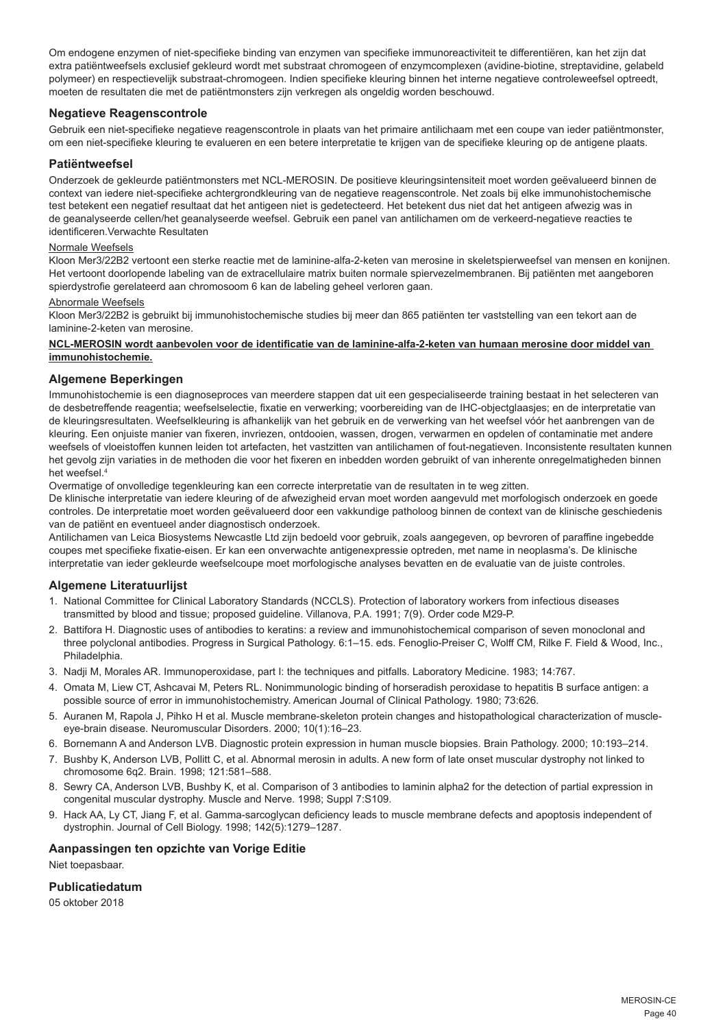Om endogene enzymen of niet-specifieke binding van enzymen van specifieke immunoreactiviteit te differentiëren, kan het zijn dat extra patiëntweefsels exclusief gekleurd wordt met substraat chromogeen of enzymcomplexen (avidine-biotine, streptavidine, gelabeld polymeer) en respectievelijk substraat-chromogeen. Indien specifieke kleuring binnen het interne negatieve controleweefsel optreedt, moeten de resultaten die met de patiëntmonsters zijn verkregen als ongeldig worden beschouwd.

## Negatieve Reagenscontrole

Gebruik een niet-specifieke negatieve reagenscontrole in plaats van het primaire antilichaam met een coupe van ieder patiëntmonster, om een niet-specifieke kleuring te evalueren en een betere interpretatie te krijgen van de specifieke kleuring op de antigene plaats.

## Patiëntweefsel

Onderzoek de gekleurde patiëntmonsters met NCL-MEROSIN. De positieve kleuringsintensiteit moet worden geëvalueerd binnen de context van iedere niet-specifieke achtergrondkleuring van de negatieve reagenscontrole. Net zoals bij elke immunohistochemische test betekent een negatief resultaat dat het antigeen niet is gedetecteerd. Het betekent dus niet dat het antigeen afwezig was in de geanalyseerde cellen/het geanalyseerde weefsel. Gebruik een panel van antilichamen om de verkeerd-negatieve reacties te identificeren.Verwachte Resultaten

Normale Weefsels

Kloon Mer3/22B2 vertoont een sterke reactie met de laminine-alfa-2-keten van merosine in skeletspierweefsel van mensen en konijnen. Het vertoont doorlopende labeling van de extracellulaire matrix buiten normale spiervezelmembranen. Bij patiënten met aangeboren spierdystrofie gerelateerd aan chromosoom 6 kan de labeling geheel verloren gaan.

Abnormale Weefsels

Kloon Mer3/22B2 is gebruikt bij immunohistochemische studies bij meer dan 865 patiënten ter vaststelling van een tekort aan de laminine-2-keten van merosine.

**NCL-MEROSIN wordt aanbevolen voor de identificatie van de laminine-alfa-2-keten van humaan merosine door middel van immunohistochemie.**

## Algemene Beperkingen

Immunohistochemie is een diagnoseproces van meerdere stappen dat uit een gespecialiseerde training bestaat in het selecteren van de desbetreffende reagentia; weefselselectie, fixatie en verwerking; voorbereiding van de IHC-objectglaasjes; en de interpretatie van de kleuringsresultaten. Weefselkleuring is afhankelijk van het gebruik en de verwerking van het weefsel vóór het aanbrengen van de kleuring. Een onjuiste manier van fixeren, invriezen, ontdooien, wassen, drogen, verwarmen en opdelen of contaminatie met andere weefsels of vloeistoffen kunnen leiden tot artefacten, het vastzitten van antilichamen of fout-negatieven. Inconsistente resultaten kunnen het gevolg zijn variaties in de methoden die voor het fixeren en inbedden worden gebruikt of van inherente onregelmatigheden binnen het weefsel.[4]

Overmatige of onvolledige tegenkleuring kan een correcte interpretatie van de resultaten in te weg zitten.

De klinische interpretatie van iedere kleuring of de afwezigheid ervan moet worden aangevuld met morfologisch onderzoek en goede controles. De interpretatie moet worden geëvalueerd door een vakkundige patholoog binnen de context van de klinische geschiedenis van de patiënt en eventueel ander diagnostisch onderzoek.

Antilichamen van Leica Biosystems Newcastle Ltd zijn bedoeld voor gebruik, zoals aangegeven, op bevroren of paraffine ingebedde coupes met specifieke fixatie-eisen. Er kan een onverwachte antigenexpressie optreden, met name in neoplasma's. De klinische interpretatie van ieder gekleurde weefselcoupe moet morfologische analyses bevatten en de evaluatie van de juiste controles.

## Algemene Literatuurlijst

1. National Committee for Clinical Laboratory Standards (NCCLS). Protection of laboratory workers from infectious diseases transmitted by blood and tissue; proposed guideline. Villanova, P.A. 1991; 7(9). Order code M29-P.
2. Battifora H. Diagnostic uses of antibodies to keratins: a review and immunohistochemical comparison of seven monoclonal and three polyclonal antibodies. Progress in Surgical Pathology. 6:1–15. eds. Fenoglio-Preiser C, Wolff CM, Rilke F. Field & Wood, Inc., Philadelphia.
3. Nadji M, Morales AR. Immunoperoxidase, part I: the techniques and pitfalls. Laboratory Medicine. 1983; 14:767.
4. Omata M, Liew CT, Ashcavai M, Peters RL. Nonimmunologic binding of horseradish peroxidase to hepatitis B surface antigen: a possible source of error in immunohistochemistry. American Journal of Clinical Pathology. 1980; 73:626.
5. Auranen M, Rapola J, Pihko H et al. Muscle membrane-skeleton protein changes and histopathological characterization of muscle-eye-brain disease. Neuromuscular Disorders. 2000; 10(1):16–23.
6. Bornemann A and Anderson LVB. Diagnostic protein expression in human muscle biopsies. Brain Pathology. 2000; 10:193–214.
7. Bushby K, Anderson LVB, Pollitt C, et al. Abnormal merosin in adults. A new form of late onset muscular dystrophy not linked to chromosome 6q2. Brain. 1998; 121:581–588.
8. Sewry CA, Anderson LVB, Bushby K, et al. Comparison of 3 antibodies to laminin alpha2 for the detection of partial expression in congenital muscular dystrophy. Muscle and Nerve. 1998; Suppl 7:S109.
9. Hack AA, Ly CT, Jiang F, et al. Gamma-sarcoglycan deficiency leads to muscle membrane defects and apoptosis independent of dystrophin. Journal of Cell Biology. 1998; 142(5):1279–1287.

## Aanpassingen ten opzichte van Vorige Editie

Niet toepasbaar.

## Publicatiedatum

05 oktober 2018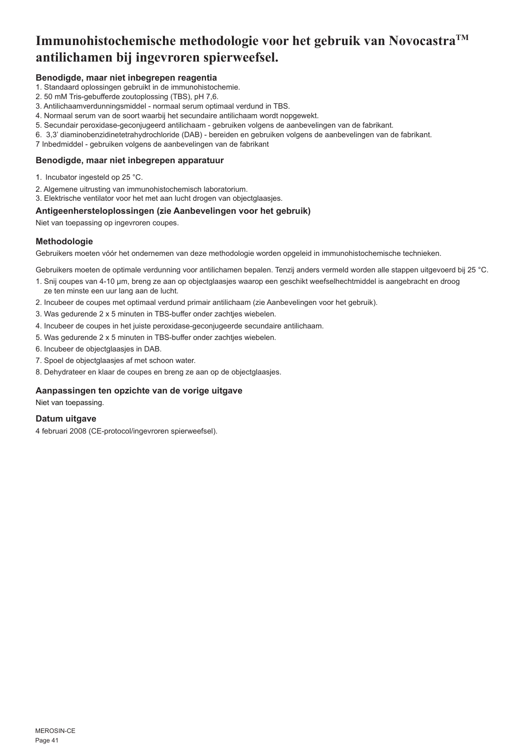# Immunohistochemische methodologie voor het gebruik van Novocastra™ antilichamen bij ingevroren spierweefsel.

### Benodigde, maar niet inbegrepen reagentia

1. Standaard oplossingen gebruikt in de immunohistochemie.
2. 50 mM Tris-gebufferde zoutoplossing (TBS), pH 7,6.
3. Antilichaamverdunningsmiddel - normaal serum optimaal verdund in TBS.
4. Normaal serum van de soort waarbij het secundaire antilichaam wordt nopgewekt.
5. Secundair peroxidase-geconjugeerd antilichaam - gebruiken volgens de aanbevelingen van de fabrikant.
6. 3,3' diaminobenzidinetetrahydrochloride (DAB) - bereiden en gebruiken volgens de aanbevelingen van de fabrikant.
7 Inbedmiddel - gebruiken volgens de aanbevelingen van de fabrikant

### Benodigde, maar niet inbegrepen apparatuur

1. Incubator ingesteld op 25 °C.
2. Algemene uitrusting van immunohistochemisch laboratorium.
3. Elektrische ventilator voor het met aan lucht drogen van objectglaasjes.

### Antigeenhersteloplossingen (zie Aanbevelingen voor het gebruik)

Niet van toepassing op ingevroren coupes.

### Methodologie

Gebruikers moeten vóór het ondernemen van deze methodologie worden opgeleid in immunohistochemische technieken.

Gebruikers moeten de optimale verdunning voor antilichamen bepalen. Tenzij anders vermeld worden alle stappen uitgevoerd bij 25 °C.

1. Snij coupes van 4-10 µm, breng ze aan op objectglaasjes waarop een geschikt weefselhechtmiddel is aangebracht en droog ze ten minste een uur lang aan de lucht.
2. Incubeer de coupes met optimaal verdund primair antilichaam (zie Aanbevelingen voor het gebruik).
3. Was gedurende 2 x 5 minuten in TBS-buffer onder zachtjes wiebelen.
4. Incubeer de coupes in het juiste peroxidase-geconjugeerde secundaire antilichaam.
5. Was gedurende 2 x 5 minuten in TBS-buffer onder zachtjes wiebelen.
6. Incubeer de objectglaasjes in DAB.
7. Spoel de objectglaasjes af met schoon water.
8. Dehydrateer en klaar de coupes en breng ze aan op de objectglaasjes.

### Aanpassingen ten opzichte van de vorige uitgave

Niet van toepassing.

### Datum uitgave

4 februari 2008 (CE-protocol/ingevroren spierweefsel).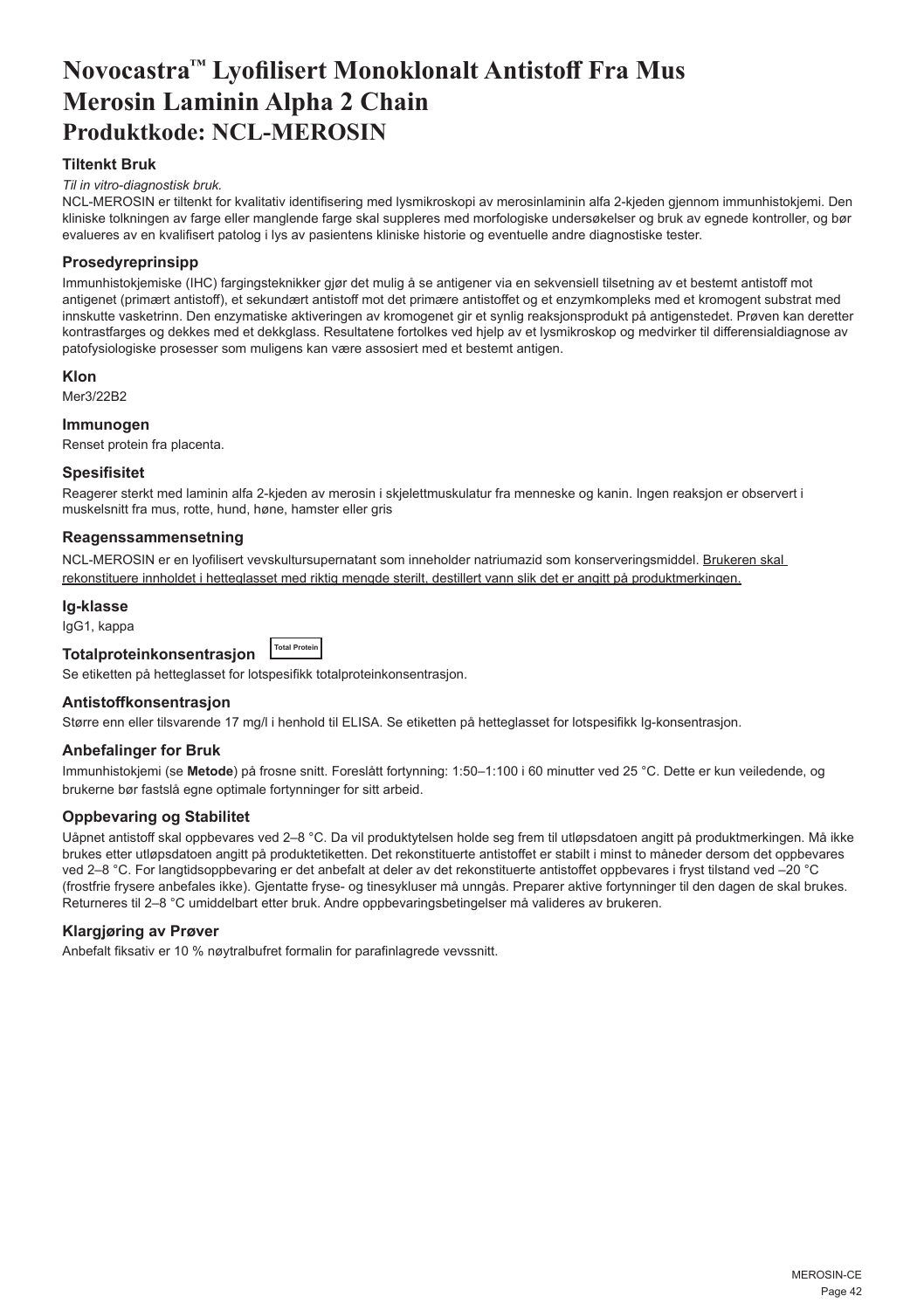# Novocastra™ Lyofilisert Monoklonalt Antistoff Fra Mus Merosin Laminin Alpha 2 Chain

# Produktkode: NCL-MEROSIN

### Tiltenkt Bruk

*Til in vitro-diagnostisk bruk.*

NCL-MEROSIN er tiltenkt for kvalitativ identifisering med lysmikroskopi av merosinlaminin alfa 2-kjeden gjennom immunhistokjemi. Den kliniske tolkningen av farge eller manglende farge skal suppleres med morfologiske undersøkelser og bruk av egnede kontroller, og bør evalueres av en kvalifisert patolog i lys av pasientens kliniske historie og eventuelle andre diagnostiske tester.

### Prosedyreprinsipp

Immunhistokjemiske (IHC) fargingsteknikker gjør det mulig å se antigener via en sekvensiell tilsetning av et bestemt antistoff mot antigenet (primært antistoff), et sekundært antistoff mot det primære antistoffet og et enzymkompleks med et kromogent substrat med innskutte vasketrinn. Den enzymatiske aktiveringen av kromogenet gir et synlig reaksjonsprodukt på antigenstedet. Prøven kan deretter kontrastfarges og dekkes med et dekkglass. Resultatene fortolkes ved hjelp av et lysmikroskop og medvirker til differensialdiagnose av patofysiologiske prosesser som muligens kan være assosiert med et bestemt antigen.

### Klon

Mer3/22B2

### Immunogen

Renset protein fra placenta.

### Spesifisitet

Reagerer sterkt med laminin alfa 2-kjeden av merosin i skjelettmuskulatur fra menneske og kanin. Ingen reaksjon er observert i muskelsnitt fra mus, rotte, hund, høne, hamster eller gris

### Reagenssammensetning

NCL-MEROSIN er en lyofilisert vevskultursupernatant som inneholder natriumazid som konserveringsmiddel. Brukeren skal rekonstituere innholdet i hetteglasset med riktig mengde sterilt, destillert vann slik det er angitt på produktmerkingen.

### Ig-klasse

IgG1, kappa

### Totalproteinkonsentrasjon

Total Protein

Se etiketten på hetteglasset for lotspesifikk totalproteinkonsentrasjon.

### Antistoffkonsentrasjon

Større enn eller tilsvarende 17 mg/l i henhold til ELISA. Se etiketten på hetteglasset for lotspesifikk Ig-konsentrasjon.

### Anbefalinger for Bruk

Immunhistokjemi (se **Metode**) på frosne snitt. Foreslått fortynning: 1:50–1:100 i 60 minutter ved 25 °C. Dette er kun veiledende, og brukerne bør fastslå egne optimale fortynninger for sitt arbeid.

### Oppbevaring og Stabilitet

Uåpnet antistoff skal oppbevares ved 2–8 °C. Da vil produktytelsen holde seg frem til utløpsdatoen angitt på produktmerkingen. Må ikke brukes etter utløpsdatoen angitt på produktetiketten. Det rekonstituerte antistoffet er stabilt i minst to måneder dersom det oppbevares ved 2–8 °C. For langtidsoppbevaring er det anbefalt at deler av det rekonstituerte antistoffet oppbevares i fryst tilstand ved –20 °C (frostfrie frysere anbefales ikke). Gjentatte fryse- og tinesykluser må unngås. Preparer aktive fortynninger til den dagen de skal brukes. Returneres til 2–8 °C umiddelbart etter bruk. Andre oppbevaringsbetingelser må valideres av brukeren.

### Klargjøring av Prøver

Anbefalt fiksativ er 10 % nøytralbufret formalin for parafinlagrede vevssnitt.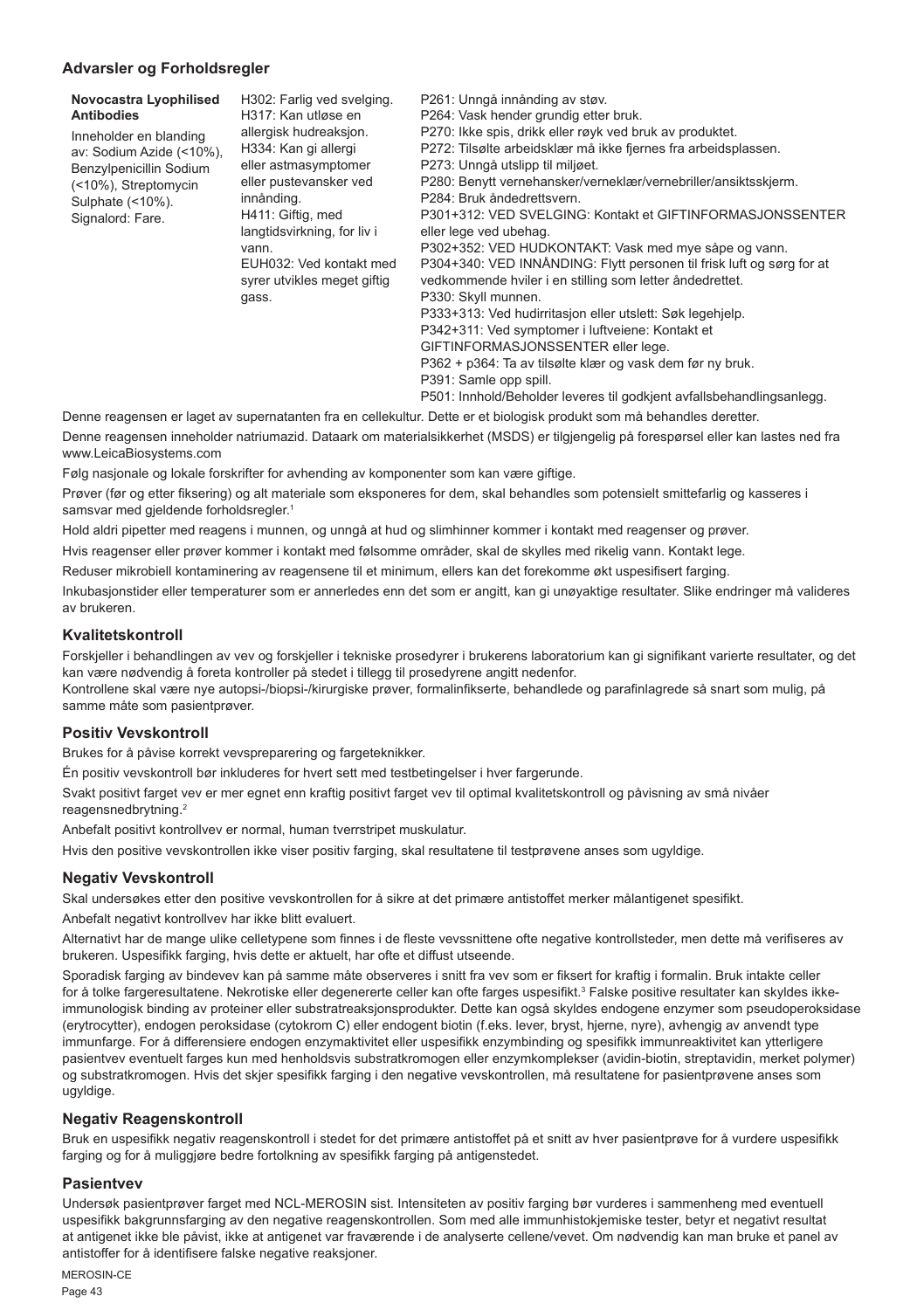## Advarsler og Forholdsregler

| **Novocastra Lyophilised Antibodies**<br>Inneholder en blanding av: Sodium Azide (<10%), Benzylpenicillin Sodium (<10%), Streptomycin Sulphate (<10%).<br>Signalord: Fare. | H302: Farlig ved svelging.<br>H317: Kan utløse en allergisk hudreaksjon.<br>H334: Kan gi allergi eller astmasymptomer eller pustevansker ved innånding.<br>H411: Giftig, med langtidsvirkning, for liv i vann.<br>EUH032: Ved kontakt med syrer utvikles meget giftig gass. | P261: Unngå innånding av støv.<br>P264: Vask hender grundig etter bruk.<br>P270: Ikke spis, drikk eller røyk ved bruk av produktet.<br>P272: Tilsølte arbeidsklær må ikke fjernes fra arbeidsplassen.<br>P273: Unngå utslipp til miljøet.<br>P280: Benytt vernehansker/verneklær/vernebriller/ansiktsskjerm.<br>P284: Bruk åndedrettsvern.<br>P301+312: VED SVELGING: Kontakt et GIFTINFORMASJONSSENTER eller lege ved ubehag.<br>P302+352: VED HUDKONTAKT: Vask med mye såpe og vann.<br>P304+340: VED INNÅNDING: Flytt personen til frisk luft og sørg for at vedkommende hviler i en stilling som letter åndedrettet.<br>P330: Skyll munnen.<br>P333+313: Ved hudirritasjon eller utslett: Søk legehjelp.<br>P342+311: Ved symptomer i luftveiene: Kontakt et GIFTINFORMASJONSSENTER eller lege.<br>P362 + p364: Ta av tilsølte klær og vask dem før ny bruk.<br>P391: Samle opp spill.<br>P501: Innhold/Beholder leveres til godkjent avfallsbehandlingsanlegg. |
|---|---|---|

Denne reagensen er laget av supernatanten fra en cellekultur. Dette er et biologisk produkt som må behandles deretter.

Denne reagensen inneholder natriumazid. Dataark om materialsikkerhet (MSDS) er tilgjengelig på forespørsel eller kan lastes ned fra www.LeicaBiosystems.com

Følg nasjonale og lokale forskrifter for avhending av komponenter som kan være giftige.

Prøver (før og etter fiksering) og alt materiale som eksponeres for dem, skal behandles som potensielt smittefarlig og kasseres i samsvar med gjeldende forholdsregler.[1]

Hold aldri pipetter med reagens i munnen, og unngå at hud og slimhinner kommer i kontakt med reagenser og prøver.

Hvis reagenser eller prøver kommer i kontakt med følsomme områder, skal de skylles med rikelig vann. Kontakt lege.

Reduser mikrobiell kontaminering av reagensene til et minimum, ellers kan det forekomme økt uspesifisert farging.

Inkubasjonstider eller temperaturer som er annerledes enn det som er angitt, kan gi unøyaktige resultater. Slike endringer må valideres av brukeren.

## Kvalitetskontroll

Forskjeller i behandlingen av vev og forskjeller i tekniske prosedyrer i brukerens laboratorium kan gi signifikant varierte resultater, og det kan være nødvendig å foreta kontroller på stedet i tillegg til prosedyrene angitt nedenfor.
Kontrollene skal være nye autopsi-/biopsi-/kirurgiske prøver, formalinfikserte, behandlede og parafinlagrede så snart som mulig, på samme måte som pasientprøver.

## Positiv Vevskontroll

Brukes for å påvise korrekt vevspreparering og fargeteknikker.

Én positiv vevskontroll bør inkluderes for hvert sett med testbetingelser i hver fargerunde.

Svakt positivt farget vev er mer egnet enn kraftig positivt farget vev til optimal kvalitetskontroll og påvisning av små nivåer reagensnedbrytning.[2]

Anbefalt positivt kontrollvev er normal, human tverrstripet muskulatur.

Hvis den positive vevskontrollen ikke viser positiv farging, skal resultatene til testprøvene anses som ugyldige.

## Negativ Vevskontroll

Skal undersøkes etter den positive vevskontrollen for å sikre at det primære antistoffet merker målantigenet spesifikt.

Anbefalt negativt kontrollvev har ikke blitt evaluert.

Alternativt har de mange ulike celletypene som finnes i de fleste vevssnittene ofte negative kontrollsteder, men dette må verifiseres av brukeren. Uspesifikk farging, hvis dette er aktuelt, har ofte et diffust utseende.

Sporadisk farging av bindevev kan på samme måte observeres i snitt fra vev som er fiksert for kraftig i formalin. Bruk intakte celler for å tolke fargeresultatene. Nekrotiske eller degenererte celler kan ofte farges uspesifikt.[3] Falske positive resultater kan skyldes ikke-immunologisk binding av proteiner eller substratreaksjonsprodukter. Dette kan også skyldes endogene enzymer som pseudoperoksidase (erytrocytter), endogen peroksidase (cytokrom C) eller endogent biotin (f.eks. lever, bryst, hjerne, nyre), avhengig av anvendt type immunfarge. For å differensiere endogen enzymaktivitet eller uspesifikk enzymbinding og spesifikk immunreaktivitet kan ytterligere pasientvev eventuelt farges kun med henholdsvis substratkromogen eller enzymkomplekser (avidin-biotin, streptavidin, merket polymer) og substratkromogen. Hvis det skjer spesifikk farging i den negative vevskontrollen, må resultatene for pasientprøvene anses som ugyldige.

## Negativ Reagenskontroll

Bruk en uspesifikk negativ reagenskontroll i stedet for det primære antistoffet på et snitt av hver pasientprøve for å vurdere uspesifikk farging og for å muliggjøre bedre fortolkning av spesifikk farging på antigenstedet.

## Pasientvev

Undersøk pasientprøver farget med NCL-MEROSIN sist. Intensiteten av positiv farging bør vurderes i sammenheng med eventuell uspesifikk bakgrunnsfarging av den negative reagenskontrollen. Som med alle immunhistokjemiske tester, betyr et negativt resultat at antigenet ikke ble påvist, ikke at antigenet var fraværende i de analyserte cellene/vevet. Om nødvendig kan man bruke et panel av antistoffer for å identifisere falske negative reaksjoner.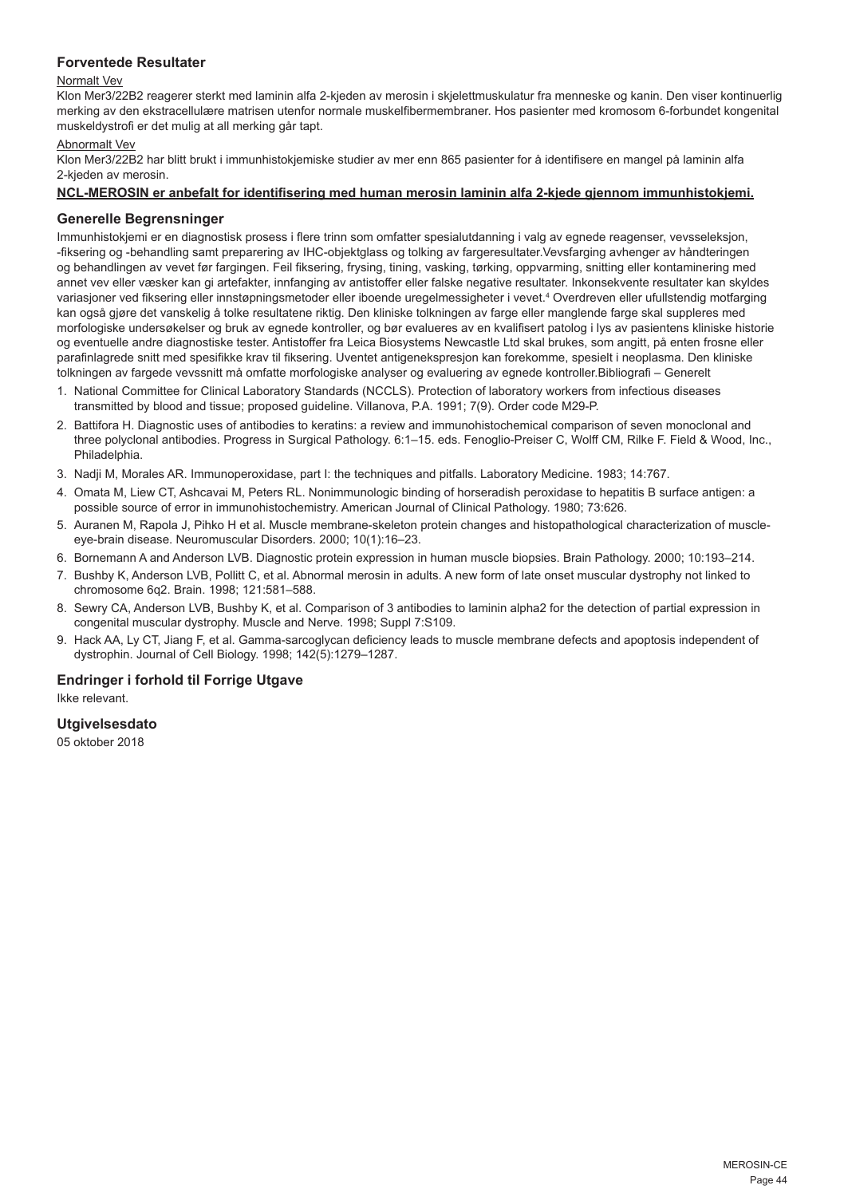## Forventede Resultater

Normalt Vev

Klon Mer3/22B2 reagerer sterkt med laminin alfa 2-kjeden av merosin i skjelettmuskulatur fra menneske og kanin. Den viser kontinuerlig merking av den ekstracellulære matrisen utenfor normale muskelfibermembraner. Hos pasienter med kromosom 6-forbundet kongenital muskeldystrofi er det mulig at all merking går tapt.

Abnormalt Vev

Klon Mer3/22B2 har blitt brukt i immunhistokjemiske studier av mer enn 865 pasienter for å identifisere en mangel på laminin alfa 2-kjeden av merosin.

**NCL-MEROSIN er anbefalt for identifisering med human merosin laminin alfa 2-kjede gjennom immunhistokjemi.**

## Generelle Begrensninger

Immunhistokjemi er en diagnostisk prosess i flere trinn som omfatter spesialutdanning i valg av egnede reagenser, vevsseleksjon, -fiksering og -behandling samt preparering av IHC-objektglass og tolking av fargeresultater.Vevsfarging avhenger av håndteringen og behandlingen av vevet før fargingen. Feil fiksering, frysing, tining, vasking, tørking, oppvarming, snitting eller kontaminering med annet vev eller væsker kan gi artefakter, innfanging av antistoffer eller falske negative resultater. Inkonsekvente resultater kan skyldes variasjoner ved fiksering eller innstøpningsmetoder eller iboende uregelmessigheter i vevet.[4] Overdreven eller ufullstendig motfarging kan også gjøre det vanskelig å tolke resultatene riktig. Den kliniske tolkningen av farge eller manglende farge skal suppleres med morfologiske undersøkelser og bruk av egnede kontroller, og bør evalueres av en kvalifisert patolog i lys av pasientens kliniske historie og eventuelle andre diagnostiske tester. Antistoffer fra Leica Biosystems Newcastle Ltd skal brukes, som angitt, på enten frosne eller parafinlagrede snitt med spesifikke krav til fiksering. Uventet antigenekspresjon kan forekomme, spesielt i neoplasma. Den kliniske tolkningen av fargede vevssnitt må omfatte morfologiske analyser og evaluering av egnede kontroller.Bibliografi – Generelt

1. National Committee for Clinical Laboratory Standards (NCCLS). Protection of laboratory workers from infectious diseases transmitted by blood and tissue; proposed guideline. Villanova, P.A. 1991; 7(9). Order code M29-P.
2. Battifora H. Diagnostic uses of antibodies to keratins: a review and immunohistochemical comparison of seven monoclonal and three polyclonal antibodies. Progress in Surgical Pathology. 6:1–15. eds. Fenoglio-Preiser C, Wolff CM, Rilke F. Field & Wood, Inc., Philadelphia.
3. Nadji M, Morales AR. Immunoperoxidase, part I: the techniques and pitfalls. Laboratory Medicine. 1983; 14:767.
4. Omata M, Liew CT, Ashcavai M, Peters RL. Nonimmunologic binding of horseradish peroxidase to hepatitis B surface antigen: a possible source of error in immunohistochemistry. American Journal of Clinical Pathology. 1980; 73:626.
5. Auranen M, Rapola J, Pihko H et al. Muscle membrane-skeleton protein changes and histopathological characterization of muscle-eye-brain disease. Neuromuscular Disorders. 2000; 10(1):16–23.
6. Bornemann A and Anderson LVB. Diagnostic protein expression in human muscle biopsies. Brain Pathology. 2000; 10:193–214.
7. Bushby K, Anderson LVB, Pollitt C, et al. Abnormal merosin in adults. A new form of late onset muscular dystrophy not linked to chromosome 6q2. Brain. 1998; 121:581–588.
8. Sewry CA, Anderson LVB, Bushby K, et al. Comparison of 3 antibodies to laminin alpha2 for the detection of partial expression in congenital muscular dystrophy. Muscle and Nerve. 1998; Suppl 7:S109.
9. Hack AA, Ly CT, Jiang F, et al. Gamma-sarcoglycan deficiency leads to muscle membrane defects and apoptosis independent of dystrophin. Journal of Cell Biology. 1998; 142(5):1279–1287.

## Endringer i forhold til Forrige Utgave

Ikke relevant.

## Utgivelsesdato

05 oktober 2018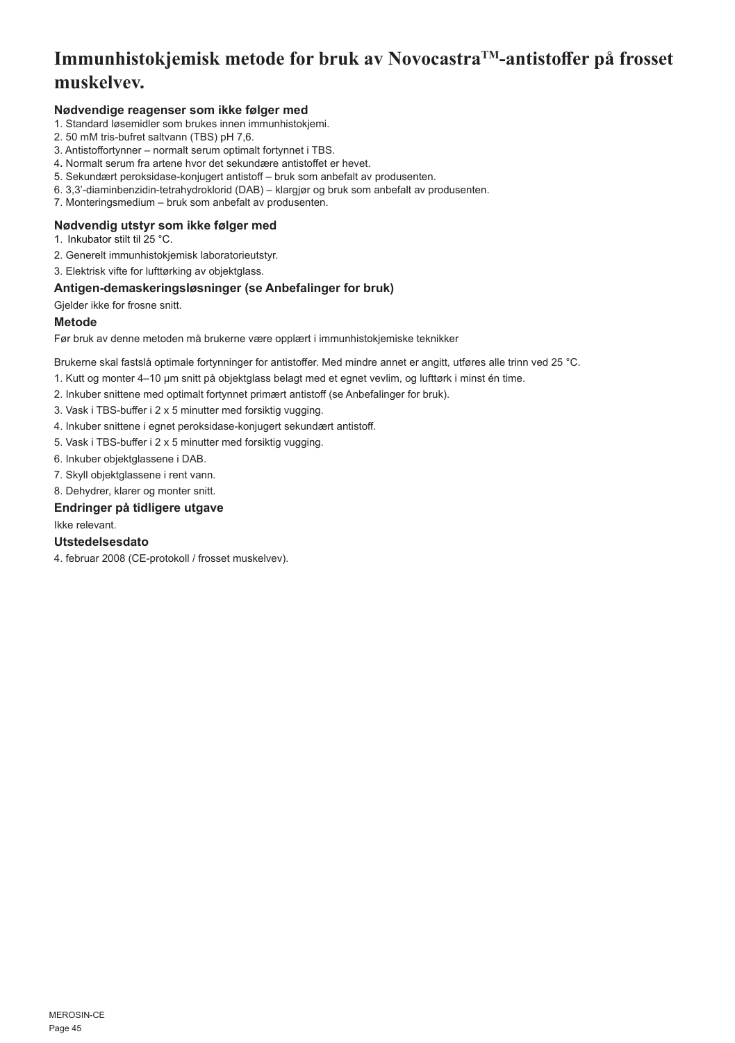# Immunhistokjemisk metode for bruk av Novocastra™-antistoffer på frosset muskelvev.

### Nødvendige reagenser som ikke følger med

1. Standard løsemidler som brukes innen immunhistokjemi.
2. 50 mM tris-bufret saltvann (TBS) pH 7,6.
3. Antistoffortynner – normalt serum optimalt fortynnet i TBS.
4. Normalt serum fra artene hvor det sekundære antistoffet er hevet.
5. Sekundært peroksidase-konjugert antistoff – bruk som anbefalt av produsenten.
6. 3,3'-diaminbenzidin-tetrahydroklorid (DAB) – klargjør og bruk som anbefalt av produsenten.
7. Monteringsmedium – bruk som anbefalt av produsenten.

### Nødvendig utstyr som ikke følger med

1. Inkubator stilt til 25 °C.
2. Generelt immunhistokjemisk laboratorieutstyr.
3. Elektrisk vifte for lufttørking av objektglass.

### Antigen-demaskeringsløsninger (se Anbefalinger for bruk)

Gjelder ikke for frosne snitt.

### Metode

Før bruk av denne metoden må brukerne være opplært i immunhistokjemiske teknikker

Brukerne skal fastslå optimale fortynninger for antistoffer. Med mindre annet er angitt, utføres alle trinn ved 25 °C.

1. Kutt og monter 4–10 µm snitt på objektglass belagt med et egnet vevlim, og lufttørk i minst én time.
2. Inkuber snittene med optimalt fortynnet primært antistoff (se Anbefalinger for bruk).
3. Vask i TBS-buffer i 2 x 5 minutter med forsiktig vugging.
4. Inkuber snittene i egnet peroksidase-konjugert sekundært antistoff.
5. Vask i TBS-buffer i 2 x 5 minutter med forsiktig vugging.
6. Inkuber objektglassene i DAB.
7. Skyll objektglassene i rent vann.
8. Dehydrer, klarer og monter snitt.

### Endringer på tidligere utgave

Ikke relevant.

### Utstedelsesdato

4. februar 2008 (CE-protokoll / frosset muskelvev).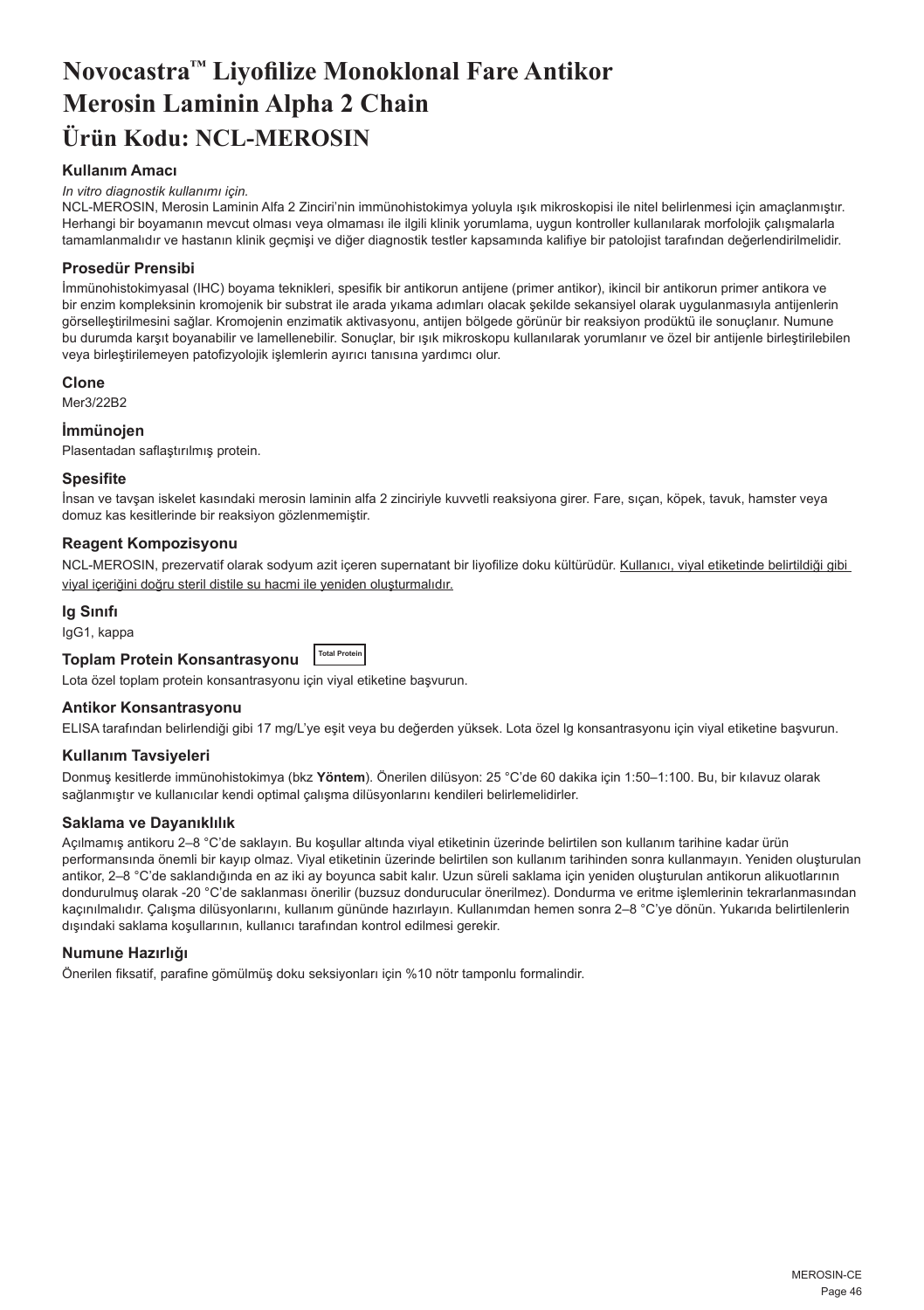# Novocastra™ Liyofilize Monoklonal Fare Antikor Merosin Laminin Alpha 2 Chain
# Ürün Kodu: NCL-MEROSIN

## Kullanım Amacı

*In vitro diagnostik kullanımı için.*

NCL-MEROSIN, Merosin Laminin Alfa 2 Zinciri'nin immünohistokimya yoluyla ışık mikroskopisi ile nitel belirlenmesi için amaçlanmıştır. Herhangi bir boyamanın mevcut olması veya olmaması ile ilgili klinik yorumlama, uygun kontroller kullanılarak morfolojik çalışmalarla tamamlanmalıdır ve hastanın klinik geçmişi ve diğer diagnostik testler kapsamında kalifiye bir patolojist tarafından değerlendirilmelidir.

## Prosedür Prensibi

İmmünohistokimyasal (IHC) boyama teknikleri, spesifik bir antikorun antijene (primer antikor), ikincil bir antikorun primer antikora ve bir enzim kompleksinin kromojenik bir substrat ile arada yıkama adımları olacak şekilde sekansiyel olarak uygulanmasıyla antijenlerin görselleştirilmesini sağlar. Kromojenin enzimatik aktivasyonu, antijen bölgede görünür bir reaksiyon prodüktü ile sonuçlanır. Numune bu durumda karşıt boyanabilir ve lamellenebilir. Sonuçlar, bir ışık mikroskopu kullanılarak yorumlanır ve özel bir antijenle birleştirilebilen veya birleştirilemeyen patofizyolojik işlemlerin ayırıcı tanısına yardımcı olur.

## Clone

Mer3/22B2

## İmmünojen

Plasentadan saflaştırılmış protein.

## Spesifite

İnsan ve tavşan iskelet kasındaki merosin laminin alfa 2 zinciriyle kuvvetli reaksiyona girer. Fare, sıçan, köpek, tavuk, hamster veya domuz kas kesitlerinde bir reaksiyon gözlenmemiştir.

## Reagent Kompozisyonu

NCL-MEROSIN, prezervatif olarak sodyum azit içeren supernatant bir liyofilize doku kültürüdür. Kullanıcı, viyal etiketinde belirtildiği gibi viyal içeriğini doğru steril distile su hacmi ile yeniden oluşturmalıdır.

## Ig Sınıfı

IgG1, kappa

## Toplam Protein Konsantrasyonu Total Protein

Lota özel toplam protein konsantrasyonu için viyal etiketine başvurun.

## Antikor Konsantrasyonu

ELISA tarafından belirlendiği gibi 17 mg/L'ye eşit veya bu değerden yüksek. Lota özel Ig konsantrasyonu için viyal etiketine başvurun.

## Kullanım Tavsiyeleri

Donmuş kesitlerde immünohistokimya (bkz **Yöntem**). Önerilen dilüsyon: 25 °C'de 60 dakika için 1:50–1:100. Bu, bir kılavuz olarak sağlanmıştır ve kullanıcılar kendi optimal çalışma dilüsyonlarını kendileri belirlemelidirler.

## Saklama ve Dayanıklılık

Açılmamış antikoru 2–8 °C'de saklayın. Bu koşullar altında viyal etiketinin üzerinde belirtilen son kullanım tarihine kadar ürün performansında önemli bir kayıp olmaz. Viyal etiketinin üzerinde belirtilen son kullanım tarihinden sonra kullanmayın. Yeniden oluşturulan antikor, 2–8 °C'de saklandığında en az iki ay boyunca sabit kalır. Uzun süreli saklama için yeniden oluşturulan antikorun alikuotlarının dondurulmuş olarak -20 °C'de saklanması önerilir (buzsuz dondurucular önerilmez). Dondurma ve eritme işlemlerinin tekrarlanmasından kaçınılmalıdır. Çalışma dilüsyonlarını, kullanım gününde hazırlayın. Kullanımdan hemen sonra 2–8 °C'ye dönün. Yukarıda belirtilenlerin dışındaki saklama koşullarının, kullanıcı tarafından kontrol edilmesi gerekir.

## Numune Hazırlığı

Önerilen fiksatif, parafine gömülmüş doku seksiyonları için %10 nötr tamponlu formalindir.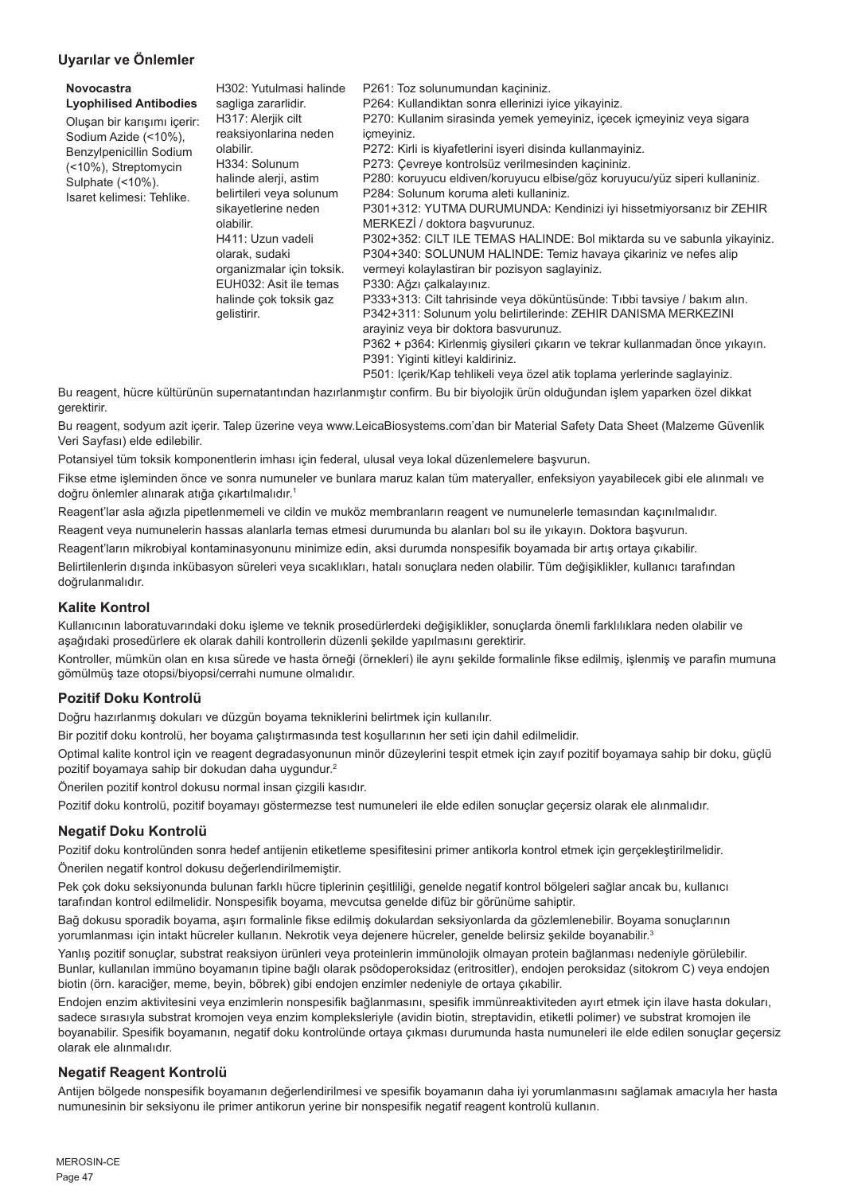## Uyarılar ve Önlemler

| **Novocastra Lyophilised Antibodies** Oluşan bir karışımı içerir: Sodium Azide (<10%), Benzylpenicillin Sodium (<10%), Streptomycin Sulphate (<10%). Isaret kelimesi: Tehlike. | H302: Yutulmasi halinde sagliga zararlidir. H317: Alerjik cilt reaksiyonlarina neden olabilir. H334: Solunum halinde alerji, astim belirtileri veya solunum sikayetlerine neden olabilir. H411: Uzun vadeli olarak, sudaki organizmalar için toksik. EUH032: Asit ile temas halinde çok toksik gaz gelistirir. | P261: Toz solunumundan kaçininiz. P264: Kullandiktan sonra ellerinizi iyice yikayiniz. P270: Kullanim sirasinda yemek yemeyiniz, içecek içmeyiniz veya sigara içmeyiniz. P272: Kirli is kiyafetlerini isyeri disinda kullanmayiniz. P273: Çevreye kontrolsüz verilmesinden kaçininiz. P280: koruyucu eldiven/koruyucu elbise/göz koruyucu/yüz siperi kullaniniz. P284: Solunum koruma aleti kullaniniz. P301+312: YUTMA DURUMUNDA: Kendinizi iyi hissetmiyorsanız bir ZEHIR MERKEZİ / doktora başvurunuz. P302+352: CILT ILE TEMAS HALINDE: Bol miktarda su ve sabunla yikayiniz. P304+340: SOLUNUM HALINDE: Temiz havaya çikariniz ve nefes alip vermeyi kolaylastiran bir pozisyon saglayiniz. P330: Ağzı çalkalayınız. P333+313: Cilt tahrisinde veya döküntüsünde: Tıbbi tavsiye / bakım alın. P342+311: Solunum yolu belirtilerinde: ZEHIR DANISMA MERKEZINI arayiniz veya bir doktora basvurunuz. P362 + p364: Kirlenmiş giysileri çıkarın ve tekrar kullanmadan önce yıkayın. P391: Yiginti kitleyi kaldiriniz. P501: Içerik/Kap tehlikeli veya özel atik toplama yerlerinde saglayiniz. |
|---|---|---|

Bu reagent, hücre kültürünün supernatantından hazırlanmıştır confirm. Bu bir biyolojik ürün olduğundan işlem yaparken özel dikkat gerektirir.

Bu reagent, sodyum azit içerir. Talep üzerine veya www.LeicaBiosystems.com'dan bir Material Safety Data Sheet (Malzeme Güvenlik Veri Sayfası) elde edilebilir.

Potansiyel tüm toksik komponentlerin imhası için federal, ulusal veya lokal düzenlemelere başvurun.

Fikse etme işleminden önce ve sonra numuneler ve bunlara maruz kalan tüm materyaller, enfeksiyon yayabilecek gibi ele alınmalı ve doğru önlemler alınarak atığa çıkartılmalıdır.[1]

Reagent'lar asla ağızla pipetlenmemeli ve cildin ve muköz membranların reagent ve numunelerle temasından kaçınılmalıdır.

Reagent veya numunelerin hassas alanlarla temas etmesi durumunda bu alanları bol su ile yıkayın. Doktora başvurun.

Reagent'ların mikrobiyal kontaminasyonunu minimize edin, aksi durumda nonspesifik boyamada bir artış ortaya çıkabilir.

Belirtilenlerin dışında inkübasyon süreleri veya sıcaklıkları, hatalı sonuçlara neden olabilir. Tüm değişiklikler, kullanıcı tarafından doğrulanmalıdır.

## Kalite Kontrol

Kullanıcının laboratuvarındaki doku işleme ve teknik prosedürlerdeki değişiklikler, sonuçlarda önemli farklılıklara neden olabilir ve aşağıdaki prosedürlere ek olarak dahili kontrollerin düzenli şekilde yapılmasını gerektirir.

Kontroller, mümkün olan en kısa sürede ve hasta örneği (örnekleri) ile aynı şekilde formalinle fikse edilmiş, işlenmiş ve parafin mumuna gömülmüş taze otopsi/biyopsi/cerrahi numune olmalıdır.

## Pozitif Doku Kontrolü

Doğru hazırlanmış dokuları ve düzgün boyama tekniklerini belirtmek için kullanılır.

Bir pozitif doku kontrolü, her boyama çalıştırmasında test koşullarının her seti için dahil edilmelidir.

Optimal kalite kontrol için ve reagent degradasyonunun minör düzeylerini tespit etmek için zayıf pozitif boyamaya sahip bir doku, güçlü pozitif boyamaya sahip bir dokudan daha uygundur.[2]

Önerilen pozitif kontrol dokusu normal insan çizgili kasıdır.

Pozitif doku kontrolü, pozitif boyamayı göstermezse test numuneleri ile elde edilen sonuçlar geçersiz olarak ele alınmalıdır.

## Negatif Doku Kontrolü

Pozitif doku kontrolünden sonra hedef antijenin etiketleme spesifitesini primer antikorla kontrol etmek için gerçekleştirilmelidir.

Önerilen negatif kontrol dokusu değerlendirilmemiştir.

Pek çok doku seksiyonunda bulunan farklı hücre tiplerinin çeşitliliği, genelde negatif kontrol bölgeleri sağlar ancak bu, kullanıcı tarafından kontrol edilmelidir. Nonspesifik boyama, mevcutsa genelde difüz bir görünüme sahiptir.

Bağ dokusu sporadik boyama, aşırı formalinle fikse edilmiş dokulardan seksiyonlarda da gözlemlenebilir. Boyama sonuçlarının yorumlanması için intakt hücreler kullanın. Nekrotik veya dejenere hücreler, genelde belirsiz şekilde boyanabilir.[3]

Yanlış pozitif sonuçlar, substrat reaksiyon ürünleri veya proteinlerin immünolojik olmayan protein bağlanması nedeniyle görülebilir. Bunlar, kullanılan immüno boyamanın tipine bağlı olarak psödoperoksidaz (eritrositler), endojen peroksidaz (sitokrom C) veya endojen biotin (örn. karaciğer, meme, beyin, böbrek) gibi endojen enzimler nedeniyle de ortaya çıkabilir.

Endojen enzim aktivitesini veya enzimlerin nonspesifik bağlanmasını, spesifik immünreaktiviteden ayırt etmek için ilave hasta dokuları, sadece sırasıyla substrat kromojen veya enzim kompleksleriyle (avidin biotin, streptavidin, etiketli polimer) ve substrat kromojen ile boyanabilir. Spesifik boyamanın, negatif doku kontrolünde ortaya çıkması durumunda hasta numuneleri ile elde edilen sonuçlar geçersiz olarak ele alınmalıdır.

## Negatif Reagent Kontrolü

Antijen bölgede nonspesifik boyamanın değerlendirilmesi ve spesifik boyamanın daha iyi yorumlanmasını sağlamak amacıyla her hasta numunesinin bir seksiyonu ile primer antikorun yerine bir nonspesifik negatif reagent kontrolü kullanın.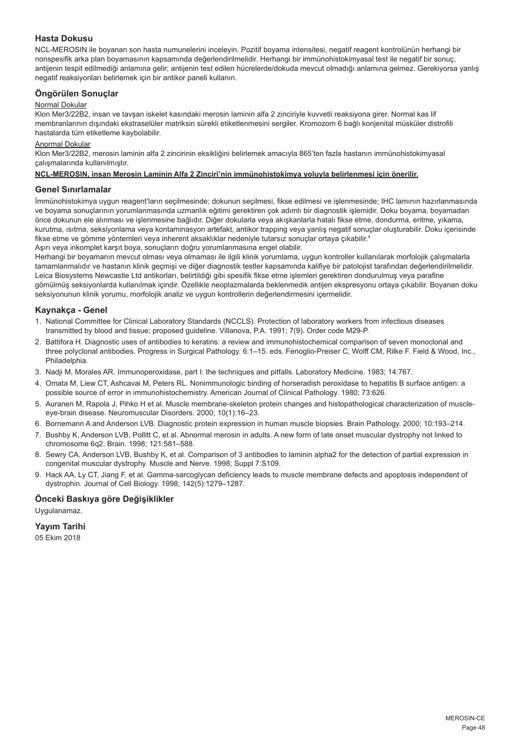## Hasta Dokusu

NCL-MEROSIN ile boyanan son hasta numunelerini inceleyin. Pozitif boyama intensitesi, negatif reagent kontrolünün herhangi bir nonspesifik arka plan boyamasının kapsamında değerlendirilmelidir. Herhangi bir immünohistokimyasal test ile negatif bir sonuç, antijenin tespit edilmediği anlamına gelir; antijenin test edilen hücrelerde/dokuda mevcut olmadığı anlamına gelmez. Gerekiyorsa yanlış negatif reaksiyonları belirlemek için bir antikor paneli kullanın.

## Öngörülen Sonuçlar

Normal Dokular

Klon Mer3/22B2, insan ve tavşan iskelet kasındaki merosin laminin alfa 2 zinciriyle kuvvetli reaksiyona girer. Normal kas lif membranlarının dışındaki ekstraselüler matriksin sürekli etiketlenmesini sergiler. Kromozom 6 bağlı konjenital müsküler distrofili hastalarda tüm etiketleme kaybolabilir.

Anormal Dokular

Klon Mer3/22B2, merosin laminin alfa 2 zincirinin eksikliğini belirlemek amacıyla 865'ten fazla hastanın immünohistokimyasal çalışmalarında kullanılmıştır.

**NCL-MEROSIN, insan Merosin Laminin Alfa 2 Zinciri'nin immünohistokimya yoluyla belirlenmesi için önerilir.**

## Genel Sınırlamalar

İmmünohistokimya uygun reagent'ların seçilmesinde; dokunun seçilmesi, fikse edilmesi ve işlenmesinde; IHC lamının hazırlanmasında ve boyama sonuçlarının yorumlanmasında uzmanlık eğitimi gerektiren çok adımlı bir diagnostik işlemidir. Doku boyama, boyamadan önce dokunun ele alınması ve işlenmesine bağlıdır. Diğer dokularla veya akışkanlarla hatalı fikse etme, dondurma, eritme, yıkama, kurutma, ısıtma, seksiyonlama veya kontaminasyon artefakt, antikor trapping veya yanlış negatif sonuçlar oluşturabilir. Doku içerisinde fikse etme ve gömme yöntemleri veya inherent aksaklıklar nedeniyle tutarsız sonuçlar ortaya çıkabilir.[4]

Aşırı veya inkomplet karşıt boya, sonuçların doğru yorumlanmasına engel olabilir.

Herhangi bir boyamanın mevcut olması veya olmaması ile ilgili klinik yorumlama, uygun kontroller kullanılarak morfolojik çalışmalarla tamamlanmalıdır ve hastanın klinik geçmişi ve diğer diagnostik testler kapsamında kalifiye bir patolojist tarafından değerlendirilmelidir. Leica Biosystems Newcastle Ltd antikorları, belirtildiği gibi spesifik fikse etme işlemleri gerektiren dondurulmuş veya parafine gömülmüş seksiyonlarda kullanılmak içindir. Özellikle neoplazmalarda beklenmedik antijen ekspresyonu ortaya çıkabilir. Boyanan doku seksiyonunun klinik yorumu, morfolojik analiz ve uygun kontrollerin değerlendirmesini içermelidir.

## Kaynakça - Genel

1. National Committee for Clinical Laboratory Standards (NCCLS). Protection of laboratory workers from infectious diseases transmitted by blood and tissue; proposed guideline. Villanova, P.A. 1991; 7(9). Order code M29-P.
2. Battifora H. Diagnostic uses of antibodies to keratins: a review and immunohistochemical comparison of seven monoclonal and three polyclonal antibodies. Progress in Surgical Pathology. 6:1–15. eds. Fenoglio-Preiser C, Wolff CM, Rilke F. Field & Wood, Inc., Philadelphia.
3. Nadji M, Morales AR. Immunoperoxidase, part I: the techniques and pitfalls. Laboratory Medicine. 1983; 14:767.
4. Omata M, Liew CT, Ashcavai M, Peters RL. Nonimmunologic binding of horseradish peroxidase to hepatitis B surface antigen: a possible source of error in immunohistochemistry. American Journal of Clinical Pathology. 1980; 73:626.
5. Auranen M, Rapola J, Pihko H et al. Muscle membrane-skeleton protein changes and histopathological characterization of muscle-eye-brain disease. Neuromuscular Disorders. 2000; 10(1):16–23.
6. Bornemann A and Anderson LVB. Diagnostic protein expression in human muscle biopsies. Brain Pathology. 2000; 10:193–214.
7. Bushby K, Anderson LVB, Pollitt C, et al. Abnormal merosin in adults. A new form of late onset muscular dystrophy not linked to chromosome 6q2. Brain. 1998; 121:581–588.
8. Sewry CA, Anderson LVB, Bushby K, et al. Comparison of 3 antibodies to laminin alpha2 for the detection of partial expression in congenital muscular dystrophy. Muscle and Nerve. 1998; Suppl 7:S109.
9. Hack AA, Ly CT, Jiang F, et al. Gamma-sarcoglycan deficiency leads to muscle membrane defects and apoptosis independent of dystrophin. Journal of Cell Biology. 1998; 142(5):1279–1287.

## Önceki Baskıya göre Değişiklikler

Uygulanamaz.

## Yayım Tarihi

05 Ekim 2018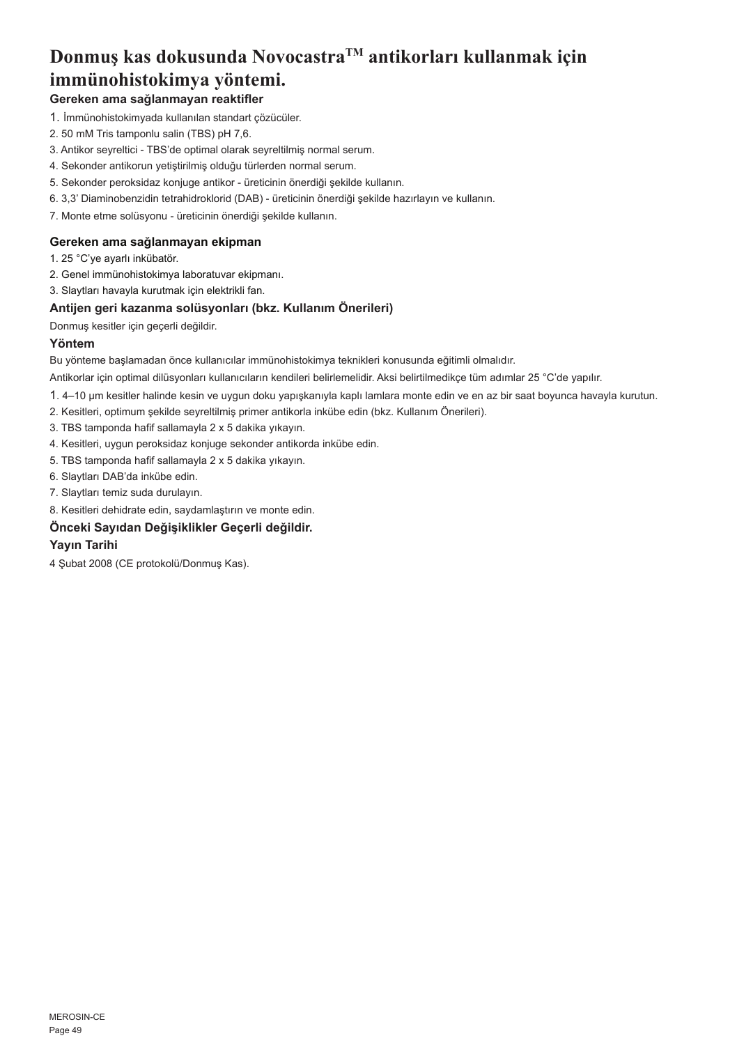# Donmuş kas dokusunda Novocastra™ antikorları kullanmak için immünohistokimya yöntemi.

### Gereken ama sağlanmayan reaktifler

1. İmmünohistokimyada kullanılan standart çözücüler.
2. 50 mM Tris tamponlu salin (TBS) pH 7,6.
3. Antikor seyreltici - TBS'de optimal olarak seyreltilmiş normal serum.
4. Sekonder antikorun yetiştirilmiş olduğu türlerden normal serum.
5. Sekonder peroksidaz konjuge antikor - üreticinin önerdiği şekilde kullanın.
6. 3,3' Diaminobenzidin tetrahidroklorid (DAB) - üreticinin önerdiği şekilde hazırlayın ve kullanın.
7. Monte etme solüsyonu - üreticinin önerdiği şekilde kullanın.

### Gereken ama sağlanmayan ekipman

1. 25 °C'ye ayarlı inkübatör.
2. Genel immünohistokimya laboratuvar ekipmanı.
3. Slaytları havayla kurutmak için elektrikli fan.

### Antijen geri kazanma solüsyonları (bkz. Kullanım Önerileri)

Donmuş kesitler için geçerli değildir.

### Yöntem

Bu yönteme başlamadan önce kullanıcılar immünohistokimya teknikleri konusunda eğitimli olmalıdır.

Antikorlar için optimal dilüsyonları kullanıcıların kendileri belirlemelidir. Aksi belirtilmedikçe tüm adımlar 25 °C'de yapılır.

1. 4–10 µm kesitler halinde kesin ve uygun doku yapışkanıyla kaplı lamlara monte edin ve en az bir saat boyunca havayla kurutun.
2. Kesitleri, optimum şekilde seyreltilmiş primer antikorla inkübe edin (bkz. Kullanım Önerileri).
3. TBS tamponda hafif sallamayla 2 x 5 dakika yıkayın.
4. Kesitleri, uygun peroksidaz konjuge sekonder antikorda inkübe edin.
5. TBS tamponda hafif sallamayla 2 x 5 dakika yıkayın.
6. Slaytları DAB'da inkübe edin.
7. Slaytları temiz suda durulayın.
8. Kesitleri dehidrate edin, saydamlaştırın ve monte edin.

### Önceki Sayıdan Değişiklikler Geçerli değildir.

### Yayın Tarihi

4 Şubat 2008 (CE protokolü/Donmuş Kas).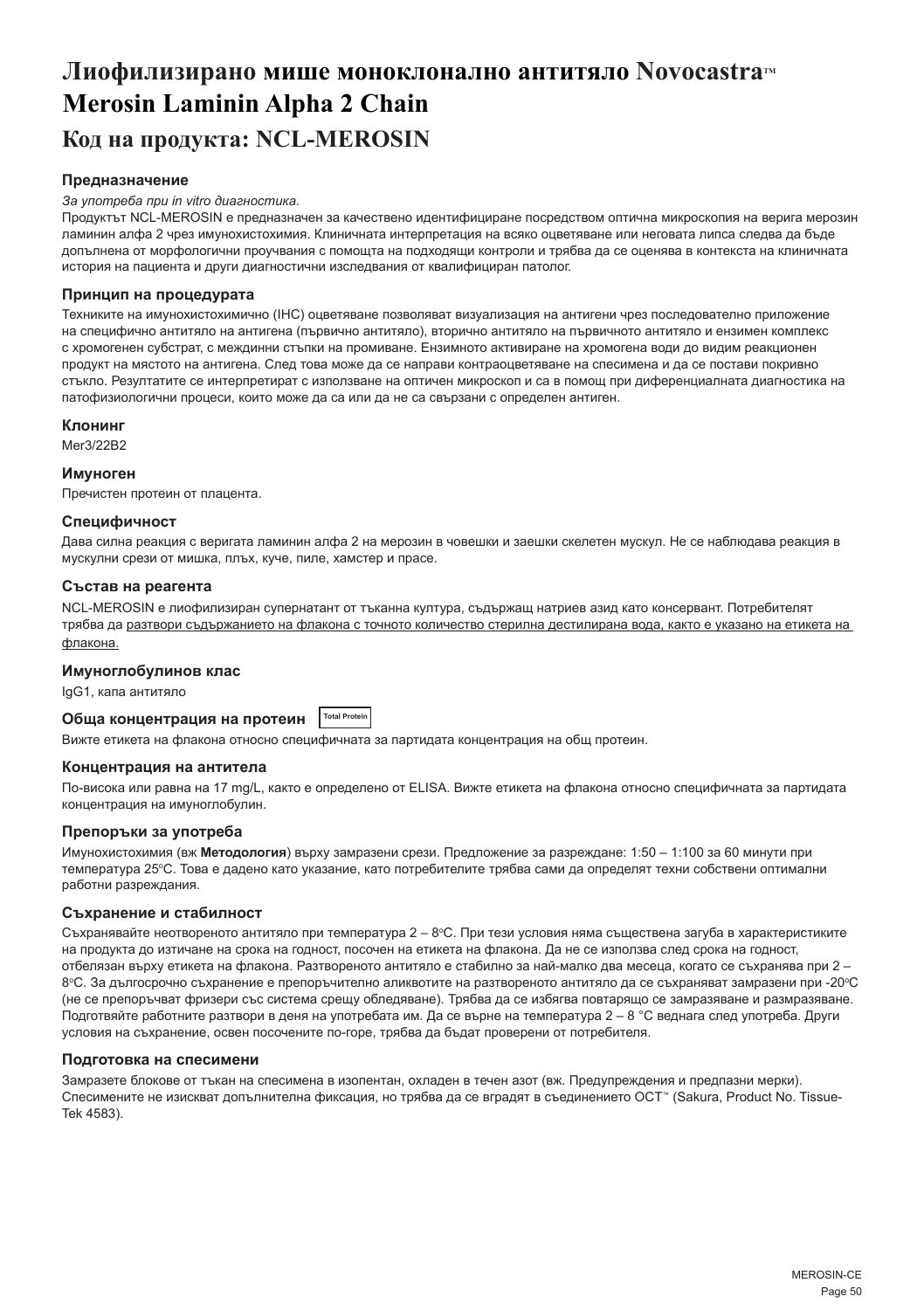# Лиофилизирано мише моноклонално антитяло Novocastra™ Merosin Laminin Alpha 2 Chain

## Код на продукта: NCL-MEROSIN

### Предназначение

*За употреба при in vitro диагностика.*

Продуктът NCL-MEROSIN е предназначен за качествено идентифициране посредством оптична микроскопия на верига мерозин ламинин алфа 2 чрез имунохистохимия. Клиничната интерпретация на всяко оцветяване или неговата липса следва да бъде допълнена от морфологични проучвания с помощта на подходящи контроли и трябва да се оценява в контекста на клиничната история на пациента и други диагностични изследвания от квалифициран патолог.

### Принцип на процедурата

Техниките на имунохистохимично (IHC) оцветяване позволяват визуализация на антигени чрез последователно приложение на специфично антитяло на антигена (първично антитяло), вторично антитяло на първичното антитяло и ензимен комплекс с хромогенен субстрат, с междинни стъпки на промиване. Ензимното активиране на хромогена води до видим реакционен продукт на мястото на антигена. След това може да се направи контраоцветяване на спесимена и да се постави покривно стъкло. Резултатите се интерпретират с използване на оптичен микроскоп и са в помощ при диференциалната диагностика на патофизиологични процеси, които може да са или да не са свързани с определен антиген.

### Клонинг

Mer3/22B2

### Имуноген

Пречистен протеин от плацента.

### Специфичност

Дава силна реакция с веригата ламинин алфа 2 на мерозин в човешки и заешки скелетен мускул. Не се наблюдава реакция в мускулни срези от мишка, плъх, куче, пиле, хамстер и прасе.

### Състав на реагента

NCL-MEROSIN е лиофилизиран супернатант от тъканна култура, съдържащ натриев азид като консервант. Потребителят трябва да разтвори съдържанието на флакона с точното количество стерилна дестилирана вода, както е указано на етикета на флакона.

### Имуноглобулинов клас

IgG1, капа антитяло

### Обща концентрация на протеин Total Protein

Вижте етикета на флакона относно специфичната за партидата концентрация на общ протеин.

### Концентрация на антитела

По-висока или равна на 17 mg/L, както е определено от ELISA. Вижте етикета на флакона относно специфичната за партидата концентрация на имуноглобулин.

### Препоръки за употреба

Имунохистохимия (вж **Методология**) върху замразени срези. Предложение за разреждане: 1:50 – 1:100 за 60 минути при температура 25°C. Това е дадено като указание, като потребителите трябва сами да определят техни собствени оптимални работни разреждания.

### Съхранение и стабилност

Съхранявайте неотвореното антитяло при температура 2 – 8°C. При тези условия няма съществена загуба в характеристиките на продукта до изтичане на срока на годност, посочен на етикета на флакона. Да не се използва след срока на годност, отбелязан върху етикета на флакона. Разтвореното антитяло е стабилно за най-малко два месеца, когато се съхранява при 2 – 8°C. За дългосрочно съхранение е препоръчително аликвотите на разтвореното антитяло да се съхраняват замразени при -20°C (не се препоръчват фризери със система срещу обледяване). Трябва да се избягва повтарящо се замразяване и размразяване. Подготвяйте работните разтвори в деня на употребата им. Да се върне на температура 2 – 8 °C веднага след употреба. Други условия на съхранение, освен посочените по-горе, трябва да бъдат проверени от потребителя.

### Подготовка на спесимени

Замразете блокове от тъкан на спесимена в изопентан, охладен в течен азот (вж. Предупреждения и предпазни мерки). Спесимените не изискват допълнителна фиксация, но трябва да се вградят в съединението OCT™ (Sakura, Product No. Tissue-Tek 4583).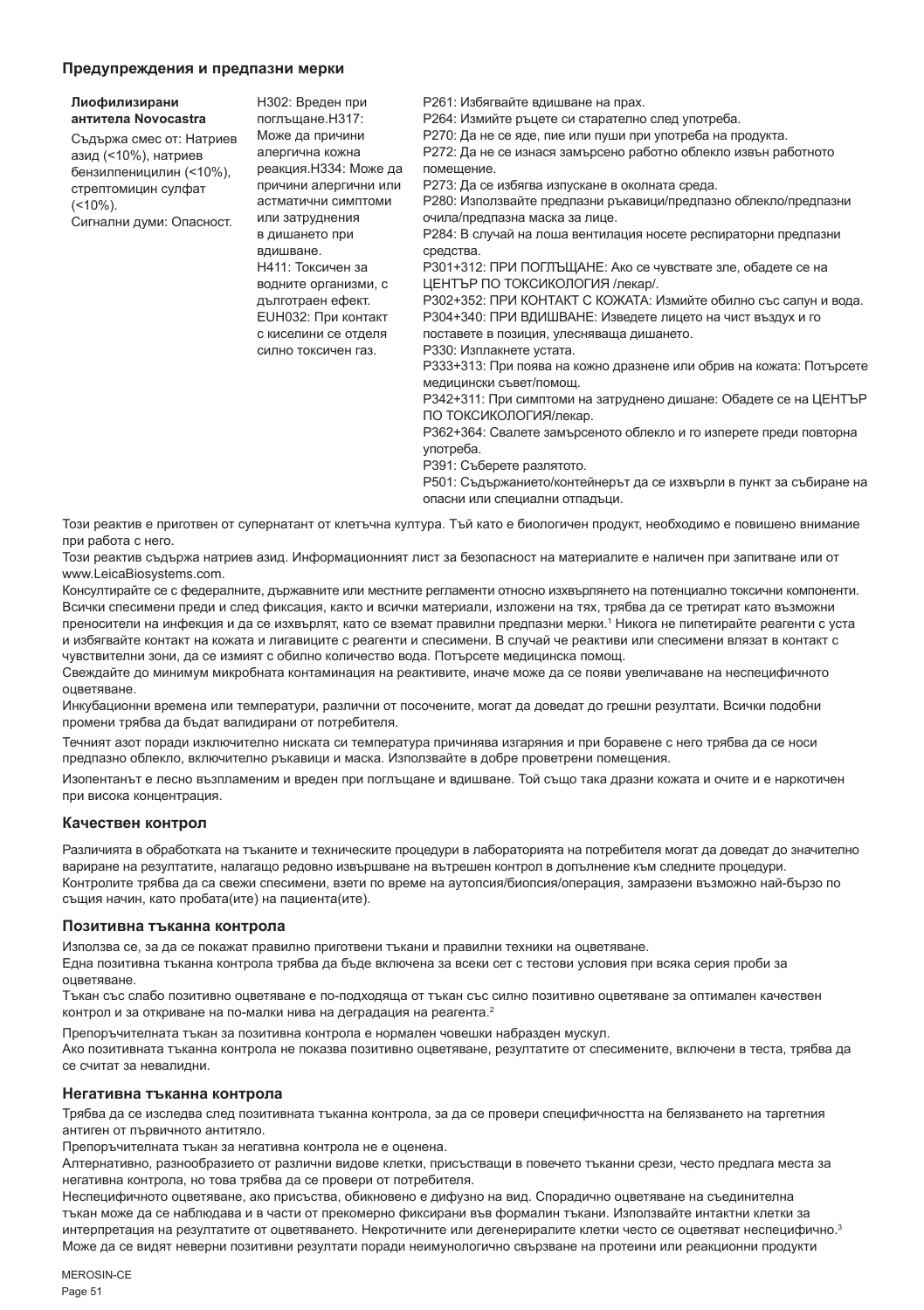## Предупреждения и предпазни мерки

| **Лиофилизирани антитела Novocastra**<br>Съдържа смес от: Натриев азид (<10%), натриев бензилпеницилин (<10%), стрептомицин сулфат (<10%).<br>Сигнални думи: Опасност. | H302: Вреден при поглъщане.H317: Може да причини алергична кожна реакция.H334: Може да причини алергични или астматични симптоми или затруднения в дишането при вдишване.<br>H411: Токсичен за водните организми, с дълготраен ефект.<br>EUH032: При контакт с киселини се отделя силно токсичен газ. | P261: Избягвайте вдишване на прах.<br>P264: Измийте ръцете си старателно след употреба.<br>P270: Да не се яде, пие или пуши при употреба на продукта.<br>P272: Да не се изнася замърсено работно облекло извън работното помещение.<br>P273: Да се избягва изпускане в околната среда.<br>P280: Използвайте предпазни ръкавици/предпазно облекло/предпазни очила/предпазна маска за лице.<br>P284: В случай на лоша вентилация носете респираторни предпазни средства.<br>P301+312: ПРИ ПОГЛЪЩАНЕ: Ако се чувствате зле, обадете се на ЦЕНТЪР ПО ТОКСИКОЛОГИЯ /лекар/.<br>P302+352: ПРИ КОНТАКТ С КОЖАТА: Измийте обилно със сапун и вода.<br>P304+340: ПРИ ВДИШВАНЕ: Изведете лицето на чист въздух и го поставете в позиция, улесняваща дишането.<br>P330: Изплакнете устата.<br>P333+313: При поява на кожно дразнене или обрив на кожата: Потърсете медицински съвет/помощ.<br>P342+311: При симптоми на затруднено дишане: Обадете се на ЦЕНТЪР ПО ТОКСИКОЛОГИЯ/лекар.<br>P362+364: Свалете замърсеното облекло и го изперете преди повторна употреба.<br>P391: Съберете разлятото.<br>P501: Съдържанието/контейнерът да се изхвърли в пункт за събиране на опасни или специални отпадъци. |
|---|---|---|

Този реактив е приготвен от супернатант от клетъчна култура. Тъй като е биологичен продукт, необходимо е повишено внимание при работа с него.

Този реактив съдържа натриев азид. Информационният лист за безопасност на материалите е наличен при запитване или от www.LeicaBiosystems.com.

Консултирайте се с федералните, държавните или местните регламенти относно изхвърлянето на потенциално токсични компоненти. Всички спесимени преди и след фиксация, както и всички материали, изложени на тях, трябва да се третират като възможни преносители на инфекция и да се изхвърлят, като се вземат правилни предпазни мерки.[1] Никога не пипетирайте реагенти с уста и избягвайте контакт на кожата и лигавиците с реагенти и спесимени. В случай че реактиви или спесимени влязат в контакт с чувствителни зони, да се измият с обилно количество вода. Потърсете медицинска помощ.

Свеждайте до минимум микробната контаминация на реактивите, иначе може да се появи увеличаване на неспецифичното оцветяване.

Инкубационни времена или температури, различни от посочените, могат да доведат до грешни резултати. Всички подобни промени трябва да бъдат валидирани от потребителя.

Течният азот поради изключително ниската си температура причинява изгаряния и при боравене с него трябва да се носи предпазно облекло, включително ръкавици и маска. Използвайте в добре проветрени помещения.

Изопентанът е лесно възпламеним и вреден при поглъщане и вдишване. Той също така дразни кожата и очите и е наркотичен при висока концентрация.

## Качествен контрол

Различията в обработката на тъканите и техническите процедури в лабораторията на потребителя могат да доведат до значително вариране на резултатите, налагащо редовно извършване на вътрешен контрол в допълнение към следните процедури. Контролите трябва да са свежи спесимени, взети по време на аутопсия/биопсия/операция, замразени възможно най-бързо по същия начин, като пробата(ите) на пациента(ите).

## Позитивна тъканна контрола

Използва се, за да се покажат правилно приготвени тъкани и правилни техники на оцветяване.

Една позитивна тъканна контрола трябва да бъде включена за всеки сет с тестови условия при всяка серия проби за оцветяване.

Тъкан със слабо позитивно оцветяване е по-подходяща от тъкан със силно позитивно оцветяване за оптимален качествен контрол и за откриване на по-малки нива на деградация на реагента.[2]

Препоръчителната тъкан за позитивна контрола е нормален човешки набразден мускул.

Ако позитивната тъканна контрола не показва позитивно оцветяване, резултатите от спесимените, включени в теста, трябва да се считат за невалидни.

## Негативна тъканна контрола

Трябва да се изследва след позитивната тъканна контрола, за да се провери специфичността на белязването на таргетния антиген от първичното антитяло.

Препоръчителната тъкан за негативна контрола не е оценена.

Алтернативно, разнообразието от различни видове клетки, присъстващи в повечето тъканни срези, често предлага места за негативна контрола, но това трябва да се провери от потребителя.

Неспецифичното оцветяване, ако присъства, обикновено е дифузно на вид. Спорадично оцветяване на съединителна тъкан може да се наблюдава и в части от прекомерно фиксирани във формалин тъкани. Използвайте интактни клетки за интерпретация на резултатите от оцветяването. Некротичните или дегенерираните клетки често се оцветяват неспецифично.[3] Може да се видят неверни позитивни резултати поради неимунологично свързване на протеини или реакционни продукти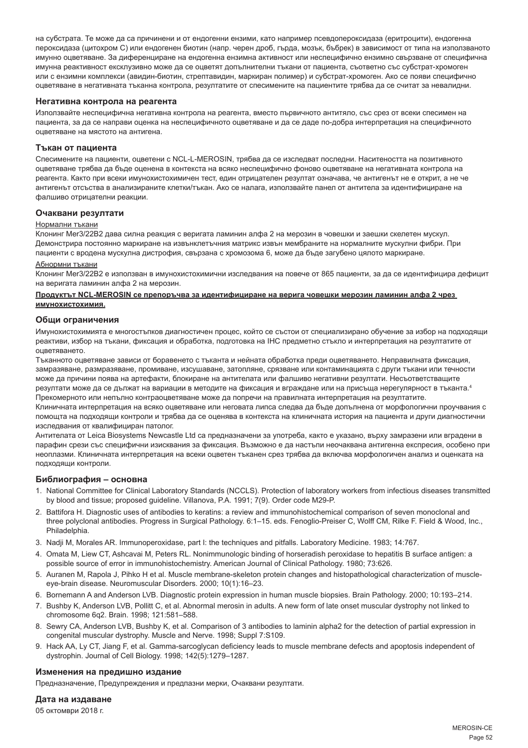на субстрата. Те може да са причинени и от ендогенни ензими, като например псевдопероксидаза (еритроцити), ендогенна пероксидаза (цитохром C) или ендогенен биотин (напр. черен дроб, гърда, мозък, бъбрек) в зависимост от типа на използваното имунно оцветяване. За диференциране на ендогенна ензимна активност или неспецифично ензимно свързване от специфична имунна реактивност ексклузивно може да се оцветят допълнителни тъкани от пациента, съответно със субстрат-хромоген или с ензимни комплекси (авидин-биотин, стрептавидин, маркиран полимер) и субстрат-хромоген. Ако се появи специфично оцветяване в негативната тъканна контрола, резултатите от спесимените на пациентите трябва да се считат за невалидни.

### Негативна контрола на реагента

Използвайте неспецифична негативна контрола на реагента, вместо първичното антитяло, със срез от всеки спесимен на пациента, за да се направи оценка на неспецифичното оцветяване и да се даде по-добра интерпретация на специфичното оцветяване на мястото на антигена.

### Тъкан от пациента

Спесимените на пациенти, оцветени с NCL-L-MEROSIN, трябва да се изследват последни. Наситеността на позитивното оцветяване трябва да бъде оценена в контекста на всяко неспецифично фоново оцветяване на негативната контрола на реагента. Както при всеки имунохистохимичен тест, един отрицателен резултат означава, че антигенът не е открит, а не че антигенът отсъства в анализираните клетки/тъкан. Ако се налага, използвайте панел от антитела за идентифициране на фалшиво отрицателни реакции.

### Очаквани резултати

Нормални тъкани

Клонинг Mer3/22B2 дава силна реакция с веригата ламинин алфа 2 на мерозин в човешки и заешки скелетен мускул. Демонстрира постоянно маркиране на извънклетъчния матрикс извън мембраните на нормалните мускулни фибри. При пациенти с вродена мускулна дистрофия, свързана с хромозома 6, може да бъде загубено цялото маркиране.

Абнормни тъкани

Клонинг Mer3/22B2 е използван в имунохистохимични изследвания на повече от 865 пациенти, за да се идентифицира дефицит на веригата ламинин алфа 2 на мерозин.

**Продуктът NCL-MEROSIN се препоръчва за идентифициране на верига човешки мерозин ламинин алфа 2 чрез имунохистохимия.**

### Общи ограничения

Имунохистохимията е многостъпков диагностичен процес, който се състои от специализирано обучение за избор на подходящи реактиви, избор на тъкани, фиксация и обработка, подготовка на IHC предметно стъкло и интерпретация на резултатите от оцветяването.

Тъканното оцветяване зависи от боравенето с тъканта и нейната обработка преди оцветяването. Неправилната фиксация, замразяване, размразяване, промиване, изсушаване, затопляне, срязване или контаминацията с други тъкани или течности може да причини поява на артефакти, блокиране на антитялата или фалшиво негативни резултати. Несъответстващите резултати може да се дължат на вариации в методите на фиксация и вграждане или на присъща нерегулярност в тъканта.[4]

Прекомерното или непълно контраоцветяване може да попречи на правилната интерпретация на резултатите.

Клиничната интерпретация на всяко оцветяване или неговата липса следва да бъде допълнена от морфологични проучвания с помощта на подходящи контроли и трябва да се оценява в контекста на клиничната история на пациента и други диагностични изследвания от квалифициран патолог.

Антителата от Leica Biosystems Newcastle Ltd са предназначени за употреба, както е указано, върху замразени или вградени в парафин срези със специфични изисквания за фиксация. Възможно е да настъпи неочаквана антигенна експресия, особено при неоплазми. Клиничната интерпретация на всеки оцветен тъканен срез трябва да включва морфологичен анализ и оценката на подходящи контроли.

### Библиография – основна

1. National Committee for Clinical Laboratory Standards (NCCLS). Protection of laboratory workers from infectious diseases transmitted by blood and tissue; proposed guideline. Villanova, P.A. 1991; 7(9). Order code M29-P.
2. Battifora H. Diagnostic uses of antibodies to keratins: a review and immunohistochemical comparison of seven monoclonal and three polyclonal antibodies. Progress in Surgical Pathology. 6:1–15. eds. Fenoglio-Preiser C, Wolff CM, Rilke F. Field & Wood, Inc., Philadelphia.
3. Nadji M, Morales AR. Immunoperoxidase, part I: the techniques and pitfalls. Laboratory Medicine. 1983; 14:767.
4. Omata M, Liew CT, Ashcavai M, Peters RL. Nonimmunologic binding of horseradish peroxidase to hepatitis B surface antigen: a possible source of error in immunohistochemistry. American Journal of Clinical Pathology. 1980; 73:626.
5. Auranen M, Rapola J, Pihko H et al. Muscle membrane-skeleton protein changes and histopathological characterization of muscle-eye-brain disease. Neuromuscular Disorders. 2000; 10(1):16–23.
6. Bornemann A and Anderson LVB. Diagnostic protein expression in human muscle biopsies. Brain Pathology. 2000; 10:193–214.
7. Bushby K, Anderson LVB, Pollitt C, et al. Abnormal merosin in adults. A new form of late onset muscular dystrophy not linked to chromosome 6q2. Brain. 1998; 121:581–588.
8. Sewry CA, Anderson LVB, Bushby K, et al. Comparison of 3 antibodies to laminin alpha2 for the detection of partial expression in congenital muscular dystrophy. Muscle and Nerve. 1998; Suppl 7:S109.
9. Hack AA, Ly CT, Jiang F, et al. Gamma-sarcoglycan deficiency leads to muscle membrane defects and apoptosis independent of dystrophin. Journal of Cell Biology. 1998; 142(5):1279–1287.

### Изменения на предишно издание

Предназначение, Предупреждения и предпазни мерки, Очаквани резултати.

### Дата на издаване

05 октомври 2018 г.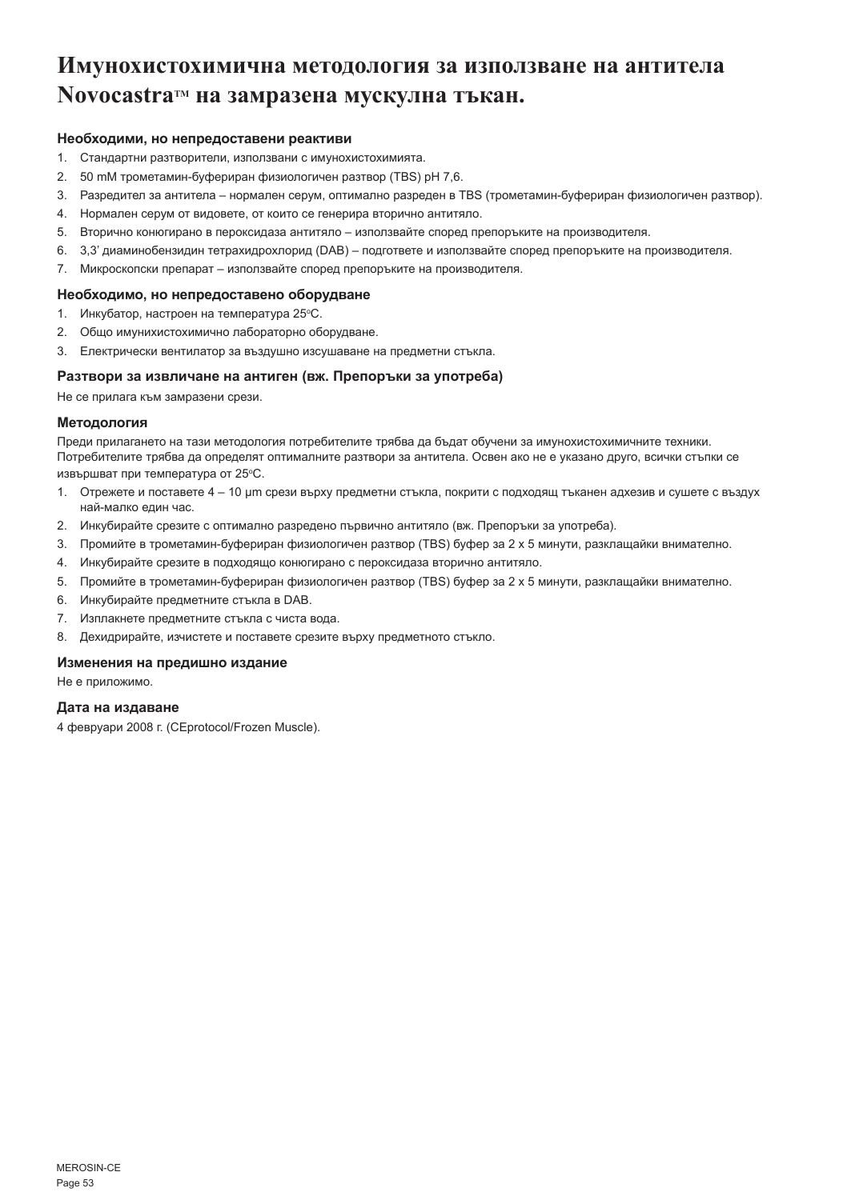# Имунохистохимична методология за използване на антитела Novocastra™ на замразена мускулна тъкан.

### Необходими, но непредоставени реактиви

1. Стандартни разтворители, използвани с имунохистохимията.
2. 50 mM трометамин-буфериран физиологичен разтвор (TBS) pH 7,6.
3. Разредител за антитела – нормален серум, оптимално разреден в TBS (трометамин-буфериран физиологичен разтвор).
4. Нормален серум от видовете, от които се генерира вторично антитяло.
5. Вторично конюгирано в пероксидаза антитяло – използвайте според препоръките на производителя.
6. 3,3' диаминобензидин тетрахидрохлорид (DAB) – подгответе и използвайте според препоръките на производителя.
7. Микроскопски препарат – използвайте според препоръките на производителя.

### Необходимо, но непредоставено оборудване

1. Инкубатор, настроен на температура 25°C.
2. Общо имунихистохимично лабораторно оборудване.
3. Електрически вентилатор за въздушно изсушаване на предметни стъкла.

### Разтвори за извличане на антиген (вж. Препоръки за употреба)

Не се прилага към замразени срези.

### Методология

Преди прилагането на тази методология потребителите трябва да бъдат обучени за имунохистохимичните техники. Потребителите трябва да определят оптималните разтвори за антитела. Освен ако не е указано друго, всички стъпки се извършват при температура от 25°C.

1. Отрежете и поставете 4 – 10 µm срези върху предметни стъкла, покрити с подходящ тъканен адхезив и сушете с въздух най-малко един час.
2. Инкубирайте срезите с оптимално разредено първично антитяло (вж. Препоръки за употреба).
3. Промийте в трометамин-буфериран физиологичен разтвор (TBS) буфер за 2 x 5 минути, разклащайки внимателно.
4. Инкубирайте срезите в подходящо конюгирано с пероксидаза вторично антитяло.
5. Промийте в трометамин-буфериран физиологичен разтвор (TBS) буфер за 2 x 5 минути, разклащайки внимателно.
6. Инкубирайте предметните стъкла в DAB.
7. Изплакнете предметните стъкла с чиста вода.
8. Дехидрирайте, изчистете и поставете срезите върху предметното стъкло.

### Изменения на предишно издание

Не е приложимо.

### Дата на издаване

4 февруари 2008 г. (CEprotocol/Frozen Muscle).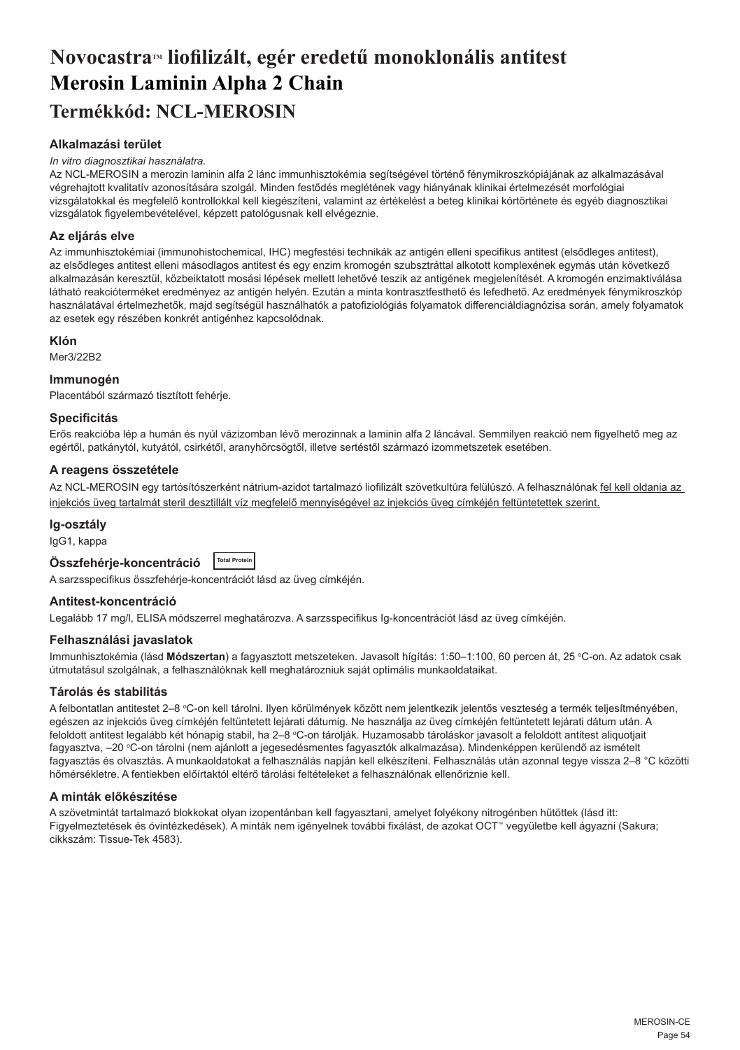# Novocastra™ liofilizált, egér eredetű monoklonális antitest Merosin Laminin Alpha 2 Chain

## Termékkód: NCL-MEROSIN

### Alkalmazási terület

*In vitro diagnosztikai használatra.*

Az NCL-MEROSIN a merozin laminin alfa 2 lánc immunhisztokémia segítségével történő fénymikroszkópiájának az alkalmazásával végrehajtott kvalitatív azonosítására szolgál. Minden festődés meglétének vagy hiányának klinikai értelmezését morfológiai vizsgálatokkal és megfelelő kontrollokkal kell kiegészíteni, valamint az értékelést a beteg klinikai kórtörténete és egyéb diagnosztikai vizsgálatok figyelembevételével, képzett patológusnak kell elvégeznie.

### Az eljárás elve

Az immunhisztokémiai (immunohistochemical, IHC) megfestési technikák az antigén elleni specifikus antitest (elsődleges antitest), az elsődleges antitest elleni másodlagos antitest és egy enzim kromogén szubsztráttal alkotott komplexének egymás után következő alkalmazásán keresztül, közbeiktatott mosási lépések mellett lehetővé teszik az antigének megjelenítését. A kromogén enzimaktiválása látható reakcióterméket eredményez az antigén helyén. Ezután a minta kontrasztfesthető és lefedhető. Az eredmények fénymikroszkóp használatával értelmezhetők, majd segítségül használhatók a patofiziológiás folyamatok differenciáldiagnózisa során, amely folyamatok az esetek egy részében konkrét antigénhez kapcsolódnak.

### Klón

Mer3/22B2

### Immunogén

Placentából származó tisztított fehérje.

### Specificitás

Erős reakcióba lép a humán és nyúl vázizomban lévő merozinnak a laminin alfa 2 láncával. Semmilyen reakció nem figyelhető meg az egértől, patkánytól, kutyától, csirkétől, aranyhörcsögtől, illetve sertéstől származó izommetszetek esetében.

### A reagens összetétele

Az NCL-MEROSIN egy tartósítószerként nátrium-azidot tartalmazó liofilizált szövetkultúra felülúszó. A felhasználónak fel kell oldania az injekciós üveg tartalmát steril desztillált víz megfelelő mennyiségével az injekciós üveg címkéjén feltüntetettek szerint.

### Ig-osztály

IgG1, kappa

### Összfehérje-koncentráció Total Protein

A sarzsspecifikus összfehérje-koncentrációt lásd az üveg címkéjén.

### Antitest-koncentráció

Legalább 17 mg/l, ELISA módszerrel meghatározva. A sarzsspecifikus Ig-koncentrációt lásd az üveg címkéjén.

### Felhasználási javaslatok

Immunhisztokémia (lásd **Módszertan**) a fagyasztott metszeteken. Javasolt hígítás: 1:50–1:100, 60 percen át, 25 °C-on. Az adatok csak útmutatásul szolgálnak, a felhasználóknak kell meghatározniuk saját optimális munkaoldataikat.

### Tárolás és stabilitás

A felbontatlan antitestet 2–8 °C-on kell tárolni. Ilyen körülmények között nem jelentkezik jelentős veszteség a termék teljesítményében, egészen az injekciós üveg címkéjén feltüntetett lejárati dátumig. Ne használja az üveg címkéjén feltüntetett lejárati dátum után. A feloldott antitest legalább két hónapig stabil, ha 2–8 °C-on tárolják. Huzamosabb tároláskor javasolt a feloldott antitest aliquotjait fagyasztva, –20 °C-on tárolni (nem ajánlott a jegesedésmentes fagyasztók alkalmazása). Mindenképpen kerülendő az ismételt fagyasztás és olvasztás. A munkaoldatokat a felhasználás napján kell elkészíteni. Felhasználás után azonnal tegye vissza 2–8 °C közötti hőmérsékletre. A fentiekben előírtaktól eltérő tárolási feltételeket a felhasználónak ellenőriznie kell.

### A minták előkészítése

A szövetmintát tartalmazó blokkokat olyan izopentánban kell fagyasztani, amelyet folyékony nitrogénben hűtöttek (lásd itt: Figyelmeztetések és óvintézkedések). A minták nem igényelnek további fixálást, de azokat OCT™ vegyületbe kell ágyazni (Sakura; cikkszám: Tissue-Tek 4583).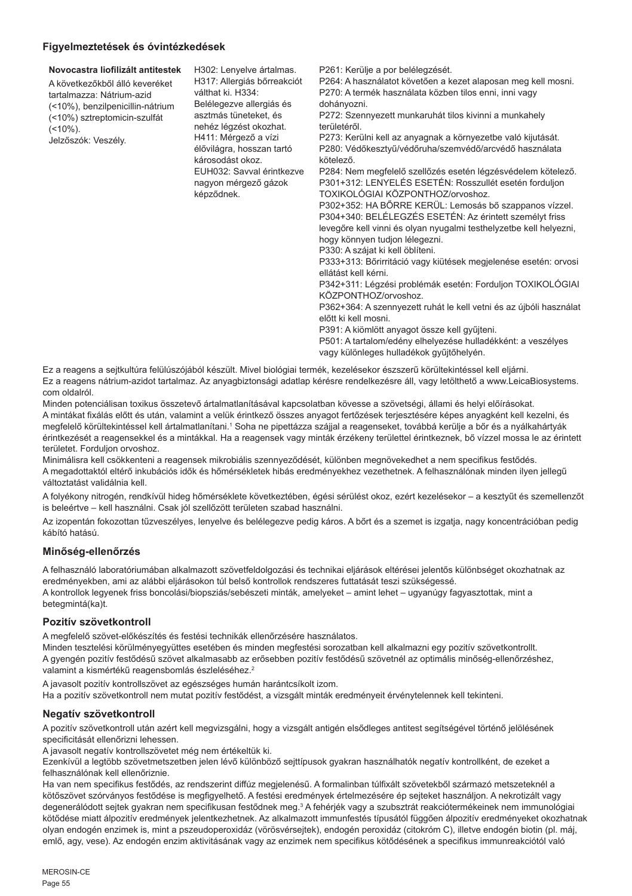## Figyelmeztetések és óvintézkedések

| Novocastra liofilizált antitestek | | |
|---|---|---|
| A következőkből álló keveréket tartalmazza: Nátrium-azid (<10%), benzilpenicillin-nátrium (<10%) sztreptomicin-szulfát (<10%).<br>Jelzőszók: Veszély. | H302: Lenyelve ártalmas. H317: Allergiás bőrreakciót válthat ki. H334: Belélegezve allergiás és asztmás tüneteket, és nehéz légzést okozhat. H411: Mérgező a vízi élővilágra, hosszan tartó károsodást okoz. EUH032: Savval érintkezve nagyon mérgező gázok képződnek. | P261: Kerülje a por belélegzését.<br>P264: A használatot követően a kezet alaposan meg kell mosni.<br>P270: A termék használata közben tilos enni, inni vagy dohányozni.<br>P272: Szennyezett munkaruhát tilos kivinni a munkahely területéről.<br>P273: Kerülni kell az anyagnak a környezetbe való kijutását.<br>P280: Védőkesztyű/védőruha/szemvédő/arcvédő használata kötelező.<br>P284: Nem megfelelő szellőzés esetén légzésvédelem kötelező.<br>P301+312: LENYELÉS ESETÉN: Rosszullét esetén forduljon TOXIKOLÓGIAI KÖZPONTHOZ/orvoshoz.<br>P302+352: HA BŐRRE KERÜL: Lemosás bő szappanos vízzel.<br>P304+340: BELÉLEGZÉS ESETÉN: Az érintett személyt friss levegőre kell vinni és olyan nyugalmi testhelyzetbe kell helyezni, hogy könnyen tudjon lélegezni.<br>P330: A száját ki kell öblíteni.<br>P333+313: Bőrirritáció vagy kiütések megjelenése esetén: orvosi ellátást kell kérni.<br>P342+311: Légzési problémák esetén: Forduljon TOXIKOLÓGIAI KÖZPONTHOZ/orvoshoz.<br>P362+364: A szennyezett ruhát le kell vetni és az újbóli használat előtt ki kell mosni.<br>P391: A kiömlött anyagot össze kell gyűjteni.<br>P501: A tartalom/edény elhelyezése hulladékként: a veszélyes vagy különleges hulladékok gyűjtőhelyén. |

Ez a reagens a sejtkultúra felülúszójából készült. Mivel biológiai termék, kezelésekor észszerű körültekintéssel kell eljárni.
Ez a reagens nátrium-azidot tartalmaz. Az anyagbiztonsági adatlap kérésre rendelkezésre áll, vagy letölthető a www.LeicaBiosystems.com oldalról.
Minden potenciálisan toxikus összetevő ártalmatlanításával kapcsolatban kövesse a szövetségi, állami és helyi előírásokat.
A mintákat fixálás előtt és után, valamint a velük érintkező összes anyagot fertőzések terjesztésére képes anyagként kell kezelni, és megfelelő körültekintéssel kell ártalmatlanítani.[1] Soha ne pipettázza szájjal a reagenseket, továbbá kerülje a bőr és a nyálkahártyák érintkezését a reagensekkel és a mintákkal. Ha a reagensek vagy minták érzékeny területtel érintkeznek, bő vízzel mossa le az érintett területet. Forduljon orvoshoz.
Minimálisra kell csökkenteni a reagensek mikrobiális szennyeződését, különben megnövekedhet a nem specifikus festődés.
A megadottaktól eltérő inkubációs idők és hőmérsékletek hibás eredményekhez vezethetnek. A felhasználónak minden ilyen jellegű változtatást validálnia kell.

A folyékony nitrogén, rendkívül hideg hőmérséklete következtében, égési sérülést okoz, ezért kezelésekor – a kesztyűt és szemellenzőt is beleértve – kell használni. Csak jól szellőzött területen szabad használni.

Az izopentán fokozottan tűzveszélyes, lenyelve és belélegezve pedig káros. A bőrt és a szemet is izgatja, nagy koncentrációban pedig kábító hatású.

## Minőség-ellenőrzés

A felhasználó laboratóriumában alkalmazott szövetfeldolgozási és technikai eljárások eltérései jelentős különbséget okozhatnak az eredményekben, ami az alábbi eljárásokon túl belső kontrollok rendszeres futtatását teszi szükségessé.
A kontrollok legyenek friss boncolási/biopsziás/sebészeti minták, amelyeket – amint lehet – ugyanúgy fagyasztottak, mint a betegmintá(ka)t.

### Pozitív szövetkontroll

A megfelelő szövet-előkészítés és festési technikák ellenőrzésére használatos.
Minden tesztelési körülményegyüttes esetében és minden megfestési sorozatban kell alkalmazni egy pozitív szövetkontrollt.
A gyengén pozitív festődésű szövet alkalmasabb az erősebben pozitív festődésű szövetnél az optimális minőség-ellenőrzéshez, valamint a kismértékű reagensbomlás észleléséhez.[2]

A javasolt pozitív kontrollszövet az egészséges humán harántcsíkolt izom.
Ha a pozitív szövetkontroll nem mutat pozitív festődést, a vizsgált minták eredményeit érvénytelennek kell tekinteni.

### Negatív szövetkontroll

A pozitív szövetkontroll után azért kell megvizsgálni, hogy a vizsgált antigén elsődleges antitest segítségével történő jelölésének specificitását ellenőrizni lehessen.
A javasolt negatív kontrollszövetet még nem értékeltük ki.
Ezenkívül a legtöbb szövetmetszetben jelen lévő különböző sejttípusok gyakran használhatók negatív kontrollként, de ezeket a felhasználónak kell ellenőriznie.
Ha van nem specifikus festődés, az rendszerint diffúz megjelenésű. A formalinban túlfixált szövetekből származó metszeteknél a kötőszövet szórványos festődése is megfigyelhető. A festési eredmények értelmezésére ép sejteket használjon. A nekrotizált vagy degenerálódott sejtek gyakran nem specifikusan festődnek meg.[3] A fehérjék vagy a szubsztrát reakciótermékeinek nem immunológiai kötődése miatt álpozitív eredmények jelentkezhetnek. Az alkalmazott immunfestés típusától függően álpozitív eredményeket okozhatnak olyan endogén enzimek is, mint a pszeudoperoxidáz (vörösvérsejtek), endogén peroxidáz (citokróm C), illetve endogén biotin (pl. máj, emlő, agy, vese). Az endogén enzim aktivitásának vagy az enzimek nem specifikus kötődésének a specifikus immunreakciótól való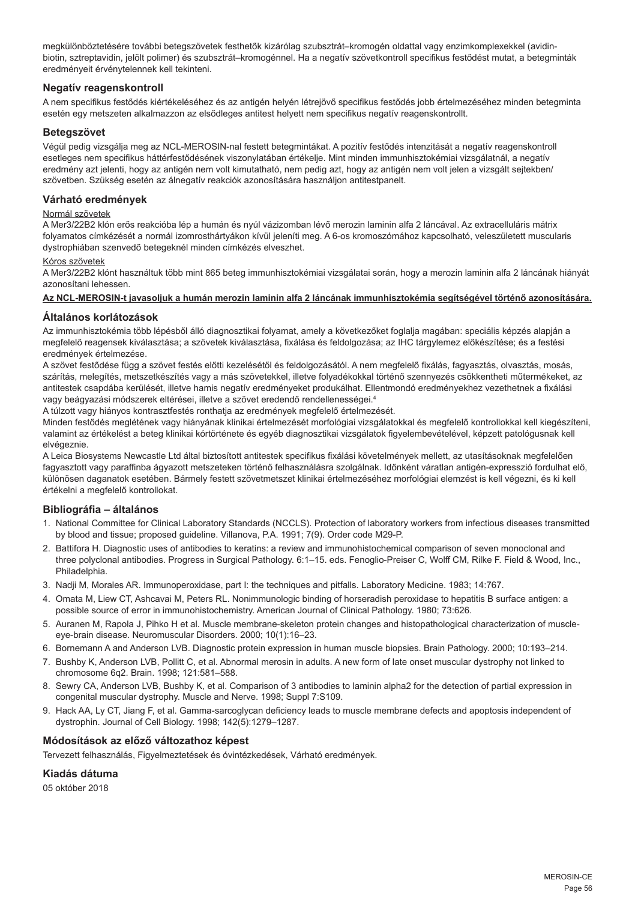megkülönböztetésére további betegszövetek festhetők kizárólag szubsztrát–kromogén oldattal vagy enzimkomplexekkel (avidin-biotin, sztreptavidin, jelölt polimer) és szubsztrát–kromogénnel. Ha a negatív szövetkontroll specifikus festődést mutat, a betegminták eredményeit érvénytelennek kell tekinteni.

## Negatív reagenskontroll

A nem specifikus festődés kiértékeléséhez és az antigén helyén létrejövő specifikus festődés jobb értelmezéséhez minden betegminta esetén egy metszeten alkalmazzon az elsődleges antitest helyett nem specifikus negatív reagenskontrollt.

## Betegszövet

Végül pedig vizsgálja meg az NCL-MEROSIN-nal festett betegmintákat. A pozitív festődés intenzitását a negatív reagenskontroll esetleges nem specifikus háttérfestődésének viszonylatában értékelje. Mint minden immunhisztokémiai vizsgálatnál, a negatív eredmény azt jelenti, hogy az antigén nem volt kimutatható, nem pedig azt, hogy az antigén nem volt jelen a vizsgált sejtekben/szövetben. Szükség esetén az álnegatív reakciók azonosítására használjon antitestpanelt.

## Várható eredmények

Normál szövetek

A Mer3/22B2 klón erős reakcióba lép a humán és nyúl vázizomban lévő merozin laminin alfa 2 láncával. Az extracelluláris mátrix folyamatos címkézését a normál izomrosthártyákon kívül jeleníti meg. A 6-os kromoszómához kapcsolható, veleszületett muscularis dystrophiában szenvedő betegeknél minden címkézés elveszhet.

Kóros szövetek

A Mer3/22B2 klónt használtuk több mint 865 beteg immunhisztokémiai vizsgálatai során, hogy a merozin laminin alfa 2 láncának hiányát azonosítani lehessen.

**Az NCL-MEROSIN-t javasoljuk a humán merozin laminin alfa 2 láncának immunhisztokémia segítségével történő azonosítására.**

## Általános korlátozások

Az immunhisztokémia több lépésből álló diagnosztikai folyamat, amely a következőket foglalja magában: speciális képzés alapján a megfelelő reagensek kiválasztása; a szövetek kiválasztása, fixálása és feldolgozása; az IHC tárgylemez előkészítése; és a festési eredmények értelmezése.

A szövet festődése függ a szövet festés előtti kezelésétől és feldolgozásától. A nem megfelelő fixálás, fagyasztás, olvasztás, mosás, szárítás, melegítés, metszetkészítés vagy a más szövetekkel, illetve folyadékokkal történő szennyeződés csökkentheti műtermékeket, az antitestek csapdába kerülését, illetve hamis negatív eredményeket produkálhat. Ellentmondó eredményekhez vezethetnek a fixálási vagy beágyazási módszerek eltérései, illetve a szövet eredendő rendellenességei.[4]

A túlzott vagy hiányos kontrasztfestés ronthatja az eredmények megfelelő értelmezését.

Minden festődés meglétének vagy hiányának klinikai értelmezését morfológiai vizsgálatokkal és megfelelő kontrollokkal kell kiegészíteni, valamint az értékelést a beteg klinikai kórtörténete és egyéb diagnosztikai vizsgálatok figyelembevételével, képzett patológusnak kell elvégeznie.

A Leica Biosystems Newcastle Ltd által biztosított antitestek specifikus fixálási követelmények mellett, az utasításoknak megfelelően fagyasztott vagy paraffinba ágyazott metszeteken történő felhasználásra szolgálnak. Időnként váratlan antigén-expresszió fordulhat elő, különösen daganatok esetében. Bármely festett szövetmetszet klinikai értelmezéséhez morfológiai elemzést is kell végezni, és ki kell értékelni a megfelelő kontrollokat.

## Bibliográfia – általános

1. National Committee for Clinical Laboratory Standards (NCCLS). Protection of laboratory workers from infectious diseases transmitted by blood and tissue; proposed guideline. Villanova, P.A. 1991; 7(9). Order code M29-P.
2. Battifora H. Diagnostic uses of antibodies to keratins: a review and immunohistochemical comparison of seven monoclonal and three polyclonal antibodies. Progress in Surgical Pathology. 6:1–15. eds. Fenoglio-Preiser C, Wolff CM, Rilke F. Field & Wood, Inc., Philadelphia.
3. Nadji M, Morales AR. Immunoperoxidase, part I: the techniques and pitfalls. Laboratory Medicine. 1983; 14:767.
4. Omata M, Liew CT, Ashcavai M, Peters RL. Nonimmunologic binding of horseradish peroxidase to hepatitis B surface antigen: a possible source of error in immunohistochemistry. American Journal of Clinical Pathology. 1980; 73:626.
5. Auranen M, Rapola J, Pihko H et al. Muscle membrane-skeleton protein changes and histopathological characterization of muscle-eye-brain disease. Neuromuscular Disorders. 2000; 10(1):16–23.
6. Bornemann A and Anderson LVB. Diagnostic protein expression in human muscle biopsies. Brain Pathology. 2000; 10:193–214.
7. Bushby K, Anderson LVB, Pollitt C, et al. Abnormal merosin in adults. A new form of late onset muscular dystrophy not linked to chromosome 6q2. Brain. 1998; 121:581–588.
8. Sewry CA, Anderson LVB, Bushby K, et al. Comparison of 3 antibodies to laminin alpha2 for the detection of partial expression in congenital muscular dystrophy. Muscle and Nerve. 1998; Suppl 7:S109.
9. Hack AA, Ly CT, Jiang F, et al. Gamma-sarcoglycan deficiency leads to muscle membrane defects and apoptosis independent of dystrophin. Journal of Cell Biology. 1998; 142(5):1279–1287.

## Módosítások az előző változathoz képest

Tervezett felhasználás, Figyelmeztetések és óvintézkedések, Várható eredmények.

## Kiadás dátuma

05 október 2018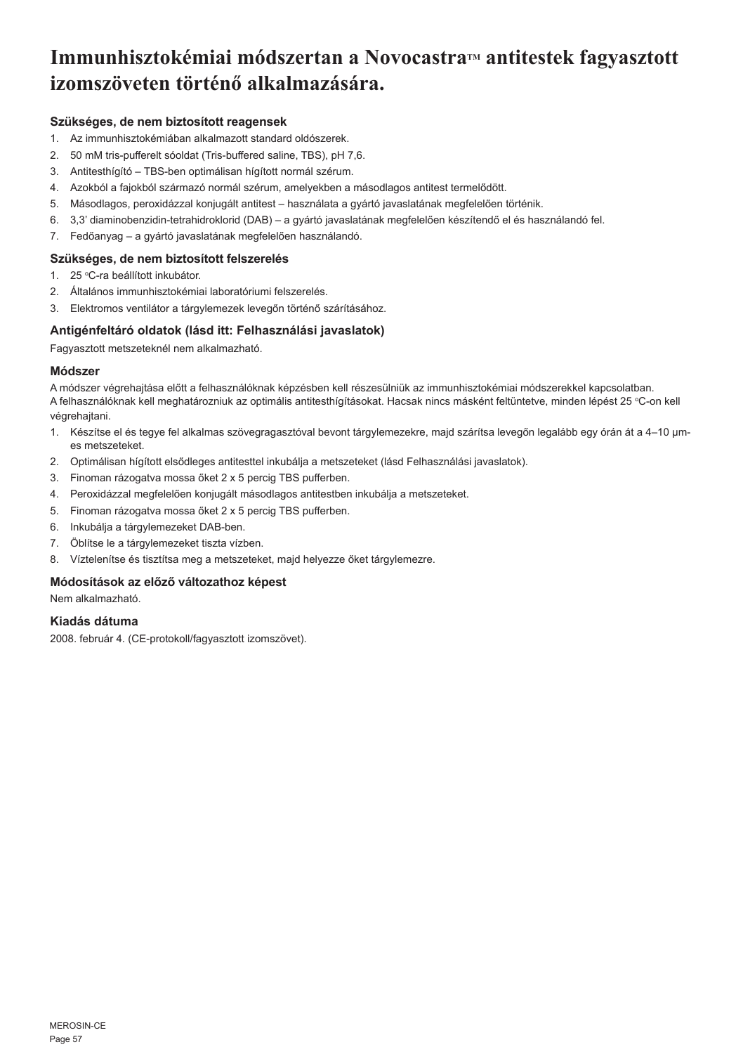# Immunhisztokémiai módszertan a Novocastra™ antitestek fagyasztott izomszöveten történő alkalmazására.

### Szükséges, de nem biztosított reagensek

1. Az immunhisztokémiában alkalmazott standard oldószerek.
2. 50 mM tris-pufferelt sóoldat (Tris-buffered saline, TBS), pH 7,6.
3. Antitesthígító – TBS-ben optimálisan hígított normál szérum.
4. Azokból a fajokból származó normál szérum, amelyekben a másodlagos antitest termelődött.
5. Másodlagos, peroxidázzal konjugált antitest – használata a gyártó javaslatának megfelelően történik.
6. 3,3' diaminobenzidin-tetrahidroklorid (DAB) – a gyártó javaslatának megfelelően készítendő el és használandó fel.
7. Fedőanyag – a gyártó javaslatának megfelelően használandó.

### Szükséges, de nem biztosított felszerelés

1. 25 °C-ra beállított inkubátor.
2. Általános immunhisztokémiai laboratóriumi felszerelés.
3. Elektromos ventilátor a tárgylemezek levegőn történő szárításához.

### Antigénfeltáró oldatok (lásd itt: Felhasználási javaslatok)

Fagyasztott metszeteknél nem alkalmazható.

### Módszer

A módszer végrehajtása előtt a felhasználóknak képzésben kell részesülniük az immunhisztokémiai módszerekkel kapcsolatban.
A felhasználóknak kell meghatározniuk az optimális antitesthígításokat. Hacsak nincs másként feltüntetve, minden lépést 25 °C-on kell végrehajtani.

1. Készítse el és tegye fel alkalmas szövegragasztóval bevont tárgylemezekre, majd szárítsa levegőn legalább egy órán át a 4–10 µm-es metszeteket.
2. Optimálisan hígított elsődleges antitesttel inkubálja a metszeteket (lásd Felhasználási javaslatok).
3. Finoman rázogatva mossa őket 2 x 5 percig TBS pufferben.
4. Peroxidázzal megfelelően konjugált másodlagos antitestben inkubálja a metszeteket.
5. Finoman rázogatva mossa őket 2 x 5 percig TBS pufferben.
6. Inkubálja a tárgylemezeket DAB-ben.
7. Öblítse le a tárgylemezeket tiszta vízben.
8. Víztelenítse és tisztítsa meg a metszeteket, majd helyezze őket tárgylemezre.

### Módosítások az előző változathoz képest

Nem alkalmazható.

### Kiadás dátuma

2008. február 4. (CE-protokoll/fagyasztott izomszövet).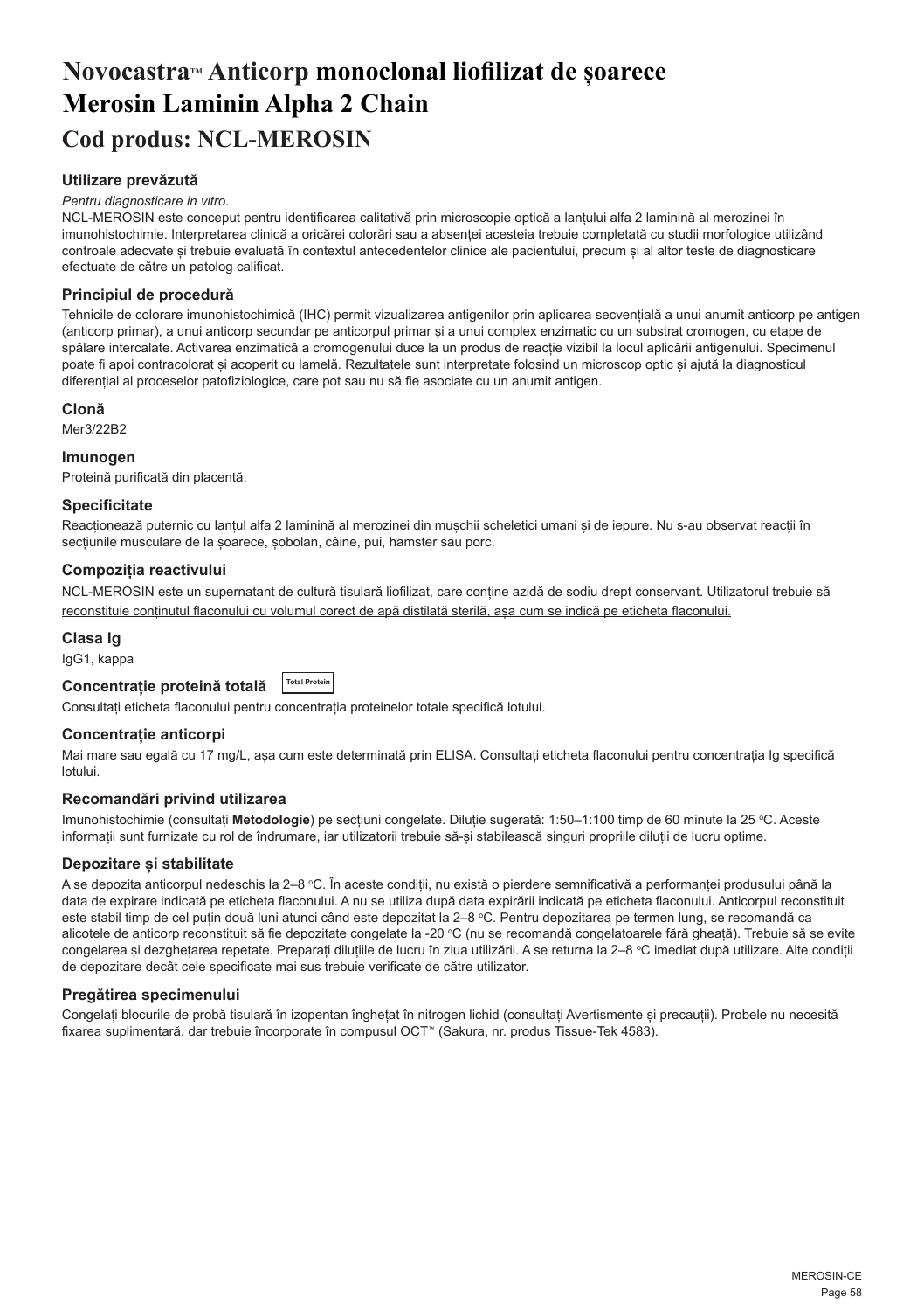# Novocastra™ Anticorp monoclonal liofilizat de șoarece Merosin Laminin Alpha 2 Chain

## Cod produs: NCL-MEROSIN

### Utilizare prevăzută

*Pentru diagnosticare in vitro.*

NCL-MEROSIN este conceput pentru identificarea calitativă prin microscopie optică a lanțului alfa 2 laminină al merozinei în imunohistochimie. Interpretarea clinică a oricărei colorări sau a absenței acesteia trebuie completată cu studii morfologice utilizând controale adecvate și trebuie evaluată în contextul antecedentelor clinice ale pacientului, precum și al altor teste de diagnosticare efectuate de către un patolog calificat.

### Principiul de procedură

Tehnicile de colorare imunohistochimică (IHC) permit vizualizarea antigenilor prin aplicarea secvențială a unui anumit anticorp pe antigen (anticorp primar), a unui anticorp secundar pe anticorpul primar și a unui complex enzimatic cu un substrat cromogen, cu etape de spălare intercalate. Activarea enzimatică a cromogenului duce la un produs de reacție vizibil la locul aplicării antigenului. Specimenul poate fi apoi contracolorat și acoperit cu lamelă. Rezultatele sunt interpretate folosind un microscop optic și ajută la diagnosticul diferențial al proceselor patofiziologice, care pot sau nu să fie asociate cu un anumit antigen.

### Clonă

Mer3/22B2

### Imunogen

Proteină purificată din placentă.

### Specificitate

Reacționează puternic cu lanțul alfa 2 laminină al merozinei din mușchii scheletici umani și de iepure. Nu s-au observat reacții în secțiunile musculare de la șoarece, șobolan, câine, pui, hamster sau porc.

### Compoziția reactivului

NCL-MEROSIN este un supernatant de cultură tisulară liofilizat, care conține azidă de sodiu drept conservant. Utilizatorul trebuie să reconstituie conținutul flaconului cu volumul corect de apă distilată sterilă, așa cum se indică pe eticheta flaconului.

### Clasa Ig

IgG1, kappa

### Concentrație proteină totală

Total Protein

Consultați eticheta flaconului pentru concentrația proteinelor totale specifică lotului.

### Concentrație anticorpi

Mai mare sau egală cu 17 mg/L, așa cum este determinată prin ELISA. Consultați eticheta flaconului pentru concentrația Ig specifică lotului.

### Recomandări privind utilizarea

Imunohistochimie (consultați **Metodologie**) pe secțiuni congelate. Diluție sugerată: 1:50–1:100 timp de 60 minute la 25 °C. Aceste informații sunt furnizate cu rol de îndrumare, iar utilizatorii trebuie să-și stabilească singuri propriile diluții de lucru optime.

### Depozitare și stabilitate

A se depozita anticorpul nedeschis la 2–8 °C. În aceste condiții, nu există o pierdere semnificativă a performanței produsului până la data de expirare indicată pe eticheta flaconului. A nu se utiliza după data expirării indicată pe eticheta flaconului. Anticorpul reconstituit este stabil timp de cel puțin două luni atunci când este depozitat la 2–8 °C. Pentru depozitarea pe termen lung, se recomandă ca alicotele de anticorp reconstituit să fie depozitate congelate la -20 °C (nu se recomandă congelatoarele fără gheață). Trebuie să se evite congelarea și dezghețarea repetate. Preparați diluțiile de lucru în ziua utilizării. A se returna la 2–8 °C imediat după utilizare. Alte condiții de depozitare decât cele specificate mai sus trebuie verificate de către utilizator.

### Pregătirea specimenului

Congelați blocurile de probă tisulară în izopentan înghețat în nitrogen lichid (consultați Avertismente și precauții). Probele nu necesită fixarea suplimentară, dar trebuie încorporate în compusul OCT™ (Sakura, nr. produs Tissue-Tek 4583).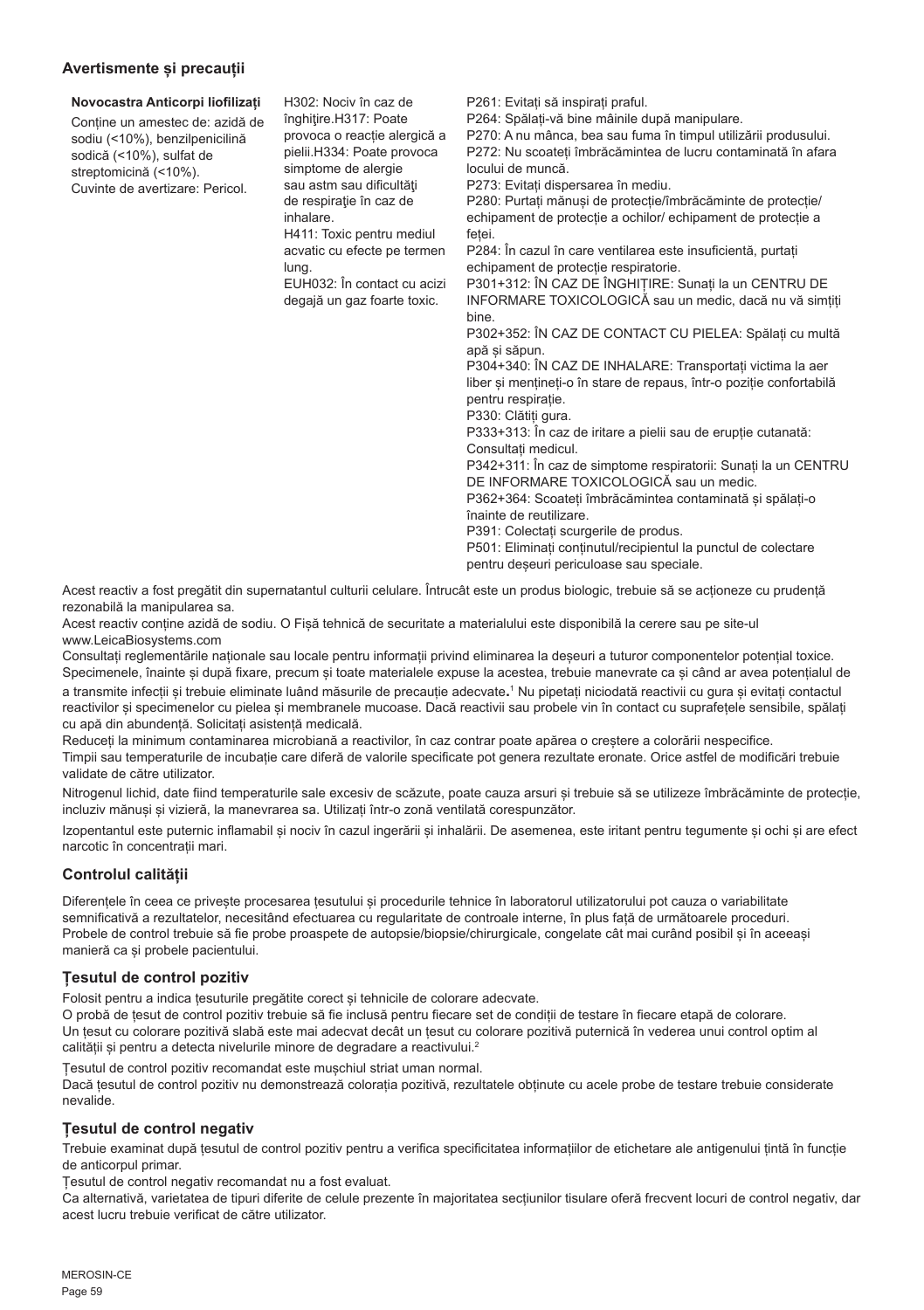## Avertismente și precauții

| Novocastra Anticorpi liofilizați | | |
|---|---|---|
| Conține un amestec de: azidă de sodiu (<10%), benzilpenicilină sodică (<10%), sulfat de streptomicină (<10%).<br>Cuvinte de avertizare: Pericol. | H302: Nociv în caz de înghițire.H317: Poate provoca o reacție alergică a pielii.H334: Poate provoca simptome de alergie sau astm sau dificultăți de respirație în caz de inhalare.<br>H411: Toxic pentru mediul acvatic cu efecte pe termen lung.<br>EUH032: În contact cu acizi degajă un gaz foarte toxic. | P261: Evitați să inspirați praful.<br>P264: Spălați-vă bine mâinile după manipulare.<br>P270: A nu mânca, bea sau fuma în timpul utilizării produsului.<br>P272: Nu scoateți îmbrăcămintea de lucru contaminată în afara locului de muncă.<br>P273: Evitați dispersarea în mediu.<br>P280: Purtați mănuși de protecție/îmbrăcăminte de protecție/ echipament de protecție a ochilor/ echipament de protecție a feței.<br>P284: În cazul în care ventilarea este insuficientă, purtați echipament de protecție respiratorie.<br>P301+312: ÎN CAZ DE ÎNGHIȚIRE: Sunați la un CENTRU DE INFORMARE TOXICOLOGICĂ sau un medic, dacă nu vă simțiți bine.<br>P302+352: ÎN CAZ DE CONTACT CU PIELEA: Spălați cu multă apă și săpun.<br>P304+340: ÎN CAZ DE INHALARE: Transportați victima la aer liber și mențineți-o în stare de repaus, într-o poziție confortabilă pentru respirație.<br>P330: Clătiți gura.<br>P333+313: În caz de iritare a pielii sau de erupție cutanată: Consultați medicul.<br>P342+311: În caz de simptome respiratorii: Sunați la un CENTRU DE INFORMARE TOXICOLOGICĂ sau un medic.<br>P362+364: Scoateți îmbrăcămintea contaminată și spălați-o înainte de reutilizare.<br>P391: Colectați scurgerile de produs.<br>P501: Eliminați conținutul/recipientul la punctul de colectare pentru deșeuri periculoase sau speciale. |

Acest reactiv a fost pregătit din supernatantul culturii celulare. Întrucât este un produs biologic, trebuie să se acționeze cu prudență rezonabilă la manipularea sa.
Acest reactiv conține azidă de sodiu. O Fișă tehnică de securitate a materialului este disponibilă la cerere sau pe site-ul www.LeicaBiosystems.com
Consultați reglementările naționale sau locale pentru informații privind eliminarea la deșeuri a tuturor componentelor potențial toxice.
Specimenele, înainte și după fixare, precum și toate materialele expuse la acestea, trebuie manevrate ca și când ar avea potențialul de a transmite infecții și trebuie eliminate luând măsurile de precauție adecvate.[1] Nu pipetați niciodată reactivii cu gura și evitați contactul reactivilor și specimenelor cu pielea și membranele mucoase. Dacă reactivii sau probele vin în contact cu suprafețele sensibile, spălați cu apă din abundență. Solicitați asistență medicală.
Reduceți la minimum contaminarea microbiană a reactivilor, în caz contrar poate apărea o creștere a colorării nespecifice.
Timpii sau temperaturile de incubație care diferă de valorile specificate pot genera rezultate eronate. Orice astfel de modificări trebuie validate de către utilizator.

Nitrogenul lichid, date fiind temperaturile sale excesiv de scăzute, poate cauza arsuri și trebuie să se utilizeze îmbrăcăminte de protecție, incluziv mănuși și vizieră, la manevrarea sa. Utilizați într-o zonă ventilată corespunzător.

Izopentanul este puternic inflamabil și nociv în cazul ingerării și inhalării. De asemenea, este iritant pentru tegumente și ochi și are efect narcotic în concentrații mari.

## Controlul calității

Diferențele în ceea ce privește procesarea țesutului și procedurile tehnice în laboratorul utilizatorului pot cauza o variabilitate semnificativă a rezultatelor, necesitând efectuarea cu regularitate de controale interne, în plus față de următoarele proceduri.
Probele de control trebuie să fie probe proaspete de autopsie/biopsie/chirurgicale, congelate cât mai curând posibil și în aceeași manieră ca și probele pacientului.

### Țesutul de control pozitiv

Folosit pentru a indica țesuturile pregătite corect și tehnicile de colorare adecvate.
O probă de țesut de control pozitiv trebuie să fie inclusă pentru fiecare set de condiții de testare în fiecare etapă de colorare.
Un țesut cu colorare pozitivă slabă este mai adecvat decât un țesut cu colorare pozitivă puternică în vederea unui control optim al calității și pentru a detecta nivelurile minore de degradare a reactivului.[2]

Țesutul de control pozitiv recomandat este mușchiul striat uman normal.
Dacă țesutul de control pozitiv nu demonstrează colorația pozitivă, rezultatele obținute cu acele probe de testare trebuie considerate nevalide.

### Țesutul de control negativ

Trebuie examinat după țesutul de control pozitiv pentru a verifica specificitatea informațiilor de etichetare ale antigenului țintă în funcție de anticorpul primar.
Țesutul de control negativ recomandat nu a fost evaluat.
Ca alternativă, varietatea de tipuri diferite de celule prezente în majoritatea secțiunilor tisulare oferă frecvent locuri de control negativ, dar acest lucru trebuie verificat de către utilizator.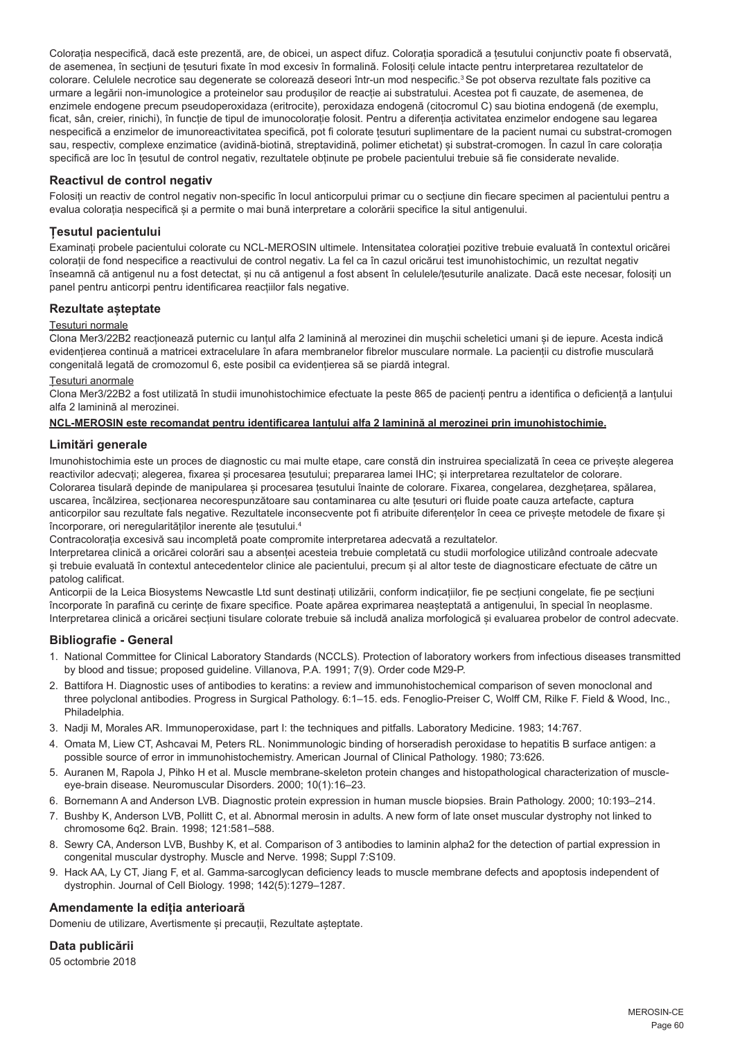Colorația nespecifică, dacă este prezentă, are, de obicei, un aspect difuz. Colorația sporadică a țesutului conjunctiv poate fi observată, de asemenea, în secțiuni de țesuturi fixate în mod excesiv în formalină. Folosiți celule intacte pentru interpretarea rezultatelor de colorare. Celulele necrotice sau degenerate se colorează deseori într-un mod nespecific.[3] Se pot observa rezultate fals pozitive ca urmare a legării non-imunologice a proteinelor sau produșilor de reacție ai substratului. Acestea pot fi cauzate, de asemenea, de enzimele endogene precum pseudoperoxidaza (eritrocite), peroxidaza endogenă (citocromul C) sau biotina endogenă (de exemplu, ficat, sân, creier, rinichi), în funcție de tipul de imunocolorație folosit. Pentru a diferenția activitatea enzimelor endogene sau legarea nespecifică a enzimelor de imunoreactivitatea specifică, pot fi colorate țesuturi suplimentare de la pacient numai cu substrat-cromogen sau, respectiv, complexe enzimatice (avidină-biotină, streptavidină, polimer etichetat) și substrat-cromogen. În cazul în care colorația specifică are loc în țesutul de control negativ, rezultatele obținute pe probele pacientului trebuie să fie considerate nevalide.

## Reactivul de control negativ

Folosiți un reactiv de control negativ non-specific în locul anticorpului primar cu o secțiune din fiecare specimen al pacientului pentru a evalua colorația nespecifică și a permite o mai bună interpretare a colorării specifice la situl antigenului.

## Țesutul pacientului

Examinați probele pacientului colorate cu NCL-MEROSIN ultimele. Intensitatea colorației pozitive trebuie evaluată în contextul oricărei colorații de fond nespecifice a reactivului de control negativ. La fel ca în cazul oricărui test imunohistochimic, un rezultat negativ înseamnă că antigenul nu a fost detectat, și nu că antigenul a fost absent în celulele/țesuturile analizate. Dacă este necesar, folosiți un panel pentru anticorpi pentru identificarea reacțiilor fals negative.

## Rezultate așteptate

Țesuturi normale

Clona Mer3/22B2 reacționează puternic cu lanțul alfa 2 laminină al merozinei din mușchii scheletici umani și de iepure. Acesta indică evidențierea continuă a matricei extracelulare în afara membranelor fibrelor musculare normale. La pacienții cu distrofie musculară congenitală legată de cromozomul 6, este posibil ca evidențierea să se piardă integral.

Țesuturi anormale

Clona Mer3/22B2 a fost utilizată în studii imunohistochimice efectuate la peste 865 de pacienți pentru a identifica o deficiență a lanțului alfa 2 laminină al merozinei.

**NCL-MEROSIN este recomandat pentru identificarea lanțului alfa 2 laminină al merozinei prin imunohistochimie.**

## Limitări generale

Imunohistochimia este un proces de diagnostic cu mai multe etape, care constă din instruirea specializată în ceea ce privește alegerea reactivilor adecvați; alegerea, fixarea și procesarea țesutului; prepararea lamei IHC; și interpretarea rezultatelor de colorare. Colorarea tisulară depinde de manipularea și procesarea țesutului înainte de colorare. Fixarea, congelarea, dezghețarea, spălarea, uscarea, încălzirea, secționarea necorespunzătoare sau contaminarea cu alte țesuturi ori fluide poate cauza artefacte, captura anticorpilor sau rezultate fals negative. Rezultatele inconsecvente pot fi atribuite diferențelor în ceea ce privește metodele de fixare și încorporare, ori neregularităților inerente ale țesutului.[4]

Contracolorația excesivă sau incompletă poate compromite interpretarea adecvată a rezultatelor.

Interpretarea clinică a oricărei colorări sau a absenței acesteia trebuie completată cu studii morfologice utilizând controale adecvate și trebuie evaluată în contextul antecedentelor clinice ale pacientului, precum și al altor teste de diagnosticare efectuate de către un patolog calificat.

Anticorpii de la Leica Biosystems Newcastle Ltd sunt destinați utilizării, conform indicațiilor, fie pe secțiuni congelate, fie pe secțiuni încorporate în parafină cu cerințe de fixare specifice. Poate apărea exprimarea neașteptată a antigenului, în special în neoplasme. Interpretarea clinică a oricărei secțiuni tisulare colorate trebuie să includă analiza morfologică și evaluarea probelor de control adecvate.

## Bibliografie - General

1. National Committee for Clinical Laboratory Standards (NCCLS). Protection of laboratory workers from infectious diseases transmitted by blood and tissue; proposed guideline. Villanova, P.A. 1991; 7(9). Order code M29-P.
2. Battifora H. Diagnostic uses of antibodies to keratins: a review and immunohistochemical comparison of seven monoclonal and three polyclonal antibodies. Progress in Surgical Pathology. 6:1–15. eds. Fenoglio-Preiser C, Wolff CM, Rilke F. Field & Wood, Inc., Philadelphia.
3. Nadji M, Morales AR. Immunoperoxidase, part I: the techniques and pitfalls. Laboratory Medicine. 1983; 14:767.
4. Omata M, Liew CT, Ashcavai M, Peters RL. Nonimmunologic binding of horseradish peroxidase to hepatitis B surface antigen: a possible source of error in immunohistochemistry. American Journal of Clinical Pathology. 1980; 73:626.
5. Auranen M, Rapola J, Pihko H et al. Muscle membrane-skeleton protein changes and histopathological characterization of muscle-eye-brain disease. Neuromuscular Disorders. 2000; 10(1):16–23.
6. Bornemann A and Anderson LVB. Diagnostic protein expression in human muscle biopsies. Brain Pathology. 2000; 10:193–214.
7. Bushby K, Anderson LVB, Pollitt C, et al. Abnormal merosin in adults. A new form of late onset muscular dystrophy not linked to chromosome 6q2. Brain. 1998; 121:581–588.
8. Sewry CA, Anderson LVB, Bushby K, et al. Comparison of 3 antibodies to laminin alpha2 for the detection of partial expression in congenital muscular dystrophy. Muscle and Nerve. 1998; Suppl 7:S109.
9. Hack AA, Ly CT, Jiang F, et al. Gamma-sarcoglycan deficiency leads to muscle membrane defects and apoptosis independent of dystrophin. Journal of Cell Biology. 1998; 142(5):1279–1287.

## Amendamente la ediția anterioară

Domeniu de utilizare, Avertismente și precauții, Rezultate așteptate.

## Data publicării

05 octombrie 2018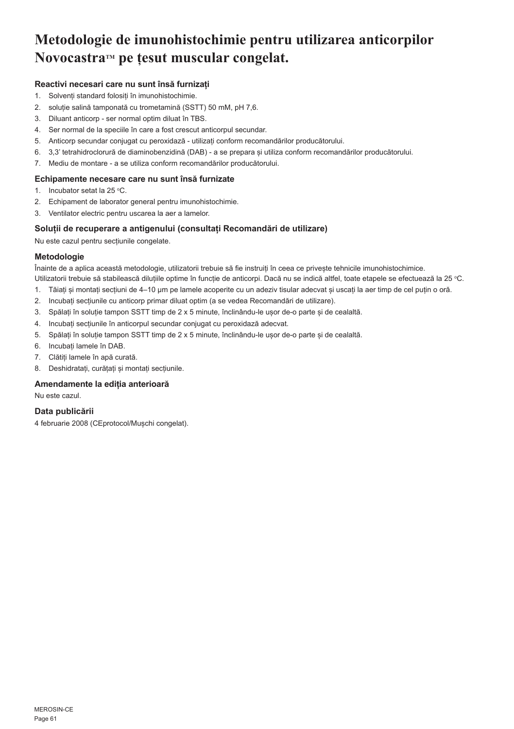# Metodologie de imunohistochimie pentru utilizarea anticorpilor Novocastra™ pe țesut muscular congelat.

### Reactivi necesari care nu sunt însă furnizați

1. Solvenți standard folosiți în imunohistochimie.
2. soluție salină tamponată cu trometamină (SSTT) 50 mM, pH 7,6.
3. Diluant anticorp - ser normal optim diluat în TBS.
4. Ser normal de la speciile în care a fost crescut anticorpul secundar.
5. Anticorp secundar conjugat cu peroxidază - utilizați conform recomandărilor producătorului.
6. 3,3' tetrahidroclorură de diaminobenzidină (DAB) - a se prepara și utiliza conform recomandărilor producătorului.
7. Mediu de montare - a se utiliza conform recomandărilor producătorului.

### Echipamente necesare care nu sunt însă furnizate

1. Incubator setat la 25 °C.
2. Echipament de laborator general pentru imunohistochimie.
3. Ventilator electric pentru uscarea la aer a lamelor.

### Soluții de recuperare a antigenului (consultați Recomandări de utilizare)

Nu este cazul pentru secțiunile congelate.

### Metodologie

Înainte de a aplica această metodologie, utilizatorii trebuie să fie instruiți în ceea ce privește tehnicile imunohistochimice.
Utilizatorii trebuie să stabilească diluțiile optime în funcție de anticorpi. Dacă nu se indică altfel, toate etapele se efectuează la 25 °C.

1. Tăiați și montați secțiuni de 4–10 µm pe lamele acoperite cu un adeziv tisular adecvat și uscați la aer timp de cel puțin o oră.
2. Incubați secțiunile cu anticorp primar diluat optim (a se vedea Recomandări de utilizare).
3. Spălați în soluție tampon SSTT timp de 2 x 5 minute, înclinându-le ușor de-o parte și de cealaltă.
4. Incubați secțiunile în anticorpul secundar conjugat cu peroxidază adecvat.
5. Spălați în soluție tampon SSTT timp de 2 x 5 minute, înclinându-le ușor de-o parte și de cealaltă.
6. Incubați lamele în DAB.
7. Clătiți lamele în apă curată.
8. Deshidratați, curățați și montați secțiunile.

### Amendamente la ediția anterioară

Nu este cazul.

### Data publicării

4 februarie 2008 (CEprotocol/Mușchi congelat).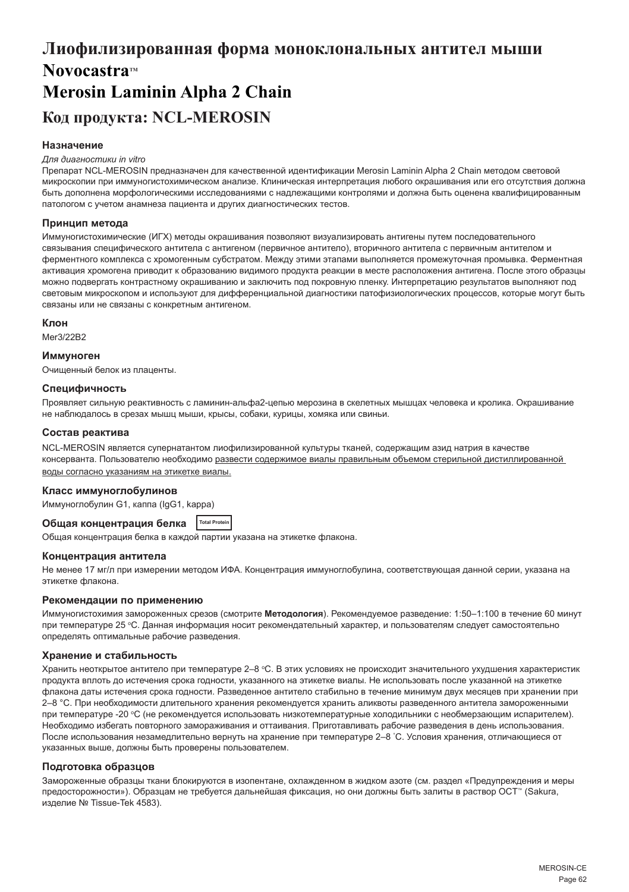# Лиофилизированная форма моноклональных антител мыши Novocastra™ Merosin Laminin Alpha 2 Chain

## Код продукта: NCL-MEROSIN

### Назначение

*Для диагностики in vitro*

Препарат NCL-MEROSIN предназначен для качественной идентификации Merosin Laminin Alpha 2 Chain методом световой микроскопии при иммуногистохимическом анализе. Клиническая интерпретация любого окрашивания или его отсутствия должна быть дополнена морфологическими исследованиями с надлежащими контролями и должна быть оценена квалифицированным патологом с учетом анамнеза пациента и других диагностических тестов.

### Принцип метода

Иммуногистохимические (ИГХ) методы окрашивания позволяют визуализировать антигены путем последовательного связывания специфического антитела с антигеном (первичное антитело), вторичного антитела с первичным антителом и ферментного комплекса с хромогенным субстратом. Между этими этапами выполняется промежуточная промывка. Ферментная активация хромогена приводит к образованию видимого продукта реакции в месте расположения антигена. После этого образцы можно подвергать контрастному окрашиванию и заключить под покровную пленку. Интерпретацию результатов выполняют под световым микроскопом и используют для дифференциальной диагностики патофизиологических процессов, которые могут быть связаны или не связаны с конкретным антигеном.

### Клон

Mer3/22B2

### Иммуноген

Очищенный белок из плаценты.

### Специфичность

Проявляет сильную реактивность с ламинин-альфа2-цепью мерозина в скелетных мышцах человека и кролика. Окрашивание не наблюдалось в срезах мышц мыши, крысы, собаки, курицы, хомяка или свиньи.

### Состав реактива

NCL-MEROSIN является супернатантом лиофилизированной культуры тканей, содержащим азид натрия в качестве консерванта. Пользователю необходимо развести содержимое виалы правильным объемом стерильной дистиллированной воды согласно указаниям на этикетке виалы.

### Класс иммуноглобулинов

Иммуноглобулин G1, каппа (IgG1, kappa)

### Общая концентрация белка Total Protein

Общая концентрация белка в каждой партии указана на этикетке флакона.

### Концентрация антитела

Не менее 17 мг/л при измерении методом ИФА. Концентрация иммуноглобулина, соответствующая данной серии, указана на этикетке флакона.

### Рекомендации по применению

Иммуногистохимия замороженных срезов (смотрите **Методология**). Рекомендуемое разведение: 1:50–1:100 в течение 60 минут при температуре 25 °C. Данная информация носит рекомендательный характер, и пользователям следует самостоятельно определять оптимальные рабочие разведения.

### Хранение и стабильность

Хранить неоткрытое антитело при температуре 2–8 °C. В этих условиях не происходит значительного ухудшения характеристик продукта вплоть до истечения срока годности, указанного на этикетке виалы. Не использовать после указанной на этикетке флакона даты истечения срока годности. Разведенное антитело стабильно в течение минимум двух месяцев при хранении при 2–8 °C. При необходимости длительного хранения рекомендуется хранить аликвоты разведенного антитела замороженными при температуре -20 °C (не рекомендуется использовать низкотемпературные холодильники с необмерзающим испарителем). Необходимо избегать повторного замораживания и оттаивания. Приготавливать рабочие разведения в день использования. После использования незамедлительно вернуть на хранение при температуре 2–8 °C. Условия хранения, отличающиеся от указанных выше, должны быть проверены пользователем.

### Подготовка образцов

Замороженные образцы ткани блокируются в изопентане, охлажденном в жидком азоте (см. раздел «Предупреждения и меры предосторожности»). Образцам не требуется дальнейшая фиксация, но они должны быть залиты в раствор OCT™ (Sakura, изделие № Tissue-Tek 4583).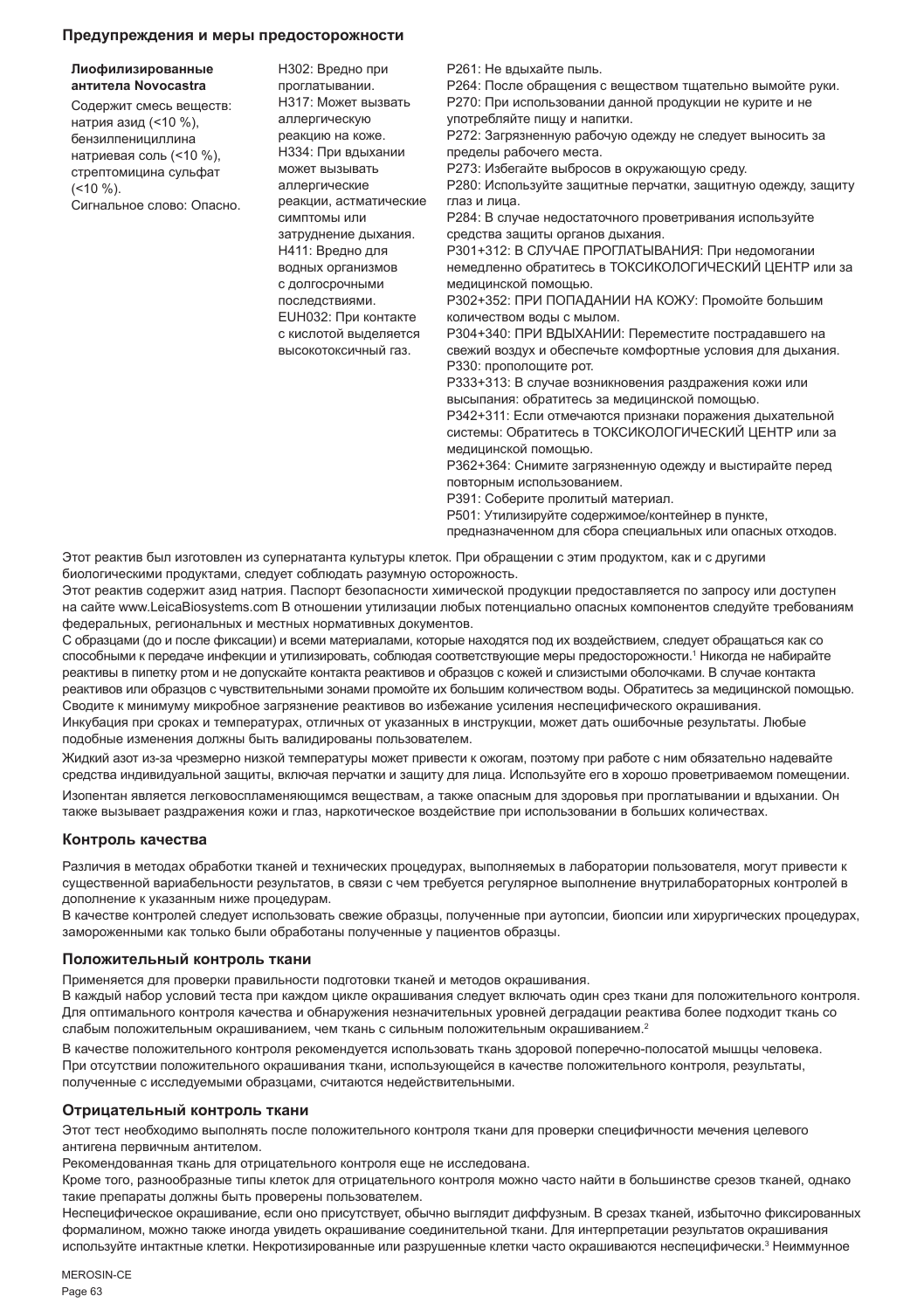### Предупреждения и меры предосторожности

| **Лиофилизированные антитела Novocastra**<br>Содержит смесь веществ: натрия азид (<10 %), бензилпенициллина натриевая соль (<10 %), стрептомицина сульфат (<10 %).<br>Сигнальное слово: Опасно. | H302: Вредно при проглатывании.<br>H317: Может вызвать аллергическую реакцию на коже.<br>H334: При вдыхании может вызывать аллергические реакции, астматические симптомы или затруднение дыхания.<br>H411: Вредно для водных организмов с долгосрочными последствиями.<br>EUH032: При контакте с кислотой выделяется высокотоксичный газ. | P261: Не вдыхайте пыль.<br>P264: После обращения с веществом тщательно вымойте руки.<br>P270: При использовании данной продукции не курите и не употребляйте пищу и напитки.<br>P272: Загрязненную рабочую одежду не следует выносить за пределы рабочего места.<br>P273: Избегайте выбросов в окружающую среду.<br>P280: Используйте защитные перчатки, защитную одежду, защиту глаз и лица.<br>P284: В случае недостаточного проветривания используйте средства защиты органов дыхания.<br>P301+312: В СЛУЧАЕ ПРОГЛАТЫВАНИЯ: При недомогании немедленно обратитесь в ТОКСИКОЛОГИЧЕСКИЙ ЦЕНТР или за медицинской помощью.<br>P302+352: ПРИ ПОПАДАНИИ НА КОЖУ: Промойте большим количеством воды с мылом.<br>P304+340: ПРИ ВДЫХАНИИ: Переместите пострадавшего на свежий воздух и обеспечьте комфортные условия для дыхания.<br>P330: прополощите рот.<br>P333+313: В случае возникновения раздражения кожи или высыпания: обратитесь за медицинской помощью.<br>P342+311: Если отмечаются признаки поражения дыхательной системы: Обратитесь в ТОКСИКОЛОГИЧЕСКИЙ ЦЕНТР или за медицинской помощью.<br>P362+364: Снимите загрязненную одежду и выстирайте перед повторным использованием.<br>P391: Соберите пролитый материал.<br>P501: Утилизируйте содержимое/контейнер в пункте, предназначенном для сбора специальных или опасных отходов. |
|---|---|---|

Этот реактив был изготовлен из супернатанта культуры клеток. При обращении с этим продуктом, как и с другими биологическими продуктами, следует соблюдать разумную осторожность.

Этот реактив содержит азид натрия. Паспорт безопасности химической продукции предоставляется по запросу или доступен на сайте www.LeicaBiosystems.com В отношении утилизации любых потенциально опасных компонентов следуйте требованиям федеральных, региональных и местных нормативных документов.

С образцами (до и после фиксации) и всеми материалами, которые находятся под их воздействием, следует обращаться как со способными к передаче инфекции и утилизировать, соблюдая соответствующие меры предосторожности.[1] Никогда не набирайте реактивы в пипетку ртом и не допускайте контакта реактивов и образцов с кожей и слизистыми оболочками. В случае контакта реактивов или образцов с чувствительными зонами промойте их большим количеством воды. Обратитесь за медицинской помощью. Сводите к минимуму микробное загрязнение реактивов во избежание усиления неспецифического окрашивания.

Инкубация при сроках и температурах, отличных от указанных в инструкции, может дать ошибочные результаты. Любые подобные изменения должны быть валидированы пользователем.

Жидкий азот из-за чрезмерно низкой температуры может привести к ожогам, поэтому при работе с ним обязательно надевайте средства индивидуальной защиты, включая перчатки и защиту для лица. Используйте его в хорошо проветриваемом помещении.

Изопентан является легковоспламеняющимся веществам, а также опасным для здоровья при проглатывании и вдыхании. Он также вызывает раздражения кожи и глаз, наркотическое воздействие при использовании в больших количествах.

### Контроль качества

Различия в методах обработки тканей и технических процедурах, выполняемых в лаборатории пользователя, могут привести к существенной вариабельности результатов, в связи с чем требуется регулярное выполнение внутрилабораторных контролей в дополнение к указанным ниже процедурам.

В качестве контролей следует использовать свежие образцы, полученные при аутопсии, биопсии или хирургических процедурах, замороженными как только были обработаны полученные у пациентов образцы.

### Положительный контроль ткани

Применяется для проверки правильности подготовки тканей и методов окрашивания.

В каждый набор условий теста при каждом цикле окрашивания следует включать один срез ткани для положительного контроля. Для оптимального контроля качества и обнаружения незначительных уровней деградации реактива более подходит ткань со слабым положительным окрашиванием, чем ткань с сильным положительным окрашиванием.[2]

В качестве положительного контроля рекомендуется использовать ткань здоровой поперечно-полосатой мышцы человека.

При отсутствии положительного окрашивания ткани, использующейся в качестве положительного контроля, результаты, полученные с исследуемыми образцами, считаются недействительными.

### Отрицательный контроль ткани

Этот тест необходимо выполнять после положительного контроля ткани для проверки специфичности мечения целевого антигена первичным антителом.

Рекомендованная ткань для отрицательного контроля еще не исследована.

Кроме того, разнообразные типы клеток для отрицательного контроля можно часто найти в большинстве срезов тканей, однако такие препараты должны быть проверены пользователем.

Неспецифическое окрашивание, если оно присутствует, обычно выглядит диффузным. В срезах тканей, избыточно фиксированных формалином, можно также иногда увидеть окрашивание соединительной ткани. Для интерпретации результатов окрашивания используйте интактные клетки. Некротизированные или разрушенные клетки часто окрашиваются неспецифически.[3] Неиммунное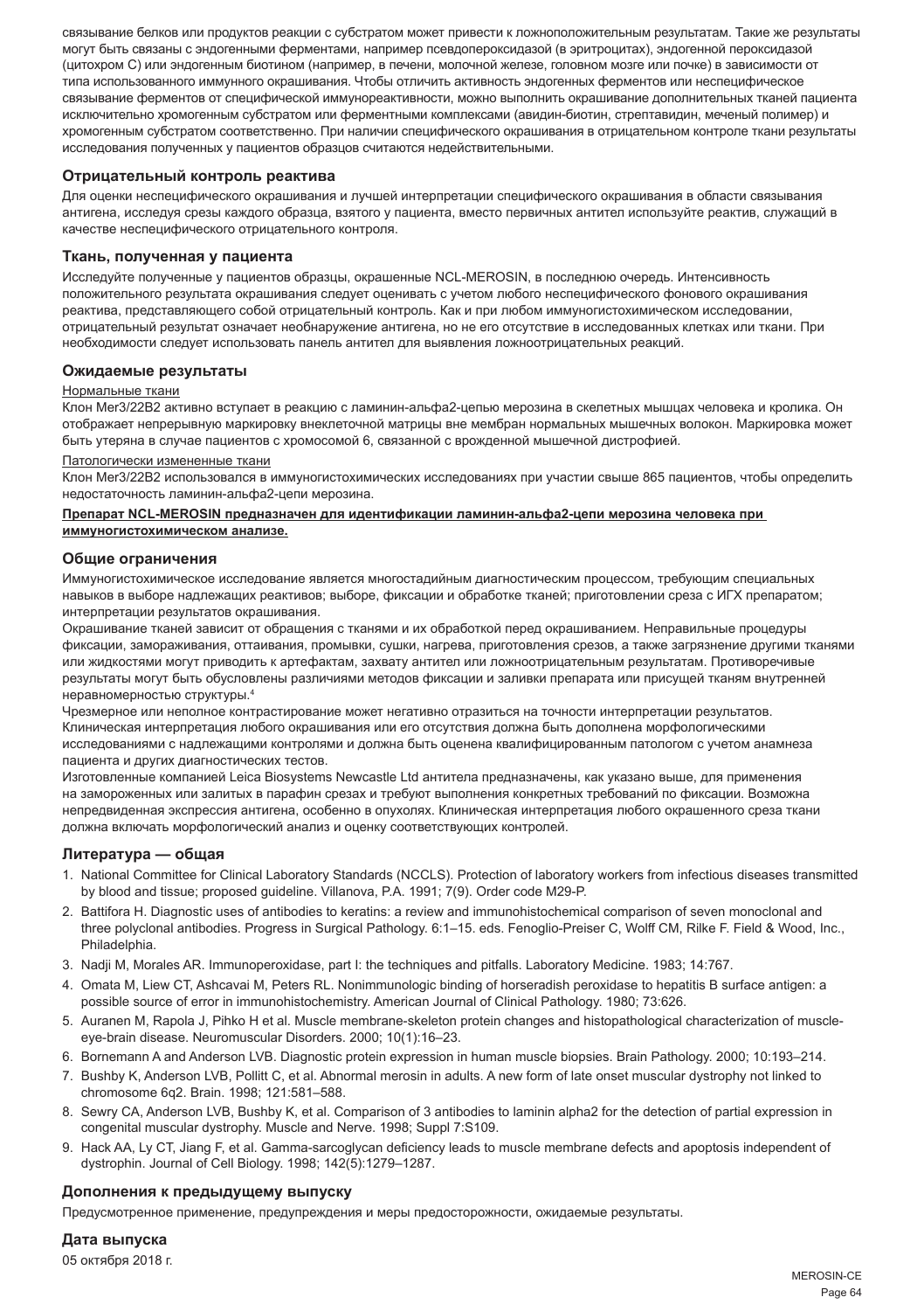связывание белков или продуктов реакции с субстратом может привести к ложноположительным результатам. Такие же результаты могут быть связаны с эндогенными ферментами, например псевдопероксидазой (в эритроцитах), эндогенной пероксидазой (цитохром С) или эндогенным биотином (например, в печени, молочной железе, головном мозге или почке) в зависимости от типа использованного иммунного окрашивания. Чтобы отличить активность эндогенных ферментов или неспецифическое связывание ферментов от специфической иммунореактивности, можно выполнить окрашивание дополнительных тканей пациента исключительно хромогенным субстратом или ферментными комплексами (авидин-биотин, стрептавидин, меченый полимер) и хромогенным субстратом соответственно. При наличии специфического окрашивания в отрицательном контроле ткани результаты исследования полученных у пациентов образцов считаются недействительными.

### Отрицательный контроль реактива

Для оценки неспецифического окрашивания и лучшей интерпретации специфического окрашивания в области связывания антигена, исследуя срезы каждого образца, взятого у пациента, вместо первичных антител используйте реактив, служащий в качестве неспецифического отрицательного контроля.

### Ткань, полученная у пациента

Исследуйте полученные у пациентов образцы, окрашенные NCL-MEROSIN, в последнюю очередь. Интенсивность положительного результата окрашивания следует оценивать с учетом любого неспецифического фонового окрашивания реактива, представляющего собой отрицательный контроль. Как и при любом иммуногистохимическом исследовании, отрицательный результат означает необнаружение антигена, но не его отсутствие в исследованных клетках или ткани. При необходимости следует использовать панель антител для выявления ложноотрицательных реакций.

### Ожидаемые результаты

Нормальные ткани

Клон Mer3/22B2 активно вступает в реакцию с ламинин-альфа2-цепью мерозина в скелетных мышцах человека и кролика. Он отображает непрерывную маркировку внеклеточной матрицы вне мембран нормальных мышечных волокон. Маркировка может быть утеряна в случае пациентов с хромосомой 6, связанной с врожденной мышечной дистрофией.

Патологически измененные ткани

Клон Mer3/22B2 использовался в иммуногистохимических исследованиях при участии свыше 865 пациентов, чтобы определить недостаточность ламинин-альфа2-цепи мерозина.

**Препарат NCL-MEROSIN предназначен для идентификации ламинин-альфа2-цепи мерозина человека при иммуногистохимическом анализе.**

### Общие ограничения

Иммуногистохимическое исследование является многостадийным диагностическим процессом, требующим специальных навыков в выборе надлежащих реактивов; выборе, фиксации и обработке тканей; приготовлении среза с ИГХ препаратом; интерпретации результатов окрашивания.

Окрашивание тканей зависит от обращения с тканями и их обработкой перед окрашиванием. Неправильные процедуры фиксации, замораживания, оттаивания, промывки, сушки, нагрева, приготовления срезов, а также загрязнение другими тканями или жидкостями могут приводить к артефактам, захвату антител или ложноотрицательным результатам. Противоречивые результаты могут быть обусловлены различиями методов фиксации и заливки препарата или присущей тканям внутренней неравномерностью структуры.[4]

Чрезмерное или неполное контрастирование может негативно отразиться на точности интерпретации результатов. Клиническая интерпретация любого окрашивания или его отсутствия должна быть дополнена морфологическими исследованиями с надлежащими контролями и должна быть оценена квалифицированным патологом с учетом анамнеза пациента и других диагностических тестов.

Изготовленные компанией Leica Biosystems Newcastle Ltd антитела предназначены, как указано выше, для применения на замороженных или залитых в парафин срезах и требуют выполнения конкретных требований по фиксации. Возможна непредвиденная экспрессия антигена, особенно в опухолях. Клиническая интерпретация любого окрашенного среза ткани должна включать морфологический анализ и оценку соответствующих контролей.

### Литература — общая

1. National Committee for Clinical Laboratory Standards (NCCLS). Protection of laboratory workers from infectious diseases transmitted by blood and tissue; proposed guideline. Villanova, P.A. 1991; 7(9). Order code M29-P.
2. Battifora H. Diagnostic uses of antibodies to keratins: a review and immunohistochemical comparison of seven monoclonal and three polyclonal antibodies. Progress in Surgical Pathology. 6:1–15. eds. Fenoglio-Preiser C, Wolff CM, Rilke F. Field & Wood, Inc., Philadelphia.
3. Nadji M, Morales AR. Immunoperoxidase, part I: the techniques and pitfalls. Laboratory Medicine. 1983; 14:767.
4. Omata M, Liew CT, Ashcavai M, Peters RL. Nonimmunologic binding of horseradish peroxidase to hepatitis B surface antigen: a possible source of error in immunohistochemistry. American Journal of Clinical Pathology. 1980; 73:626.
5. Auranen M, Rapola J, Pihko H et al. Muscle membrane-skeleton protein changes and histopathological characterization of muscle-eye-brain disease. Neuromuscular Disorders. 2000; 10(1):16–23.
6. Bornemann A and Anderson LVB. Diagnostic protein expression in human muscle biopsies. Brain Pathology. 2000; 10:193–214.
7. Bushby K, Anderson LVB, Pollitt C, et al. Abnormal merosin in adults. A new form of late onset muscular dystrophy not linked to chromosome 6q2. Brain. 1998; 121:581–588.
8. Sewry CA, Anderson LVB, Bushby K, et al. Comparison of 3 antibodies to laminin alpha2 for the detection of partial expression in congenital muscular dystrophy. Muscle and Nerve. 1998; Suppl 7:S109.
9. Hack AA, Ly CT, Jiang F, et al. Gamma-sarcoglycan deficiency leads to muscle membrane defects and apoptosis independent of dystrophin. Journal of Cell Biology. 1998; 142(5):1279–1287.

### Дополнения к предыдущему выпуску

Предусмотренное применение, предупреждения и меры предосторожности, ожидаемые результаты.

### Дата выпуска

05 октября 2018 г.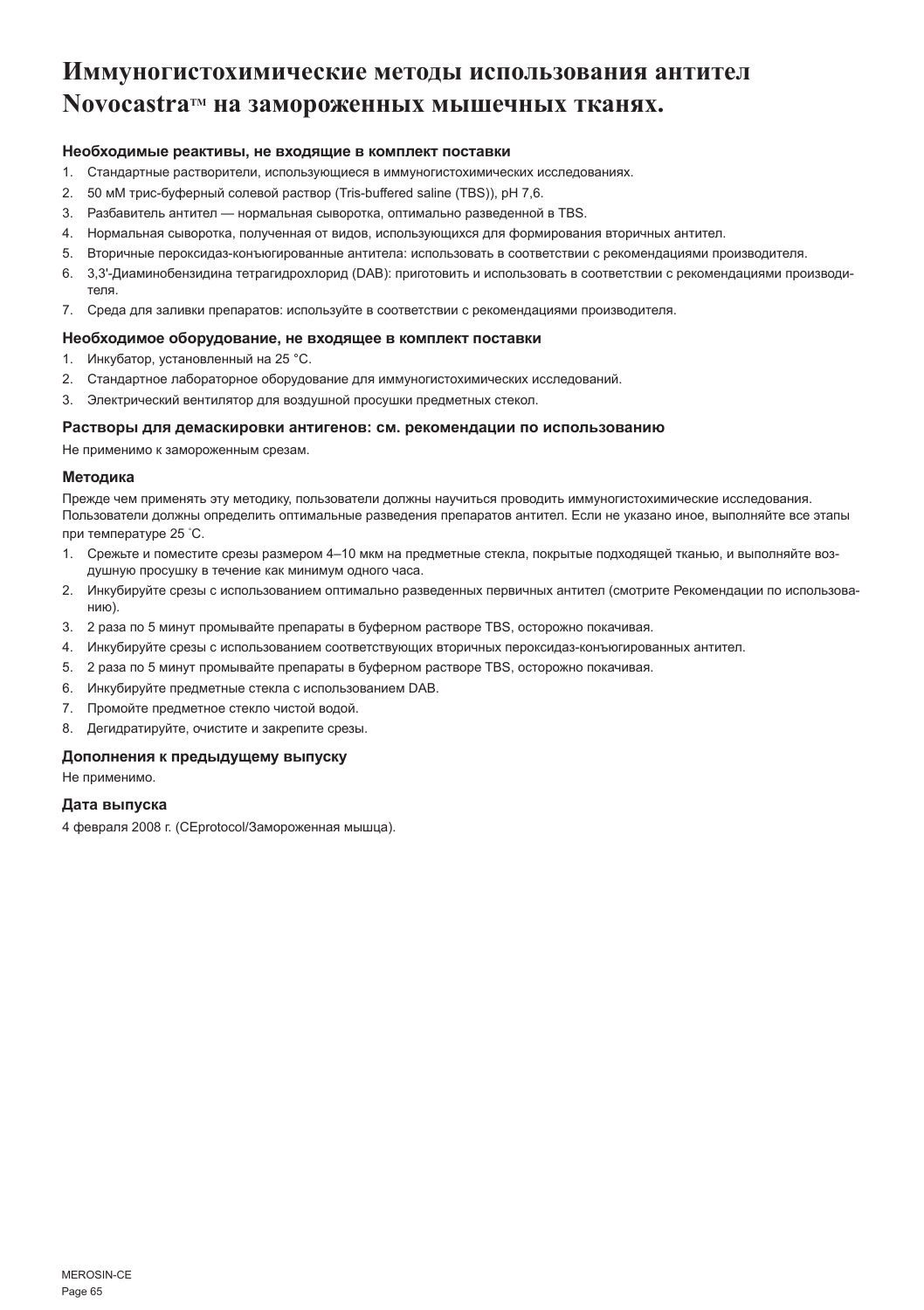# Иммуногистохимические методы использования антител Novocastra™ на замороженных мышечных тканях.

### Необходимые реактивы, не входящие в комплект поставки

1. Стандартные растворители, использующиеся в иммуногистохимических исследованиях.
2. 50 мМ трис-буферный солевой раствор (Tris-buffered saline (TBS)), pH 7,6.
3. Разбавитель антител — нормальная сыворотка, оптимально разведенной в TBS.
4. Нормальная сыворотка, полученная от видов, использующихся для формирования вторичных антител.
5. Вторичные пероксидаз-конъюгированные антитела: использовать в соответствии с рекомендациями производителя.
6. 3,3'-Диаминобензидина тетрагидрохлорид (DAB): приготовить и использовать в соответствии с рекомендациями производителя.
7. Среда для заливки препаратов: используйте в соответствии с рекомендациями производителя.

### Необходимое оборудование, не входящее в комплект поставки

1. Инкубатор, установленный на 25 °C.
2. Стандартное лабораторное оборудование для иммуногистохимических исследований.
3. Электрический вентилятор для воздушной просушки предметных стекол.

### Растворы для демаскировки антигенов: см. рекомендации по использованию

Не применимо к замороженным срезам.

### Методика

Прежде чем применять эту методику, пользователи должны научиться проводить иммуногистохимические исследования. Пользователи должны определить оптимальные разведения препаратов антител. Если не указано иное, выполняйте все этапы при температуре 25 ˚C.

1. Срежьте и поместите срезы размером 4–10 мкм на предметные стекла, покрытые подходящей тканью, и выполняйте воздушную просушку в течение как минимум одного часа.
2. Инкубируйте срезы с использованием оптимально разведенных первичных антител (смотрите Рекомендации по использованию).
3. 2 раза по 5 минут промывайте препараты в буферном растворе TBS, осторожно покачивая.
4. Инкубируйте срезы с использованием соответствующих вторичных пероксидаз-конъюгированных антител.
5. 2 раза по 5 минут промывайте препараты в буферном растворе TBS, осторожно покачивая.
6. Инкубируйте предметные стекла с использованием DAB.
7. Промойте предметное стекло чистой водой.
8. Дегидратируйте, очистите и закрепите срезы.

### Дополнения к предыдущему выпуску

Не применимо.

### Дата выпуска

4 февраля 2008 г. (CEprotocol/Замороженная мышца).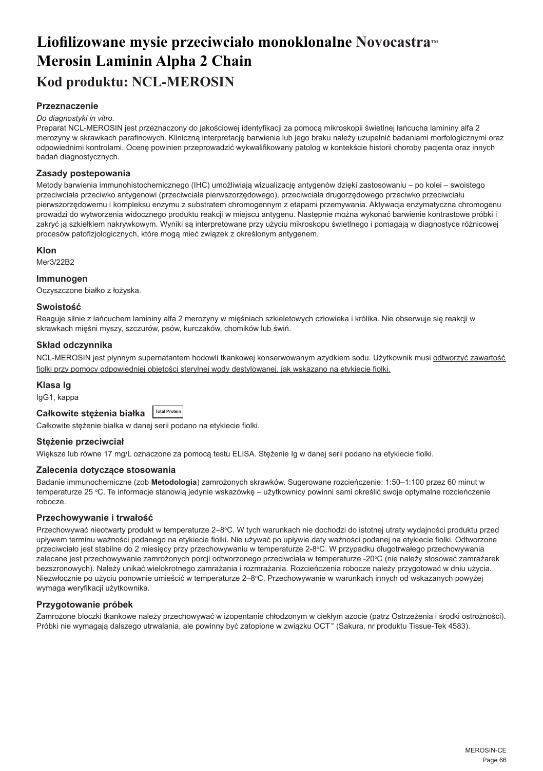# Liofilizowane mysie przeciwciało monoklonalne Novocastra™ Merosin Laminin Alpha 2 Chain

## Kod produktu: NCL-MEROSIN

### Przeznaczenie

*Do diagnostyki in vitro.*

Preparat NCL-MEROSIN jest przeznaczony do jakościowej identyfikacji za pomocą mikroskopii świetlnej łańcucha lamininy alfa 2 merozyny w skrawkach parafinowych. Kliniczną interpretację barwienia lub jego braku należy uzupełnić badaniami morfologicznymi oraz odpowiednimi kontrolami. Ocenę powinien przeprowadzić wykwalifikowany patolog w kontekście historii choroby pacjenta oraz innych badań diagnostycznych.

### Zasady postepowania

Metody barwienia immunohistochemicznego (IHC) umożliwiają wizualizację antygenów dzięki zastosowaniu – po kolei – swoistego przeciwciała przeciwko antygenowi (przeciwciała pierwszorzędowego), przeciwciała drugorzędowego przeciwko przeciwciału pierwszorzędowemu i kompleksu enzymu z substratem chromogennym z etapami przemywania. Aktywacja enzymatyczna chromogenu prowadzi do wytworzenia widocznego produktu reakcji w miejscu antygenu. Następnie można wykonać barwienie kontrastowe próbki i zakryć ją szkiełkiem nakrywkowym. Wyniki są interpretowane przy użyciu mikroskopu świetlnego i pomagają w diagnostyce różnicowej procesów patofizjologicznych, które mogą mieć związek z określonym antygenem.

### Klon

Mer3/22B2

### Immunogen

Oczyszczone białko z łożyska.

### Swoistość

Reaguje silnie z łańcuchem lamininy alfa 2 merozyny w mięśniach szkieletowych człowieka i królika. Nie obserwuje się reakcji w skrawkach mięśni myszy, szczurów, psów, kurczaków, chomików lub świń.

### Skład odczynnika

NCL-MEROSIN jest płynnym supernatantem hodowli tkankowej konserwowanym azydkiem sodu. Użytkownik musi odtworzyć zawartość fiolki przy pomocy odpowiedniej objętości sterylnej wody destylowanej, jak wskazano na etykiecie fiolki.

### Klasa Ig

IgG1, kappa

### Całkowite stężenia białka

Total Protein

Całkowite stężenie białka w danej serii podano na etykiecie fiolki.

### Stężenie przeciwciał

Większe lub równe 17 mg/L oznaczone za pomocą testu ELISA. Stężenie Ig w danej serii podano na etykiecie fiolki.

### Zalecenia dotyczące stosowania

Badanie immunochemiczne (zob **Metodologia**) zamrożonych skrawków. Sugerowane rozcieńczenie: 1:50–1:100 przez 60 minut w temperaturze 25 °C. Te informacje stanowią jedynie wskazówkę – użytkownicy powinni sami określić swoje optymalne rozcieńczenie robocze.

### Przechowywanie i trwałość

Przechowywać nieotwarty produkt w temperaturze 2–8°C. W tych warunkach nie dochodzi do istotnej utraty wydajności produktu przed upływem terminu ważności podanego na etykiecie fiolki. Nie używać po upływie daty ważności podanej na etykiecie fiolki. Odtworzone przeciwciało jest stabilne do 2 miesięcy przy przechowywaniu w temperaturze 2-8°C. W przypadku długotrwałego przechowywania zalecane jest przechowywanie zamrożonych porcji odtworzonego przeciwciała w temperaturze -20°C (nie należy stosować zamrażarek bezszronowych). Należy unikać wielokrotnego zamrażania i rozmrażania. Rozcieńczenia robocze należy przygotować w dniu użycia. Niezwłocznie po użyciu ponownie umieścić w temperaturze 2–8°C. Przechowywanie w warunkach innych od wskazanych powyżej wymaga weryfikacji użytkownika.

### Przygotowanie próbek

Zamrożone bloczki tkankowe należy przechowywać w izopentanie chłodzonym w ciekłym azocie (patrz Ostrzeżenia i środki ostrożności). Próbki nie wymagają dalszego utrwalania, ale powinny być zatopione w związku OCT™ (Sakura, nr produktu Tissue-Tek 4583).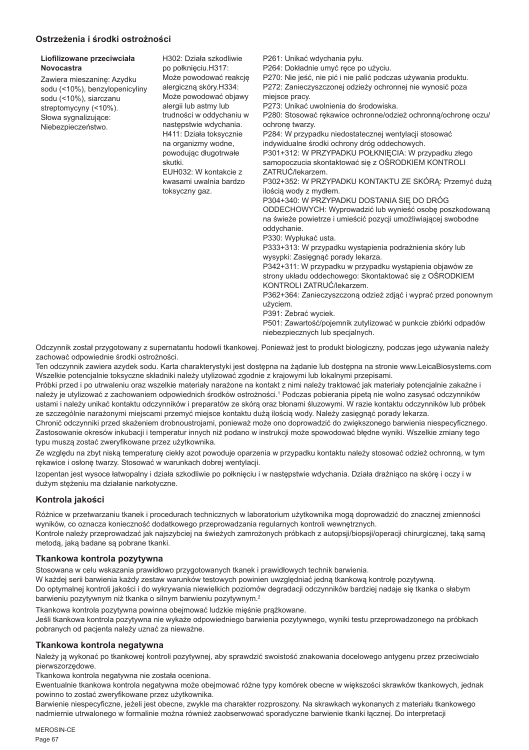## Ostrzeżenia i środki ostrożności

| **Liofilizowane przeciwciała Novocastra** Zawiera mieszaninę: Azydku sodu (<10%), benzylopenicyliny sodu (<10%), siarczanu streptomycyny (<10%). Słowa sygnalizujące: Niebezpieczeństwo. | H302: Działa szkodliwie po połknięciu.H317: Może powodować reakcję alergiczną skóry.H334: Może powodować objawy alergii lub astmy lub trudności w oddychaniu w następstwie wdychania. H411: Działa toksycznie na organizmy wodne, powodując długotrwałe skutki. EUH032: W kontakcie z kwasami uwalnia bardzo toksyczny gaz. | P261: Unikać wdychania pyłu. P264: Dokładnie umyć ręce po użyciu. P270: Nie jeść, nie pić i nie palić podczas używania produktu. P272: Zanieczyszczonej odzieży ochronnej nie wynosić poza miejsce pracy. P273: Unikać uwolnienia do środowiska. P280: Stosować rękawice ochronne/odzież ochronną/ochronę oczu/ochronę twarzy. P284: W przypadku niedostatecznej wentylacji stosować indywidualne środki ochrony dróg oddechowych. P301+312: W PRZYPADKU POŁKNIĘCIA: W przypadku złego samopoczucia skontaktować się z OŚRODKIEM KONTROLI ZATRUĆ/lekarzem. P302+352: W PRZYPADKU KONTAKTU ZE SKÓRĄ: Przemyć dużą ilością wody z mydłem. P304+340: W PRZYPADKU DOSTANIA SIĘ DO DRÓG ODDECHOWYCH: Wyprowadzić lub wynieść osobę poszkodowaną na świeże powietrze i umieścić pozycji umożliwiającej swobodne oddychanie. P330: Wypłukać usta. P333+313: W przypadku wystąpienia podrażnienia skóry lub wysypki: Zasięgnąć porady lekarza. P342+311: W przypadku w przypadku wystąpienia objawów ze strony układu oddechowego: Skontaktować się z OŚRODKIEM KONTROLI ZATRUĆ/lekarzem. P362+364: Zanieczyszczoną odzież zdjąć i wyprać przed ponownym użyciem. P391: Zebrać wyciek. P501: Zawartość/pojemnik zutylizować w punkcie zbiórki odpadów niebezpiecznych lub specjalnych. |
|---|---|---|

Odczynnik został przygotowany z supernatantu hodowli tkankowej. Ponieważ jest to produkt biologiczny, podczas jego używania należy zachować odpowiednie środki ostrożności.

Ten odczynnik zawiera azydek sodu. Karta charakterystyki jest dostępna na żądanie lub dostępna na stronie www.LeicaBiosystems.com

Wszelkie potencjalnie toksyczne składniki należy utylizować zgodnie z krajowymi lub lokalnymi przepisami.

Próbki przed i po utrwaleniu oraz wszelkie materiały narażone na kontakt z nimi należy traktować jak materiały potencjalnie zakaźne i należy je utylizować z zachowaniem odpowiednich środków ostrożności.[1] Podczas pobierania pipetą nie wolno zasysać odczynników ustami i należy unikać kontaktu odczynników i preparatów ze skórą oraz błonami śluzowymi. W razie kontaktu odczynników lub próbek ze szczególnie narażonymi miejscami przemyć miejsce kontaktu dużą ilością wody. Należy zasięgnąć porady lekarza.

Chronić odczynniki przed skażeniem drobnoustrojami, ponieważ może ono doprowadzić do zwiększonego barwienia niespecyficznego. Zastosowanie okresów inkubacji i temperatur innych niż podano w instrukcji może spowodować błędne wyniki. Wszelkie zmiany tego typu muszą zostać zweryfikowane przez użytkownika.

Ze względu na zbyt niską temperaturę ciekły azot powoduje oparzenia w przypadku kontaktu należy stosować odzież ochronną, w tym rękawice i osłonę twarzy. Stosować w warunkach dobrej wentylacji.

Izopentan jest wysoce łatwopalny i działa szkodliwie po połknięciu i w następstwie wdychania. Działa drażniąco na skórę i oczy i w dużym stężeniu ma działanie narkotyczne.

## Kontrola jakości

Różnice w przetwarzaniu tkanek i procedurach technicznych w laboratorium użytkownika mogą doprowadzić do znacznej zmienności wyników, co oznacza konieczność dodatkowego przeprowadzania regularnych kontroli wewnętrznych.

Kontrole należy przeprowadzać jak najszybciej na świeżych zamrożonych próbkach z autopsji/biopsji/operacji chirurgicznej, taką samą metodą, jaką badane są pobrane tkanki.

## Tkankowa kontrola pozytywna

Stosowana w celu wskazania prawidłowo przygotowanych tkanek i prawidłowych technik barwienia.

W każdej serii barwienia każdy zestaw warunków testowych powinien uwzględniać jedną tkankową kontrolę pozytywną.

Do optymalnej kontroli jakości i do wykrywania niewielkich poziomów degradacji odczynników bardziej nadaje się tkanka o słabym barwieniu pozytywnym niż tkanka o silnym barwieniu pozytywnym.[2]

Tkankowa kontrola pozytywna powinna obejmować ludzkie mięśnie prążkowane.

Jeśli tkankowa kontrola pozytywna nie wykaże odpowiedniego barwienia pozytywnego, wyniki testu przeprowadzonego na próbkach pobranych od pacjenta należy uznać za nieważne.

## Tkankowa kontrola negatywna

Należy ją wykonać po tkankowej kontroli pozytywnej, aby sprawdzić swoistość znakowania docelowego antygenu przez przeciwciało pierwszorzędowe.

Tkankowa kontrola negatywna nie została oceniona.

Ewentualnie tkankowa kontrola negatywna może obejmować różne typy komórek obecne w większości skrawków tkankowych, jednak powinno to zostać zweryfikowane przez użytkownika.

Barwienie niespecyficzne, jeżeli jest obecne, zwykle ma charakter rozproszony. Na skrawkach wykonanych z materiału tkankowego nadmiernie utrwalonego w formalinie można również zaobserwować sporadyczne barwienie tkanki łącznej. Do interpretacji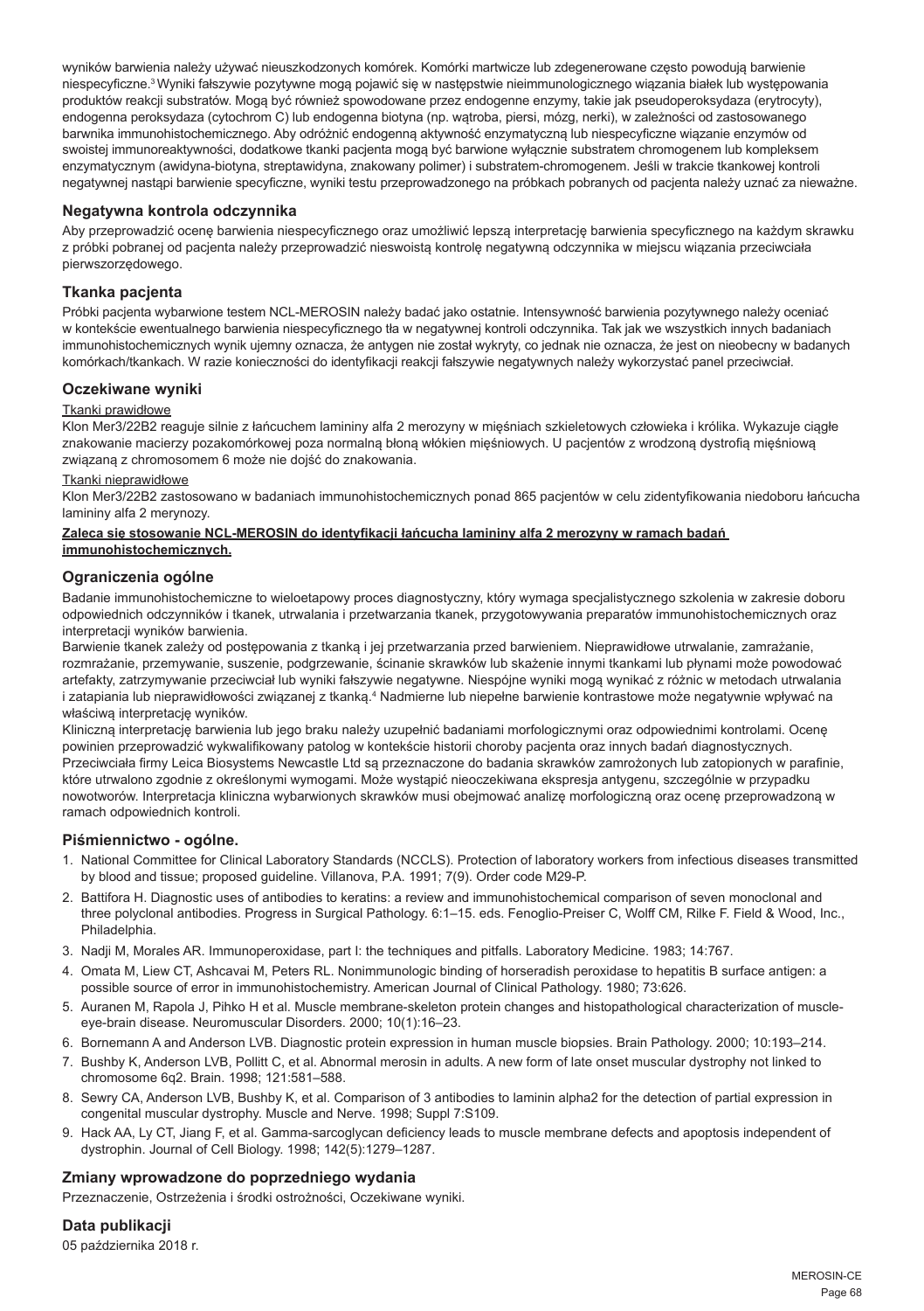wyników barwienia należy używać nieuszkodzonych komórek. Komórki martwicze lub zdegenerowane często powodują barwienie niespecyficzne.[3] Wyniki fałszywie pozytywne mogą pojawić się w następstwie nieimmunologicznego wiązania białek lub występowania produktów reakcji substratów. Mogą być również spowodowane przez endogenne enzymy, takie jak pseudoperoksydaza (erytrocyty), endogenna peroksydaza (cytochrom C) lub endogenna biotyna (np. wątroba, piersi, mózg, nerki), w zależności od zastosowanego barwnika immunohistochemicznego. Aby odróżnić endogenną aktywność enzymatyczną lub niespecyficzne wiązanie enzymów od swoistej immunoreaktywności, dodatkowe tkanki pacjenta mogą być barwione wyłącznie substratem chromogenem lub kompleksem enzymatycznym (awidyna-biotyna, streptawidyna, znakowany polimer) i substratem-chromogenem. Jeśli w trakcie tkankowej kontroli negatywnej nastąpi barwienie specyficzne, wyniki testu przeprowadzonego na próbkach pobranych od pacjenta należy uznać za nieważne.

## Negatywna kontrola odczynnika

Aby przeprowadzić ocenę barwienia niespecyficznego oraz umożliwić lepszą interpretację barwienia specyficznego na każdym skrawku z próbki pobranej od pacjenta należy przeprowadzić nieswoistą kontrolę negatywną odczynnika w miejscu wiązania przeciwciała pierwszorzędowego.

## Tkanka pacjenta

Próbki pacjenta wybarwione testem NCL-MEROSIN należy badać jako ostatnie. Intensywność barwienia pozytywnego należy oceniać w kontekście ewentualnego barwienia niespecyficznego tła w negatywnej kontroli odczynnika. Tak jak we wszystkich innych badaniach immunohistochemicznych wynik ujemny oznacza, że antygen nie został wykryty, co jednak nie oznacza, że jest on nieobecny w badanych komórkach/tkankach. W razie konieczności do identyfikacji reakcji fałszywie negatywnych należy wykorzystać panel przeciwciał.

## Oczekiwane wyniki

Tkanki prawidłowe

Klon Mer3/22B2 reaguje silnie z łańcuchem lamininy alfa 2 merozyny w mięśniach szkieletowych człowieka i królika. Wykazuje ciągłe znakowanie macierzy pozakomórkowej poza normalną błoną włókien mięśniowych. U pacjentów z wrodzoną dystrofią mięśniową związaną z chromosomem 6 może nie dojść do znakowania.

Tkanki nieprawidłowe

Klon Mer3/22B2 zastosowano w badaniach immunohistochemicznych ponad 865 pacjentów w celu zidentyfikowania niedoboru łańcucha lamininy alfa 2 merynozy.

**Zaleca się stosowanie NCL-MEROSIN do identyfikacji łańcucha lamininy alfa 2 merozyny w ramach badań immunohistochemicznych.**

## Ograniczenia ogólne

Badanie immunohistochemiczne to wieloetapowy proces diagnostyczny, który wymaga specjalistycznego szkolenia w zakresie doboru odpowiednich odczynników i tkanek, utrwalania i przetwarzania tkanek, przygotowywania preparatów immunohistochemicznych oraz interpretacji wyników barwienia.

Barwienie tkanek zależy od postępowania z tkanką i jej przetwarzania przed barwieniem. Nieprawidłowe utrwalanie, zamrażanie, rozmrażanie, przemywanie, suszenie, podgrzewanie, ścinanie skrawków lub skażenie innymi tkankami lub płynami może powodować artefakty, zatrzymywanie przeciwciał lub wyniki fałszywie negatywne. Niespójne wyniki mogą wynikać z różnic w metodach utrwalania i zatapiania lub nieprawidłowości związanej z tkanką.[4] Nadmierne lub niepełne barwienie kontrastowe może negatywnie wpływać na właściwą interpretację wyników.

Kliniczną interpretację barwienia lub jego braku należy uzupełnić badaniami morfologicznymi oraz odpowiednimi kontrolami. Ocenę powinien przeprowadzić wykwalifikowany patolog w kontekście historii choroby pacjenta oraz innych badań diagnostycznych.

Przeciwciała firmy Leica Biosystems Newcastle Ltd są przeznaczone do badania skrawków zamrożonych lub zatopionych w parafinie, które utrwalono zgodnie z określonymi wymogami. Może wystąpić nieoczekiwana ekspresja antygenu, szczególnie w przypadku nowotworów. Interpretacja kliniczna wybarwionych skrawków musi obejmować analizę morfologiczną oraz ocenę przeprowadzoną w ramach odpowiednich kontroli.

## Piśmiennictwo - ogólne.

1. National Committee for Clinical Laboratory Standards (NCCLS). Protection of laboratory workers from infectious diseases transmitted by blood and tissue; proposed guideline. Villanova, P.A. 1991; 7(9). Order code M29-P.
2. Battifora H. Diagnostic uses of antibodies to keratins: a review and immunohistochemical comparison of seven monoclonal and three polyclonal antibodies. Progress in Surgical Pathology. 6:1–15. eds. Fenoglio-Preiser C, Wolff CM, Rilke F. Field & Wood, Inc., Philadelphia.
3. Nadji M, Morales AR. Immunoperoxidase, part I: the techniques and pitfalls. Laboratory Medicine. 1983; 14:767.
4. Omata M, Liew CT, Ashcavai M, Peters RL. Nonimmunologic binding of horseradish peroxidase to hepatitis B surface antigen: a possible source of error in immunohistochemistry. American Journal of Clinical Pathology. 1980; 73:626.
5. Auranen M, Rapola J, Pihko H et al. Muscle membrane-skeleton protein changes and histopathological characterization of muscle-eye-brain disease. Neuromuscular Disorders. 2000; 10(1):16–23.
6. Bornemann A and Anderson LVB. Diagnostic protein expression in human muscle biopsies. Brain Pathology. 2000; 10:193–214.
7. Bushby K, Anderson LVB, Pollitt C, et al. Abnormal merosin in adults. A new form of late onset muscular dystrophy not linked to chromosome 6q2. Brain. 1998; 121:581–588.
8. Sewry CA, Anderson LVB, Bushby K, et al. Comparison of 3 antibodies to laminin alpha2 for the detection of partial expression in congenital muscular dystrophy. Muscle and Nerve. 1998; Suppl 7:S109.
9. Hack AA, Ly CT, Jiang F, et al. Gamma-sarcoglycan deficiency leads to muscle membrane defects and apoptosis independent of dystrophin. Journal of Cell Biology. 1998; 142(5):1279–1287.

## Zmiany wprowadzone do poprzedniego wydania

Przeznaczenie, Ostrzeżenia i środki ostrożności, Oczekiwane wyniki.

## Data publikacji

05 października 2018 r.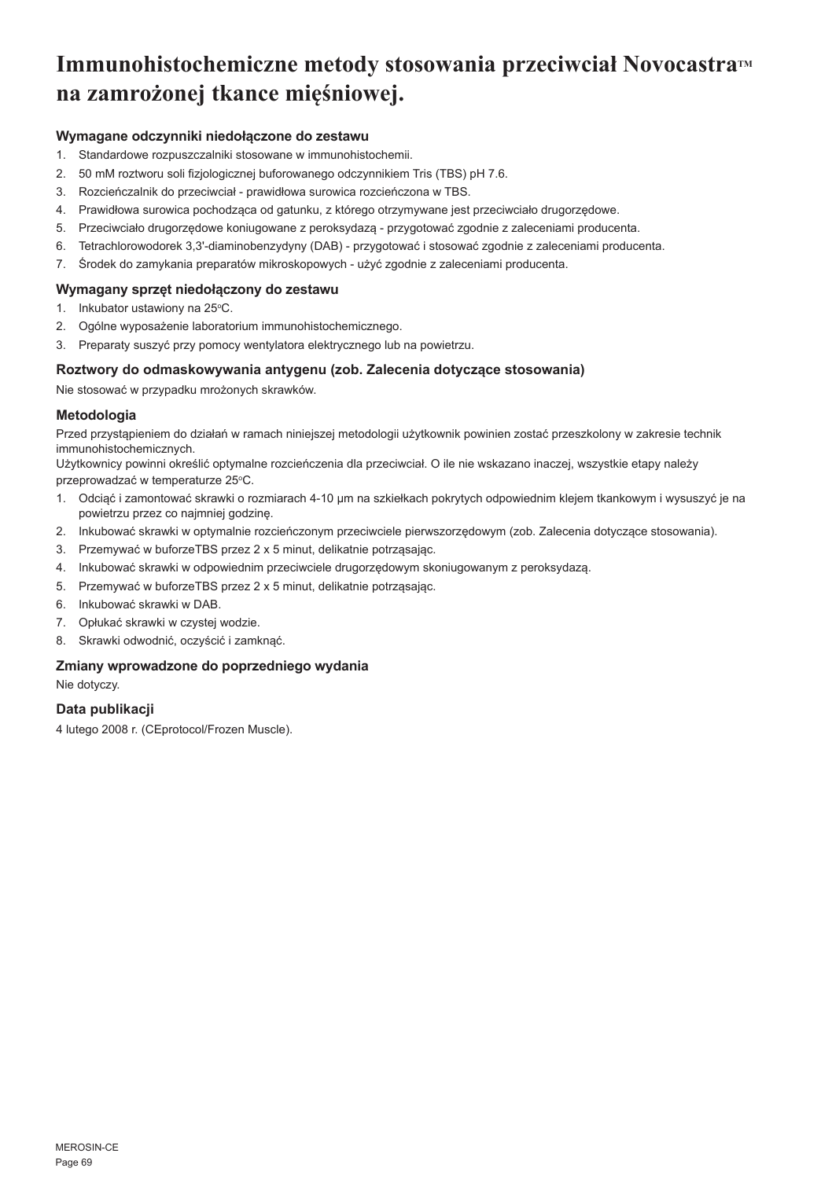# Immunohistochemiczne metody stosowania przeciwciał Novocastra™ na zamrożonej tkance mięśniowej.

### Wymagane odczynniki niedołączone do zestawu

1. Standardowe rozpuszczalniki stosowane w immunohistochemii.
2. 50 mM roztworu soli fizjologicznej buforowanego odczynnikiem Tris (TBS) pH 7.6.
3. Rozcieńczalnik do przeciwciał - prawidłowa surowica rozcieńczona w TBS.
4. Prawidłowa surowica pochodząca od gatunku, z którego otrzymywane jest przeciwciało drugorzędowe.
5. Przeciwciało drugorzędowe koniugowane z peroksydazą - przygotować zgodnie z zaleceniami producenta.
6. Tetrachlorowodorek 3,3'-diaminobenzydyny (DAB) - przygotować i stosować zgodnie z zaleceniami producenta.
7. Środek do zamykania preparatów mikroskopowych - użyć zgodnie z zaleceniami producenta.

### Wymagany sprzęt niedołączony do zestawu

1. Inkubator ustawiony na 25°C.
2. Ogólne wyposażenie laboratorium immunohistochemicznego.
3. Preparaty suszyć przy pomocy wentylatora elektrycznego lub na powietrzu.

### Roztwory do odmaskowywania antygenu (zob. Zalecenia dotyczące stosowania)

Nie stosować w przypadku mrożonych skrawków.

### Metodologia

Przed przystąpieniem do działań w ramach niniejszej metodologii użytkownik powinien zostać przeszkolony w zakresie technik immunohistochemicznych.

Użytkownicy powinni określić optymalne rozcieńczenia dla przeciwciał. O ile nie wskazano inaczej, wszystkie etapy należy przeprowadzać w temperaturze 25°C.

1. Odciąć i zamontować skrawki o rozmiarach 4-10 µm na szkiełkach pokrytych odpowiednim klejem tkankowym i wysuszyć je na powietrzu przez co najmniej godzinę.
2. Inkubować skrawki w optymalnie rozcieńczonym przeciwciele pierwszorzędowym (zob. Zalecenia dotyczące stosowania).
3. Przemywać w buforzeTBS przez 2 x 5 minut, delikatnie potrząsając.
4. Inkubować skrawki w odpowiednim przeciwciele drugorzędowym skoniugowanym z peroksydazą.
5. Przemywać w buforzeTBS przez 2 x 5 minut, delikatnie potrząsając.
6. Inkubować skrawki w DAB.
7. Opłukać skrawki w czystej wodzie.
8. Skrawki odwodnić, oczyścić i zamknąć.

### Zmiany wprowadzone do poprzedniego wydania

Nie dotyczy.

### Data publikacji

4 lutego 2008 r. (CEprotocol/Frozen Muscle).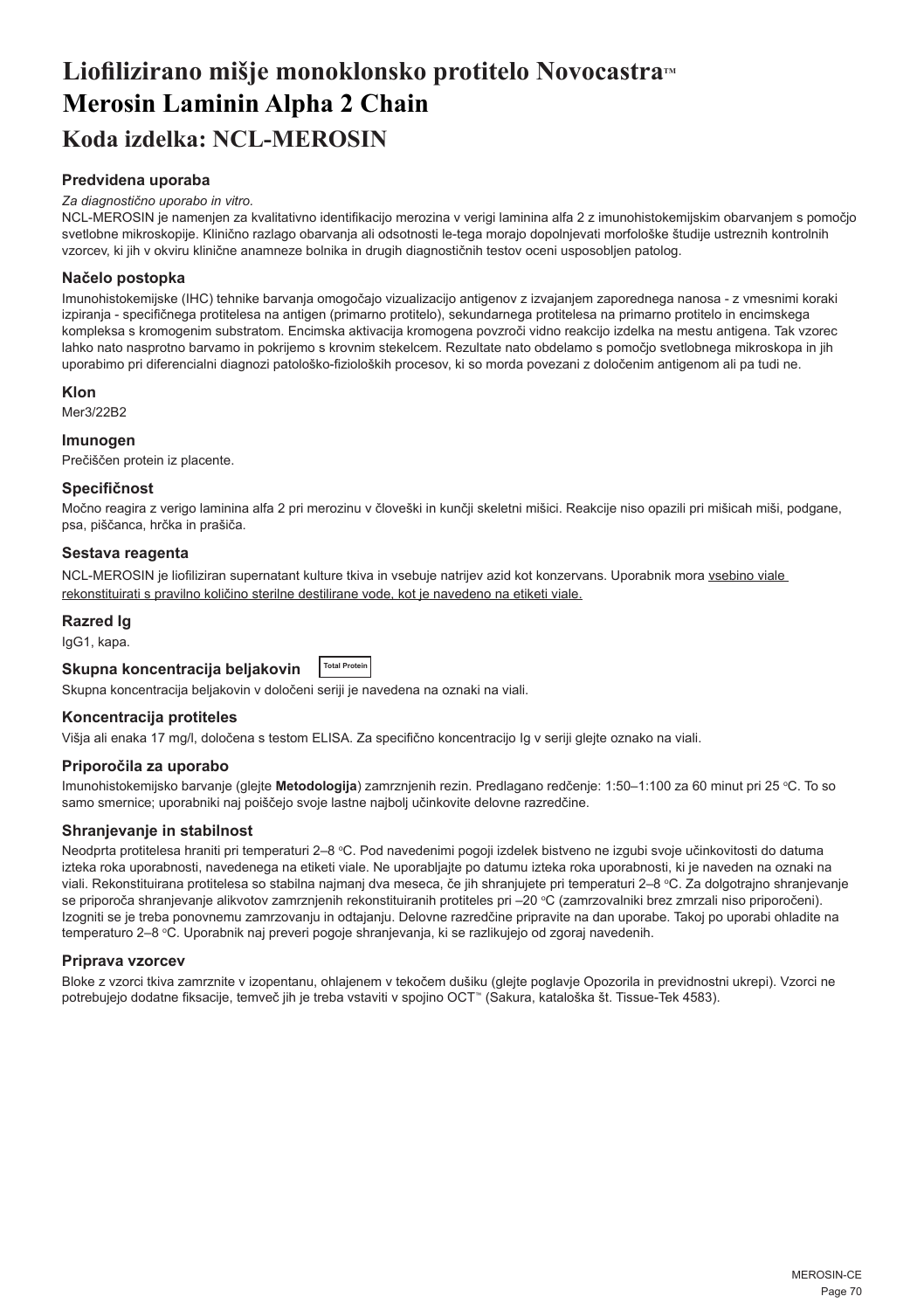# Liofilizirano mišje monoklonsko protitelo Novocastra™ Merosin Laminin Alpha 2 Chain

## Koda izdelka: NCL-MEROSIN

### Predvidena uporaba

*Za diagnostično uporabo in vitro.*

NCL-MEROSIN je namenjen za kvalitativno identifikacijo merozina v verigi laminina alfa 2 z imunohistokemijskim obarvanjem s pomočjo svetlobne mikroskopije. Klinično razlago obarvanja ali odsotnosti le-tega morajo dopolnjevati morfološke študije ustreznih kontrolnih vzorcev, ki jih v okviru klinične anamneze bolnika in drugih diagnostičnih testov oceni usposobljen patolog.

### Načelo postopka

Imunohistokemijske (IHC) tehnike barvanja omogočajo vizualizacijo antigenov z izvajanjem zaporednega nanosa - z vmesnimi koraki izpiranja - specifičnega protitelesa na antigen (primarno protitelo), sekundarnega protitelesa na primarno protitelo in encimskega kompleksa s kromogenim substratom. Encimska aktivacija kromogena povzroči vidno reakcijo izdelka na mestu antigena. Tak vzorec lahko nato nasprotno barvamo in pokrijemo s krovnim stekelcem. Rezultate nato obdelamo s pomočjo svetlobnega mikroskopa in jih uporabimo pri diferencialni diagnozi patološko-fizioloških procesov, ki so morda povezani z določenim antigenom ali pa tudi ne.

### Klon

Mer3/22B2

### Imunogen

Prečiščen protein iz placente.

### Specifičnost

Močno reagira z verigo laminina alfa 2 pri merozinu v človeški in kunčji skeletni mišici. Reakcije niso opazili pri mišicah miši, podgane, psa, piščanca, hrčka in prašiča.

### Sestava reagenta

NCL-MEROSIN je liofiliziran supernatant kulture tkiva in vsebuje natrijev azid kot konzervans. Uporabnik mora vsebino viale rekonstituirati s pravilno količino sterilne destilirane vode, kot je navedeno na etiketi viale.

### Razred Ig

IgG1, kapa.

### Skupna koncentracija beljakovin Total Protein

Skupna koncentracija beljakovin v določeni seriji je navedena na oznaki na viali.

### Koncentracija protiteles

Višja ali enaka 17 mg/l, določena s testom ELISA. Za specifično koncentracijo Ig v seriji glejte oznako na viali.

### Priporočila za uporabo

Imunohistokemijsko barvanje (glejte **Metodologija**) zamrznjenih rezin. Predlagano redčenje: 1:50–1:100 za 60 minut pri 25 °C. To so samo smernice; uporabniki naj poiščejo svoje lastne najbolj učinkovite delovne razredčine.

### Shranjevanje in stabilnost

Neodprta protitelesa hraniti pri temperaturi 2–8 °C. Pod navedenimi pogoji izdelek bistveno ne izgubi svoje učinkovitosti do datuma izteka roka uporabnosti, navedenega na etiketi viale. Ne uporabljajte po datumu izteka roka uporabnosti, ki je naveden na oznaki na viali. Rekonstituirana protitelesa so stabilna najmanj dva meseca, če jih shranjujete pri temperaturi 2–8 °C. Za dolgotrajno shranjevanje se priporoča shranjevanje alikvotov zamrznjenih rekonstituiranih protiteles pri –20 °C (zamrzovalniki brez zmrzali niso priporočeni). Izogniti se je treba ponovnemu zamrzovanju in odtajanju. Delovne razredčine pripravite na dan uporabe. Takoj po uporabi ohladite na temperaturo 2–8 °C. Uporabnik naj preveri pogoje shranjevanja, ki se razlikujejo od zgoraj navedenih.

### Priprava vzorcev

Bloke z vzorci tkiva zamrznite v izopentanu, ohlajenem v tekočem dušiku (glejte poglavje Opozorila in previdnostni ukrepi). Vzorci ne potrebujejo dodatne fiksacije, temveč jih je treba vstaviti v spojino OCT™ (Sakura, kataloška št. Tissue-Tek 4583).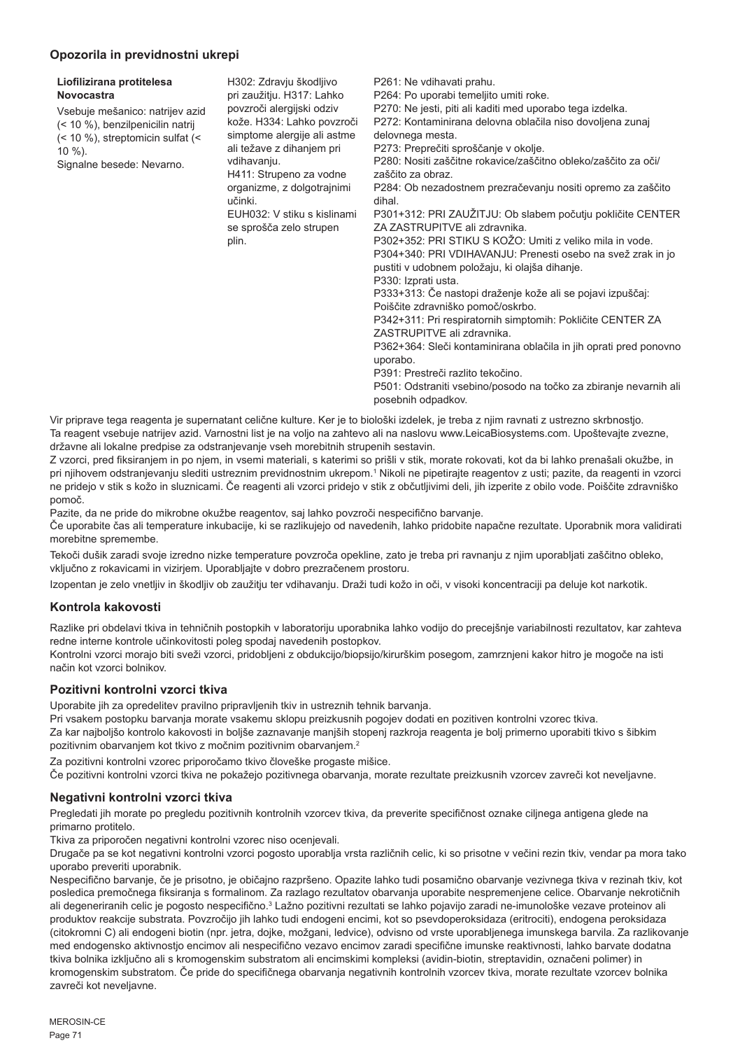## Opozorila in previdnostni ukrepi

| **Liofilizirana protitelesa Novocastra**<br>Vsebuje mešanico: natrijev azid (< 10 %), benzilpenicilin natrij (< 10 %), streptomicin sulfat (< 10 %).<br>Signalne besede: Nevarno. | H302: Zdravju škodljivo pri zaužitju. H317: Lahko povzroči alergijski odziv kože. H334: Lahko povzroči simptome alergije ali astme ali težave z dihanjem pri vdihavanju.<br>H411: Strupeno za vodne organizme, z dolgotrajnimi učinki.<br>EUH032: V stiku s kislinami se sprošča zelo strupen plin. | P261: Ne vdihavati prahu.<br>P264: Po uporabi temeljito umiti roke.<br>P270: Ne jesti, piti ali kaditi med uporabo tega izdelka.<br>P272: Kontaminirana delovna oblačila niso dovoljena zunaj delovnega mesta.<br>P273: Preprečiti sproščanje v okolje.<br>P280: Nositi zaščitne rokavice/zaščitno obleko/zaščito za oči/zaščito za obraz.<br>P284: Ob nezadostnem prezračevanju nositi opremo za zaščito dihal.<br>P301+312: PRI ZAUŽITJU: Ob slabem počutju pokličite CENTER ZA ZASTRUPITVE ali zdravnika.<br>P302+352: PRI STIKU S KOŽO: Umiti z veliko mila in vode.<br>P304+340: PRI VDIHAVANJU: Prenesti osebo na svež zrak in jo pustiti v udobnem položaju, ki olajša dihanje.<br>P330: Izprati usta.<br>P333+313: Če nastopi draženje kože ali se pojavi izpuščaj: Poiščite zdravniško pomoč/oskrbo.<br>P342+311: Pri respiratornih simptomih: Pokličite CENTER ZA ZASTRUPITVE ali zdravnika.<br>P362+364: Sleči kontaminirana oblačila in jih oprati pred ponovno uporabo.<br>P391: Prestreči razlito tekočino.<br>P501: Odstraniti vsebino/posodo na točko za zbiranje nevarnih ali posebnih odpadkov. |
|---|---|---|

Vir priprave tega reagenta je supernatant celične kulture. Ker je to biološki izdelek, je treba z njim ravnati z ustrezno skrbnostjo.
Ta reagent vsebuje natrijev azid. Varnostni list je na voljo na zahtevo ali na naslovu www.LeicaBiosystems.com. Upoštevajte zvezne, državne ali lokalne predpise za odstranjevanje vseh morebitnih strupenih sestavin.
Z vzorci, pred fiksiranjem in po njem, in vsemi materiali, s katerimi so prišli v stik, morate rokovati, kot da bi lahko prenašali okužbe, in pri njihovem odstranjevanju slediti ustreznim previdnostnim ukrepom.[1] Nikoli ne pipetirajte reagentov z usti; pazite, da reagenti in vzorci ne pridejo v stik s kožo in sluznicami. Če reagenti ali vzorci pridejo v stik z občutljivimi deli, jih izperite z obilo vode. Poiščite zdravniško pomoč.
Pazite, da ne pride do mikrobne okužbe reagentov, saj lahko povzroči nespecifično barvanje.
Če uporabite čas ali temperature inkubacije, ki se razlikujejo od navedenih, lahko pridobite napačne rezultate. Uporabnik mora validirati morebitne spremembe.

Tekoči dušik zaradi svoje izredno nizke temperature povzroča opekline, zato je treba pri ravnanju z njim uporabljati zaščitno obleko, vključno z rokavicami in vizirjem. Uporabljajte v dobro prezračenem prostoru.

Izopentan je zelo vnetljiv in škodljiv ob zaužitju ter vdihavanju. Draži tudi kožo in oči, v visoki koncentraciji pa deluje kot narkotik.

## Kontrola kakovosti

Razlike pri obdelavi tkiva in tehničnih postopkih v laboratoriju uporabnika lahko vodijo do precejšnje variabilnosti rezultatov, kar zahteva redne interne kontrole učinkovitosti poleg spodaj navedenih postopkov.
Kontrolni vzorci morajo biti sveži vzorci, pridobljeni z obdukcijo/biopsijo/kirurškim posegom, zamrznjeni kakor hitro je mogoče na isti način kot vzorci bolnikov.

### Pozitivni kontrolni vzorci tkiva

Uporabite jih za opredelitev pravilno pripravljenih tkiv in ustreznih tehnik barvanja.
Pri vsakem postopku barvanja morate vsakemu sklopu preizkusnih pogojev dodati en pozitiven kontrolni vzorec tkiva.
Za kar najboljšo kontrolo kakovosti in boljše zaznavanje manjših stopenj razkroja reagenta je bolj primerno uporabiti tkivo s šibkim pozitivnim obarvanjem kot tkivo z močnim pozitivnim obarvanjem.[2]

Za pozitivni kontrolni vzorec priporočamo tkivo človeške progaste mišice.
Če pozitivni kontrolni vzorci tkiva ne pokažejo pozitivnega obarvanja, morate rezultate preizkusnih vzorcev zavreči kot neveljavne.

### Negativni kontrolni vzorci tkiva

Pregledati jih morate po pregledu pozitivnih kontrolnih vzorcev tkiva, da preverite specifičnost oznake ciljnega antigena glede na primarno protitelo.
Tkiva za priporočen negativni kontrolni vzorec niso ocenjevali.
Drugače pa se kot negativni kontrolni vzorci pogosto uporablja vrsta različnih celic, ki so prisotne v večini rezin tkiv, vendar pa mora tako uporabo preveriti uporabnik.
Nespecifično barvanje, če je prisotno, je običajno razpršeno. Opazite lahko tudi posamično obarvanje vezivnega tkiva v rezinah tkiv, kot posledica premočnega fiksiranja s formalinom. Za razlago rezultatov obarvanja uporabite nespremenjene celice. Obarvanje nekrotičnih ali degeneriranih celic je pogosto nespecifično.[3] Lažno pozitivni rezultati se lahko pojavijo zaradi ne-imunološke vezave proteinov ali produktov reakcije substrata. Povzročijo jih lahko tudi endogeni encimi, kot so psevdoperoksidaza (eritrociti), endogena peroksidaza (citokromni C) ali endogeni biotin (npr. jetra, dojke, možgani, ledvice), odvisno od vrste uporabljenega imunskega barvila. Za razlikovanje med endogensko aktivnostjo encimov ali nespecifično vezavo encimov zaradi specifične imunske reaktivnosti, lahko barvate dodatna tkiva bolnika izključno ali s kromogenskim substratom ali encimskimi kompleksi (avidin-biotin, streptavidin, označeni polimer) in kromogenskim substratom. Če pride do specifičnega obarvanja negativnih kontrolnih vzorcev tkiva, morate rezultate vzorcev bolnika zavreči kot neveljavne.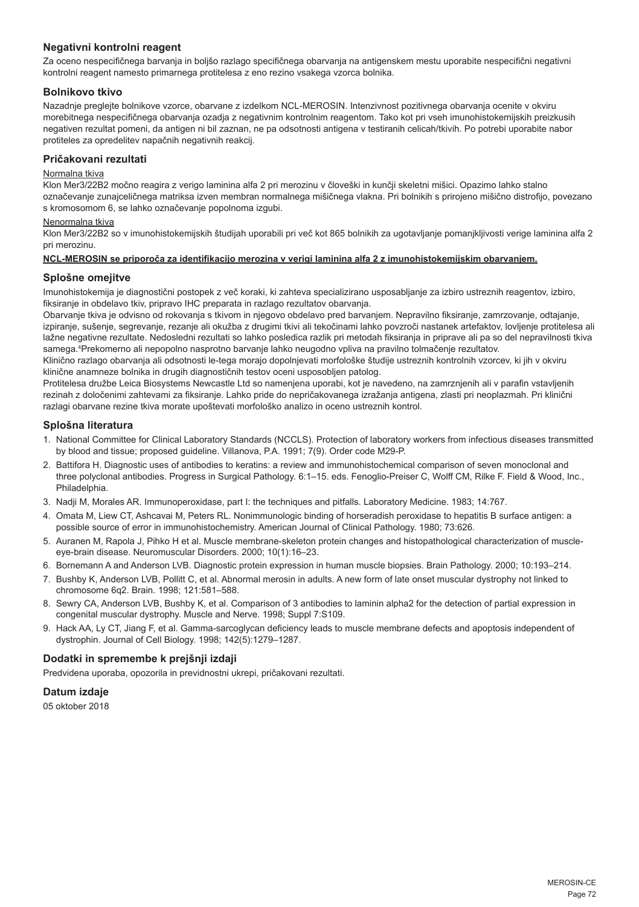## Negativni kontrolni reagent

Za oceno nespecifičnega barvanja in boljšo razlago specifičnega obarvanja na antigenskem mestu uporabite nespecifični negativni kontrolni reagent namesto primarnega protitelesa z eno rezino vsakega vzorca bolnika.

## Bolnikovo tkivo

Nazadnje preglejte bolnikove vzorce, obarvane z izdelkom NCL-MEROSIN. Intenzivnost pozitivnega obarvanja ocenite v okviru morebitnega nespecifičnega obarvanja ozadja z negativnim kontrolnim reagentom. Tako kot pri vseh imunohistokemijskih preizkusih negativen rezultat pomeni, da antigen ni bil zaznan, ne pa odsotnosti antigena v testiranih celicah/tkivih. Po potrebi uporabite nabor protiteles za opredelitev napačnih negativnih reakcij.

## Pričakovani rezultati

Normalna tkiva

Klon Mer3/22B2 močno reagira z verigo laminina alfa 2 pri merozinu v človeški in kunčji skeletni mišici. Opazimo lahko stalno označevanje zunajceličnega matriksa izven membran normalnega mišičnega vlakna. Pri bolnikih s prirojeno mišično distrofijo, povezano s kromosomom 6, se lahko označevanje popolnoma izgubi.

Nenormalna tkiva

Klon Mer3/22B2 so v imunohistokemijskih študijah uporabili pri več kot 865 bolnikih za ugotavljanje pomanjkljivosti verige laminina alfa 2 pri merozinu.

**NCL-MEROSIN se priporoča za identifikacijo merozina v verigi laminina alfa 2 z imunohistokemijskim obarvanjem.**

## Splošne omejitve

Imunohistokemija je diagnostični postopek z več koraki, ki zahteva specializirano usposabljanje za izbiro ustreznih reagentov, izbiro, fiksiranje in obdelavo tkiv, pripravo IHC preparata in razlago rezultatov obarvanja.

Obarvanje tkiva je odvisno od rokovanja s tkivom in njegovo obdelavo pred barvanjem. Nepravilno fiksiranje, zamrzovanje, odtajanje, izpiranje, sušenje, segrevanje, rezanje ali okužba z drugimi tkivi ali tekočinami lahko povzroči nastanek artefaktov, lovljenje protitelesa ali lažne negativne rezultate. Nedosledni rezultati so lahko posledica razlik pri metodah fiksiranja in priprave ali pa so del nepravilnosti tkiva samega.[4] Prekomerno ali nepopolno nasprotno barvanje lahko neugodno vpliva na pravilno tolmačenje rezultatov.

Klinično razlago obarvanja ali odsotnosti le-tega morajo dopolnjevati morfološke študije ustreznih kontrolnih vzorcev, ki jih v okviru klinične anamneze bolnika in drugih diagnostičnih testov oceni usposobljen patolog.

Protitelesa družbe Leica Biosystems Newcastle Ltd so namenjena uporabi, kot je navedeno, na zamrznjenih ali v parafin vstavljenih rezinah z določenimi zahtevami za fiksiranje. Lahko pride do nepričakovanega izražanja antigena, zlasti pri neoplazmah. Pri klinični razlagi obarvane rezine tkiva morate upoštevati morfološko analizo in oceno ustreznih kontrol.

## Splošna literatura

1. National Committee for Clinical Laboratory Standards (NCCLS). Protection of laboratory workers from infectious diseases transmitted by blood and tissue; proposed guideline. Villanova, P.A. 1991; 7(9). Order code M29-P.
2. Battifora H. Diagnostic uses of antibodies to keratins: a review and immunohistochemical comparison of seven monoclonal and three polyclonal antibodies. Progress in Surgical Pathology. 6:1–15. eds. Fenoglio-Preiser C, Wolff CM, Rilke F. Field & Wood, Inc., Philadelphia.
3. Nadji M, Morales AR. Immunoperoxidase, part I: the techniques and pitfalls. Laboratory Medicine. 1983; 14:767.
4. Omata M, Liew CT, Ashcavai M, Peters RL. Nonimmunologic binding of horseradish peroxidase to hepatitis B surface antigen: a possible source of error in immunohistochemistry. American Journal of Clinical Pathology. 1980; 73:626.
5. Auranen M, Rapola J, Pihko H et al. Muscle membrane-skeleton protein changes and histopathological characterization of muscle-eye-brain disease. Neuromuscular Disorders. 2000; 10(1):16–23.
6. Bornemann A and Anderson LVB. Diagnostic protein expression in human muscle biopsies. Brain Pathology. 2000; 10:193–214.
7. Bushby K, Anderson LVB, Pollitt C, et al. Abnormal merosin in adults. A new form of late onset muscular dystrophy not linked to chromosome 6q2. Brain. 1998; 121:581–588.
8. Sewry CA, Anderson LVB, Bushby K, et al. Comparison of 3 antibodies to laminin alpha2 for the detection of partial expression in congenital muscular dystrophy. Muscle and Nerve. 1998; Suppl 7:S109.
9. Hack AA, Ly CT, Jiang F, et al. Gamma-sarcoglycan deficiency leads to muscle membrane defects and apoptosis independent of dystrophin. Journal of Cell Biology. 1998; 142(5):1279–1287.

## Dodatki in spremembe k prejšnji izdaji

Predvidena uporaba, opozorila in previdnostni ukrepi, pričakovani rezultati.

## Datum izdaje

05 oktober 2018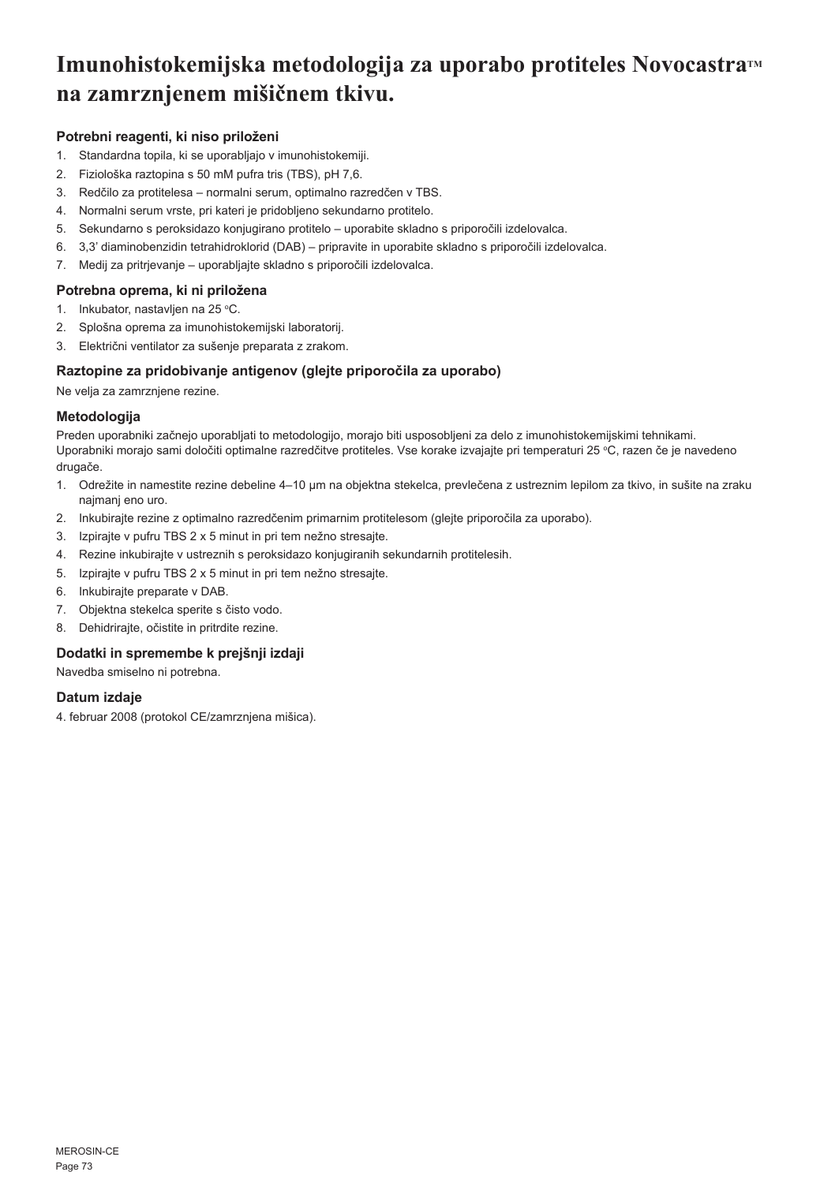# Imunohistokemijska metodologija za uporabo protiteles Novocastra™ na zamrznjenem mišičnem tkivu.

### Potrebni reagenti, ki niso priloženi

1. Standardna topila, ki se uporabljajo v imunohistokemiji.
2. Fiziološka raztopina s 50 mM pufra tris (TBS), pH 7,6.
3. Redčilo za protitelesa – normalni serum, optimalno razredčen v TBS.
4. Normalni serum vrste, pri kateri je pridobljeno sekundarno protitelo.
5. Sekundarno s peroksidazo konjugirano protitelo – uporabite skladno s priporočili izdelovalca.
6. 3,3' diaminobenzidin tetrahidroklorid (DAB) – pripravite in uporabite skladno s priporočili izdelovalca.
7. Medij za pritrjevanje – uporabljajte skladno s priporočili izdelovalca.

### Potrebna oprema, ki ni priložena

1. Inkubator, nastavljen na 25 °C.
2. Splošna oprema za imunohistokemijski laboratorij.
3. Električni ventilator za sušenje preparata z zrakom.

### Raztopine za pridobivanje antigenov (glejte priporočila za uporabo)

Ne velja za zamrznjene rezine.

### Metodologija

Preden uporabniki začnejo uporabljati to metodologijo, morajo biti usposobljeni za delo z imunohistokemijskimi tehnikami. Uporabniki morajo sami določiti optimalne razredčitve protiteles. Vse korake izvajajte pri temperaturi 25 °C, razen če je navedeno drugače.

1. Odrežite in namestite rezine debeline 4–10 µm na objektna stekelca, prevlečena z ustreznim lepilom za tkivo, in sušite na zraku najmanj eno uro.
2. Inkubirajte rezine z optimalno razredčenim primarnim protitelesom (glejte priporočila za uporabo).
3. Izpirajte v pufru TBS 2 x 5 minut in pri tem nežno stresajte.
4. Rezine inkubirajte v ustreznih s peroksidazo konjugiranih sekundarnih protitelesih.
5. Izpirajte v pufru TBS 2 x 5 minut in pri tem nežno stresajte.
6. Inkubirajte preparate v DAB.
7. Objektna stekelca sperite s čisto vodo.
8. Dehidrirajte, očistite in pritrdite rezine.

### Dodatki in spremembe k prejšnji izdaji

Navedba smiselno ni potrebna.

### Datum izdaje

4. februar 2008 (protokol CE/zamrznjena mišica).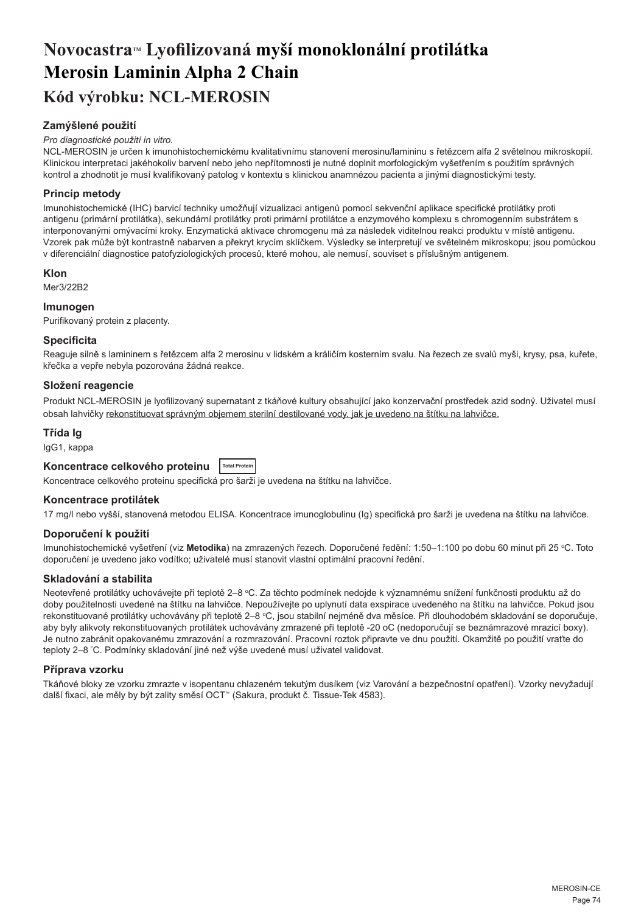# Novocastra™ Lyofilizovaná myší monoklonální protilátka Merosin Laminin Alpha 2 Chain

## Kód výrobku: NCL-MEROSIN

### Zamýšlené použití

*Pro diagnostické použití in vitro.*

NCL-MEROSIN je určen k imunohistochemickému kvalitativnímu stanovení merosinu/lamininu s řetězcem alfa 2 světelnou mikroskopií. Klinickou interpretaci jakéhokoliv barvení nebo jeho nepřítomnosti je nutné doplnit morfologickým vyšetřením s použitím správných kontrol a zhodnotit je musí kvalifikovaný patolog v kontextu s klinickou anamnézou pacienta a jinými diagnostickými testy.

### Princip metody

Imunohistochemické (IHC) barvicí techniky umožňují vizualizaci antigenů pomocí sekvenční aplikace specifické protilátky proti antigenu (primární protilátka), sekundární protilátky proti primární protilátce a enzymového komplexu s chromogenním substrátem s interponovanými omývacími kroky. Enzymatická aktivace chromogenu má za následek viditelnou reakci produktu v místě antigenu. Vzorek pak může být kontrastně nabarven a překryt krycím sklíčkem. Výsledky se interpretují ve světelném mikroskopu; jsou pomůckou v diferenciální diagnostice patofyziologických procesů, které mohou, ale nemusí, souviset s příslušným antigenem.

### Klon

Mer3/22B2

### Imunogen

Purifikovaný protein z placenty.

### Specificita

Reaguje silně s lamininem s řetězcem alfa 2 merosinu v lidském a králičím kosterním svalu. Na řezech ze svalů myši, krysy, psa, kuřete, křečka a vepře nebyla pozorována žádná reakce.

### Složení reagencie

Produkt NCL-MEROSIN je lyofilizovaný supernatant z tkáňové kultury obsahující jako konzervační prostředek azid sodný. Uživatel musí obsah lahvičky rekonstituovat správným objemem sterilní destilované vody, jak je uvedeno na štítku na lahvičce.

### Třída Ig

IgG1, kappa

### Koncentrace celkového proteinu Total Protein

Koncentrace celkového proteinu specifická pro šarži je uvedena na štítku na lahvičce.

### Koncentrace protilátek

17 mg/l nebo vyšší, stanovená metodou ELISA. Koncentrace imunoglobulinu (Ig) specifická pro šarži je uvedena na štítku na lahvičce.

### Doporučení k použití

Imunohistochemické vyšetření (viz **Metodika**) na zmrazených řezech. Doporučené ředění: 1:50–1:100 po dobu 60 minut při 25 °C. Toto doporučení je uvedeno jako vodítko; uživatelé musí stanovit vlastní optimální pracovní ředění.

### Skladování a stabilita

Neotevřené protilátky uchovávejte při teplotě 2–8 °C. Za těchto podmínek nedojde k významnému snížení funkčnosti produktu až do doby použitelnosti uvedené na štítku na lahvičce. Nepoužívejte po uplynutí data exspirace uvedeného na štítku na lahvičce. Pokud jsou rekonstituované protilátky uchovávány při teplotě 2–8 °C, jsou stabilní nejméně dva měsíce. Při dlouhodobém skladování se doporučuje, aby byly alikvoty rekonstituovaných protilátek uchovávány zmrazené při teplotě -20 oC (nedoporučují se beznámrazové mrazicí boxy). Je nutno zabránit opakovanému zmrazování a rozmrazování. Pracovní roztok připravte ve dnu použití. Okamžitě po použití vraťte do teploty 2–8 °C. Podmínky skladování jiné než výše uvedené musí uživatel validovat.

### Příprava vzorku

Tkáňové bloky ze vzorku zmrazte v isopentanu chlazeném tekutým dusíkem (viz Varování a bezpečnostní opatření). Vzorky nevyžadují další fixaci, ale měly by být zality směsí OCT™ (Sakura, produkt č. Tissue-Tek 4583).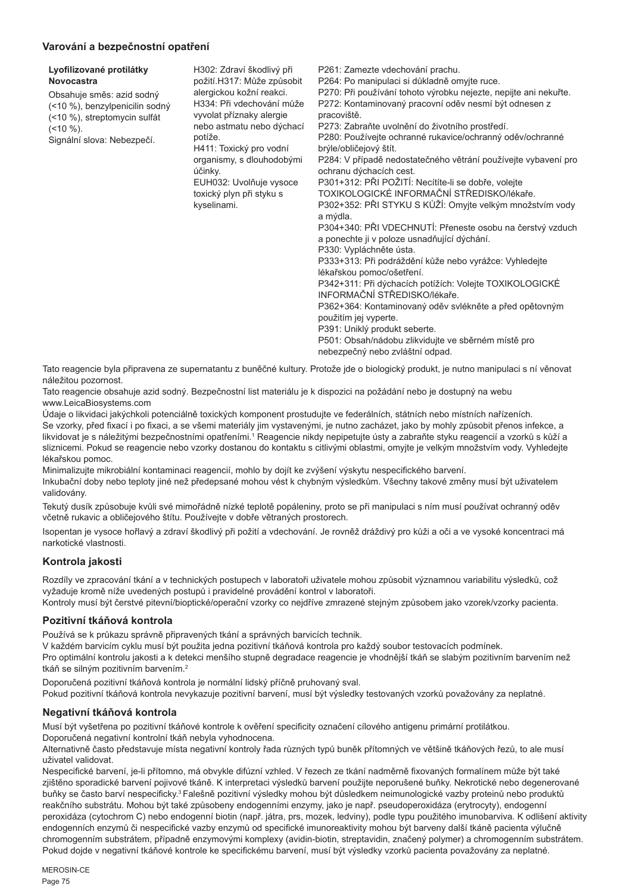## Varování a bezpečnostní opatření

| | | |
|---|---|---|
| **Lyofilizované protilátky Novocastra**<br>Obsahuje směs: azid sodný (<10 %), benzylpenicilin sodný (<10 %), streptomycin sulfát (<10 %).<br>Signální slova: Nebezpečí. | H302: Zdraví škodlivý při požití.H317: Může způsobit alergickou kožní reakci.<br>H334: Při vdechování může vyvolat příznaky alergie nebo astmatu nebo dýchací potíže.<br>H411: Toxický pro vodní organismy, s dlouhodobými účinky.<br>EUH032: Uvolňuje vysoce toxický plyn při styku s kyselinami. | P261: Zamezte vdechování prachu.<br>P264: Po manipulaci si důkladně omyjte ruce.<br>P270: Při používání tohoto výrobku nejezte, nepijte ani nekuřte.<br>P272: Kontaminovaný pracovní oděv nesmí být odnesen z pracoviště.<br>P273: Zabraňte uvolnění do životního prostředí.<br>P280: Používejte ochranné rukavice/ochranný oděv/ochranné brýle/obličejový štít.<br>P284: V případě nedostatečného větrání používejte vybavení pro ochranu dýchacích cest.<br>P301+312: PŘI POŽITÍ: Necítíte-li se dobře, volejte TOXIKOLOGICKÉ INFORMAČNÍ STŘEDISKO/lékaře.<br>P302+352: PŘI STYKU S KŮŽÍ: Omyjte velkým množstvím vody a mýdla.<br>P304+340: PŘI VDECHNUTÍ: Přeneste osobu na čerstvý vzduch a ponechte ji v poloze usnadňující dýchání.<br>P330: Vypláchněte ústa.<br>P333+313: Při podráždění kůže nebo vyrážce: Vyhledejte lékařskou pomoc/ošetření.<br>P342+311: Při dýchacích potížích: Volejte TOXIKOLOGICKÉ INFORMAČNÍ STŘEDISKO/lékaře.<br>P362+364: Kontaminovaný oděv svlékněte a před opětovným použitím jej vyperte.<br>P391: Uniklý produkt seberte.<br>P501: Obsah/nádobu zlikvidujte ve sběrném místě pro nebezpečný nebo zvláštní odpad. |

Tato reagencie byla připravena ze supernatantu z buněčné kultury. Protože jde o biologický produkt, je nutno manipulaci s ní věnovat náležitou pozornost.

Tato reagencie obsahuje azid sodný. Bezpečnostní list materiálu je k dispozici na požádání nebo je dostupný na webu www.LeicaBiosystems.com

Údaje o likvidaci jakýchkoli potenciálně toxických komponent prostudujte ve federálních, státních nebo místních nařízeních.

Se vzorky, před fixací i po fixaci, a se všemi materiály jim vystavenými, je nutno zacházet, jako by mohly způsobit přenos infekce, a likvidovat je s náležitými bezpečnostními opatřeními.[1] Reagencie nikdy nepipetujte ústy a zabraňte styku reagencií a vzorků s kůží a sliznicemi. Pokud se reagencie nebo vzorky dostanou do kontaktu s citlivými oblastmi, omyjte je velkým množstvím vody. Vyhledejte lékařskou pomoc.

Minimalizujte mikrobiální kontaminaci reagencií, mohlo by dojít ke zvýšení výskytu nespecifického barvení.

Inkubační doby nebo teploty jiné než předepsané mohou vést k chybným výsledkům. Všechny takové změny musí být uživatelem validovány.

Tekutý dusík způsobuje kvůli své mimořádně nízké teplotě popáleniny, proto se při manipulaci s ním musí používat ochranný oděv včetně rukavic a obličejového štítu. Používejte v dobře větraných prostorech.

Isopentan je vysoce hořlavý a zdraví škodlivý při požití a vdechování. Je rovněž dráždivý pro kůži a oči a ve vysoké koncentraci má narkotické vlastnosti.

## Kontrola jakosti

Rozdíly ve zpracování tkání a v technických postupech v laboratoři uživatele mohou způsobit významnou variabilitu výsledků, což vyžaduje kromě níže uvedených postupů i pravidelné provádění kontrol v laboratoři.

Kontroly musí být čerstvé pitevní/bioptické/operační vzorky co nejdříve zmrazené stejným způsobem jako vzorek/vzorky pacienta.

### Pozitivní tkáňová kontrola

Používá se k průkazu správně připravených tkání a správných barvicích technik.

V každém barvicím cyklu musí být použita jedna pozitivní tkáňová kontrola pro každý soubor testovacích podmínek.

Pro optimální kontrolu jakosti a k detekci menšího stupně degradace reagencie je vhodnější tkáň se slabým pozitivním barvením než tkáň se silným pozitivním barvením.[2]

Doporučená pozitivní tkáňová kontrola je normální lidský příčně pruhovaný sval.

Pokud pozitivní tkáňová kontrola nevykazuje pozitivní barvení, musí být výsledky testovaných vzorků považovány za neplatné.

### Negativní tkáňová kontrola

Musí být vyšetřena po pozitivní tkáňové kontrole k ověření specificity označení cílového antigenu primární protilátkou.

Doporučená negativní kontrolní tkáň nebyla vyhodnocena.

Alternativně často představuje místa negativní kontroly řada různých typů buněk přítomných ve většině tkáňových řezů, to ale musí uživatel validovat.

Nespecifické barvení, je-li přítomno, má obvykle difúzní vzhled. V řezech ze tkání nadměrně fixovaných formalínem může být také zjištěno sporadické barvení pojivové tkáně. K interpretaci výsledků barvení použijte neporušené buňky. Nekrotické nebo degenerované buňky se často barví nespecificky.[3] Falešně pozitivní výsledky mohou být důsledkem neimunologické vazby proteinů nebo produktů reakčního substrátu. Mohou být také způsobeny endogenními enzymy, jako je např. pseudoperoxidáza (erytrocyty), endogenní peroxidáza (cytochrom C) nebo endogenní biotin (např. játra, prs, mozek, ledviny), podle typu použitého imunobarviva. K odlišení aktivity endogenních enzymů či nespecifické vazby enzymů od specifické imunoreaktivity mohou být barveny další tkáně pacienta výlučně chromogenním substrátem, případně enzymovými komplexy (avidin-biotin, streptavidin, značený polymer) a chromogenním substrátem. Pokud dojde v negativní tkáňové kontrole ke specifickému barvení, musí být výsledky vzorků pacienta považovány za neplatné.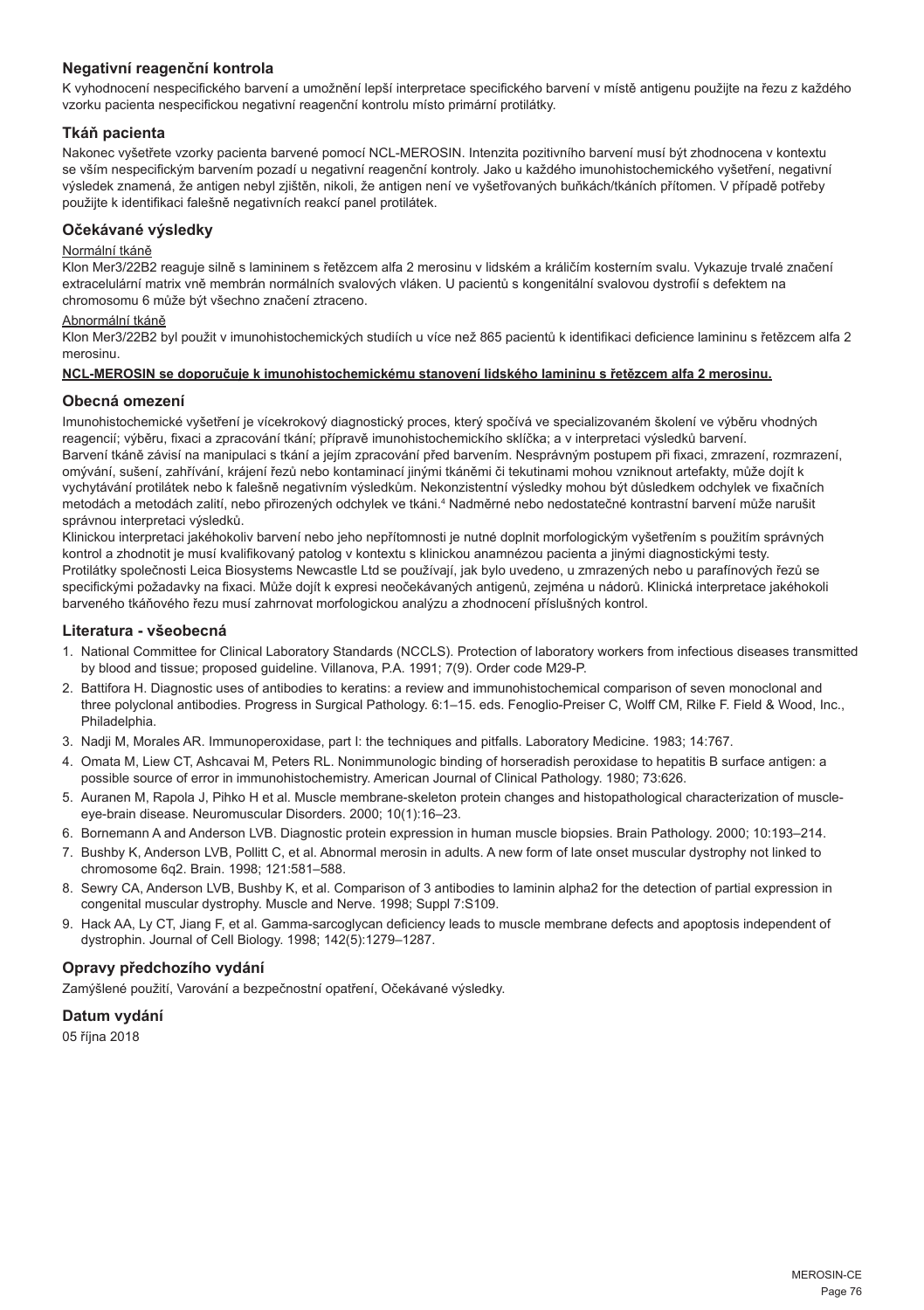## Negativní reagenční kontrola

K vyhodnocení nespecifického barvení a umožnění lepší interpretace specifického barvení v místě antigenu použijte na řezu z každého vzorku pacienta nespecifickou negativní reagenční kontrolu místo primární protilátky.

## Tkáň pacienta

Nakonec vyšetřete vzorky pacienta barvené pomocí NCL-MEROSIN. Intenzita pozitivního barvení musí být zhodnocena v kontextu se vším nespecifickým barvením pozadí u negativní reagenční kontroly. Jako u každého imunohistochemického vyšetření, negativní výsledek znamená, že antigen nebyl zjištěn, nikoli, že antigen není ve vyšetřovaných buňkách/tkáních přítomen. V případě potřeby použijte k identifikaci falešně negativních reakcí panel protilátek.

## Očekávané výsledky

Normální tkáně

Klon Mer3/22B2 reaguje silně s lamininem s řetězcem alfa 2 merosinu v lidském a králičím kosterním svalu. Vykazuje trvalé značení extracelulární matrix vně membrán normálních svalových vláken. U pacientů s kongenitální svalovou dystrofií s defektem na chromosomu 6 může být všechno značení ztraceno.

Abnormální tkáně

Klon Mer3/22B2 byl použit v imunohistochemických studiích u více než 865 pacientů k identifikaci deficience lamininu s řetězcem alfa 2 merosinu.

**NCL-MEROSIN se doporučuje k imunohistochemickému stanovení lidského lamininu s řetězcem alfa 2 merosinu.**

## Obecná omezení

Imunohistochemické vyšetření je vícekrokový diagnostický proces, který spočívá ve specializovaném školení ve výběru vhodných reagencií; výběru, fixaci a zpracování tkání; přípravě imunohistochemickího sklíčka; a v interpretaci výsledků barvení.

Barvení tkáně závisí na manipulaci s tkání a jejím zpracování před barvením. Nesprávným postupem při fixaci, zmrazení, rozmrazení, omývání, sušení, zahřívání, krájení řezů nebo kontaminací jinými tkáněmi či tekutinami mohou vzniknout artefakty, může dojít k vychytávání protilátek nebo k falešně negativním výsledkům. Nekonzistentní výsledky mohou být důsledkem odchylek ve fixačních metodách a metodách zalití, nebo přirozených odchylek ve tkáni.[4] Nadměrné nebo nedostatečné kontrastní barvení může narušit správnou interpretaci výsledků.

Klinickou interpretaci jakéhokoliv barvení nebo jeho nepřítomnosti je nutné doplnit morfologickým vyšetřením s použitím správných kontrol a zhodnotit je musí kvalifikovaný patolog v kontextu s klinickou anamnézou pacienta a jinými diagnostickými testy.

Protilátky společnosti Leica Biosystems Newcastle Ltd se používají, jak bylo uvedeno, u zmrazených nebo u parafínových řezů se specifickými požadavky na fixaci. Může dojít k expresi neočekávaných antigenů, zejména u nádorů. Klinická interpretace jakéhokoli barveného tkáňového řezu musí zahrnovat morfologickou analýzu a zhodnocení příslušných kontrol.

## Literatura - všeobecná

1. National Committee for Clinical Laboratory Standards (NCCLS). Protection of laboratory workers from infectious diseases transmitted by blood and tissue; proposed guideline. Villanova, P.A. 1991; 7(9). Order code M29-P.
2. Battifora H. Diagnostic uses of antibodies to keratins: a review and immunohistochemical comparison of seven monoclonal and three polyclonal antibodies. Progress in Surgical Pathology. 6:1–15. eds. Fenoglio-Preiser C, Wolff CM, Rilke F. Field & Wood, Inc., Philadelphia.
3. Nadji M, Morales AR. Immunoperoxidase, part I: the techniques and pitfalls. Laboratory Medicine. 1983; 14:767.
4. Omata M, Liew CT, Ashcavai M, Peters RL. Nonimmunologic binding of horseradish peroxidase to hepatitis B surface antigen: a possible source of error in immunohistochemistry. American Journal of Clinical Pathology. 1980; 73:626.
5. Auranen M, Rapola J, Pihko H et al. Muscle membrane-skeleton protein changes and histopathological characterization of muscle-eye-brain disease. Neuromuscular Disorders. 2000; 10(1):16–23.
6. Bornemann A and Anderson LVB. Diagnostic protein expression in human muscle biopsies. Brain Pathology. 2000; 10:193–214.
7. Bushby K, Anderson LVB, Pollitt C, et al. Abnormal merosin in adults. A new form of late onset muscular dystrophy not linked to chromosome 6q2. Brain. 1998; 121:581–588.
8. Sewry CA, Anderson LVB, Bushby K, et al. Comparison of 3 antibodies to laminin alpha2 for the detection of partial expression in congenital muscular dystrophy. Muscle and Nerve. 1998; Suppl 7:S109.
9. Hack AA, Ly CT, Jiang F, et al. Gamma-sarcoglycan deficiency leads to muscle membrane defects and apoptosis independent of dystrophin. Journal of Cell Biology. 1998; 142(5):1279–1287.

## Opravy předchozího vydání

Zamýšlené použití, Varování a bezpečnostní opatření, Očekávané výsledky.

## Datum vydání

05 října 2018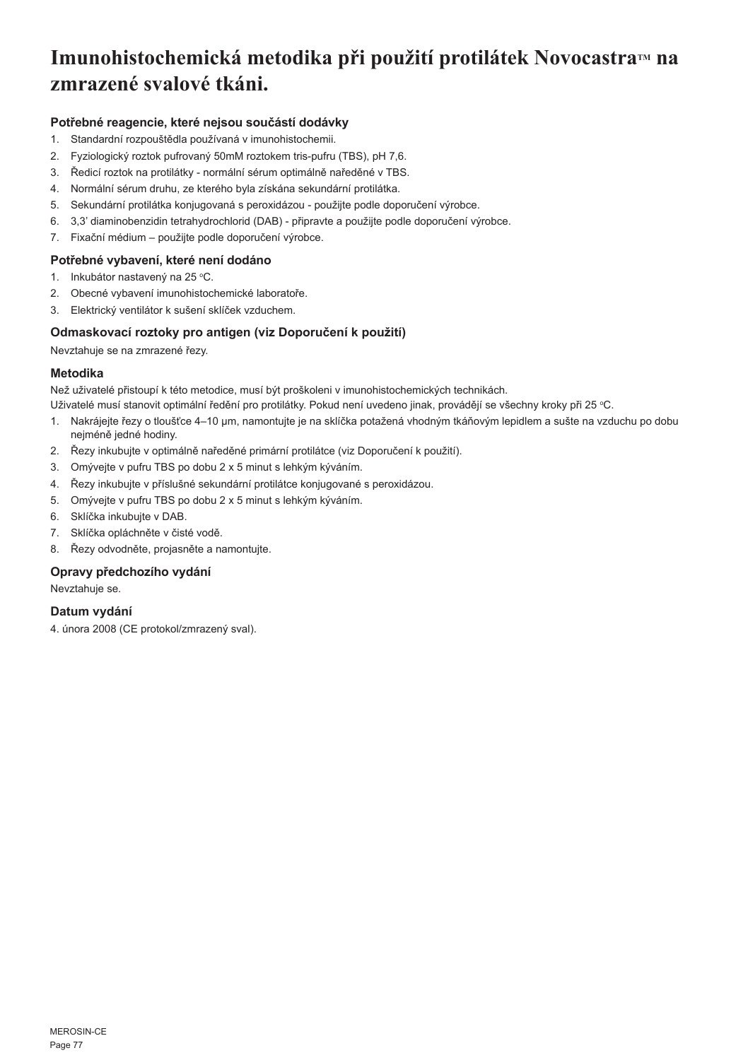# Imunohistochemická metodika při použití protilátek Novocastra™ na zmrazené svalové tkáni.

### Potřebné reagencie, které nejsou součástí dodávky

1. Standardní rozpouštědla používaná v imunohistochemii.
2. Fyziologický roztok pufrovaný 50mM roztokem tris-pufru (TBS), pH 7,6.
3. Ředicí roztok na protilátky - normální sérum optimálně naředěné v TBS.
4. Normální sérum druhu, ze kterého byla získána sekundární protilátka.
5. Sekundární protilátka konjugovaná s peroxidázou - použijte podle doporučení výrobce.
6. 3,3' diaminobenzidin tetrahydrochlorid (DAB) - připravte a použijte podle doporučení výrobce.
7. Fixační médium – použijte podle doporučení výrobce.

### Potřebné vybavení, které není dodáno

1. Inkubátor nastavený na 25 °C.
2. Obecné vybavení imunohistochemické laboratoře.
3. Elektrický ventilátor k sušení sklíček vzduchem.

### Odmaskovací roztoky pro antigen (viz Doporučení k použití)

Nevztahuje se na zmrazené řezy.

### Metodika

Než uživatelé přistoupí k této metodice, musí být proškoleni v imunohistochemických technikách.

Uživatelé musí stanovit optimální ředění pro protilátky. Pokud není uvedeno jinak, provádějí se všechny kroky při 25 °C.

1. Nakrájejte řezy o tloušťce 4–10 µm, namontujte je na sklíčka potažená vhodným tkáňovým lepidlem a sušte na vzduchu po dobu nejméně jedné hodiny.
2. Řezy inkubujte v optimálně naředěné primární protilátce (viz Doporučení k použití).
3. Omývejte v pufru TBS po dobu 2 x 5 minut s lehkým kýváním.
4. Řezy inkubujte v příslušné sekundární protilátce konjugované s peroxidázou.
5. Omývejte v pufru TBS po dobu 2 x 5 minut s lehkým kýváním.
6. Sklíčka inkubujte v DAB.
7. Sklíčka opláchněte v čisté vodě.
8. Řezy odvodněte, projasněte a namontujte.

### Opravy předchozího vydání

Nevztahuje se.

### Datum vydání

4. února 2008 (CE protokol/zmrazený sval).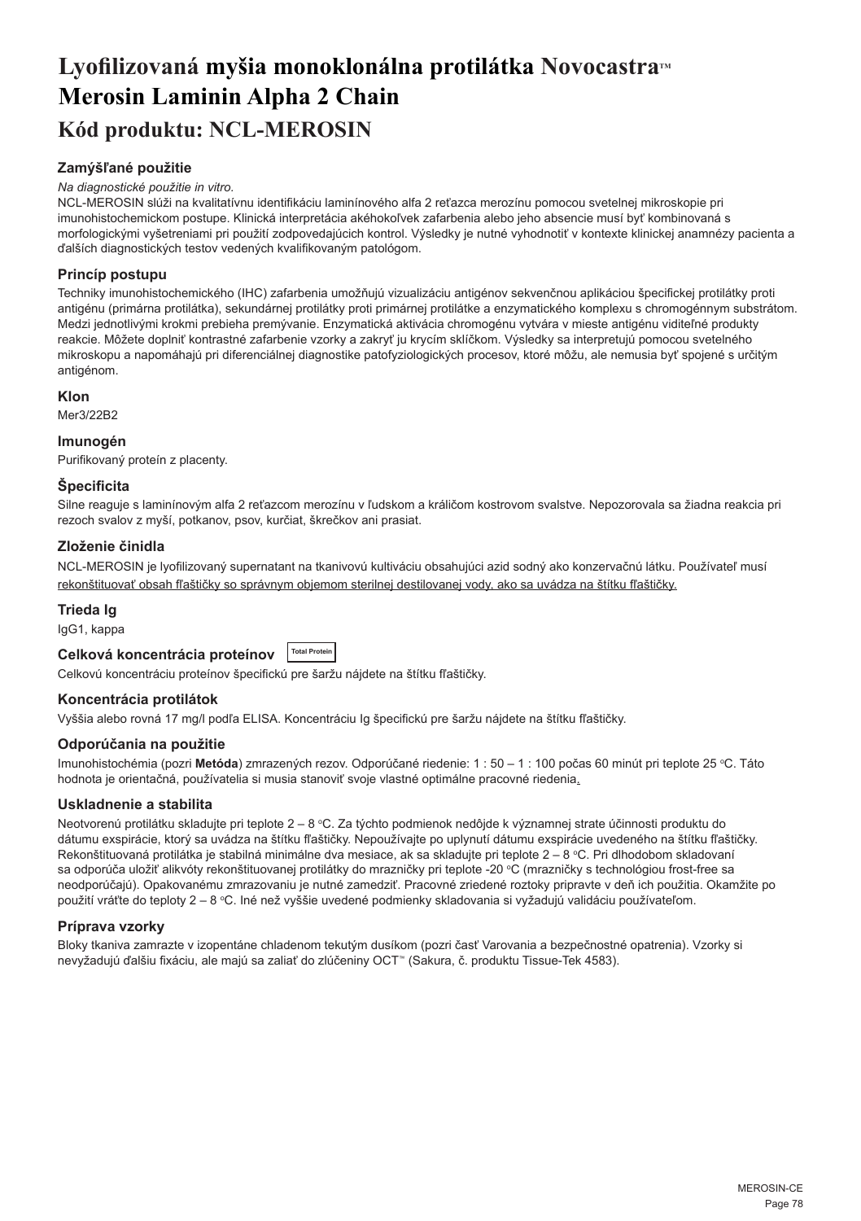# Lyofilizovaná myšia monoklonálna protilátka Novocastra™ Merosin Laminin Alpha 2 Chain

## Kód produktu: NCL-MEROSIN

### Zamýšľané použitie

*Na diagnostické použitie in vitro.*

NCL-MEROSIN slúži na kvalitatívnu identifikáciu lamínínového alfa 2 reťazca merozínu pomocou svetelnej mikroskopie pri imunohistochemickom postupe. Klinická interpretácia akéhokoľvek zafarbenia alebo jeho absencie musí byť kombinovaná s morfologickými vyšetreniami pri použití zodpovedajúcich kontrol. Výsledky je nutné vyhodnotiť v kontexte klinickej anamnézy pacienta a ďalších diagnostických testov vedených kvalifikovaným patológom.

### Princíp postupu

Techniky imunohistochemického (IHC) zafarbenia umožňujú vizualizáciu antigénov sekvenčnou aplikáciou špecifickej protilátky proti antigénu (primárna protilátka), sekundárnej protilátky proti primárnej protilátke a enzymatického komplexu s chromogénnym substrátom. Medzi jednotlivými krokmi prebieha premývanie. Enzymatická aktivácia chromogénu vytvára v mieste antigénu viditeľné produkty reakcie. Môžete doplniť kontrastné zafarbenie vzorky a zakryť ju krycím sklíčkom. Výsledky sa interpretujú pomocou svetelného mikroskopu a napomáhajú pri diferenciálnej diagnostike patofyziologických procesov, ktoré môžu, ale nemusia byť spojené s určitým antigénom.

### Klon

Mer3/22B2

### Imunogén

Purifikovaný proteín z placenty.

### Špecificita

Silne reaguje s lamínínovým alfa 2 reťazcom merozínu v ľudskom a králičom kostrovom svalstve. Nepozorovala sa žiadna reakcia pri rezoch svalov z myší, potkanov, psov, kurčiat, škrečkov ani prasiat.

### Zloženie činidla

NCL-MEROSIN je lyofilizovaný supernatant na tkanivovú kultiváciu obsahujúci azid sodný ako konzervačnú látku. Používateľ musí rekonštituovať obsah fľaštičky so správnym objemom sterilnej destilovanej vody, ako sa uvádza na štítku fľaštičky.

### Trieda Ig

IgG1, kappa

### Celková koncentrácia proteínov Total Protein

Celkovú koncentráciu proteínov špecifickú pre šaržu nájdete na štítku fľaštičky.

### Koncentrácia protilátok

Vyššia alebo rovná 17 mg/l podľa ELISA. Koncentráciu Ig špecifickú pre šaržu nájdete na štítku fľaštičky.

### Odporúčania na použitie

Imunohistochémia (pozri **Metóda**) zmrazených rezov. Odporúčané riedenie: 1 : 50 – 1 : 100 počas 60 minút pri teplote 25 °C. Táto hodnota je orientačná, používatelia si musia stanoviť svoje vlastné optimálne pracovné riedenia.

### Uskladnenie a stabilita

Neotvorenú protilátku skladujte pri teplote 2 – 8 °C. Za týchto podmienok nedôjde k významnej strate účinnosti produktu do dátumu exspirácie, ktorý sa uvádza na štítku fľaštičky. Nepoužívajte po uplynutí dátumu exspirácie uvedeného na štítku fľaštičky. Rekonštituovaná protilátka je stabilná minimálne dva mesiace, ak sa skladujte pri teplote 2 – 8 °C. Pri dlhodobom skladovaní sa odporúča uložiť alikvóty rekonštituovanej protilátky do mrazničky pri teplote -20 °C (mrazničky s technológiou frost-free sa neodporúčajú). Opakovanému zmrazovaniu je nutné zamedziť. Pracovné zriedené roztoky pripravte v deň ich použitia. Okamžite po použití vráťte do teploty 2 – 8 °C. Iné než vyššie uvedené podmienky skladovania si vyžadujú validáciu používateľom.

### Príprava vzorky

Bloky tkaniva zamrazte v izopentáne chladenom tekutým dusíkom (pozri časť Varovania a bezpečnostné opatrenia). Vzorky si nevyžadujú ďalšiu fixáciu, ale majú sa zaliať do zlúčeniny OCT™ (Sakura, č. produktu Tissue-Tek 4583).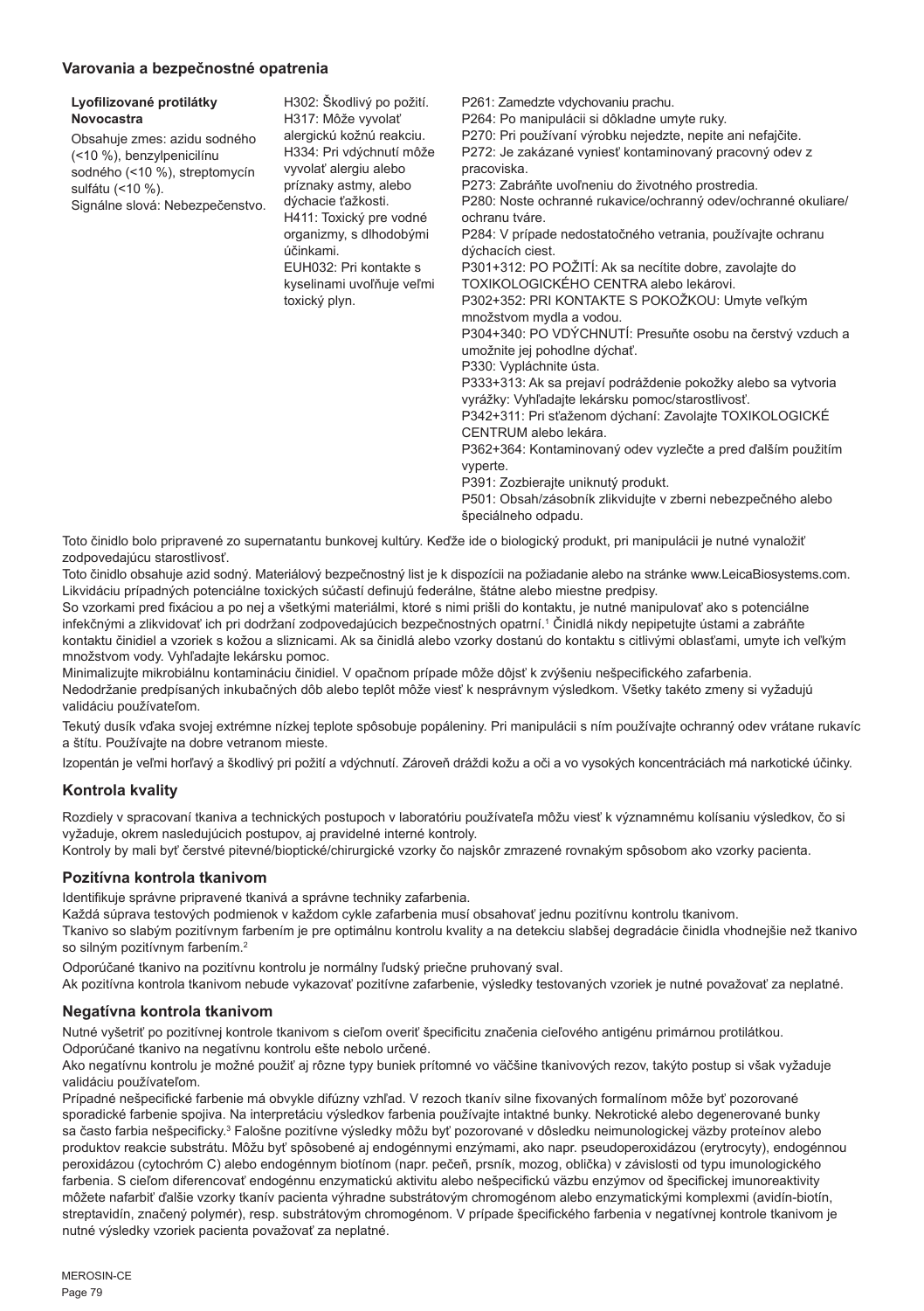## Varovania a bezpečnostné opatrenia

| **Lyofilizované protilátky Novocastra**<br>Obsahuje zmes: azidu sodného (<10 %), benzylpenicilínu sodného (<10 %), streptomycín sulfátu (<10 %).<br>Signálne slová: Nebezpečenstvo. | H302: Škodlivý po požití.<br>H317: Môže vyvolať alergickú kožnú reakciu.<br>H334: Pri vdýchnutí môže vyvolať alergiu alebo príznaky astmy, alebo dýchacie ťažkosti.<br>H411: Toxický pre vodné organizmy, s dlhodobými účinkami.<br>EUH032: Pri kontakte s kyselinami uvoľňuje veľmi toxický plyn. | P261: Zamedzte vdychovaniu prachu.<br>P264: Po manipulácii si dôkladne umyte ruky.<br>P270: Pri používaní výrobku nejedzte, nepite ani nefajčite.<br>P272: Je zakázané vyniesť kontaminovaný pracovný odev z pracoviska.<br>P273: Zabráňte uvoľneniu do životného prostredia.<br>P280: Noste ochranné rukavice/ochranný odev/ochranné okuliare/ochranu tváre.<br>P284: V prípade nedostatočného vetrania, používajte ochranu dýchacích ciest.<br>P301+312: PO POŽITÍ: Ak sa necítite dobre, zavolajte do TOXIKOLOGICKÉHO CENTRA alebo lekárovi.<br>P302+352: PRI KONTAKTE S POKOŽKOU: Umyte veľkým množstvom mydla a vodou.<br>P304+340: PO VDÝCHNUTÍ: Presuňte osobu na čerstvý vzduch a umožnite jej pohodlne dýchať.<br>P330: Vypláchnite ústa.<br>P333+313: Ak sa prejaví podráždenie pokožky alebo sa vytvoria vyrážky: Vyhľadajte lekársku pomoc/starostlivosť.<br>P342+311: Pri sťaženom dýchaní: Zavolajte TOXIKOLOGICKÉ CENTRUM alebo lekára.<br>P362+364: Kontaminovaný odev vyzlečte a pred ďalším použitím vyperte.<br>P391: Zozbierajte uniknutý produkt.<br>P501: Obsah/zásobník zlikvidujte v zberni nebezpečného alebo špeciálneho odpadu. |
|---|---|---|

Toto činidlo bolo pripravené zo supernatantu bunkovej kultúry. Keďže ide o biologický produkt, pri manipulácii je nutné vynaložiť zodpovedajúcu starostlivosť.
Toto činidlo obsahuje azid sodný. Materiálový bezpečnostný list je k dispozícii na požiadanie alebo na stránke www.LeicaBiosystems.com.
Likvidáciu prípadných potenciálne toxických súčastí definujú federálne, štátne alebo miestne predpisy.
So vzorkami pred fixáciou a po nej a všetkými materiálmi, ktoré s nimi prišli do kontaktu, je nutné manipulovať ako s potenciálne infekčnými a zlikvidovať ich pri dodržaní zodpovedajúcich bezpečnostných opatrení.[1] Činidlá nikdy nepipetujte ústami a zabráňte kontaktu činidiel a vzoriek s kožou a sliznicami. Ak sa činidlá alebo vzorky dostanú do kontaktu s citlivými oblasťami, umyte ich veľkým množstvom vody. Vyhľadajte lekársku pomoc.
Minimalizujte mikrobiálnu kontamináciu činidiel. V opačnom prípade môže dôjsť k zvýšeniu nešpecifického zafarbenia.
Nedodržanie predpísaných inkubačných dôb alebo teplôt môže viesť k nesprávnym výsledkom. Všetky takéto zmeny si vyžadujú validáciu používateľom.

Tekutý dusík vďaka svojej extrémne nízkej teplote spôsobuje popáleniny. Pri manipulácii s ním používajte ochranný odev vrátane rukavíc a štítu. Používajte na dobre vetranom mieste.

Izopentán je veľmi horľavý a škodlivý pri požití a vdýchnutí. Zároveň dráždi kožu a oči a vo vysokých koncentráciách má narkotické účinky.

## Kontrola kvality

Rozdiely v spracovaní tkaniva a technických postupoch v laboratóriu používateľa môžu viesť k významnému kolísaniu výsledkov, čo si vyžaduje, okrem nasledujúcich postupov, aj pravidelné interné kontroly.
Kontroly by mali byť čerstvé pitevné/bioptické/chirurgické vzorky čo najskôr zmrazené rovnakým spôsobom ako vzorky pacienta.

## Pozitívna kontrola tkanivom

Identifikuje správne pripravené tkanivá a správne techniky zafarbenia.
Každá súprava testových podmienok v každom cykle zafarbenia musí obsahovať jednu pozitívnu kontrolu tkanivom.
Tkanivo so slabým pozitívnym farbením je pre optimálnu kontrolu kvality a na detekciu slabšej degradácie činidla vhodnejšie než tkanivo so silným pozitívnym farbením.[2]

Odporúčané tkanivo na pozitívnu kontrolu je normálny ľudský priečne pruhovaný sval.
Ak pozitívna kontrola tkanivom nebude vykazovať pozitívne zafarbenie, výsledky testovaných vzoriek je nutné považovať za neplatné.

## Negatívna kontrola tkanivom

Nutné vyšetriť po pozitívnej kontrole tkanivom s cieľom overiť špecificitu značenia cieľového antigénu primárnou protilátkou.
Odporúčané tkanivo na negatívnu kontrolu ešte nebolo určené.
Ako negatívnu kontrolu je možné použiť aj rôzne typy buniek prítomné vo väčšine tkanivových rezov, takýto postup si však vyžaduje validáciu používateľom.
Prípadné nešpecifické farbenie má obvykle difúzny vzhľad. V rezoch tkanív silne fixovaných formalínom môže byť pozorované sporadické farbenie spojiva. Na interpretáciu výsledkov farbenia používajte intaktné bunky. Nekrotické alebo degenerované bunky sa často farbia nešpecificky.[3] Falošne pozitívne výsledky môžu byť pozorované v dôsledku neimunologickej väzby proteínov alebo produktov reakcie substrátu. Môžu byť spôsobené aj endogénnymi enzýmami, ako napr. pseudoperoxidázou (erytrocyty), endogénnou peroxidázou (cytochróm C) alebo endogénnym biotínom (napr. pečeň, prsník, mozog, oblička) v závislosti od typu imunologického farbenia. S cieľom diferencovať endogénnu enzymatickú aktivitu alebo nešpecifickú väzbu enzýmov od špecifickej imunoreaktivity môžete nafarbiť ďalšie vzorky tkanív pacienta výhradne substrátovým chromogénom alebo enzymatickými komplexmi (avidín-biotín, streptavidín, značený polymér), resp. substrátovým chromogénom. V prípade špecifického farbenia v negatívnej kontrole tkanivom je nutné výsledky vzoriek pacienta považovať za neplatné.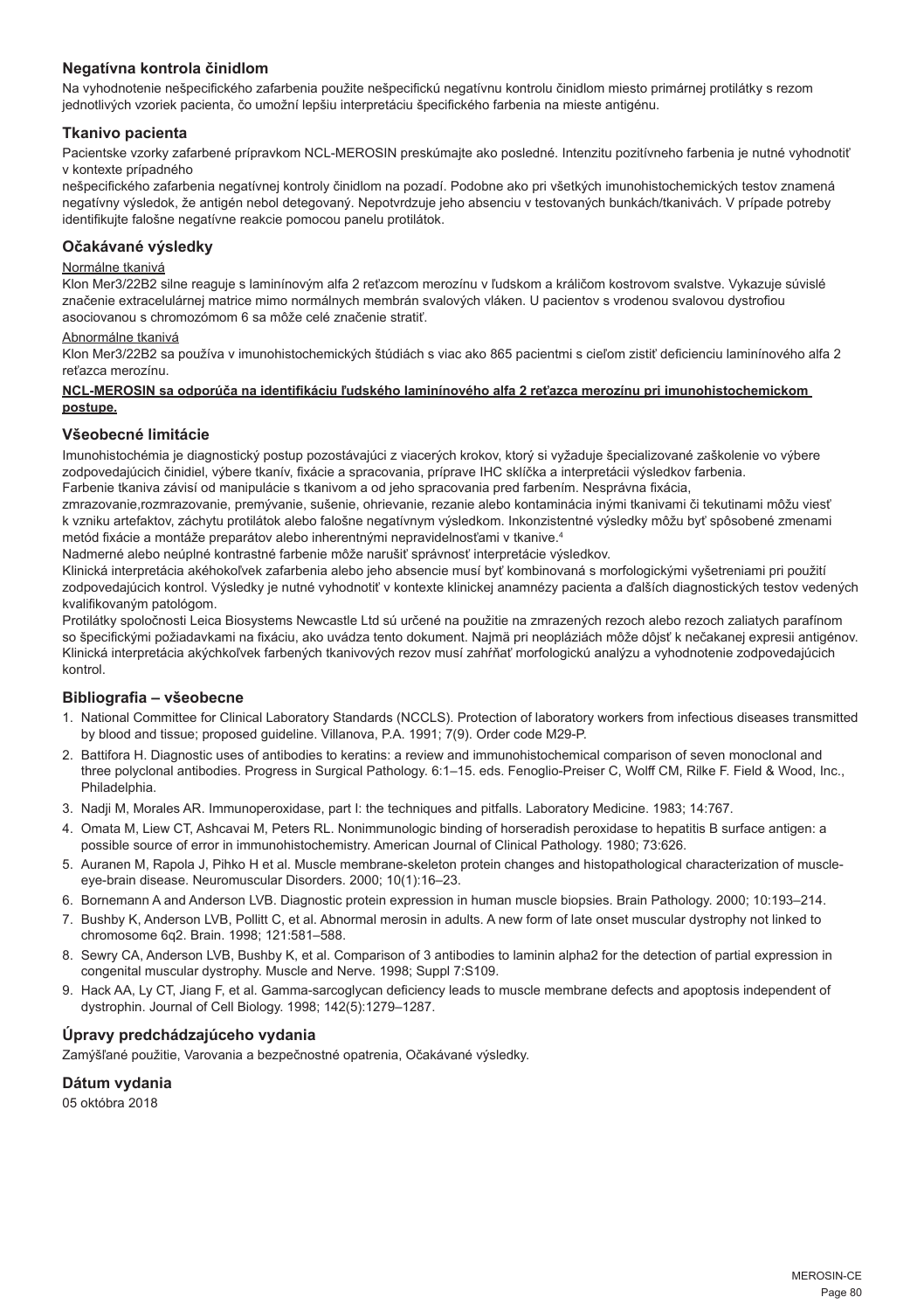## Negatívna kontrola činidlom

Na vyhodnotenie nešpecifického zafarbenia použite nešpecifickú negatívnu kontrolu činidlom miesto primárnej protilátky s rezom jednotlivých vzoriek pacienta, čo umožní lepšiu interpretáciu špecifického farbenia na mieste antigénu.

## Tkanivo pacienta

Pacientske vzorky zafarbené prípravkom NCL-MEROSIN preskúmajte ako posledné. Intenzitu pozitívneho farbenia je nutné vyhodnotiť v kontexte prípadného
nešpecifického zafarbenia negatívnej kontroly činidlom na pozadí. Podobne ako pri všetkých imunohistochemických testov znamená negatívny výsledok, že antigén nebol detegovaný. Nepotvrdzuje jeho absenciu v testovaných bunkách/tkanivách. V prípade potreby identifikujte falošne negatívne reakcie pomocou panelu protilátok.

## Očakávané výsledky

Normálne tkanivá

Klon Mer3/22B2 silne reaguje s laminínovým alfa 2 reťazcom merozínu v ľudskom a králičom kostrovom svalstve. Vykazuje súvislé značenie extracelulárnej matrice mimo normálnych membrán svalových vlákien. U pacientov s vrodenou svalovou dystrofiou asociovanou s chromozómom 6 sa môže celé značenie stratiť.

Abnormálne tkanivá

Klon Mer3/22B2 sa používa v imunohistochemických štúdiách s viac ako 865 pacientmi s cieľom zistiť deficienciu laminínového alfa 2 reťazca merozínu.

**NCL-MEROSIN sa odporúča na identifikáciu ľudského laminínového alfa 2 reťazca merozínu pri imunohistochemickom postupe.**

## Všeobecné limitácie

Imunohistochémia je diagnostický postup pozostávajúci z viacerých krokov, ktorý si vyžaduje špecializované zaškolenie vo výbere zodpovedajúcich činidiel, výbere tkanív, fixácie a spracovania, príprave IHC sklíčka a interpretácii výsledkov farbenia.
Farbenie tkaniva závisí od manipulácie s tkanivom a od jeho spracovania pred farbením. Nesprávna fixácia, zmrazovanie,rozmrazovanie, premývanie, sušenie, ohrievanie, rezanie alebo kontaminácia inými tkanivami či tekutinami môžu viesť k vzniku artefaktov, záchytu protilátok alebo falošne negatívnym výsledkom. Inkonzistentné výsledky môžu byť spôsobené zmenami metód fixácie a montáže preparátov alebo inherentnými nepravidelnosťami v tkanive.[4]
Nadmerné alebo neúplné kontrastné farbenie môže narušiť správnosť interpretácie výsledkov.
Klinická interpretácia akéhokoľvek zafarbenia alebo jeho absencie musí byť kombinovaná s morfologickými vyšetreniami pri použití zodpovedajúcich kontrol. Výsledky je nutné vyhodnotiť v kontexte klinickej anamnézy pacienta a ďalších diagnostických testov vedených kvalifikovaným patológom.
Protilátky spoločnosti Leica Biosystems Newcastle Ltd sú určené na použitie na zmrazených rezoch alebo rezoch zaliatych parafínom so špecifickými požiadavkami na fixáciu, ako uvádza tento dokument. Najmä pri neopláziách môže dôjsť k nečakanej expresii antigénov. Klinická interpretácia akýchkoľvek farbených tkanivových rezov musí zahŕňať morfologickú analýzu a vyhodnotenie zodpovedajúcich kontrol.

## Bibliografia – všeobecne

1. National Committee for Clinical Laboratory Standards (NCCLS). Protection of laboratory workers from infectious diseases transmitted by blood and tissue; proposed guideline. Villanova, P.A. 1991; 7(9). Order code M29-P.
2. Battifora H. Diagnostic uses of antibodies to keratins: a review and immunohistochemical comparison of seven monoclonal and three polyclonal antibodies. Progress in Surgical Pathology. 6:1–15. eds. Fenoglio-Preiser C, Wolff CM, Rilke F. Field & Wood, Inc., Philadelphia.
3. Nadji M, Morales AR. Immunoperoxidase, part I: the techniques and pitfalls. Laboratory Medicine. 1983; 14:767.
4. Omata M, Liew CT, Ashcavai M, Peters RL. Nonimmunologic binding of horseradish peroxidase to hepatitis B surface antigen: a possible source of error in immunohistochemistry. American Journal of Clinical Pathology. 1980; 73:626.
5. Auranen M, Rapola J, Pihko H et al. Muscle membrane-skeleton protein changes and histopathological characterization of muscle-eye-brain disease. Neuromuscular Disorders. 2000; 10(1):16–23.
6. Bornemann A and Anderson LVB. Diagnostic protein expression in human muscle biopsies. Brain Pathology. 2000; 10:193–214.
7. Bushby K, Anderson LVB, Pollitt C, et al. Abnormal merosin in adults. A new form of late onset muscular dystrophy not linked to chromosome 6q2. Brain. 1998; 121:581–588.
8. Sewry CA, Anderson LVB, Bushby K, et al. Comparison of 3 antibodies to laminin alpha2 for the detection of partial expression in congenital muscular dystrophy. Muscle and Nerve. 1998; Suppl 7:S109.
9. Hack AA, Ly CT, Jiang F, et al. Gamma-sarcoglycan deficiency leads to muscle membrane defects and apoptosis independent of dystrophin. Journal of Cell Biology. 1998; 142(5):1279–1287.

## Úpravy predchádzajúceho vydania

Zamýšľané použitie, Varovania a bezpečnostné opatrenia, Očakávané výsledky.

## Dátum vydania

05 októbra 2018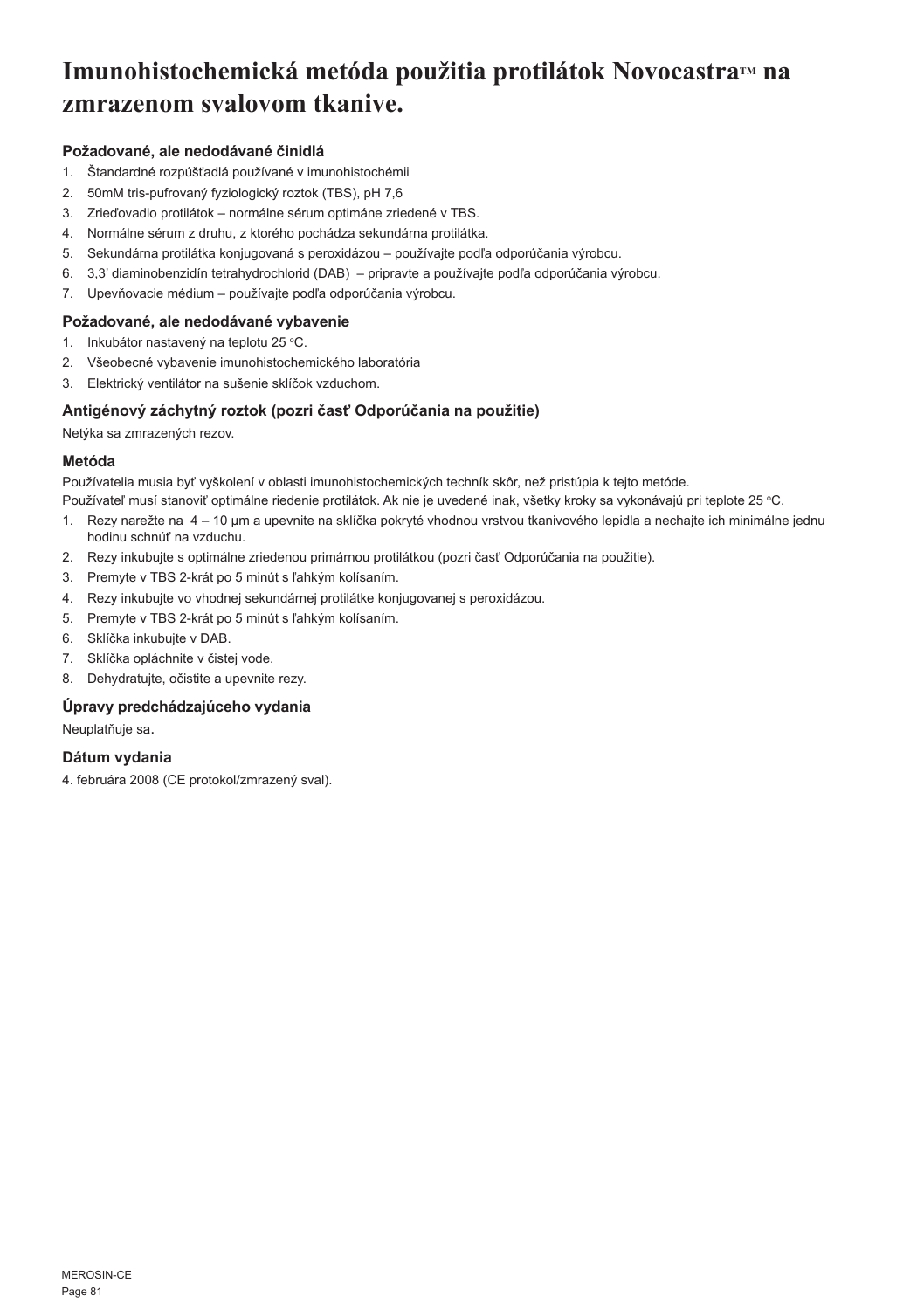# Imunohistochemická metóda použitia protilátok Novocastra™ na zmrazenom svalovom tkanive.

### Požadované, ale nedodávané činidlá

1. Štandardné rozpúšťadlá používané v imunohistochémii
2. 50mM tris-pufrovaný fyziologický roztok (TBS), pH 7,6
3. Zrieďovadlo protilátok – normálne sérum optimáne zriedené v TBS.
4. Normálne sérum z druhu, z ktorého pochádza sekundárna protilátka.
5. Sekundárna protilátka konjugovaná s peroxidázou – používajte podľa odporúčania výrobcu.
6. 3,3' diaminobenzidín tetrahydrochlorid (DAB) – pripravte a používajte podľa odporúčania výrobcu.
7. Upevňovacie médium – používajte podľa odporúčania výrobcu.

### Požadované, ale nedodávané vybavenie

1. Inkubátor nastavený na teplotu 25 °C.
2. Všeobecné vybavenie imunohistochemického laboratória
3. Elektrický ventilátor na sušenie sklíčok vzduchom.

### Antigénový záchytný roztok (pozri časť Odporúčania na použitie)

Netýka sa zmrazených rezov.

### Metóda

Používatelia musia byť vyškolení v oblasti imunohistochemických techník skôr, než pristúpia k tejto metóde.
Používateľ musí stanoviť optimálne riedenie protilátok. Ak nie je uvedené inak, všetky kroky sa vykonávajú pri teplote 25 °C.

1. Rezy narežte na 4 – 10 µm a upevnite na sklíčka pokryté vhodnou vrstvou tkanivového lepidla a nechajte ich minimálne jednu hodinu schnúť na vzduchu.
2. Rezy inkubujte s optimálne zriedenou primárnou protilátkou (pozri časť Odporúčania na použitie).
3. Premyte v TBS 2-krát po 5 minút s ľahkým kolísaním.
4. Rezy inkubujte vo vhodnej sekundárnej protilátke konjugovanej s peroxidázou.
5. Premyte v TBS 2-krát po 5 minút s ľahkým kolísaním.
6. Sklíčka inkubujte v DAB.
7. Sklíčka opláchnite v čistej vode.
8. Dehydratujte, očistite a upevnite rezy.

### Úpravy predchádzajúceho vydania

Neuplatňuje sa.

### Dátum vydania

4. februára 2008 (CE protokol/zmrazený sval).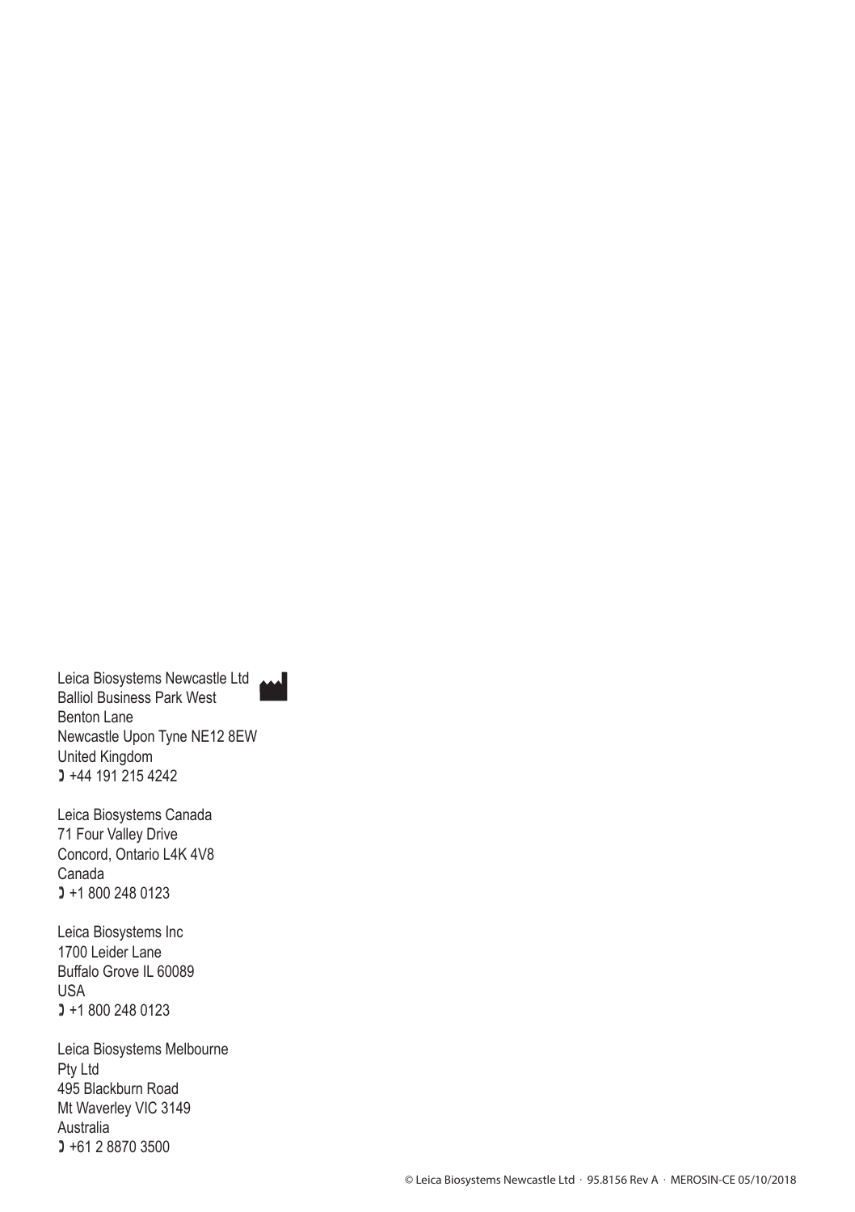Leica Biosystems Newcastle Ltd
Balliol Business Park West
Benton Lane
Newcastle Upon Tyne NE12 8EW
United Kingdom
+44 191 215 4242

Leica Biosystems Canada
71 Four Valley Drive
Concord, Ontario L4K 4V8
Canada
+1 800 248 0123

Leica Biosystems Inc
1700 Leider Lane
Buffalo Grove IL 60089
USA
+1 800 248 0123

Leica Biosystems Melbourne
Pty Ltd
495 Blackburn Road
Mt Waverley VIC 3149
Australia
+61 2 8870 3500

© Leica Biosystems Newcastle Ltd · 95.8156 Rev A · MEROSIN-CE 05/10/2018